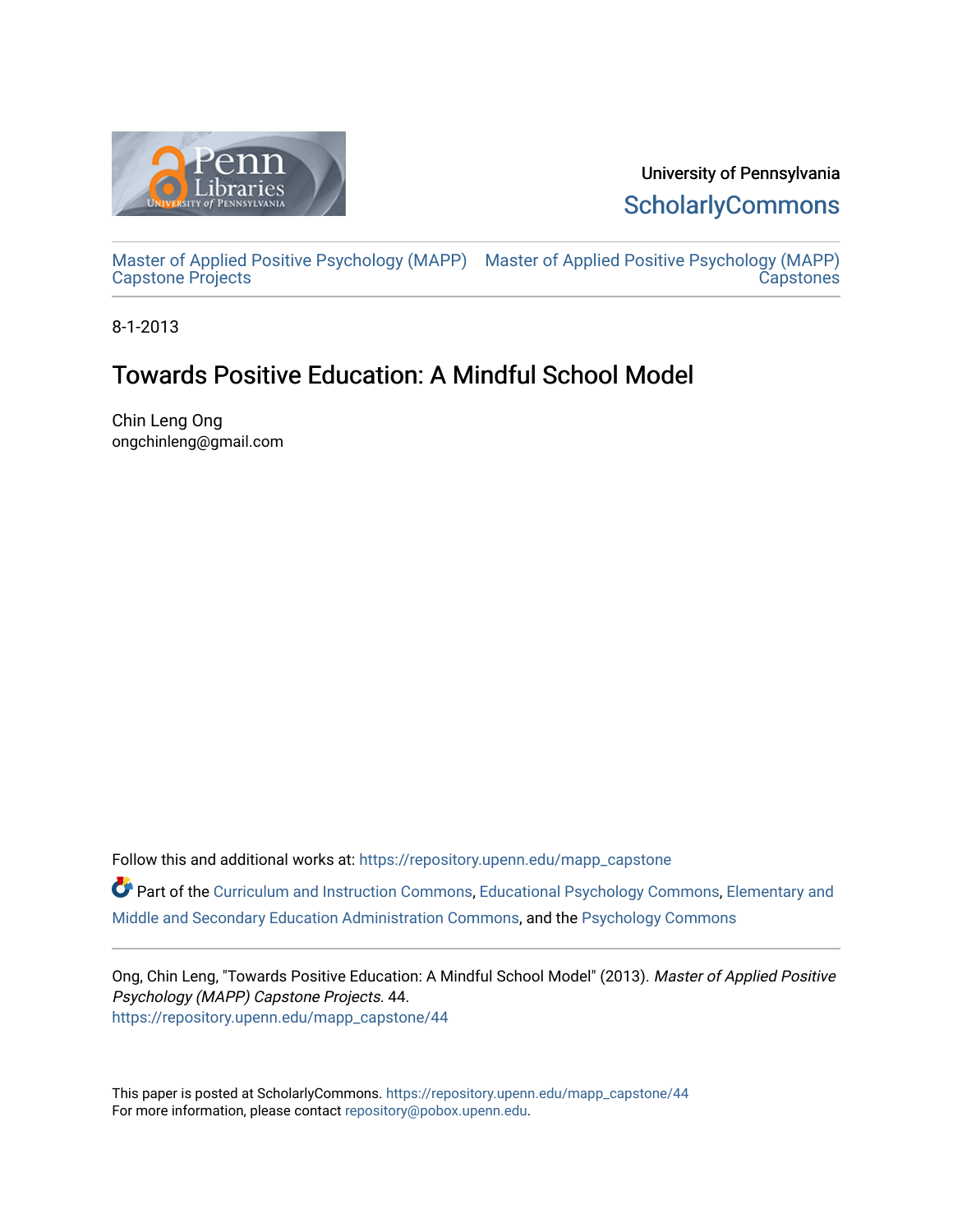University of Pennsylvania

ScholarlyCommons

Master of Applied Positive Psychology (MAPP) Capstone Projects

Master of Applied Positive Psychology (MAPP) Capstones

8-1-2013

# Towards Positive Education: A Mindful School Model

Chin Leng Ong
ongchinleng@gmail.com

Follow this and additional works at: https://repository.upenn.edu/mapp_capstone

Part of the Curriculum and Instruction Commons, Educational Psychology Commons, Elementary and Middle and Secondary Education Administration Commons, and the Psychology Commons

Ong, Chin Leng, "Towards Positive Education: A Mindful School Model" (2013). *Master of Applied Positive Psychology (MAPP) Capstone Projects*. 44.
https://repository.upenn.edu/mapp_capstone/44

This paper is posted at ScholarlyCommons. https://repository.upenn.edu/mapp_capstone/44
For more information, please contact repository@pobox.upenn.edu.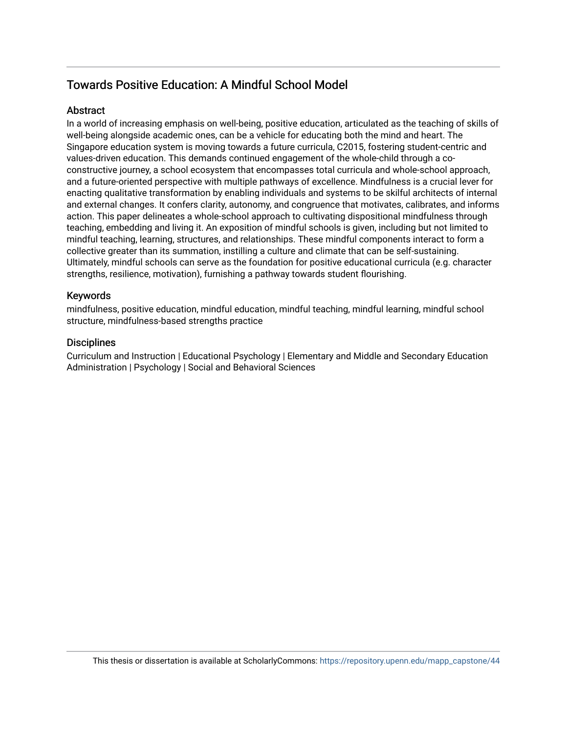## Towards Positive Education: A Mindful School Model

### Abstract

In a world of increasing emphasis on well-being, positive education, articulated as the teaching of skills of well-being alongside academic ones, can be a vehicle for educating both the mind and heart. The Singapore education system is moving towards a future curricula, C2015, fostering student-centric and values-driven education. This demands continued engagement of the whole-child through a co-constructive journey, a school ecosystem that encompasses total curricula and whole-school approach, and a future-oriented perspective with multiple pathways of excellence. Mindfulness is a crucial lever for enacting qualitative transformation by enabling individuals and systems to be skilful architects of internal and external changes. It confers clarity, autonomy, and congruence that motivates, calibrates, and informs action. This paper delineates a whole-school approach to cultivating dispositional mindfulness through teaching, embedding and living it. An exposition of mindful schools is given, including but not limited to mindful teaching, learning, structures, and relationships. These mindful components interact to form a collective greater than its summation, instilling a culture and climate that can be self-sustaining. Ultimately, mindful schools can serve as the foundation for positive educational curricula (e.g. character strengths, resilience, motivation), furnishing a pathway towards student flourishing.

### Keywords

mindfulness, positive education, mindful education, mindful teaching, mindful learning, mindful school structure, mindfulness-based strengths practice

### Disciplines

Curriculum and Instruction | Educational Psychology | Elementary and Middle and Secondary Education Administration | Psychology | Social and Behavioral Sciences

This thesis or dissertation is available at ScholarlyCommons: https://repository.upenn.edu/mapp_capstone/44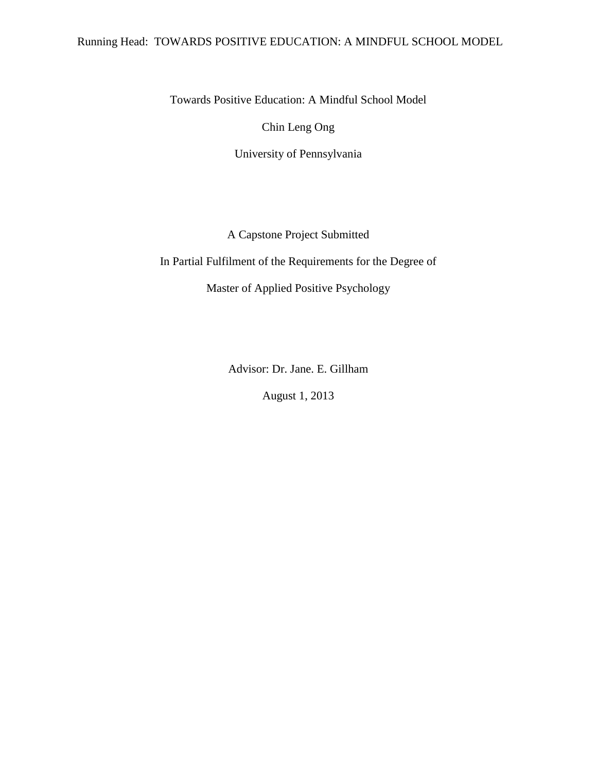# Towards Positive Education: A Mindful School Model

Chin Leng Ong

University of Pennsylvania

A Capstone Project Submitted

In Partial Fulfilment of the Requirements for the Degree of

Master of Applied Positive Psychology

Advisor: Dr. Jane. E. Gillham

August 1, 2013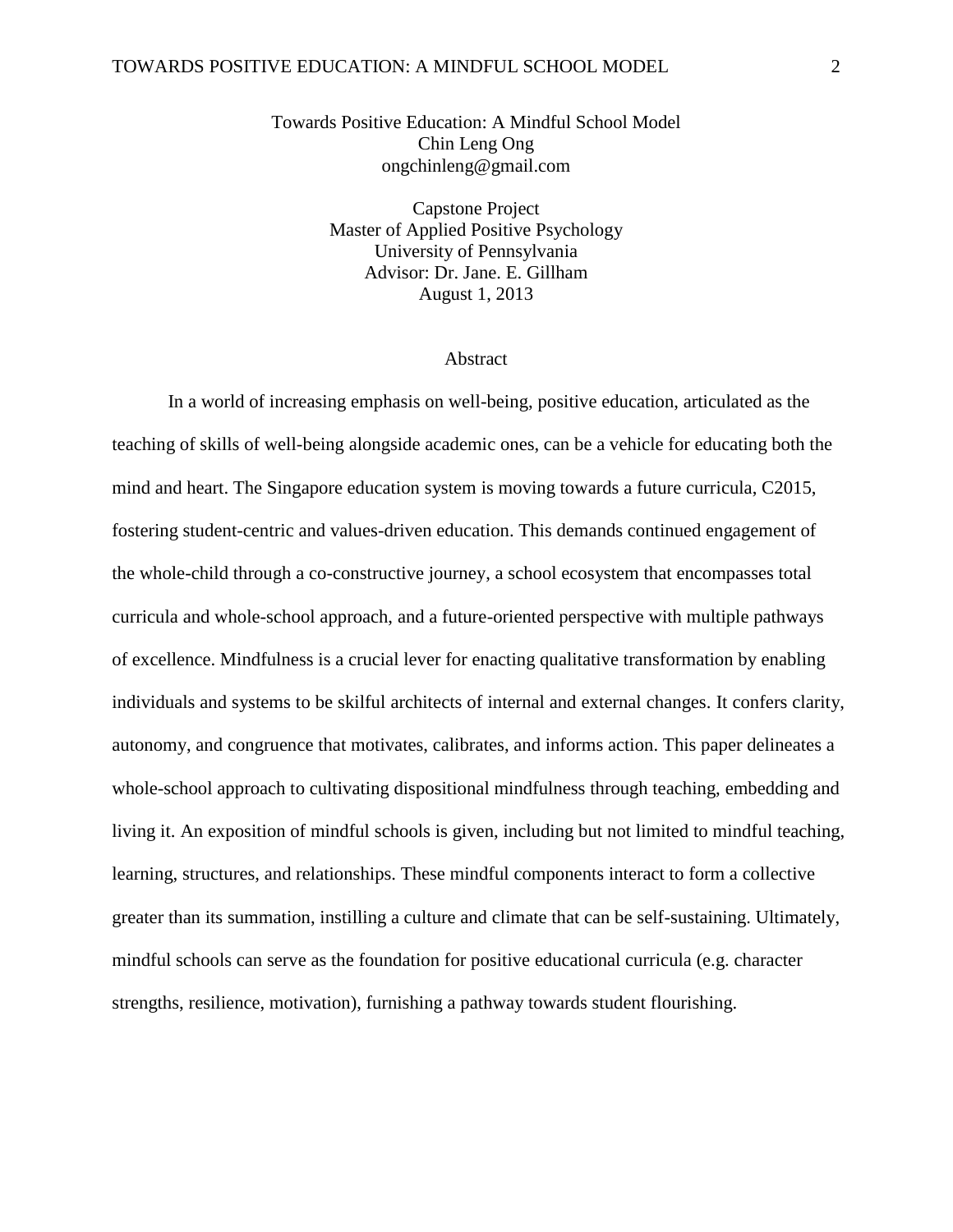Towards Positive Education: A Mindful School Model
Chin Leng Ong
ongchinleng@gmail.com

Capstone Project
Master of Applied Positive Psychology
University of Pennsylvania
Advisor: Dr. Jane. E. Gillham
August 1, 2013

## Abstract

In a world of increasing emphasis on well-being, positive education, articulated as the teaching of skills of well-being alongside academic ones, can be a vehicle for educating both the mind and heart. The Singapore education system is moving towards a future curricula, C2015, fostering student-centric and values-driven education. This demands continued engagement of the whole-child through a co-constructive journey, a school ecosystem that encompasses total curricula and whole-school approach, and a future-oriented perspective with multiple pathways of excellence. Mindfulness is a crucial lever for enacting qualitative transformation by enabling individuals and systems to be skilful architects of internal and external changes. It confers clarity, autonomy, and congruence that motivates, calibrates, and informs action. This paper delineates a whole-school approach to cultivating dispositional mindfulness through teaching, embedding and living it. An exposition of mindful schools is given, including but not limited to mindful teaching, learning, structures, and relationships. These mindful components interact to form a collective greater than its summation, instilling a culture and climate that can be self-sustaining. Ultimately, mindful schools can serve as the foundation for positive educational curricula (e.g. character strengths, resilience, motivation), furnishing a pathway towards student flourishing.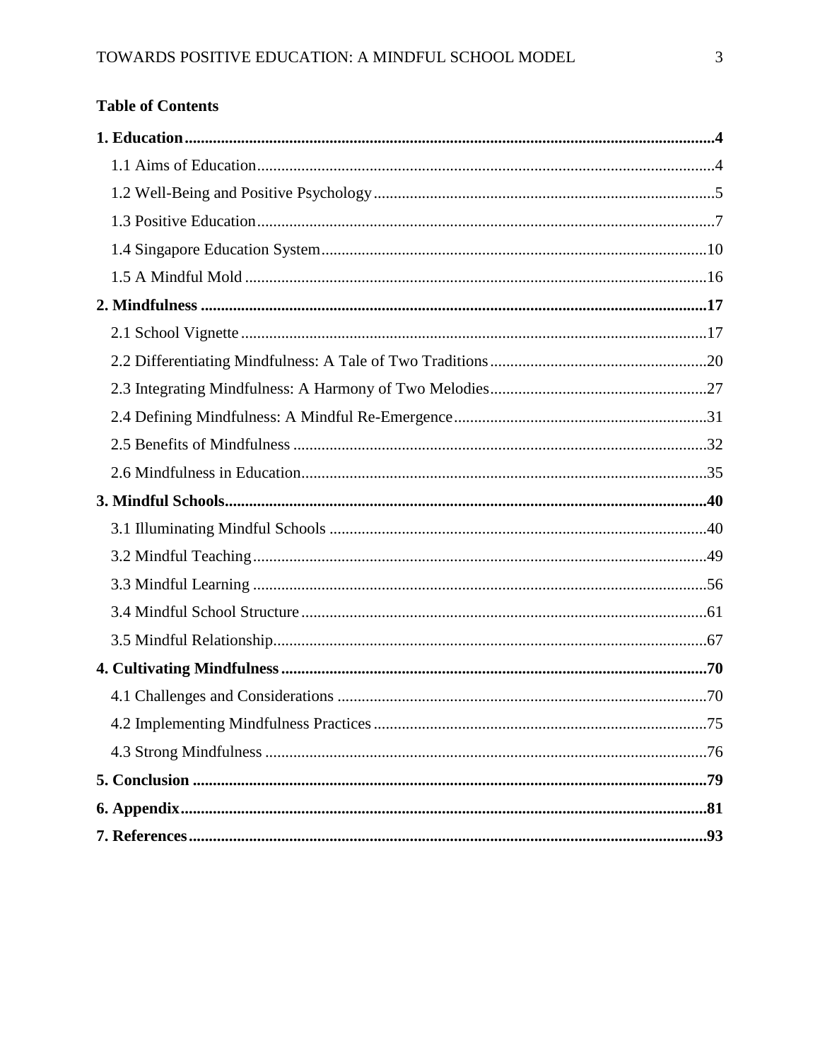**Table of Contents**

**1. Education** .......... **4**

1.1 Aims of Education .......... 4

1.2 Well-Being and Positive Psychology .......... 5

1.3 Positive Education .......... 7

1.4 Singapore Education System .......... 10

1.5 A Mindful Mold .......... 16

**2. Mindfulness** .......... **17**

2.1 School Vignette .......... 17

2.2 Differentiating Mindfulness: A Tale of Two Traditions .......... 20

2.3 Integrating Mindfulness: A Harmony of Two Melodies .......... 27

2.4 Defining Mindfulness: A Mindful Re-Emergence .......... 31

2.5 Benefits of Mindfulness .......... 32

2.6 Mindfulness in Education .......... 35

**3. Mindful Schools** .......... **40**

3.1 Illuminating Mindful Schools .......... 40

3.2 Mindful Teaching .......... 49

3.3 Mindful Learning .......... 56

3.4 Mindful School Structure .......... 61

3.5 Mindful Relationship .......... 67

**4. Cultivating Mindfulness** .......... **70**

4.1 Challenges and Considerations .......... 70

4.2 Implementing Mindfulness Practices .......... 75

4.3 Strong Mindfulness .......... 76

**5. Conclusion** .......... **79**

**6. Appendix** .......... **81**

**7. References** .......... **93**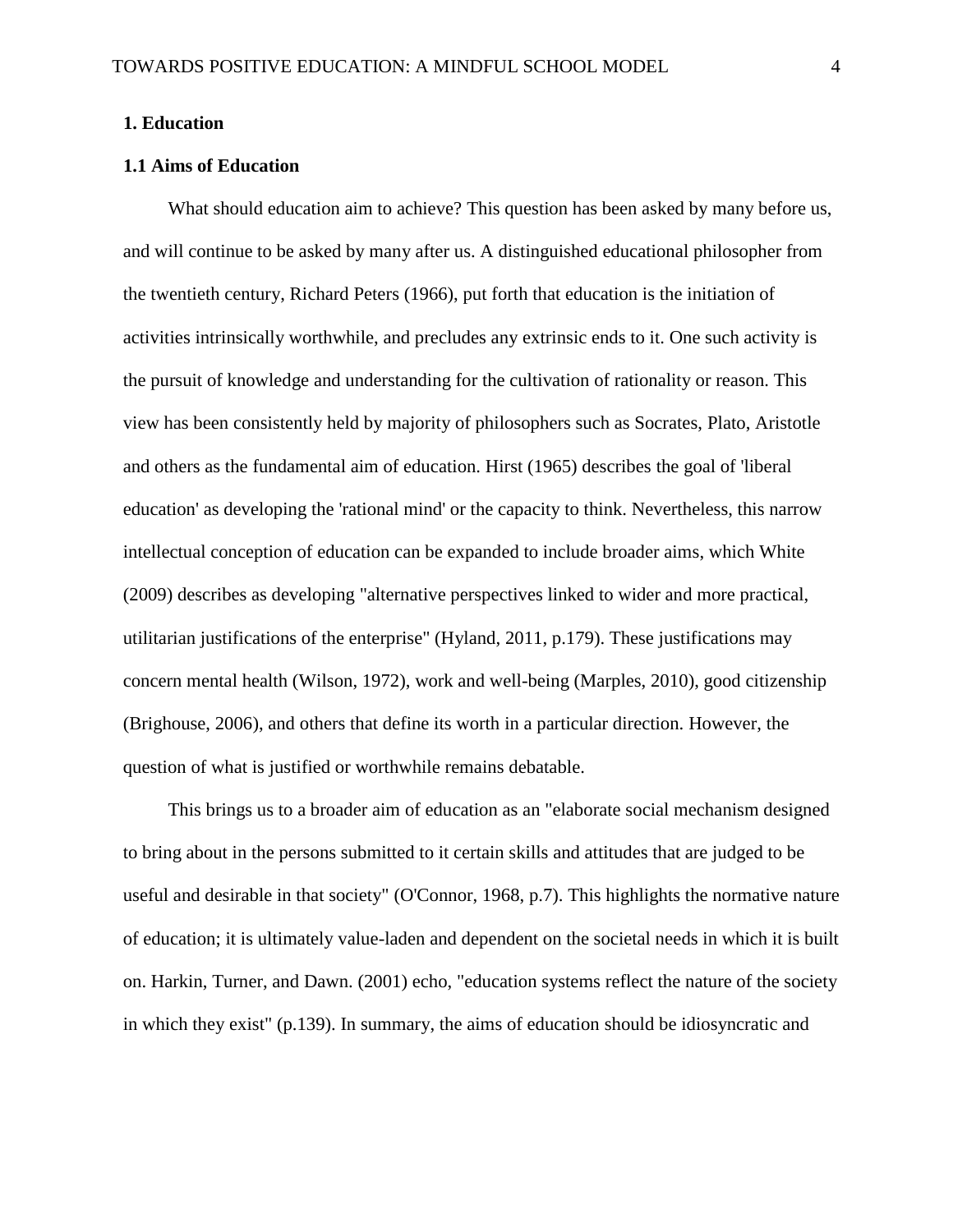# 1. Education

## 1.1 Aims of Education

What should education aim to achieve? This question has been asked by many before us, and will continue to be asked by many after us. A distinguished educational philosopher from the twentieth century, Richard Peters (1966), put forth that education is the initiation of activities intrinsically worthwhile, and precludes any extrinsic ends to it. One such activity is the pursuit of knowledge and understanding for the cultivation of rationality or reason. This view has been consistently held by majority of philosophers such as Socrates, Plato, Aristotle and others as the fundamental aim of education. Hirst (1965) describes the goal of 'liberal education' as developing the 'rational mind' or the capacity to think. Nevertheless, this narrow intellectual conception of education can be expanded to include broader aims, which White (2009) describes as developing "alternative perspectives linked to wider and more practical, utilitarian justifications of the enterprise" (Hyland, 2011, p.179). These justifications may concern mental health (Wilson, 1972), work and well-being (Marples, 2010), good citizenship (Brighouse, 2006), and others that define its worth in a particular direction. However, the question of what is justified or worthwhile remains debatable.

This brings us to a broader aim of education as an "elaborate social mechanism designed to bring about in the persons submitted to it certain skills and attitudes that are judged to be useful and desirable in that society" (O'Connor, 1968, p.7). This highlights the normative nature of education; it is ultimately value-laden and dependent on the societal needs in which it is built on. Harkin, Turner, and Dawn. (2001) echo, "education systems reflect the nature of the society in which they exist" (p.139). In summary, the aims of education should be idiosyncratic and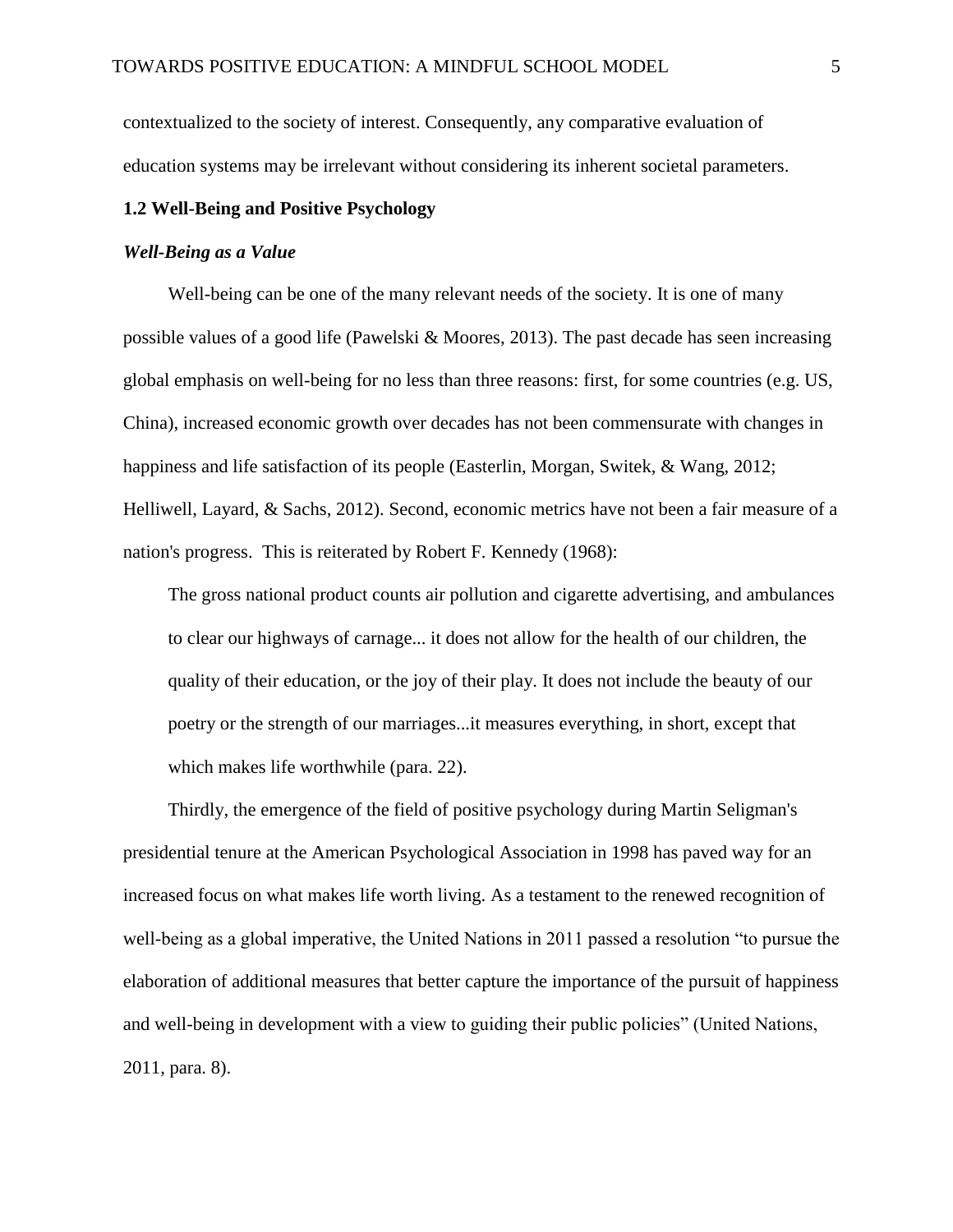contextualized to the society of interest. Consequently, any comparative evaluation of education systems may be irrelevant without considering its inherent societal parameters.

### 1.2 Well-Being and Positive Psychology

#### *Well-Being as a Value*

Well-being can be one of the many relevant needs of the society. It is one of many possible values of a good life (Pawelski & Moores, 2013). The past decade has seen increasing global emphasis on well-being for no less than three reasons: first, for some countries (e.g. US, China), increased economic growth over decades has not been commensurate with changes in happiness and life satisfaction of its people (Easterlin, Morgan, Switek, & Wang, 2012; Helliwell, Layard, & Sachs, 2012). Second, economic metrics have not been a fair measure of a nation's progress. This is reiterated by Robert F. Kennedy (1968):

> The gross national product counts air pollution and cigarette advertising, and ambulances to clear our highways of carnage... it does not allow for the health of our children, the quality of their education, or the joy of their play. It does not include the beauty of our poetry or the strength of our marriages...it measures everything, in short, except that which makes life worthwhile (para. 22).

Thirdly, the emergence of the field of positive psychology during Martin Seligman's presidential tenure at the American Psychological Association in 1998 has paved way for an increased focus on what makes life worth living. As a testament to the renewed recognition of well-being as a global imperative, the United Nations in 2011 passed a resolution "to pursue the elaboration of additional measures that better capture the importance of the pursuit of happiness and well-being in development with a view to guiding their public policies" (United Nations, 2011, para. 8).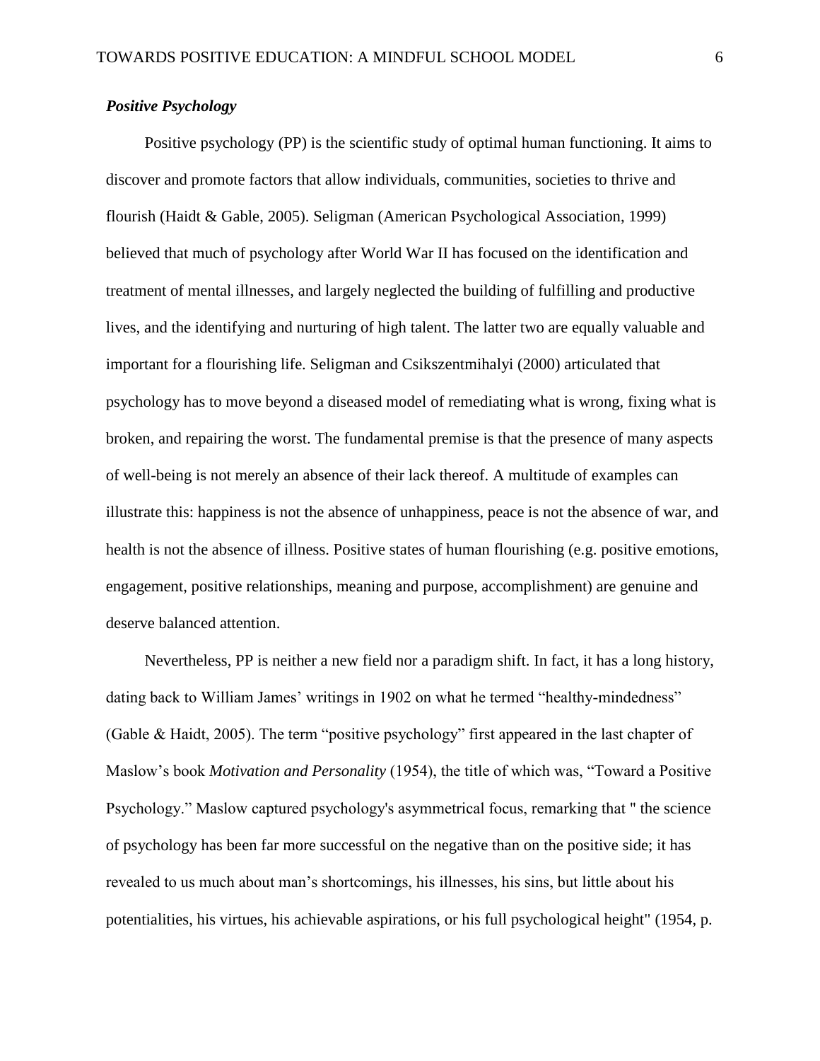### *Positive Psychology*

Positive psychology (PP) is the scientific study of optimal human functioning. It aims to discover and promote factors that allow individuals, communities, societies to thrive and flourish (Haidt & Gable, 2005). Seligman (American Psychological Association, 1999) believed that much of psychology after World War II has focused on the identification and treatment of mental illnesses, and largely neglected the building of fulfilling and productive lives, and the identifying and nurturing of high talent. The latter two are equally valuable and important for a flourishing life. Seligman and Csikszentmihalyi (2000) articulated that psychology has to move beyond a diseased model of remediating what is wrong, fixing what is broken, and repairing the worst. The fundamental premise is that the presence of many aspects of well-being is not merely an absence of their lack thereof. A multitude of examples can illustrate this: happiness is not the absence of unhappiness, peace is not the absence of war, and health is not the absence of illness. Positive states of human flourishing (e.g. positive emotions, engagement, positive relationships, meaning and purpose, accomplishment) are genuine and deserve balanced attention.

Nevertheless, PP is neither a new field nor a paradigm shift. In fact, it has a long history, dating back to William James' writings in 1902 on what he termed "healthy-mindedness" (Gable & Haidt, 2005). The term "positive psychology" first appeared in the last chapter of Maslow's book *Motivation and Personality* (1954), the title of which was, "Toward a Positive Psychology." Maslow captured psychology's asymmetrical focus, remarking that " the science of psychology has been far more successful on the negative than on the positive side; it has revealed to us much about man's shortcomings, his illnesses, his sins, but little about his potentialities, his virtues, his achievable aspirations, or his full psychological height" (1954, p.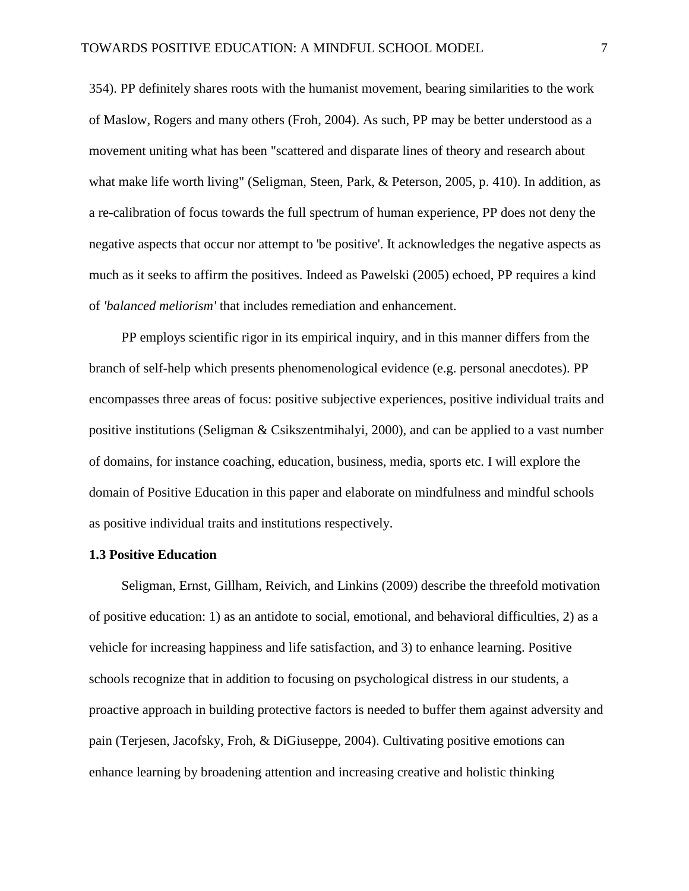354). PP definitely shares roots with the humanist movement, bearing similarities to the work of Maslow, Rogers and many others (Froh, 2004). As such, PP may be better understood as a movement uniting what has been "scattered and disparate lines of theory and research about what make life worth living" (Seligman, Steen, Park, & Peterson, 2005, p. 410). In addition, as a re-calibration of focus towards the full spectrum of human experience, PP does not deny the negative aspects that occur nor attempt to 'be positive'. It acknowledges the negative aspects as much as it seeks to affirm the positives. Indeed as Pawelski (2005) echoed, PP requires a kind of *'balanced meliorism'* that includes remediation and enhancement.

PP employs scientific rigor in its empirical inquiry, and in this manner differs from the branch of self-help which presents phenomenological evidence (e.g. personal anecdotes). PP encompasses three areas of focus: positive subjective experiences, positive individual traits and positive institutions (Seligman & Csikszentmihalyi, 2000), and can be applied to a vast number of domains, for instance coaching, education, business, media, sports etc. I will explore the domain of Positive Education in this paper and elaborate on mindfulness and mindful schools as positive individual traits and institutions respectively.

### 1.3 Positive Education

Seligman, Ernst, Gillham, Reivich, and Linkins (2009) describe the threefold motivation of positive education: 1) as an antidote to social, emotional, and behavioral difficulties, 2) as a vehicle for increasing happiness and life satisfaction, and 3) to enhance learning. Positive schools recognize that in addition to focusing on psychological distress in our students, a proactive approach in building protective factors is needed to buffer them against adversity and pain (Terjesen, Jacofsky, Froh, & DiGiuseppe, 2004). Cultivating positive emotions can enhance learning by broadening attention and increasing creative and holistic thinking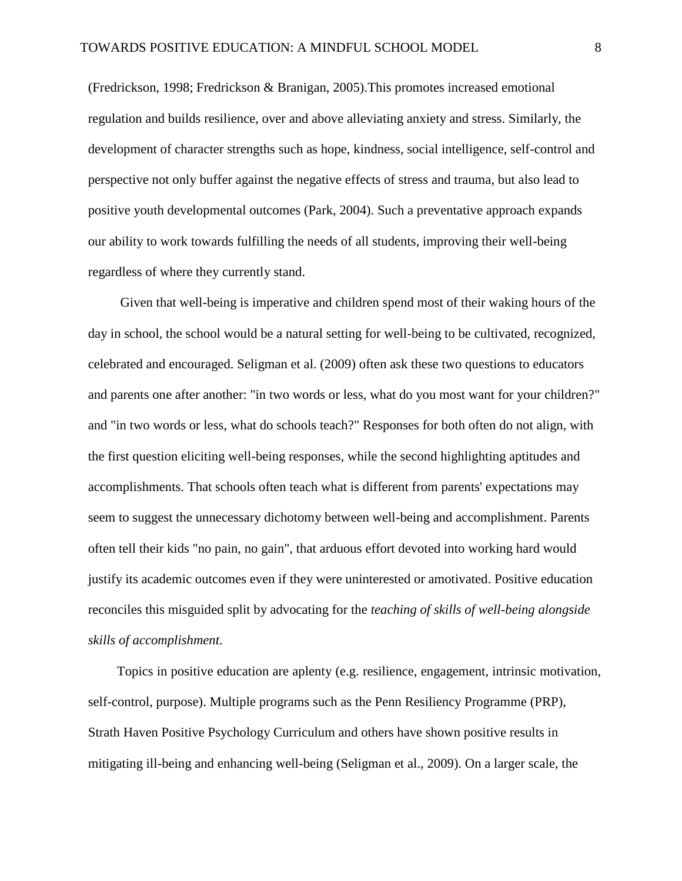(Fredrickson, 1998; Fredrickson & Branigan, 2005).This promotes increased emotional regulation and builds resilience, over and above alleviating anxiety and stress. Similarly, the development of character strengths such as hope, kindness, social intelligence, self-control and perspective not only buffer against the negative effects of stress and trauma, but also lead to positive youth developmental outcomes (Park, 2004). Such a preventative approach expands our ability to work towards fulfilling the needs of all students, improving their well-being regardless of where they currently stand.

Given that well-being is imperative and children spend most of their waking hours of the day in school, the school would be a natural setting for well-being to be cultivated, recognized, celebrated and encouraged. Seligman et al. (2009) often ask these two questions to educators and parents one after another: "in two words or less, what do you most want for your children?" and "in two words or less, what do schools teach?" Responses for both often do not align, with the first question eliciting well-being responses, while the second highlighting aptitudes and accomplishments. That schools often teach what is different from parents' expectations may seem to suggest the unnecessary dichotomy between well-being and accomplishment. Parents often tell their kids "no pain, no gain", that arduous effort devoted into working hard would justify its academic outcomes even if they were uninterested or amotivated. Positive education reconciles this misguided split by advocating for the *teaching of skills of well-being alongside skills of accomplishment*.

Topics in positive education are aplenty (e.g. resilience, engagement, intrinsic motivation, self-control, purpose). Multiple programs such as the Penn Resiliency Programme (PRP), Strath Haven Positive Psychology Curriculum and others have shown positive results in mitigating ill-being and enhancing well-being (Seligman et al., 2009). On a larger scale, the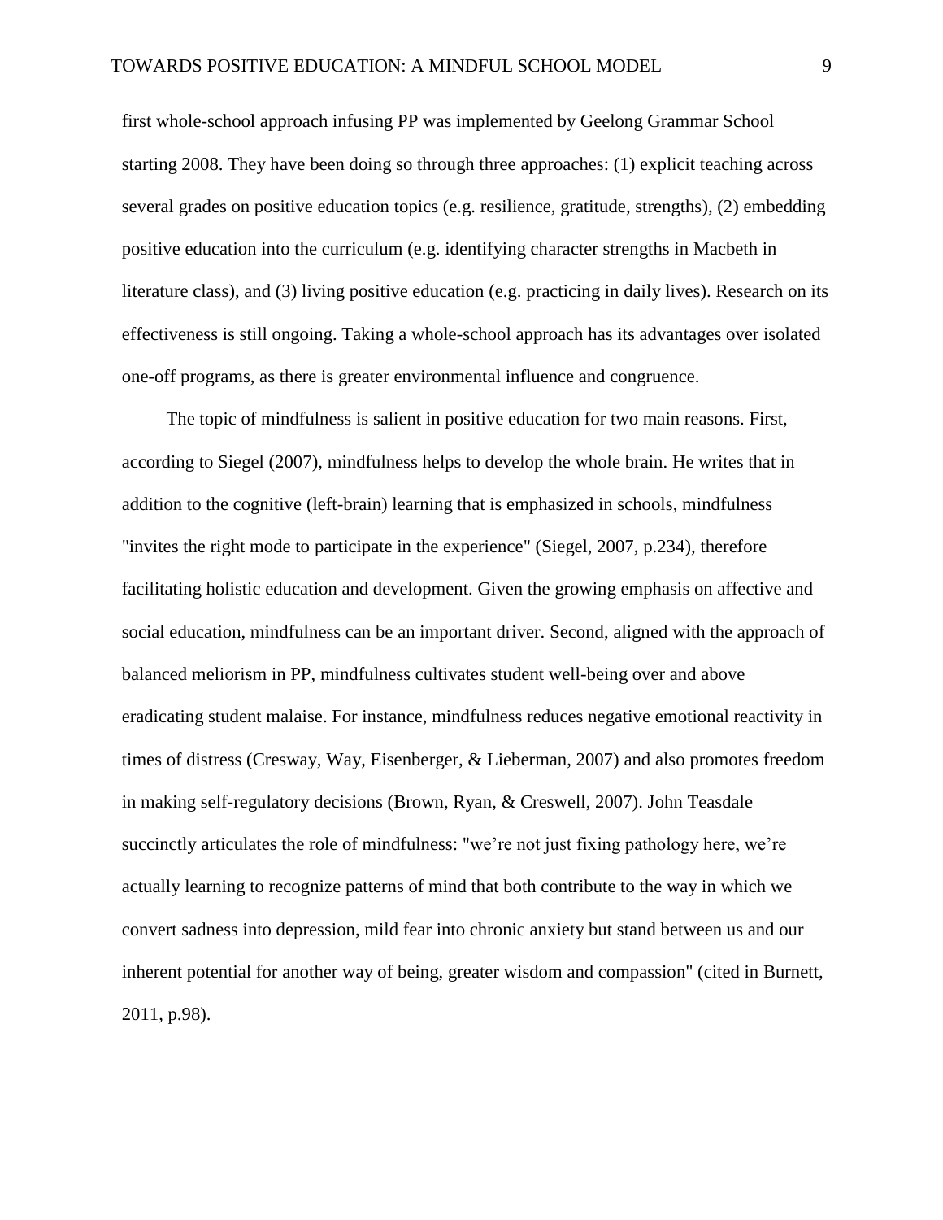first whole-school approach infusing PP was implemented by Geelong Grammar School starting 2008. They have been doing so through three approaches: (1) explicit teaching across several grades on positive education topics (e.g. resilience, gratitude, strengths), (2) embedding positive education into the curriculum (e.g. identifying character strengths in Macbeth in literature class), and (3) living positive education (e.g. practicing in daily lives). Research on its effectiveness is still ongoing. Taking a whole-school approach has its advantages over isolated one-off programs, as there is greater environmental influence and congruence.

The topic of mindfulness is salient in positive education for two main reasons. First, according to Siegel (2007), mindfulness helps to develop the whole brain. He writes that in addition to the cognitive (left-brain) learning that is emphasized in schools, mindfulness "invites the right mode to participate in the experience" (Siegel, 2007, p.234), therefore facilitating holistic education and development. Given the growing emphasis on affective and social education, mindfulness can be an important driver. Second, aligned with the approach of balanced meliorism in PP, mindfulness cultivates student well-being over and above eradicating student malaise. For instance, mindfulness reduces negative emotional reactivity in times of distress (Cresway, Way, Eisenberger, & Lieberman, 2007) and also promotes freedom in making self-regulatory decisions (Brown, Ryan, & Creswell, 2007). John Teasdale succinctly articulates the role of mindfulness: "we're not just fixing pathology here, we're actually learning to recognize patterns of mind that both contribute to the way in which we convert sadness into depression, mild fear into chronic anxiety but stand between us and our inherent potential for another way of being, greater wisdom and compassion" (cited in Burnett, 2011, p.98).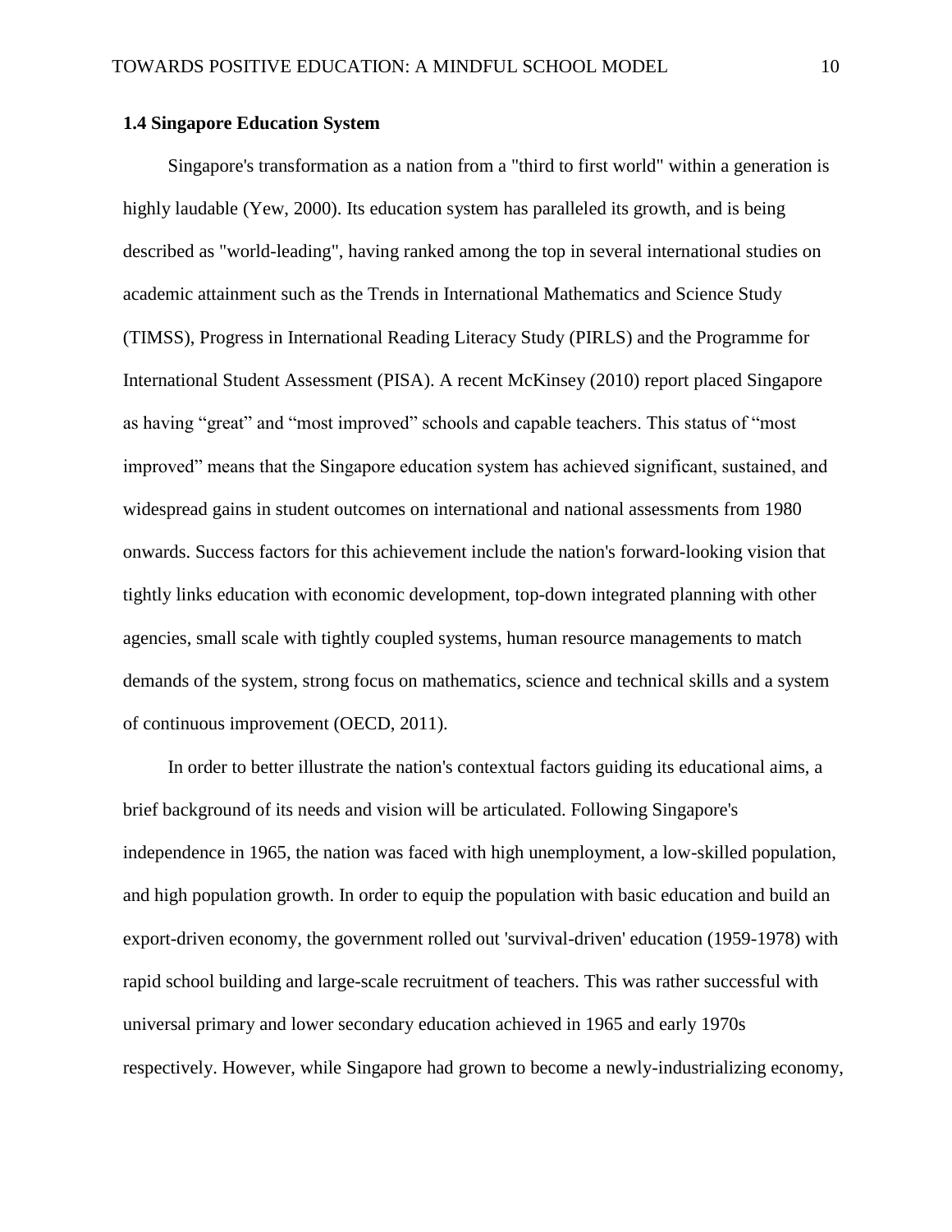### 1.4 Singapore Education System

Singapore's transformation as a nation from a "third to first world" within a generation is highly laudable (Yew, 2000). Its education system has paralleled its growth, and is being described as "world-leading", having ranked among the top in several international studies on academic attainment such as the Trends in International Mathematics and Science Study (TIMSS), Progress in International Reading Literacy Study (PIRLS) and the Programme for International Student Assessment (PISA). A recent McKinsey (2010) report placed Singapore as having “great” and “most improved” schools and capable teachers. This status of “most improved” means that the Singapore education system has achieved significant, sustained, and widespread gains in student outcomes on international and national assessments from 1980 onwards. Success factors for this achievement include the nation's forward-looking vision that tightly links education with economic development, top-down integrated planning with other agencies, small scale with tightly coupled systems, human resource managements to match demands of the system, strong focus on mathematics, science and technical skills and a system of continuous improvement (OECD, 2011).

In order to better illustrate the nation's contextual factors guiding its educational aims, a brief background of its needs and vision will be articulated. Following Singapore's independence in 1965, the nation was faced with high unemployment, a low-skilled population, and high population growth. In order to equip the population with basic education and build an export-driven economy, the government rolled out 'survival-driven' education (1959-1978) with rapid school building and large-scale recruitment of teachers. This was rather successful with universal primary and lower secondary education achieved in 1965 and early 1970s respectively. However, while Singapore had grown to become a newly-industrializing economy,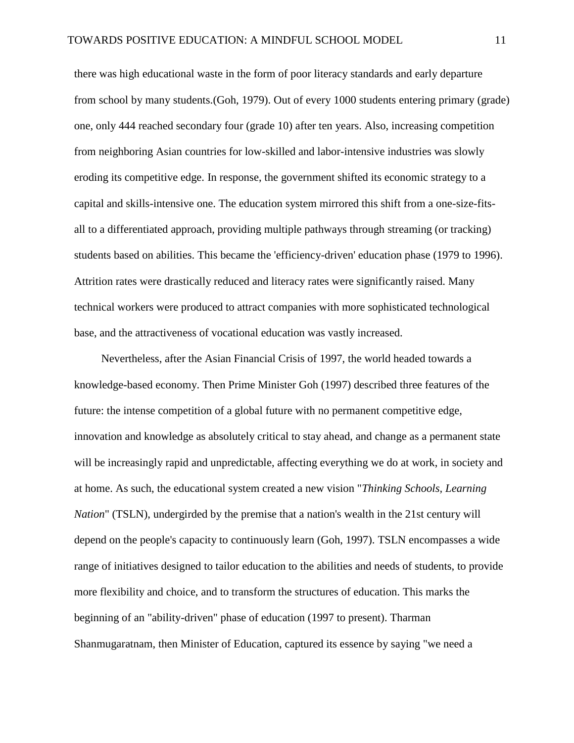there was high educational waste in the form of poor literacy standards and early departure from school by many students.(Goh, 1979). Out of every 1000 students entering primary (grade) one, only 444 reached secondary four (grade 10) after ten years. Also, increasing competition from neighboring Asian countries for low-skilled and labor-intensive industries was slowly eroding its competitive edge. In response, the government shifted its economic strategy to a capital and skills-intensive one. The education system mirrored this shift from a one-size-fits-all to a differentiated approach, providing multiple pathways through streaming (or tracking) students based on abilities. This became the 'efficiency-driven' education phase (1979 to 1996). Attrition rates were drastically reduced and literacy rates were significantly raised. Many technical workers were produced to attract companies with more sophisticated technological base, and the attractiveness of vocational education was vastly increased.

Nevertheless, after the Asian Financial Crisis of 1997, the world headed towards a knowledge-based economy. Then Prime Minister Goh (1997) described three features of the future: the intense competition of a global future with no permanent competitive edge, innovation and knowledge as absolutely critical to stay ahead, and change as a permanent state will be increasingly rapid and unpredictable, affecting everything we do at work, in society and at home. As such, the educational system created a new vision "*Thinking Schools, Learning Nation*" (TSLN), undergirded by the premise that a nation's wealth in the 21st century will depend on the people's capacity to continuously learn (Goh, 1997). TSLN encompasses a wide range of initiatives designed to tailor education to the abilities and needs of students, to provide more flexibility and choice, and to transform the structures of education. This marks the beginning of an "ability-driven" phase of education (1997 to present). Tharman Shanmugaratnam, then Minister of Education, captured its essence by saying "we need a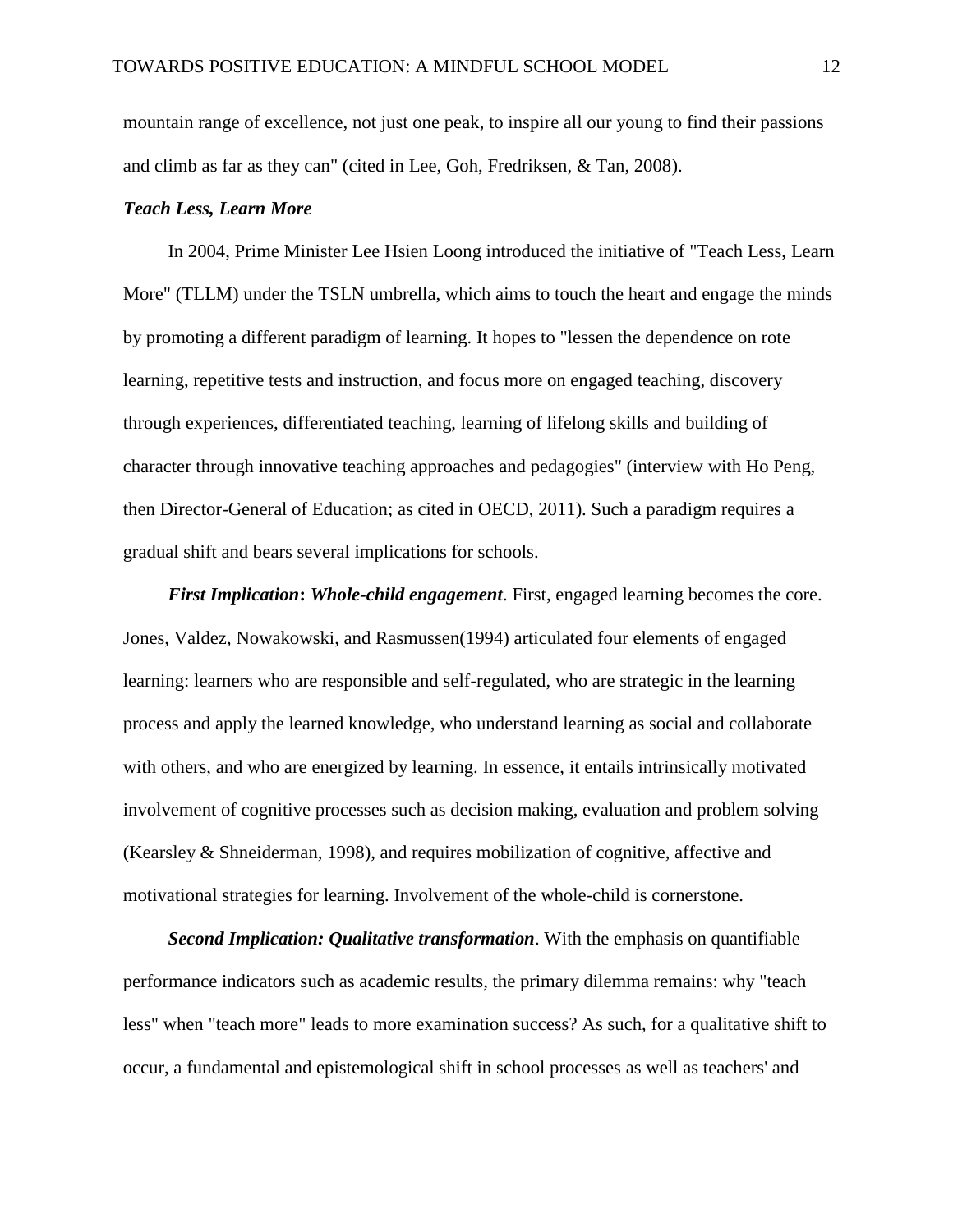mountain range of excellence, not just one peak, to inspire all our young to find their passions and climb as far as they can" (cited in Lee, Goh, Fredriksen, & Tan, 2008).

### *Teach Less, Learn More*

In 2004, Prime Minister Lee Hsien Loong introduced the initiative of "Teach Less, Learn More" (TLLM) under the TSLN umbrella, which aims to touch the heart and engage the minds by promoting a different paradigm of learning. It hopes to "lessen the dependence on rote learning, repetitive tests and instruction, and focus more on engaged teaching, discovery through experiences, differentiated teaching, learning of lifelong skills and building of character through innovative teaching approaches and pedagogies" (interview with Ho Peng, then Director-General of Education; as cited in OECD, 2011). Such a paradigm requires a gradual shift and bears several implications for schools.

***First Implication: Whole-child engagement***. First, engaged learning becomes the core. Jones, Valdez, Nowakowski, and Rasmussen(1994) articulated four elements of engaged learning: learners who are responsible and self-regulated, who are strategic in the learning process and apply the learned knowledge, who understand learning as social and collaborate with others, and who are energized by learning. In essence, it entails intrinsically motivated involvement of cognitive processes such as decision making, evaluation and problem solving (Kearsley & Shneiderman, 1998), and requires mobilization of cognitive, affective and motivational strategies for learning. Involvement of the whole-child is cornerstone.

***Second Implication: Qualitative transformation***. With the emphasis on quantifiable performance indicators such as academic results, the primary dilemma remains: why "teach less" when "teach more" leads to more examination success? As such, for a qualitative shift to occur, a fundamental and epistemological shift in school processes as well as teachers' and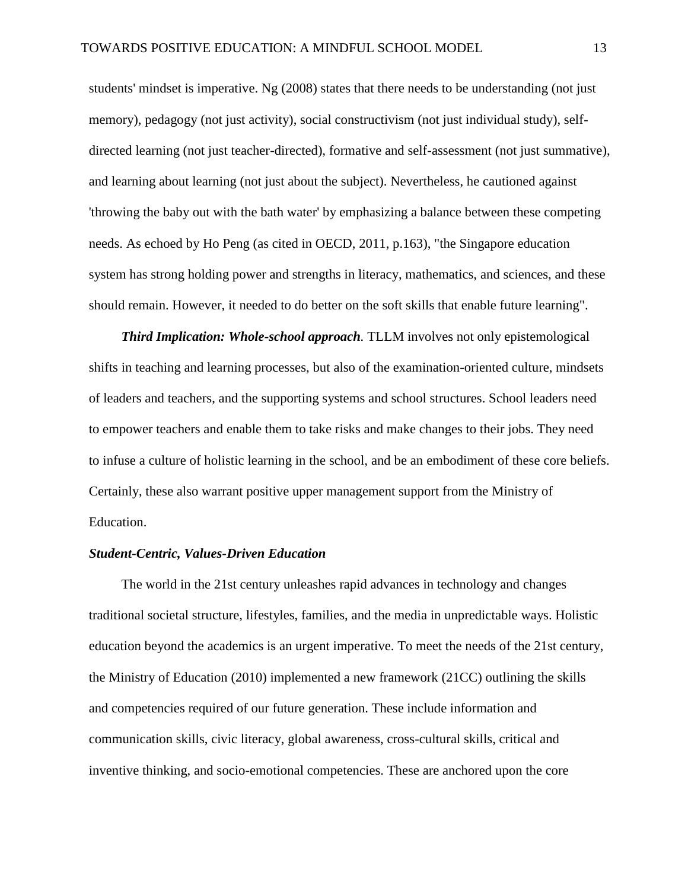students' mindset is imperative. Ng (2008) states that there needs to be understanding (not just memory), pedagogy (not just activity), social constructivism (not just individual study), self-directed learning (not just teacher-directed), formative and self-assessment (not just summative), and learning about learning (not just about the subject). Nevertheless, he cautioned against 'throwing the baby out with the bath water' by emphasizing a balance between these competing needs. As echoed by Ho Peng (as cited in OECD, 2011, p.163), "the Singapore education system has strong holding power and strengths in literacy, mathematics, and sciences, and these should remain. However, it needed to do better on the soft skills that enable future learning".

***Third Implication: Whole-school approach.*** TLLM involves not only epistemological shifts in teaching and learning processes, but also of the examination-oriented culture, mindsets of leaders and teachers, and the supporting systems and school structures. School leaders need to empower teachers and enable them to take risks and make changes to their jobs. They need to infuse a culture of holistic learning in the school, and be an embodiment of these core beliefs. Certainly, these also warrant positive upper management support from the Ministry of Education.

### ***Student-Centric, Values-Driven Education***

The world in the 21st century unleashes rapid advances in technology and changes traditional societal structure, lifestyles, families, and the media in unpredictable ways. Holistic education beyond the academics is an urgent imperative. To meet the needs of the 21st century, the Ministry of Education (2010) implemented a new framework (21CC) outlining the skills and competencies required of our future generation. These include information and communication skills, civic literacy, global awareness, cross-cultural skills, critical and inventive thinking, and socio-emotional competencies. These are anchored upon the core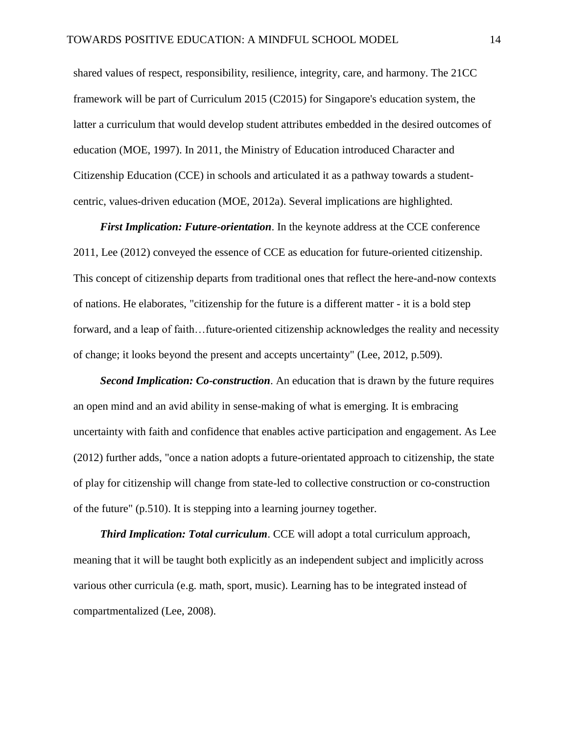shared values of respect, responsibility, resilience, integrity, care, and harmony. The 21CC framework will be part of Curriculum 2015 (C2015) for Singapore's education system, the latter a curriculum that would develop student attributes embedded in the desired outcomes of education (MOE, 1997). In 2011, the Ministry of Education introduced Character and Citizenship Education (CCE) in schools and articulated it as a pathway towards a student-centric, values-driven education (MOE, 2012a). Several implications are highlighted.

***First Implication: Future-orientation***. In the keynote address at the CCE conference 2011, Lee (2012) conveyed the essence of CCE as education for future-oriented citizenship. This concept of citizenship departs from traditional ones that reflect the here-and-now contexts of nations. He elaborates, "citizenship for the future is a different matter - it is a bold step forward, and a leap of faith…future-oriented citizenship acknowledges the reality and necessity of change; it looks beyond the present and accepts uncertainty" (Lee, 2012, p.509).

***Second Implication: Co-construction***. An education that is drawn by the future requires an open mind and an avid ability in sense-making of what is emerging. It is embracing uncertainty with faith and confidence that enables active participation and engagement. As Lee (2012) further adds, "once a nation adopts a future-orientated approach to citizenship, the state of play for citizenship will change from state-led to collective construction or co-construction of the future" (p.510). It is stepping into a learning journey together.

***Third Implication: Total curriculum***. CCE will adopt a total curriculum approach, meaning that it will be taught both explicitly as an independent subject and implicitly across various other curricula (e.g. math, sport, music). Learning has to be integrated instead of compartmentalized (Lee, 2008).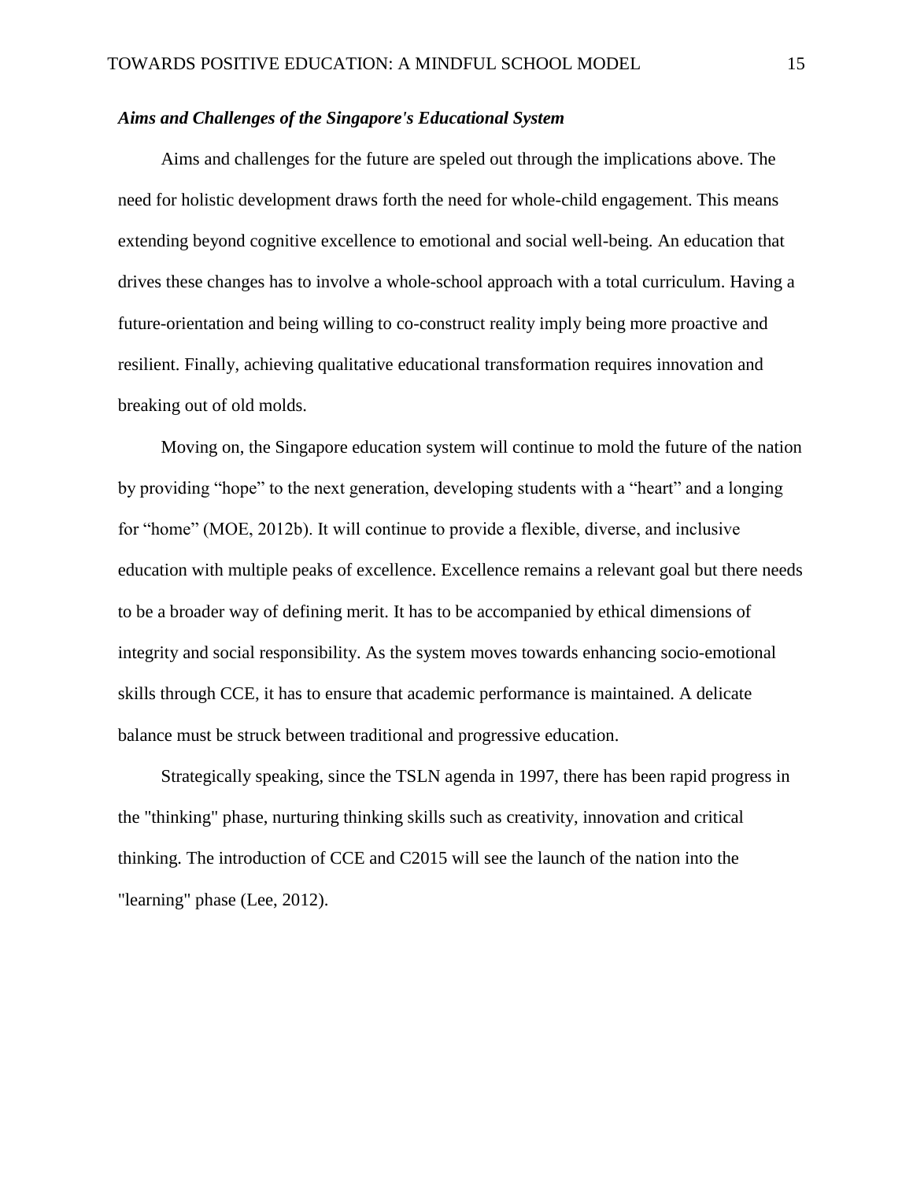### *Aims and Challenges of the Singapore's Educational System*

Aims and challenges for the future are speled out through the implications above. The need for holistic development draws forth the need for whole-child engagement. This means extending beyond cognitive excellence to emotional and social well-being. An education that drives these changes has to involve a whole-school approach with a total curriculum. Having a future-orientation and being willing to co-construct reality imply being more proactive and resilient. Finally, achieving qualitative educational transformation requires innovation and breaking out of old molds.

Moving on, the Singapore education system will continue to mold the future of the nation by providing "hope" to the next generation, developing students with a "heart" and a longing for "home" (MOE, 2012b). It will continue to provide a flexible, diverse, and inclusive education with multiple peaks of excellence. Excellence remains a relevant goal but there needs to be a broader way of defining merit. It has to be accompanied by ethical dimensions of integrity and social responsibility. As the system moves towards enhancing socio-emotional skills through CCE, it has to ensure that academic performance is maintained. A delicate balance must be struck between traditional and progressive education.

Strategically speaking, since the TSLN agenda in 1997, there has been rapid progress in the "thinking" phase, nurturing thinking skills such as creativity, innovation and critical thinking. The introduction of CCE and C2015 will see the launch of the nation into the "learning" phase (Lee, 2012).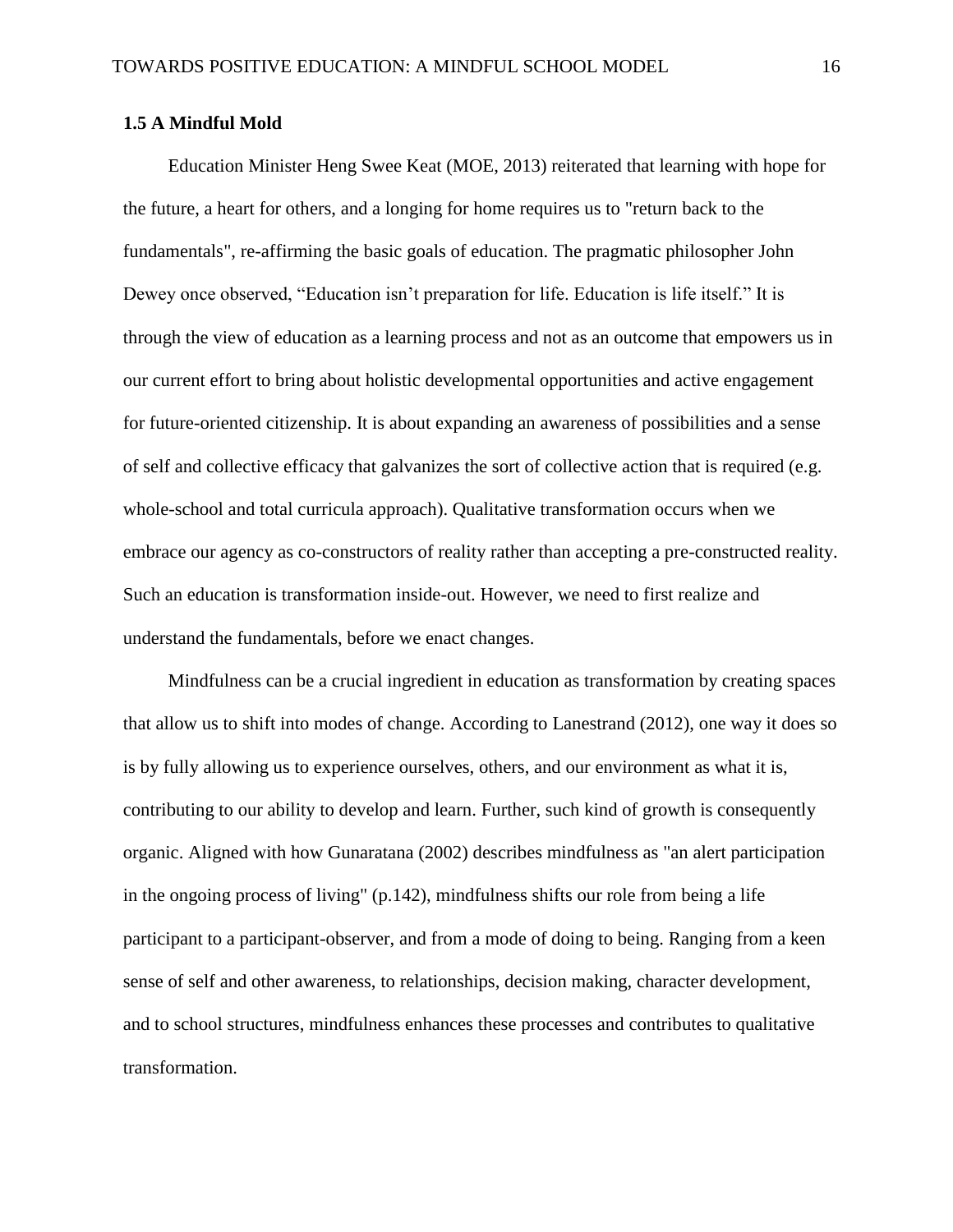### 1.5 A Mindful Mold

Education Minister Heng Swee Keat (MOE, 2013) reiterated that learning with hope for the future, a heart for others, and a longing for home requires us to "return back to the fundamentals", re-affirming the basic goals of education. The pragmatic philosopher John Dewey once observed, “Education isn’t preparation for life. Education is life itself.” It is through the view of education as a learning process and not as an outcome that empowers us in our current effort to bring about holistic developmental opportunities and active engagement for future-oriented citizenship. It is about expanding an awareness of possibilities and a sense of self and collective efficacy that galvanizes the sort of collective action that is required (e.g. whole-school and total curricula approach). Qualitative transformation occurs when we embrace our agency as co-constructors of reality rather than accepting a pre-constructed reality. Such an education is transformation inside-out. However, we need to first realize and understand the fundamentals, before we enact changes.

Mindfulness can be a crucial ingredient in education as transformation by creating spaces that allow us to shift into modes of change. According to Lanestrand (2012), one way it does so is by fully allowing us to experience ourselves, others, and our environment as what it is, contributing to our ability to develop and learn. Further, such kind of growth is consequently organic. Aligned with how Gunaratana (2002) describes mindfulness as "an alert participation in the ongoing process of living" (p.142), mindfulness shifts our role from being a life participant to a participant-observer, and from a mode of doing to being. Ranging from a keen sense of self and other awareness, to relationships, decision making, character development, and to school structures, mindfulness enhances these processes and contributes to qualitative transformation.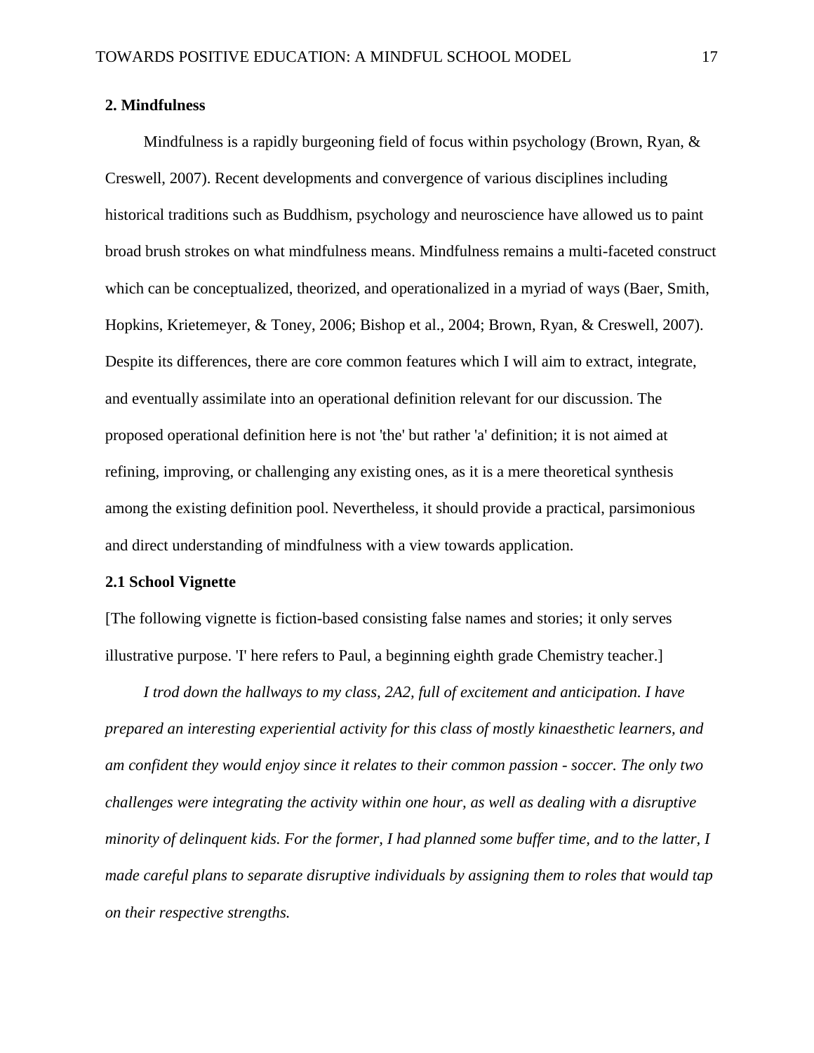## 2. Mindfulness

Mindfulness is a rapidly burgeoning field of focus within psychology (Brown, Ryan, & Creswell, 2007). Recent developments and convergence of various disciplines including historical traditions such as Buddhism, psychology and neuroscience have allowed us to paint broad brush strokes on what mindfulness means. Mindfulness remains a multi-faceted construct which can be conceptualized, theorized, and operationalized in a myriad of ways (Baer, Smith, Hopkins, Krietemeyer, & Toney, 2006; Bishop et al., 2004; Brown, Ryan, & Creswell, 2007). Despite its differences, there are core common features which I will aim to extract, integrate, and eventually assimilate into an operational definition relevant for our discussion. The proposed operational definition here is not 'the' but rather 'a' definition; it is not aimed at refining, improving, or challenging any existing ones, as it is a mere theoretical synthesis among the existing definition pool. Nevertheless, it should provide a practical, parsimonious and direct understanding of mindfulness with a view towards application.

### 2.1 School Vignette

[The following vignette is fiction-based consisting false names and stories; it only serves illustrative purpose. 'I' here refers to Paul, a beginning eighth grade Chemistry teacher.]

*I trod down the hallways to my class, 2A2, full of excitement and anticipation. I have prepared an interesting experiential activity for this class of mostly kinaesthetic learners, and am confident they would enjoy since it relates to their common passion - soccer. The only two challenges were integrating the activity within one hour, as well as dealing with a disruptive minority of delinquent kids. For the former, I had planned some buffer time, and to the latter, I made careful plans to separate disruptive individuals by assigning them to roles that would tap on their respective strengths.*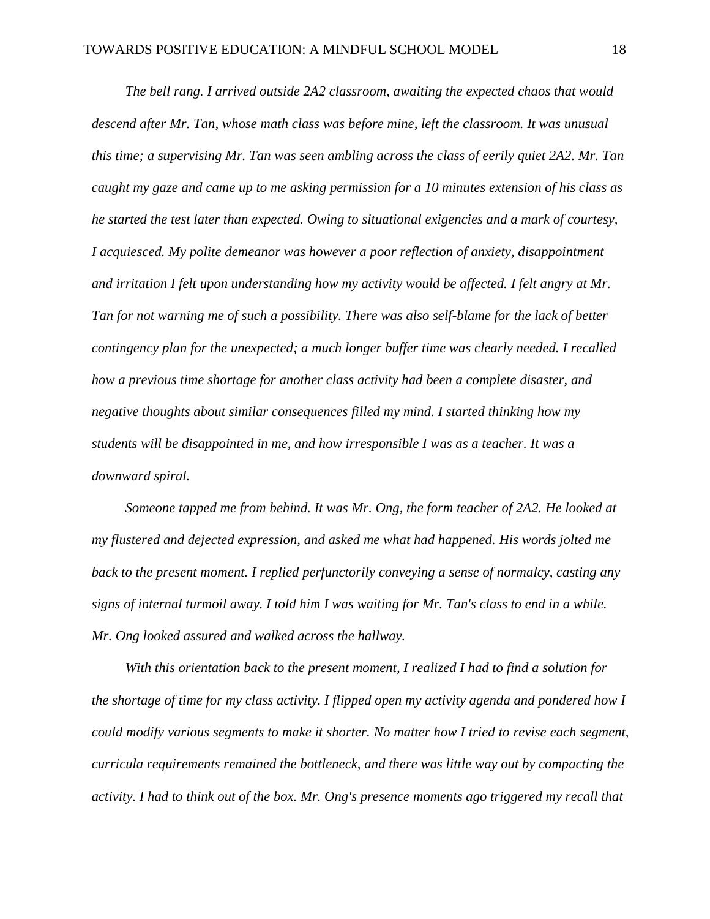*The bell rang. I arrived outside 2A2 classroom, awaiting the expected chaos that would descend after Mr. Tan, whose math class was before mine, left the classroom. It was unusual this time; a supervising Mr. Tan was seen ambling across the class of eerily quiet 2A2. Mr. Tan caught my gaze and came up to me asking permission for a 10 minutes extension of his class as he started the test later than expected. Owing to situational exigencies and a mark of courtesy, I acquiesced. My polite demeanor was however a poor reflection of anxiety, disappointment and irritation I felt upon understanding how my activity would be affected. I felt angry at Mr. Tan for not warning me of such a possibility. There was also self-blame for the lack of better contingency plan for the unexpected; a much longer buffer time was clearly needed. I recalled how a previous time shortage for another class activity had been a complete disaster, and negative thoughts about similar consequences filled my mind. I started thinking how my students will be disappointed in me, and how irresponsible I was as a teacher. It was a downward spiral.*

*Someone tapped me from behind. It was Mr. Ong, the form teacher of 2A2. He looked at my flustered and dejected expression, and asked me what had happened. His words jolted me back to the present moment. I replied perfunctorily conveying a sense of normalcy, casting any signs of internal turmoil away. I told him I was waiting for Mr. Tan's class to end in a while. Mr. Ong looked assured and walked across the hallway.*

*With this orientation back to the present moment, I realized I had to find a solution for the shortage of time for my class activity. I flipped open my activity agenda and pondered how I could modify various segments to make it shorter. No matter how I tried to revise each segment, curricula requirements remained the bottleneck, and there was little way out by compacting the activity. I had to think out of the box. Mr. Ong's presence moments ago triggered my recall that*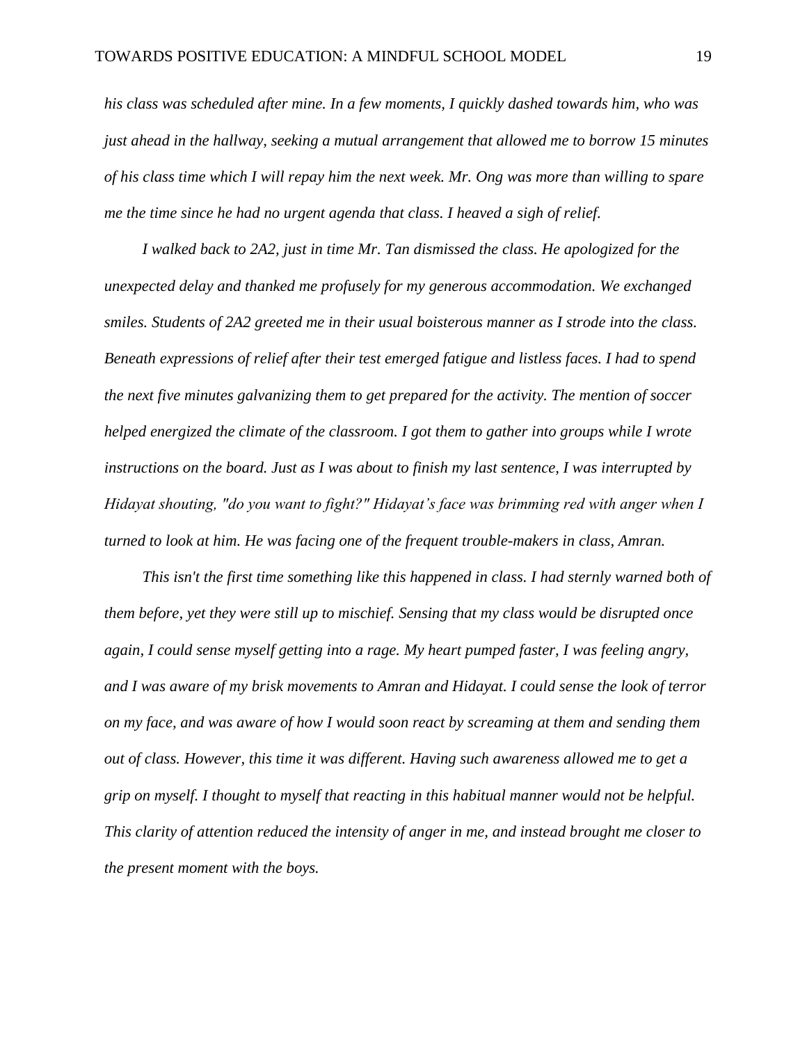*his class was scheduled after mine. In a few moments, I quickly dashed towards him, who was just ahead in the hallway, seeking a mutual arrangement that allowed me to borrow 15 minutes of his class time which I will repay him the next week. Mr. Ong was more than willing to spare me the time since he had no urgent agenda that class. I heaved a sigh of relief.*

*I walked back to 2A2, just in time Mr. Tan dismissed the class. He apologized for the unexpected delay and thanked me profusely for my generous accommodation. We exchanged smiles. Students of 2A2 greeted me in their usual boisterous manner as I strode into the class. Beneath expressions of relief after their test emerged fatigue and listless faces. I had to spend the next five minutes galvanizing them to get prepared for the activity. The mention of soccer helped energized the climate of the classroom. I got them to gather into groups while I wrote instructions on the board. Just as I was about to finish my last sentence, I was interrupted by Hidayat shouting, "do you want to fight?" Hidayat's face was brimming red with anger when I turned to look at him. He was facing one of the frequent trouble-makers in class, Amran.*

*This isn't the first time something like this happened in class. I had sternly warned both of them before, yet they were still up to mischief. Sensing that my class would be disrupted once again, I could sense myself getting into a rage. My heart pumped faster, I was feeling angry, and I was aware of my brisk movements to Amran and Hidayat. I could sense the look of terror on my face, and was aware of how I would soon react by screaming at them and sending them out of class. However, this time it was different. Having such awareness allowed me to get a grip on myself. I thought to myself that reacting in this habitual manner would not be helpful. This clarity of attention reduced the intensity of anger in me, and instead brought me closer to the present moment with the boys.*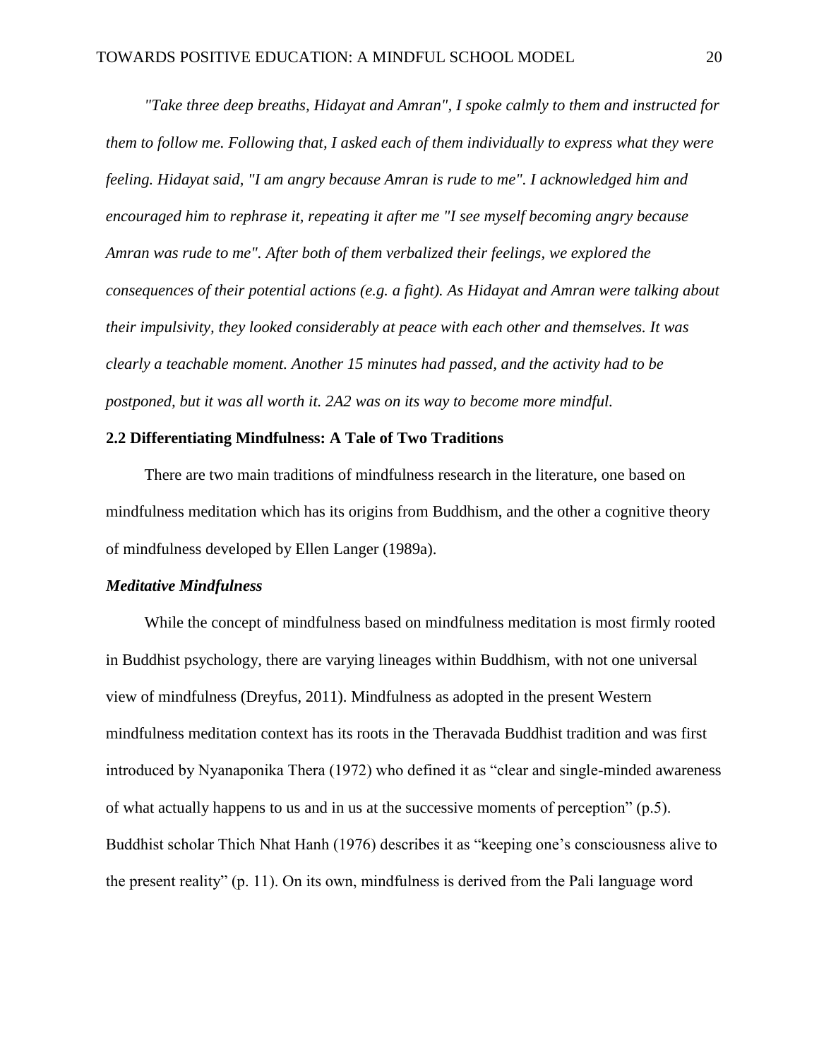*"Take three deep breaths, Hidayat and Amran", I spoke calmly to them and instructed for them to follow me. Following that, I asked each of them individually to express what they were feeling. Hidayat said, "I am angry because Amran is rude to me". I acknowledged him and encouraged him to rephrase it, repeating it after me "I see myself becoming angry because Amran was rude to me". After both of them verbalized their feelings, we explored the consequences of their potential actions (e.g. a fight). As Hidayat and Amran were talking about their impulsivity, they looked considerably at peace with each other and themselves. It was clearly a teachable moment. Another 15 minutes had passed, and the activity had to be postponed, but it was all worth it. 2A2 was on its way to become more mindful.*

## 2.2 Differentiating Mindfulness: A Tale of Two Traditions

There are two main traditions of mindfulness research in the literature, one based on mindfulness meditation which has its origins from Buddhism, and the other a cognitive theory of mindfulness developed by Ellen Langer (1989a).

### *Meditative Mindfulness*

While the concept of mindfulness based on mindfulness meditation is most firmly rooted in Buddhist psychology, there are varying lineages within Buddhism, with not one universal view of mindfulness (Dreyfus, 2011). Mindfulness as adopted in the present Western mindfulness meditation context has its roots in the Theravada Buddhist tradition and was first introduced by Nyanaponika Thera (1972) who defined it as “clear and single-minded awareness of what actually happens to us and in us at the successive moments of perception” (p.5). Buddhist scholar Thich Nhat Hanh (1976) describes it as “keeping one’s consciousness alive to the present reality” (p. 11). On its own, mindfulness is derived from the Pali language word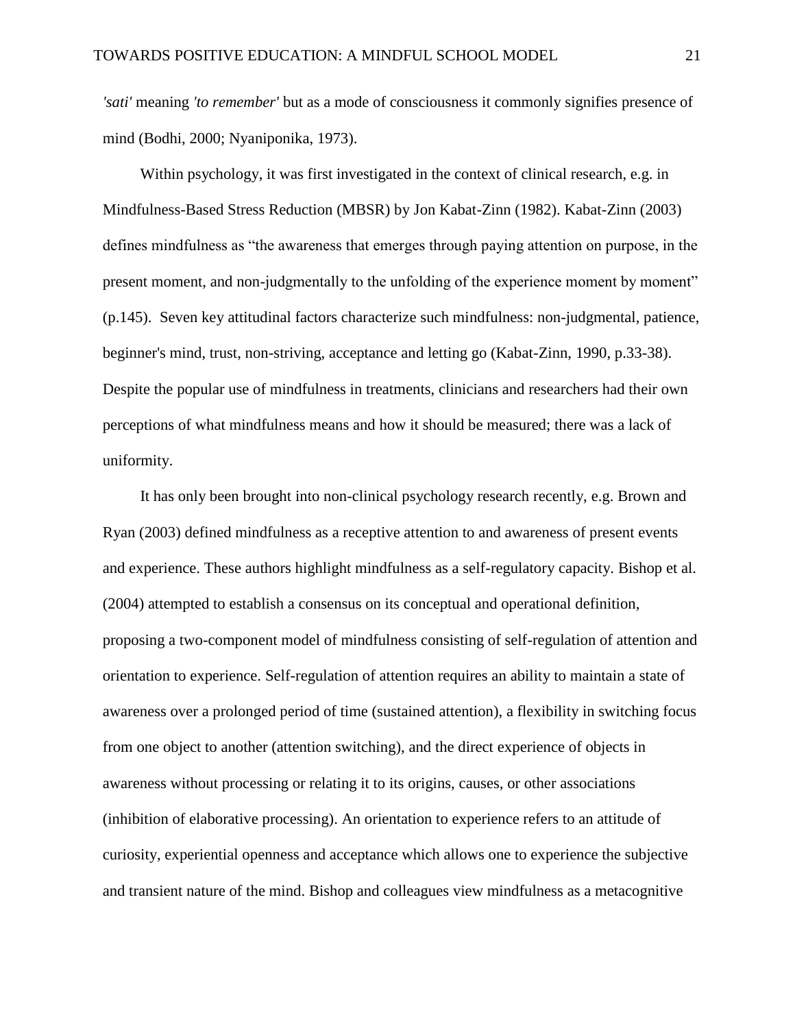*'sati'* meaning *'to remember'* but as a mode of consciousness it commonly signifies presence of mind (Bodhi, 2000; Nyaniponika, 1973).

Within psychology, it was first investigated in the context of clinical research, e.g. in Mindfulness-Based Stress Reduction (MBSR) by Jon Kabat-Zinn (1982). Kabat-Zinn (2003) defines mindfulness as "the awareness that emerges through paying attention on purpose, in the present moment, and non-judgmentally to the unfolding of the experience moment by moment" (p.145). Seven key attitudinal factors characterize such mindfulness: non-judgmental, patience, beginner's mind, trust, non-striving, acceptance and letting go (Kabat-Zinn, 1990, p.33-38). Despite the popular use of mindfulness in treatments, clinicians and researchers had their own perceptions of what mindfulness means and how it should be measured; there was a lack of uniformity.

It has only been brought into non-clinical psychology research recently, e.g. Brown and Ryan (2003) defined mindfulness as a receptive attention to and awareness of present events and experience. These authors highlight mindfulness as a self-regulatory capacity. Bishop et al. (2004) attempted to establish a consensus on its conceptual and operational definition, proposing a two-component model of mindfulness consisting of self-regulation of attention and orientation to experience. Self-regulation of attention requires an ability to maintain a state of awareness over a prolonged period of time (sustained attention), a flexibility in switching focus from one object to another (attention switching), and the direct experience of objects in awareness without processing or relating it to its origins, causes, or other associations (inhibition of elaborative processing). An orientation to experience refers to an attitude of curiosity, experiential openness and acceptance which allows one to experience the subjective and transient nature of the mind. Bishop and colleagues view mindfulness as a metacognitive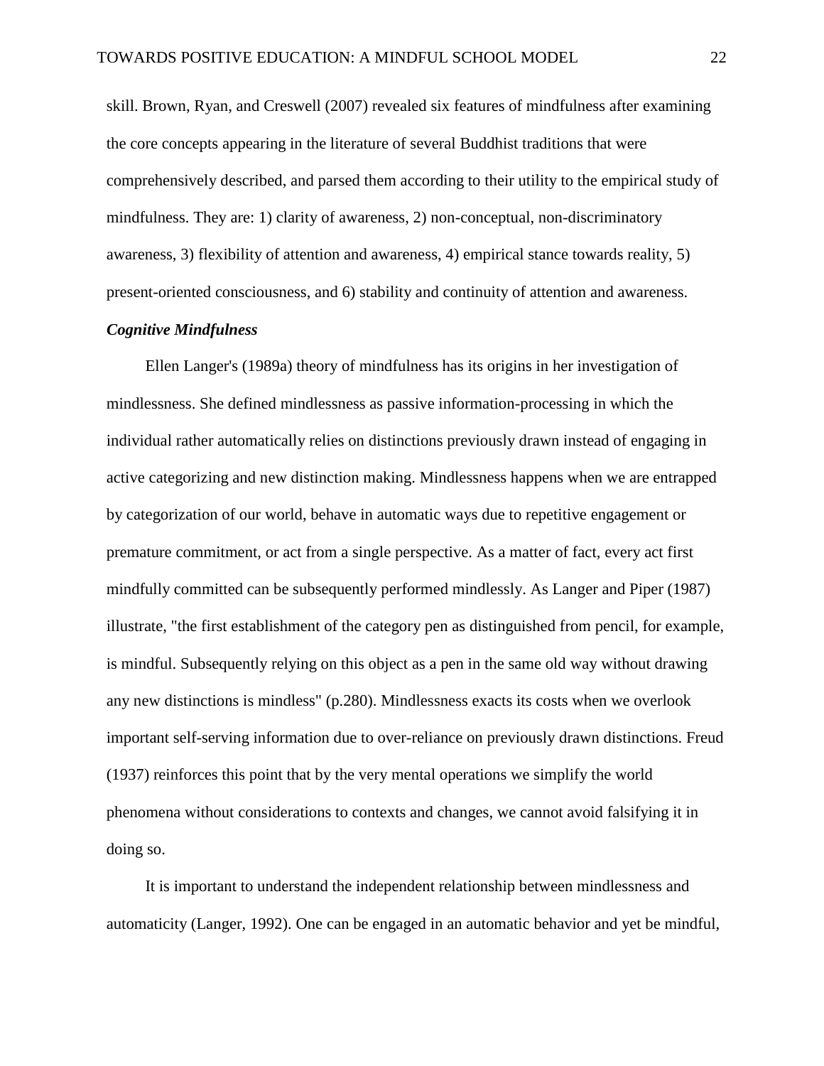skill. Brown, Ryan, and Creswell (2007) revealed six features of mindfulness after examining the core concepts appearing in the literature of several Buddhist traditions that were comprehensively described, and parsed them according to their utility to the empirical study of mindfulness. They are: 1) clarity of awareness, 2) non-conceptual, non-discriminatory awareness, 3) flexibility of attention and awareness, 4) empirical stance towards reality, 5) present-oriented consciousness, and 6) stability and continuity of attention and awareness.

### *Cognitive Mindfulness*

Ellen Langer's (1989a) theory of mindfulness has its origins in her investigation of mindlessness. She defined mindlessness as passive information-processing in which the individual rather automatically relies on distinctions previously drawn instead of engaging in active categorizing and new distinction making. Mindlessness happens when we are entrapped by categorization of our world, behave in automatic ways due to repetitive engagement or premature commitment, or act from a single perspective. As a matter of fact, every act first mindfully committed can be subsequently performed mindlessly. As Langer and Piper (1987) illustrate, "the first establishment of the category pen as distinguished from pencil, for example, is mindful. Subsequently relying on this object as a pen in the same old way without drawing any new distinctions is mindless" (p.280). Mindlessness exacts its costs when we overlook important self-serving information due to over-reliance on previously drawn distinctions. Freud (1937) reinforces this point that by the very mental operations we simplify the world phenomena without considerations to contexts and changes, we cannot avoid falsifying it in doing so.

It is important to understand the independent relationship between mindlessness and automaticity (Langer, 1992). One can be engaged in an automatic behavior and yet be mindful,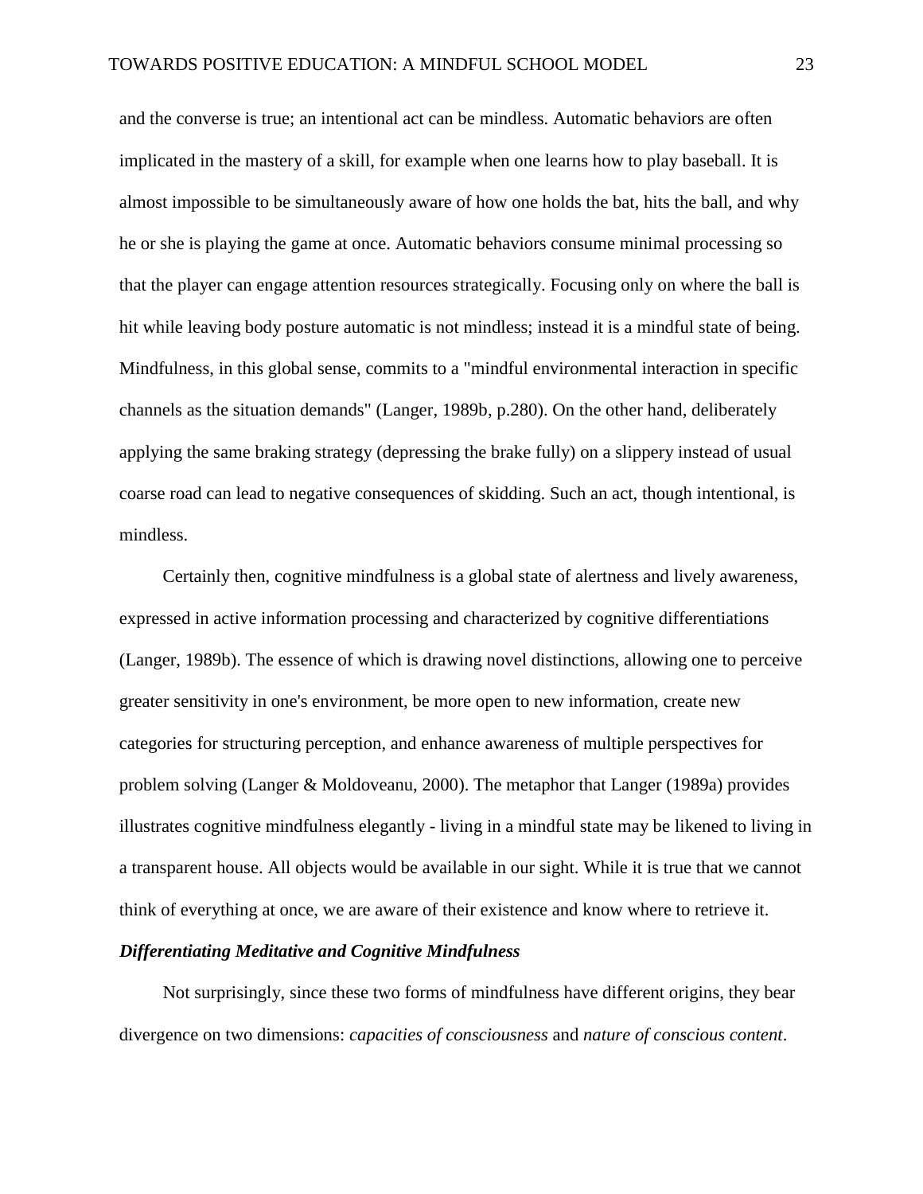and the converse is true; an intentional act can be mindless. Automatic behaviors are often implicated in the mastery of a skill, for example when one learns how to play baseball. It is almost impossible to be simultaneously aware of how one holds the bat, hits the ball, and why he or she is playing the game at once. Automatic behaviors consume minimal processing so that the player can engage attention resources strategically. Focusing only on where the ball is hit while leaving body posture automatic is not mindless; instead it is a mindful state of being. Mindfulness, in this global sense, commits to a "mindful environmental interaction in specific channels as the situation demands" (Langer, 1989b, p.280). On the other hand, deliberately applying the same braking strategy (depressing the brake fully) on a slippery instead of usual coarse road can lead to negative consequences of skidding. Such an act, though intentional, is mindless.

Certainly then, cognitive mindfulness is a global state of alertness and lively awareness, expressed in active information processing and characterized by cognitive differentiations (Langer, 1989b). The essence of which is drawing novel distinctions, allowing one to perceive greater sensitivity in one's environment, be more open to new information, create new categories for structuring perception, and enhance awareness of multiple perspectives for problem solving (Langer & Moldoveanu, 2000). The metaphor that Langer (1989a) provides illustrates cognitive mindfulness elegantly - living in a mindful state may be likened to living in a transparent house. All objects would be available in our sight. While it is true that we cannot think of everything at once, we are aware of their existence and know where to retrieve it.

### *Differentiating Meditative and Cognitive Mindfulness*

Not surprisingly, since these two forms of mindfulness have different origins, they bear divergence on two dimensions: *capacities of consciousness* and *nature of conscious content*.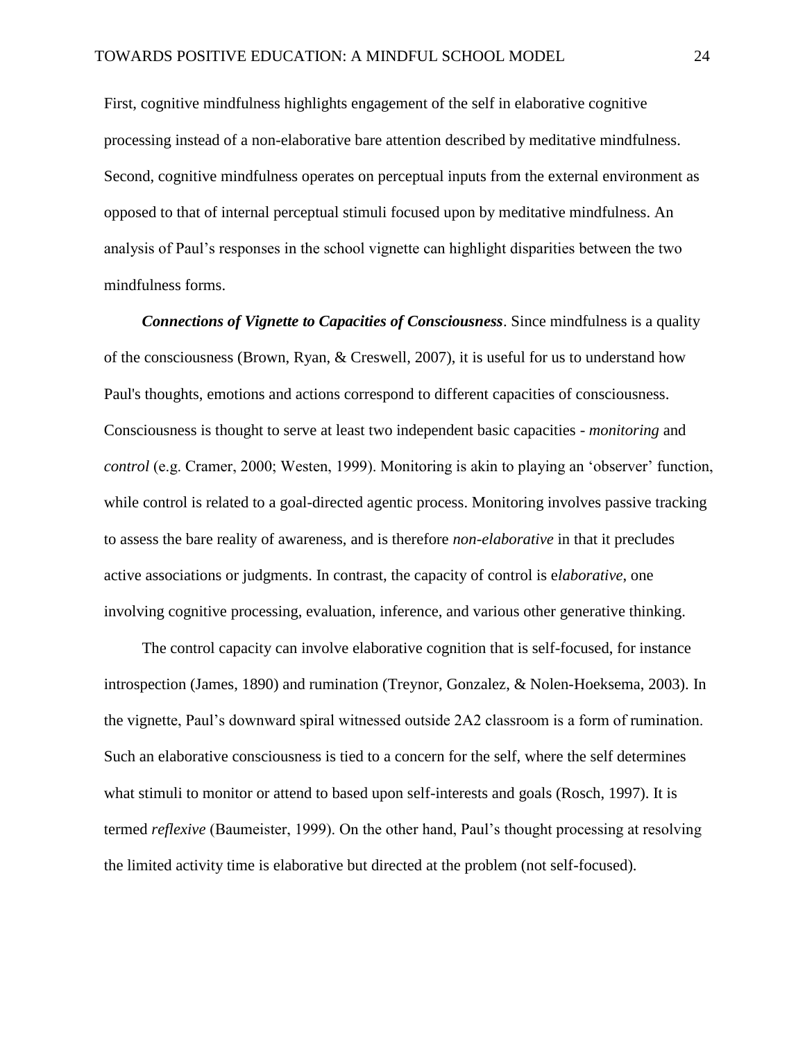First, cognitive mindfulness highlights engagement of the self in elaborative cognitive processing instead of a non-elaborative bare attention described by meditative mindfulness. Second, cognitive mindfulness operates on perceptual inputs from the external environment as opposed to that of internal perceptual stimuli focused upon by meditative mindfulness. An analysis of Paul's responses in the school vignette can highlight disparities between the two mindfulness forms.

***Connections of Vignette to Capacities of Consciousness***. Since mindfulness is a quality of the consciousness (Brown, Ryan, & Creswell, 2007), it is useful for us to understand how Paul's thoughts, emotions and actions correspond to different capacities of consciousness. Consciousness is thought to serve at least two independent basic capacities - *monitoring* and *control* (e.g. Cramer, 2000; Westen, 1999). Monitoring is akin to playing an 'observer' function, while control is related to a goal-directed agentic process. Monitoring involves passive tracking to assess the bare reality of awareness, and is therefore *non-elaborative* in that it precludes active associations or judgments. In contrast, the capacity of control is e*laborative*, one involving cognitive processing, evaluation, inference, and various other generative thinking.

The control capacity can involve elaborative cognition that is self-focused, for instance introspection (James, 1890) and rumination (Treynor, Gonzalez, & Nolen-Hoeksema, 2003). In the vignette, Paul's downward spiral witnessed outside 2A2 classroom is a form of rumination. Such an elaborative consciousness is tied to a concern for the self, where the self determines what stimuli to monitor or attend to based upon self-interests and goals (Rosch, 1997). It is termed *reflexive* (Baumeister, 1999). On the other hand, Paul's thought processing at resolving the limited activity time is elaborative but directed at the problem (not self-focused).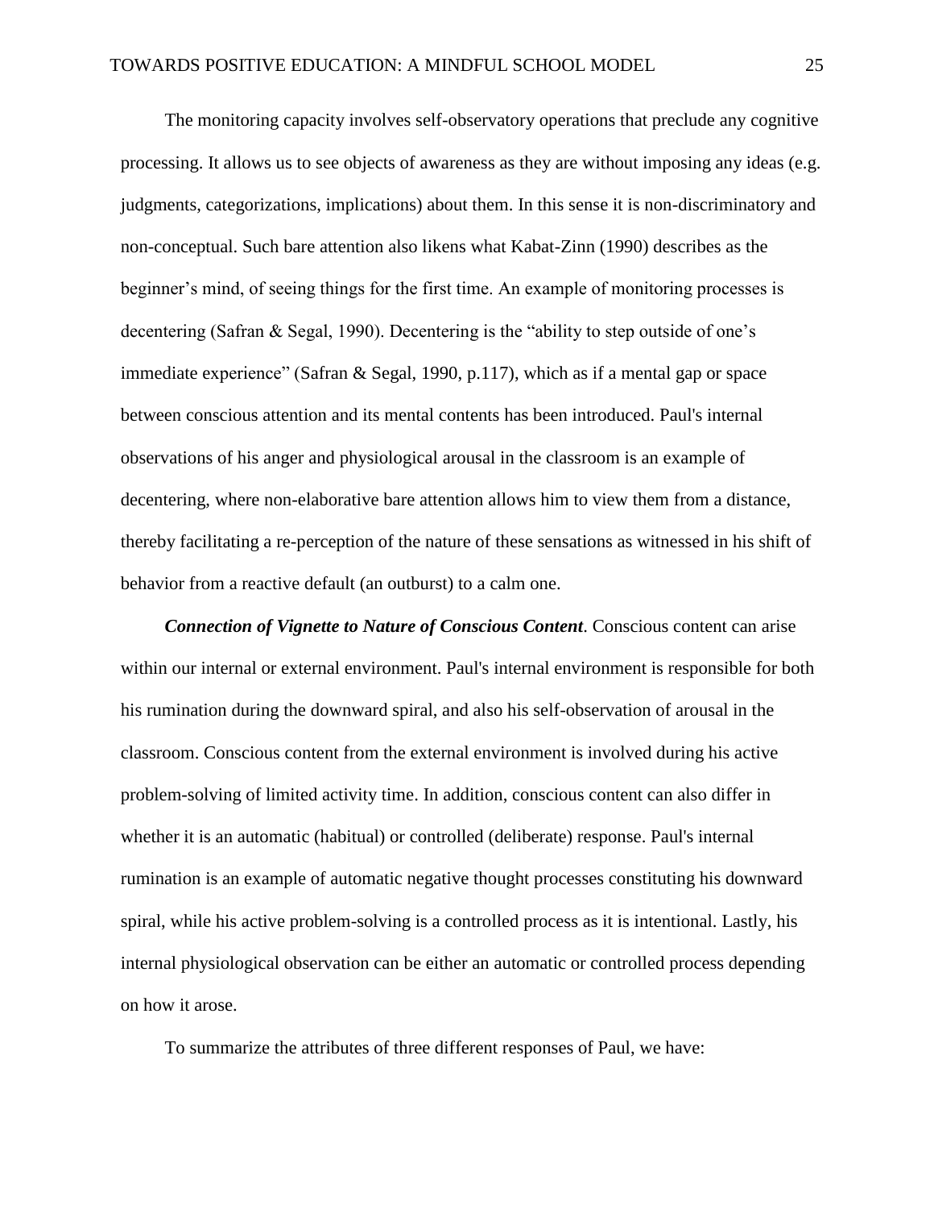The monitoring capacity involves self-observatory operations that preclude any cognitive processing. It allows us to see objects of awareness as they are without imposing any ideas (e.g. judgments, categorizations, implications) about them. In this sense it is non-discriminatory and non-conceptual. Such bare attention also likens what Kabat-Zinn (1990) describes as the beginner's mind, of seeing things for the first time. An example of monitoring processes is decentering (Safran & Segal, 1990). Decentering is the "ability to step outside of one's immediate experience" (Safran & Segal, 1990, p.117), which as if a mental gap or space between conscious attention and its mental contents has been introduced. Paul's internal observations of his anger and physiological arousal in the classroom is an example of decentering, where non-elaborative bare attention allows him to view them from a distance, thereby facilitating a re-perception of the nature of these sensations as witnessed in his shift of behavior from a reactive default (an outburst) to a calm one.

***Connection of Vignette to Nature of Conscious Content*.** Conscious content can arise within our internal or external environment. Paul's internal environment is responsible for both his rumination during the downward spiral, and also his self-observation of arousal in the classroom. Conscious content from the external environment is involved during his active problem-solving of limited activity time. In addition, conscious content can also differ in whether it is an automatic (habitual) or controlled (deliberate) response. Paul's internal rumination is an example of automatic negative thought processes constituting his downward spiral, while his active problem-solving is a controlled process as it is intentional. Lastly, his internal physiological observation can be either an automatic or controlled process depending on how it arose.

To summarize the attributes of three different responses of Paul, we have: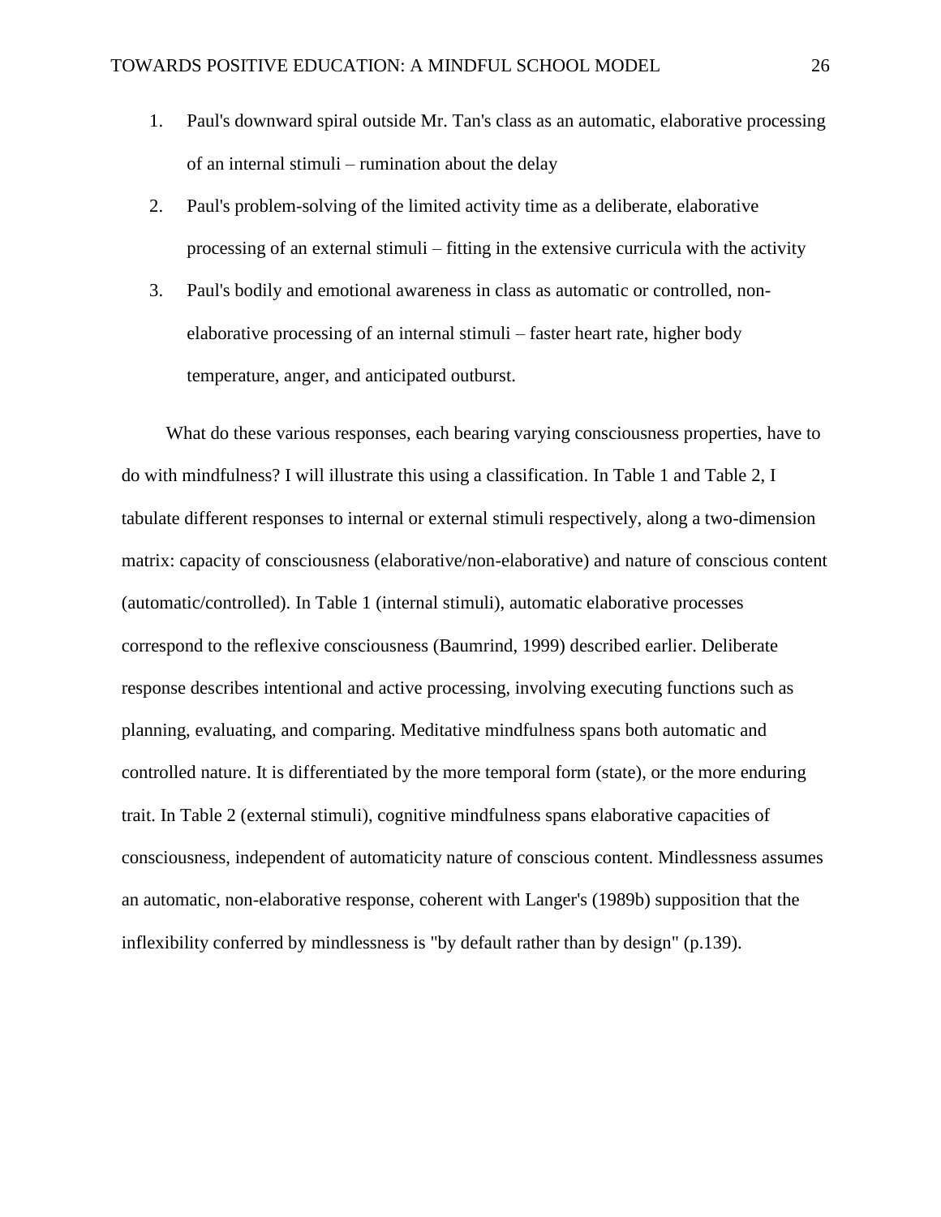1. Paul's downward spiral outside Mr. Tan's class as an automatic, elaborative processing of an internal stimuli – rumination about the delay
2. Paul's problem-solving of the limited activity time as a deliberate, elaborative processing of an external stimuli – fitting in the extensive curricula with the activity
3. Paul's bodily and emotional awareness in class as automatic or controlled, non-elaborative processing of an internal stimuli – faster heart rate, higher body temperature, anger, and anticipated outburst.

What do these various responses, each bearing varying consciousness properties, have to do with mindfulness? I will illustrate this using a classification. In Table 1 and Table 2, I tabulate different responses to internal or external stimuli respectively, along a two-dimension matrix: capacity of consciousness (elaborative/non-elaborative) and nature of conscious content (automatic/controlled). In Table 1 (internal stimuli), automatic elaborative processes correspond to the reflexive consciousness (Baumrind, 1999) described earlier. Deliberate response describes intentional and active processing, involving executing functions such as planning, evaluating, and comparing. Meditative mindfulness spans both automatic and controlled nature. It is differentiated by the more temporal form (state), or the more enduring trait. In Table 2 (external stimuli), cognitive mindfulness spans elaborative capacities of consciousness, independent of automaticity nature of conscious content. Mindlessness assumes an automatic, non-elaborative response, coherent with Langer's (1989b) supposition that the inflexibility conferred by mindlessness is "by default rather than by design" (p.139).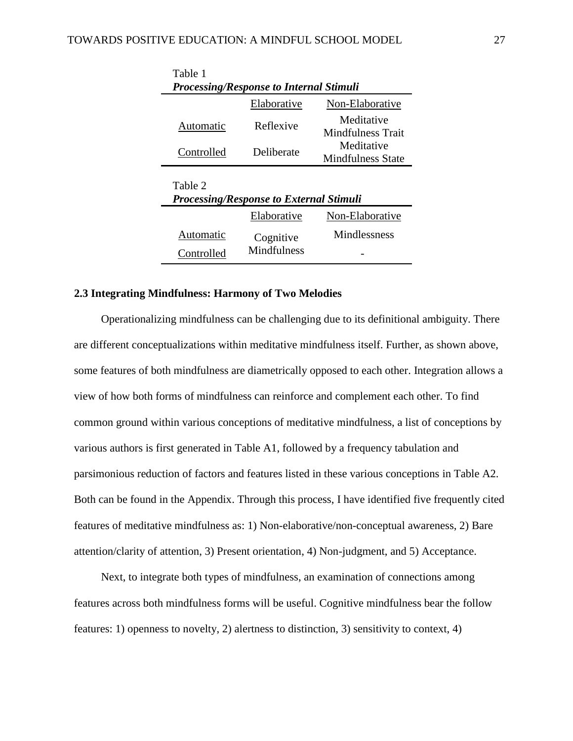Table 1
***Processing/Response to Internal Stimuli***

| | Elaborative | Non-Elaborative |
|---|---|---|
| Automatic | Reflexive | Meditative Mindfulness Trait |
| Controlled | Deliberate | Meditative Mindfulness State |

Table 2
***Processing/Response to External Stimuli***

| | Elaborative | Non-Elaborative |
|---|---|---|
| Automatic | Cognitive Mindfulness | Mindlessness |
| Controlled | | - |

### 2.3 Integrating Mindfulness: Harmony of Two Melodies

Operationalizing mindfulness can be challenging due to its definitional ambiguity. There are different conceptualizations within meditative mindfulness itself. Further, as shown above, some features of both mindfulness are diametrically opposed to each other. Integration allows a view of how both forms of mindfulness can reinforce and complement each other. To find common ground within various conceptions of meditative mindfulness, a list of conceptions by various authors is first generated in Table A1, followed by a frequency tabulation and parsimonious reduction of factors and features listed in these various conceptions in Table A2. Both can be found in the Appendix. Through this process, I have identified five frequently cited features of meditative mindfulness as: 1) Non-elaborative/non-conceptual awareness, 2) Bare attention/clarity of attention, 3) Present orientation, 4) Non-judgment, and 5) Acceptance.

Next, to integrate both types of mindfulness, an examination of connections among features across both mindfulness forms will be useful. Cognitive mindfulness bear the follow features: 1) openness to novelty, 2) alertness to distinction, 3) sensitivity to context, 4)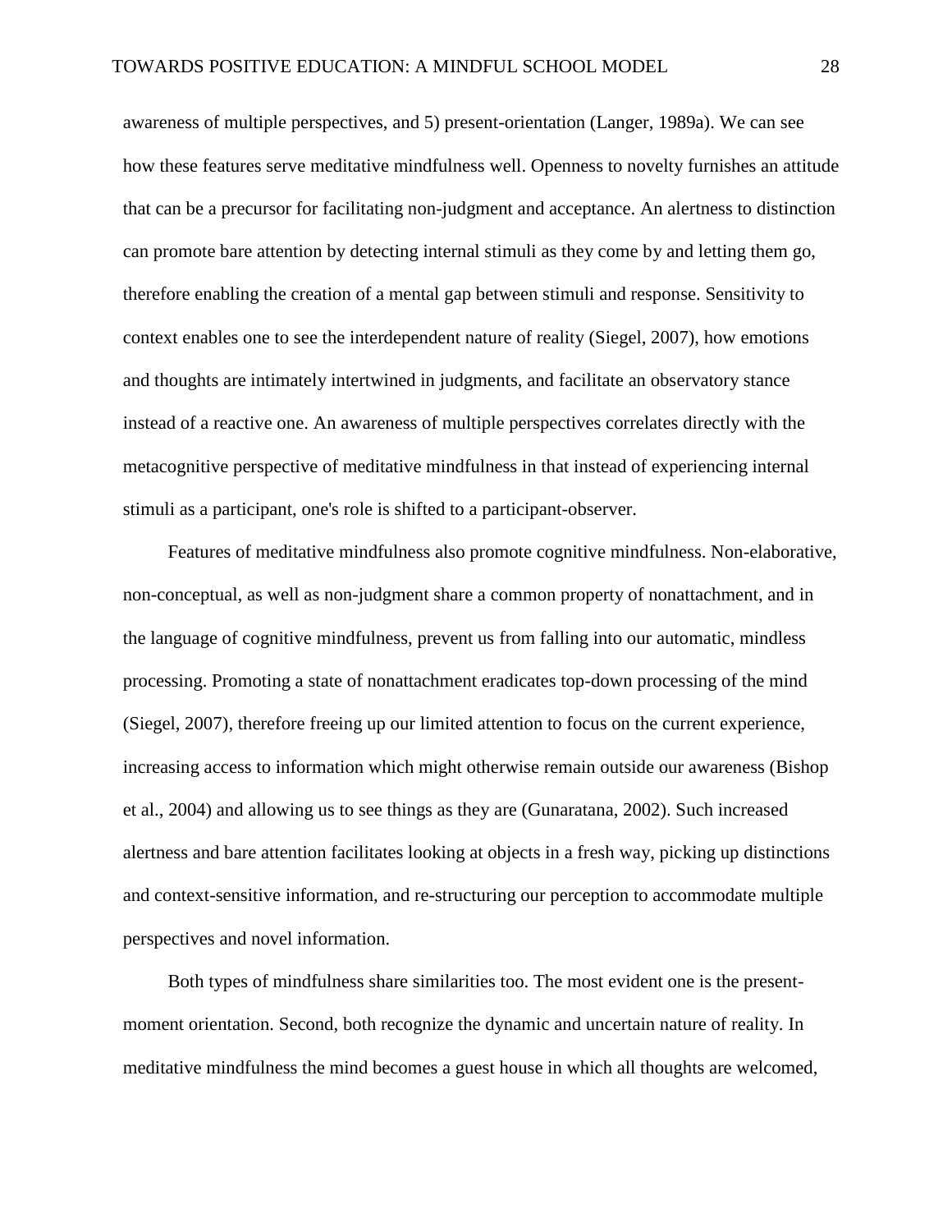awareness of multiple perspectives, and 5) present-orientation (Langer, 1989a). We can see how these features serve meditative mindfulness well. Openness to novelty furnishes an attitude that can be a precursor for facilitating non-judgment and acceptance. An alertness to distinction can promote bare attention by detecting internal stimuli as they come by and letting them go, therefore enabling the creation of a mental gap between stimuli and response. Sensitivity to context enables one to see the interdependent nature of reality (Siegel, 2007), how emotions and thoughts are intimately intertwined in judgments, and facilitate an observatory stance instead of a reactive one. An awareness of multiple perspectives correlates directly with the metacognitive perspective of meditative mindfulness in that instead of experiencing internal stimuli as a participant, one's role is shifted to a participant-observer.

Features of meditative mindfulness also promote cognitive mindfulness. Non-elaborative, non-conceptual, as well as non-judgment share a common property of nonattachment, and in the language of cognitive mindfulness, prevent us from falling into our automatic, mindless processing. Promoting a state of nonattachment eradicates top-down processing of the mind (Siegel, 2007), therefore freeing up our limited attention to focus on the current experience, increasing access to information which might otherwise remain outside our awareness (Bishop et al., 2004) and allowing us to see things as they are (Gunaratana, 2002). Such increased alertness and bare attention facilitates looking at objects in a fresh way, picking up distinctions and context-sensitive information, and re-structuring our perception to accommodate multiple perspectives and novel information.

Both types of mindfulness share similarities too. The most evident one is the present-moment orientation. Second, both recognize the dynamic and uncertain nature of reality. In meditative mindfulness the mind becomes a guest house in which all thoughts are welcomed,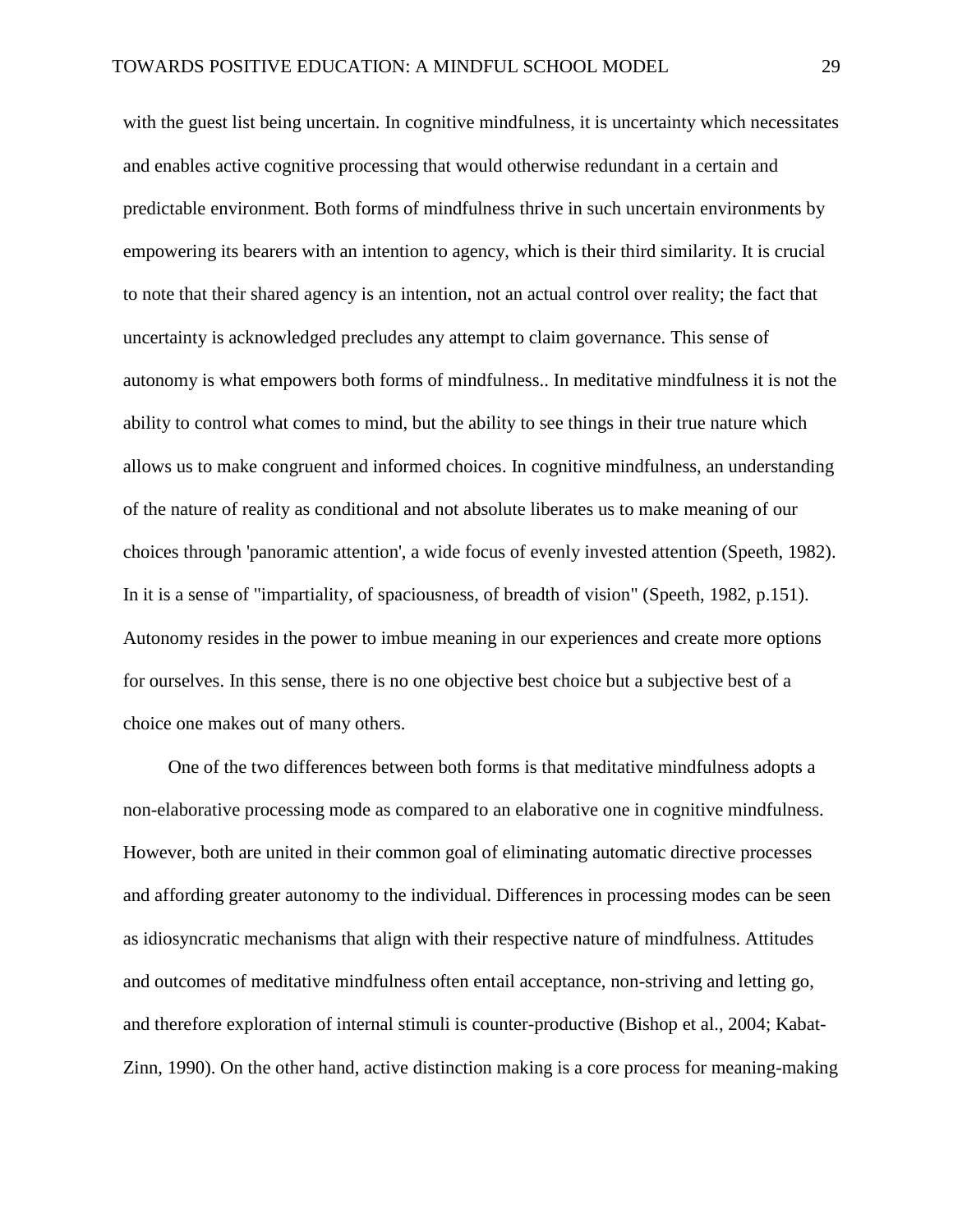with the guest list being uncertain. In cognitive mindfulness, it is uncertainty which necessitates and enables active cognitive processing that would otherwise redundant in a certain and predictable environment. Both forms of mindfulness thrive in such uncertain environments by empowering its bearers with an intention to agency, which is their third similarity. It is crucial to note that their shared agency is an intention, not an actual control over reality; the fact that uncertainty is acknowledged precludes any attempt to claim governance. This sense of autonomy is what empowers both forms of mindfulness.. In meditative mindfulness it is not the ability to control what comes to mind, but the ability to see things in their true nature which allows us to make congruent and informed choices. In cognitive mindfulness, an understanding of the nature of reality as conditional and not absolute liberates us to make meaning of our choices through 'panoramic attention', a wide focus of evenly invested attention (Speeth, 1982). In it is a sense of "impartiality, of spaciousness, of breadth of vision" (Speeth, 1982, p.151). Autonomy resides in the power to imbue meaning in our experiences and create more options for ourselves. In this sense, there is no one objective best choice but a subjective best of a choice one makes out of many others.

One of the two differences between both forms is that meditative mindfulness adopts a non-elaborative processing mode as compared to an elaborative one in cognitive mindfulness. However, both are united in their common goal of eliminating automatic directive processes and affording greater autonomy to the individual. Differences in processing modes can be seen as idiosyncratic mechanisms that align with their respective nature of mindfulness. Attitudes and outcomes of meditative mindfulness often entail acceptance, non-striving and letting go, and therefore exploration of internal stimuli is counter-productive (Bishop et al., 2004; Kabat-Zinn, 1990). On the other hand, active distinction making is a core process for meaning-making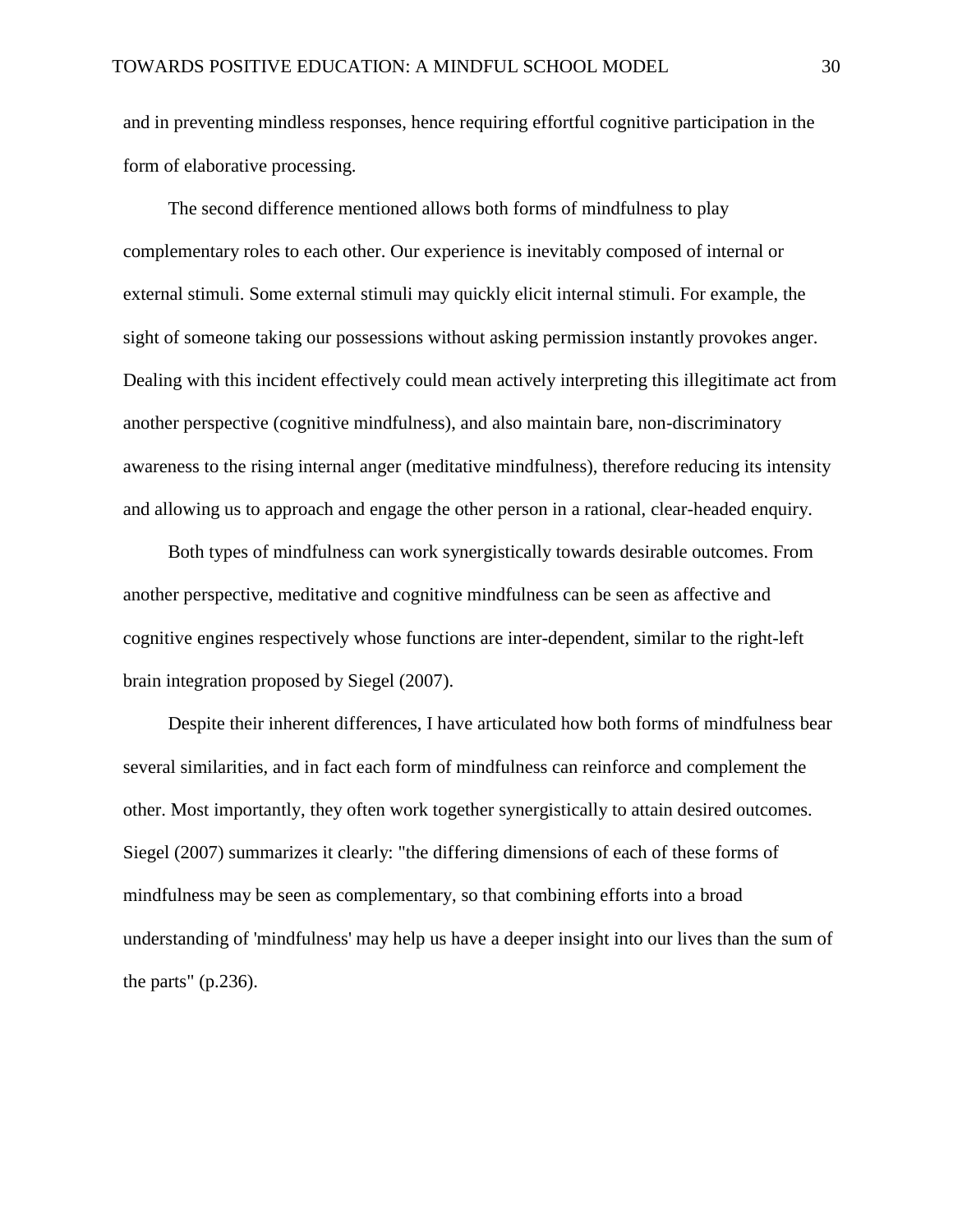and in preventing mindless responses, hence requiring effortful cognitive participation in the form of elaborative processing.

The second difference mentioned allows both forms of mindfulness to play complementary roles to each other. Our experience is inevitably composed of internal or external stimuli. Some external stimuli may quickly elicit internal stimuli. For example, the sight of someone taking our possessions without asking permission instantly provokes anger. Dealing with this incident effectively could mean actively interpreting this illegitimate act from another perspective (cognitive mindfulness), and also maintain bare, non-discriminatory awareness to the rising internal anger (meditative mindfulness), therefore reducing its intensity and allowing us to approach and engage the other person in a rational, clear-headed enquiry.

Both types of mindfulness can work synergistically towards desirable outcomes. From another perspective, meditative and cognitive mindfulness can be seen as affective and cognitive engines respectively whose functions are inter-dependent, similar to the right-left brain integration proposed by Siegel (2007).

Despite their inherent differences, I have articulated how both forms of mindfulness bear several similarities, and in fact each form of mindfulness can reinforce and complement the other. Most importantly, they often work together synergistically to attain desired outcomes. Siegel (2007) summarizes it clearly: "the differing dimensions of each of these forms of mindfulness may be seen as complementary, so that combining efforts into a broad understanding of 'mindfulness' may help us have a deeper insight into our lives than the sum of the parts" (p.236).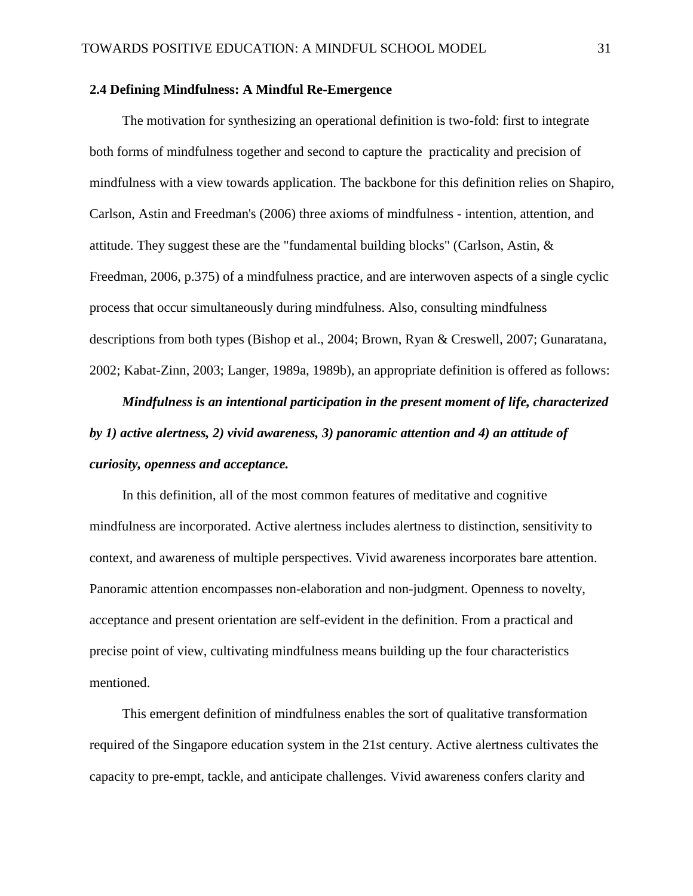### 2.4 Defining Mindfulness: A Mindful Re-Emergence

The motivation for synthesizing an operational definition is two-fold: first to integrate both forms of mindfulness together and second to capture the practicality and precision of mindfulness with a view towards application. The backbone for this definition relies on Shapiro, Carlson, Astin and Freedman's (2006) three axioms of mindfulness - intention, attention, and attitude. They suggest these are the "fundamental building blocks" (Carlson, Astin, & Freedman, 2006, p.375) of a mindfulness practice, and are interwoven aspects of a single cyclic process that occur simultaneously during mindfulness. Also, consulting mindfulness descriptions from both types (Bishop et al., 2004; Brown, Ryan & Creswell, 2007; Gunaratana, 2002; Kabat-Zinn, 2003; Langer, 1989a, 1989b), an appropriate definition is offered as follows:

***Mindfulness is an intentional participation in the present moment of life, characterized by 1) active alertness, 2) vivid awareness, 3) panoramic attention and 4) an attitude of curiosity, openness and acceptance.***

In this definition, all of the most common features of meditative and cognitive mindfulness are incorporated. Active alertness includes alertness to distinction, sensitivity to context, and awareness of multiple perspectives. Vivid awareness incorporates bare attention. Panoramic attention encompasses non-elaboration and non-judgment. Openness to novelty, acceptance and present orientation are self-evident in the definition. From a practical and precise point of view, cultivating mindfulness means building up the four characteristics mentioned.

This emergent definition of mindfulness enables the sort of qualitative transformation required of the Singapore education system in the 21st century. Active alertness cultivates the capacity to pre-empt, tackle, and anticipate challenges. Vivid awareness confers clarity and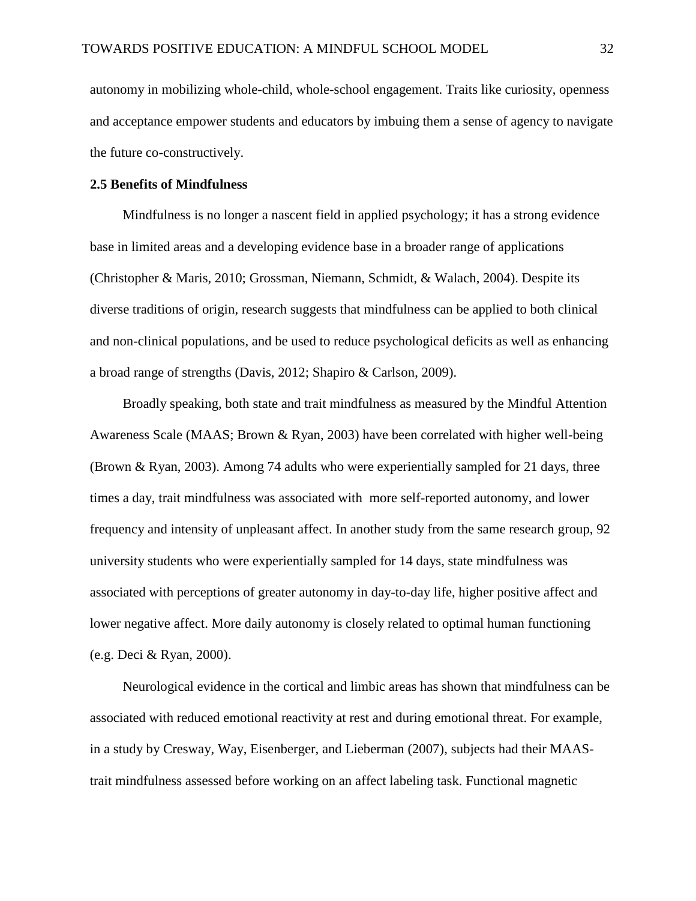autonomy in mobilizing whole-child, whole-school engagement. Traits like curiosity, openness and acceptance empower students and educators by imbuing them a sense of agency to navigate the future co-constructively.

### 2.5 Benefits of Mindfulness

Mindfulness is no longer a nascent field in applied psychology; it has a strong evidence base in limited areas and a developing evidence base in a broader range of applications (Christopher & Maris, 2010; Grossman, Niemann, Schmidt, & Walach, 2004). Despite its diverse traditions of origin, research suggests that mindfulness can be applied to both clinical and non-clinical populations, and be used to reduce psychological deficits as well as enhancing a broad range of strengths (Davis, 2012; Shapiro & Carlson, 2009).

Broadly speaking, both state and trait mindfulness as measured by the Mindful Attention Awareness Scale (MAAS; Brown & Ryan, 2003) have been correlated with higher well-being (Brown & Ryan, 2003). Among 74 adults who were experientially sampled for 21 days, three times a day, trait mindfulness was associated with more self-reported autonomy, and lower frequency and intensity of unpleasant affect. In another study from the same research group, 92 university students who were experientially sampled for 14 days, state mindfulness was associated with perceptions of greater autonomy in day-to-day life, higher positive affect and lower negative affect. More daily autonomy is closely related to optimal human functioning (e.g. Deci & Ryan, 2000).

Neurological evidence in the cortical and limbic areas has shown that mindfulness can be associated with reduced emotional reactivity at rest and during emotional threat. For example, in a study by Cresway, Way, Eisenberger, and Lieberman (2007), subjects had their MAAS-trait mindfulness assessed before working on an affect labeling task. Functional magnetic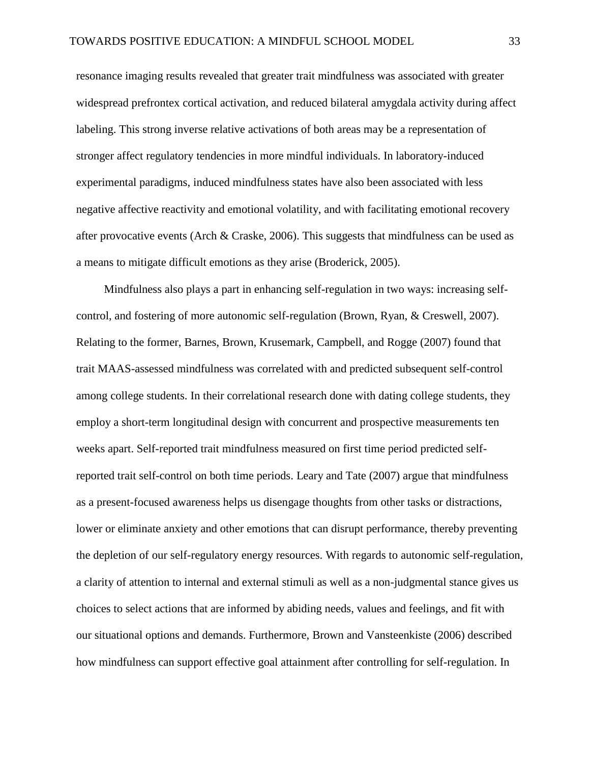resonance imaging results revealed that greater trait mindfulness was associated with greater widespread prefrontex cortical activation, and reduced bilateral amygdala activity during affect labeling. This strong inverse relative activations of both areas may be a representation of stronger affect regulatory tendencies in more mindful individuals. In laboratory-induced experimental paradigms, induced mindfulness states have also been associated with less negative affective reactivity and emotional volatility, and with facilitating emotional recovery after provocative events (Arch & Craske, 2006). This suggests that mindfulness can be used as a means to mitigate difficult emotions as they arise (Broderick, 2005).

Mindfulness also plays a part in enhancing self-regulation in two ways: increasing self-control, and fostering of more autonomic self-regulation (Brown, Ryan, & Creswell, 2007). Relating to the former, Barnes, Brown, Krusemark, Campbell, and Rogge (2007) found that trait MAAS-assessed mindfulness was correlated with and predicted subsequent self-control among college students. In their correlational research done with dating college students, they employ a short-term longitudinal design with concurrent and prospective measurements ten weeks apart. Self-reported trait mindfulness measured on first time period predicted self-reported trait self-control on both time periods. Leary and Tate (2007) argue that mindfulness as a present-focused awareness helps us disengage thoughts from other tasks or distractions, lower or eliminate anxiety and other emotions that can disrupt performance, thereby preventing the depletion of our self-regulatory energy resources. With regards to autonomic self-regulation, a clarity of attention to internal and external stimuli as well as a non-judgmental stance gives us choices to select actions that are informed by abiding needs, values and feelings, and fit with our situational options and demands. Furthermore, Brown and Vansteenkiste (2006) described how mindfulness can support effective goal attainment after controlling for self-regulation. In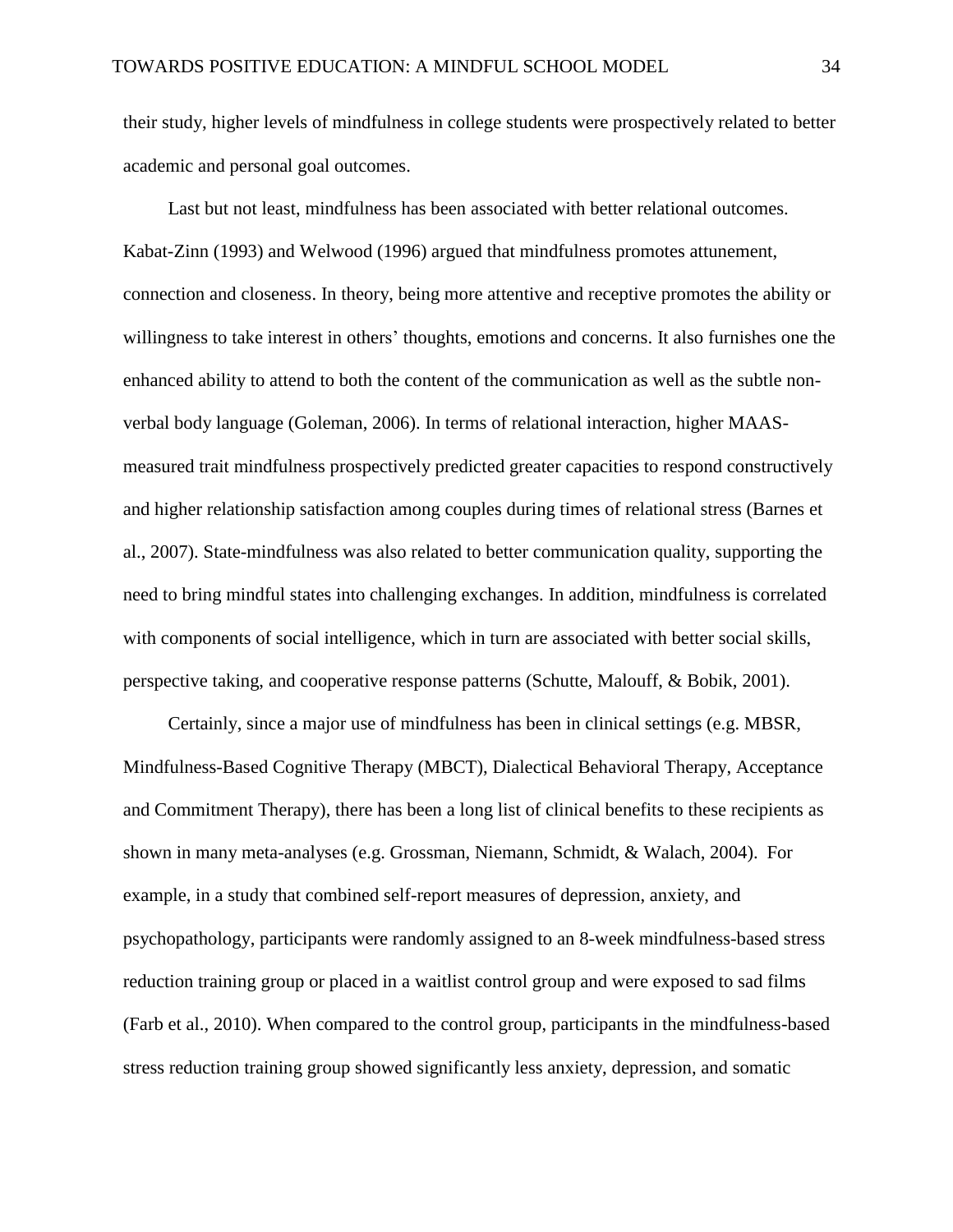their study, higher levels of mindfulness in college students were prospectively related to better academic and personal goal outcomes.

Last but not least, mindfulness has been associated with better relational outcomes. Kabat-Zinn (1993) and Welwood (1996) argued that mindfulness promotes attunement, connection and closeness. In theory, being more attentive and receptive promotes the ability or willingness to take interest in others' thoughts, emotions and concerns. It also furnishes one the enhanced ability to attend to both the content of the communication as well as the subtle non-verbal body language (Goleman, 2006). In terms of relational interaction, higher MAAS-measured trait mindfulness prospectively predicted greater capacities to respond constructively and higher relationship satisfaction among couples during times of relational stress (Barnes et al., 2007). State-mindfulness was also related to better communication quality, supporting the need to bring mindful states into challenging exchanges. In addition, mindfulness is correlated with components of social intelligence, which in turn are associated with better social skills, perspective taking, and cooperative response patterns (Schutte, Malouff, & Bobik, 2001).

Certainly, since a major use of mindfulness has been in clinical settings (e.g. MBSR, Mindfulness-Based Cognitive Therapy (MBCT), Dialectical Behavioral Therapy, Acceptance and Commitment Therapy), there has been a long list of clinical benefits to these recipients as shown in many meta-analyses (e.g. Grossman, Niemann, Schmidt, & Walach, 2004). For example, in a study that combined self-report measures of depression, anxiety, and psychopathology, participants were randomly assigned to an 8-week mindfulness-based stress reduction training group or placed in a waitlist control group and were exposed to sad films (Farb et al., 2010). When compared to the control group, participants in the mindfulness-based stress reduction training group showed significantly less anxiety, depression, and somatic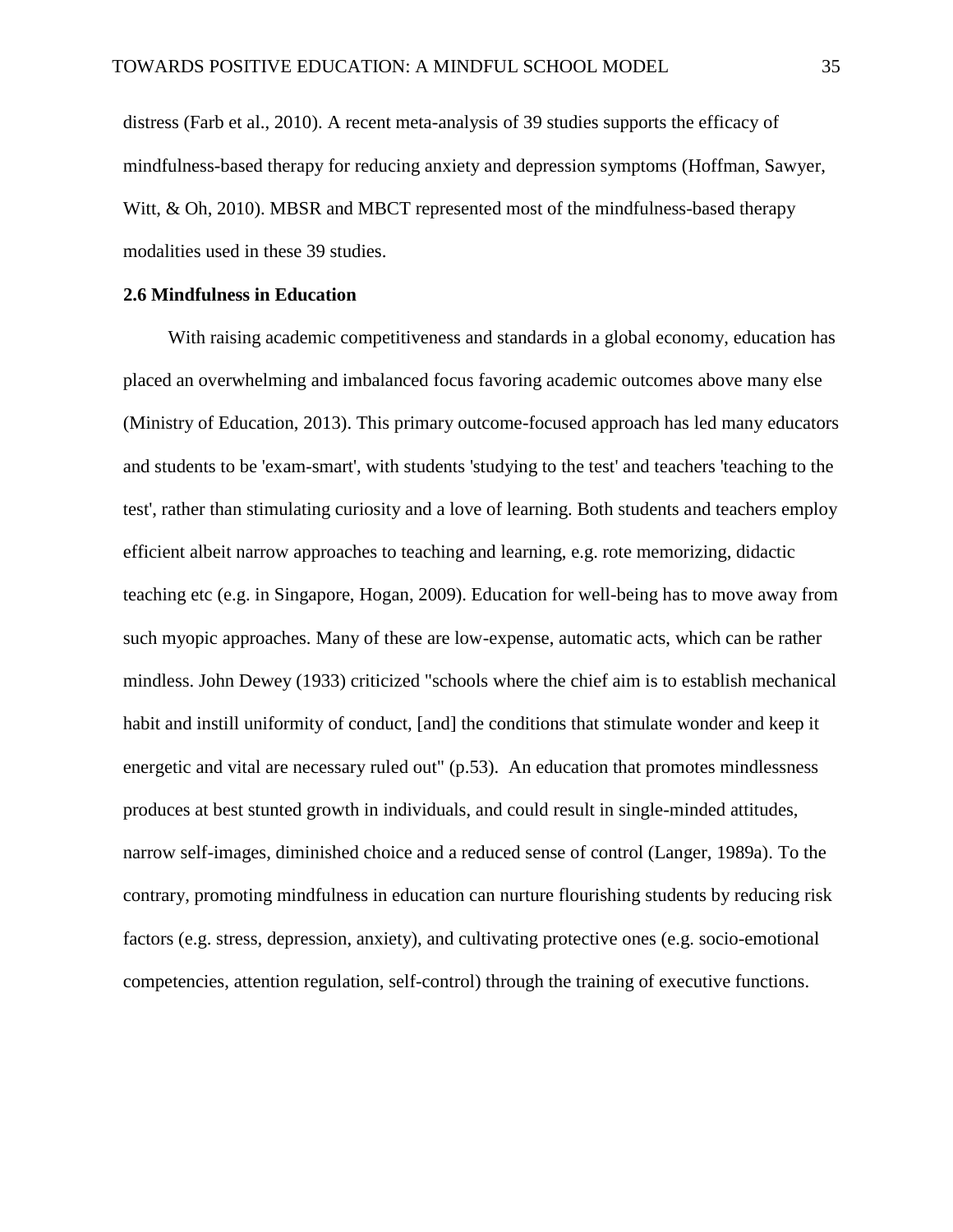distress (Farb et al., 2010). A recent meta-analysis of 39 studies supports the efficacy of mindfulness-based therapy for reducing anxiety and depression symptoms (Hoffman, Sawyer, Witt, & Oh, 2010). MBSR and MBCT represented most of the mindfulness-based therapy modalities used in these 39 studies.

### 2.6 Mindfulness in Education

With raising academic competitiveness and standards in a global economy, education has placed an overwhelming and imbalanced focus favoring academic outcomes above many else (Ministry of Education, 2013). This primary outcome-focused approach has led many educators and students to be 'exam-smart', with students 'studying to the test' and teachers 'teaching to the test', rather than stimulating curiosity and a love of learning. Both students and teachers employ efficient albeit narrow approaches to teaching and learning, e.g. rote memorizing, didactic teaching etc (e.g. in Singapore, Hogan, 2009). Education for well-being has to move away from such myopic approaches. Many of these are low-expense, automatic acts, which can be rather mindless. John Dewey (1933) criticized "schools where the chief aim is to establish mechanical habit and instill uniformity of conduct, [and] the conditions that stimulate wonder and keep it energetic and vital are necessary ruled out" (p.53). An education that promotes mindlessness produces at best stunted growth in individuals, and could result in single-minded attitudes, narrow self-images, diminished choice and a reduced sense of control (Langer, 1989a). To the contrary, promoting mindfulness in education can nurture flourishing students by reducing risk factors (e.g. stress, depression, anxiety), and cultivating protective ones (e.g. socio-emotional competencies, attention regulation, self-control) through the training of executive functions.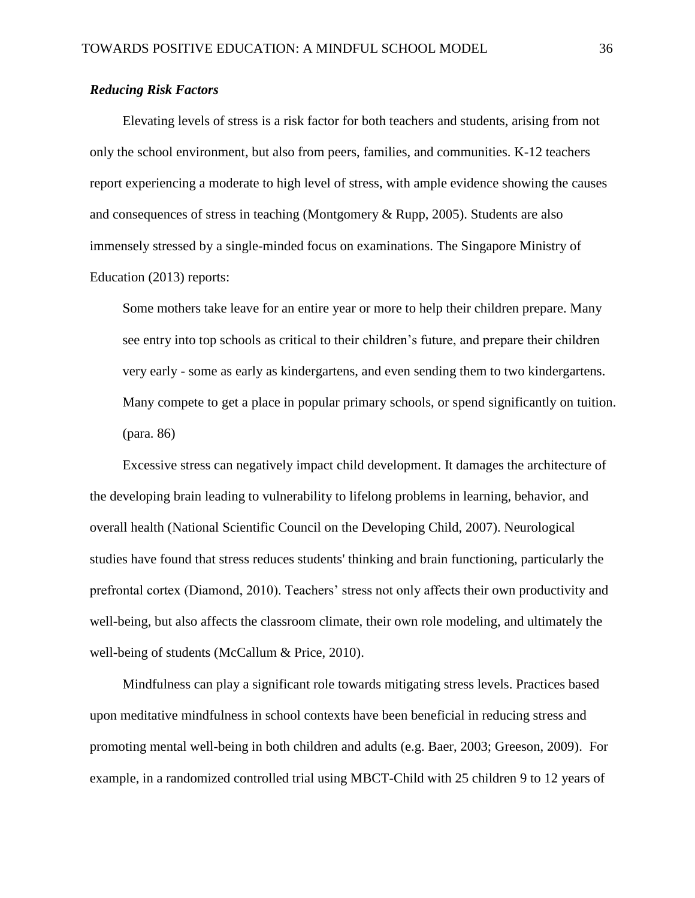### *Reducing Risk Factors*

Elevating levels of stress is a risk factor for both teachers and students, arising from not only the school environment, but also from peers, families, and communities. K-12 teachers report experiencing a moderate to high level of stress, with ample evidence showing the causes and consequences of stress in teaching (Montgomery & Rupp, 2005). Students are also immensely stressed by a single-minded focus on examinations. The Singapore Ministry of Education (2013) reports:

> Some mothers take leave for an entire year or more to help their children prepare. Many see entry into top schools as critical to their children's future, and prepare their children very early - some as early as kindergartens, and even sending them to two kindergartens. Many compete to get a place in popular primary schools, or spend significantly on tuition. (para. 86)

Excessive stress can negatively impact child development. It damages the architecture of the developing brain leading to vulnerability to lifelong problems in learning, behavior, and overall health (National Scientific Council on the Developing Child, 2007). Neurological studies have found that stress reduces students' thinking and brain functioning, particularly the prefrontal cortex (Diamond, 2010). Teachers' stress not only affects their own productivity and well-being, but also affects the classroom climate, their own role modeling, and ultimately the well-being of students (McCallum & Price, 2010).

Mindfulness can play a significant role towards mitigating stress levels. Practices based upon meditative mindfulness in school contexts have been beneficial in reducing stress and promoting mental well-being in both children and adults (e.g. Baer, 2003; Greeson, 2009). For example, in a randomized controlled trial using MBCT-Child with 25 children 9 to 12 years of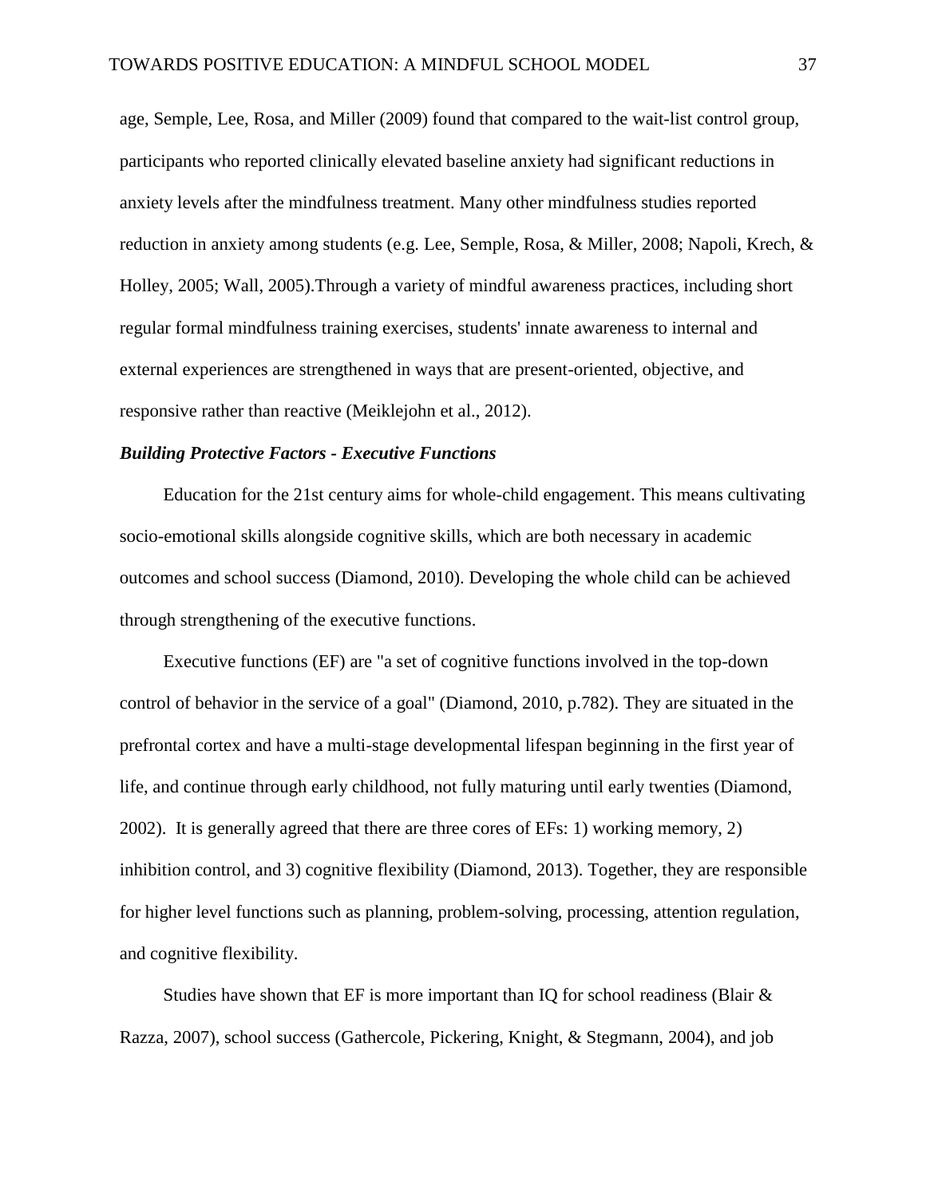age, Semple, Lee, Rosa, and Miller (2009) found that compared to the wait-list control group, participants who reported clinically elevated baseline anxiety had significant reductions in anxiety levels after the mindfulness treatment. Many other mindfulness studies reported reduction in anxiety among students (e.g. Lee, Semple, Rosa, & Miller, 2008; Napoli, Krech, & Holley, 2005; Wall, 2005).Through a variety of mindful awareness practices, including short regular formal mindfulness training exercises, students' innate awareness to internal and external experiences are strengthened in ways that are present-oriented, objective, and responsive rather than reactive (Meiklejohn et al., 2012).

### *Building Protective Factors - Executive Functions*

Education for the 21st century aims for whole-child engagement. This means cultivating socio-emotional skills alongside cognitive skills, which are both necessary in academic outcomes and school success (Diamond, 2010). Developing the whole child can be achieved through strengthening of the executive functions.

Executive functions (EF) are "a set of cognitive functions involved in the top-down control of behavior in the service of a goal" (Diamond, 2010, p.782). They are situated in the prefrontal cortex and have a multi-stage developmental lifespan beginning in the first year of life, and continue through early childhood, not fully maturing until early twenties (Diamond, 2002). It is generally agreed that there are three cores of EFs: 1) working memory, 2) inhibition control, and 3) cognitive flexibility (Diamond, 2013). Together, they are responsible for higher level functions such as planning, problem-solving, processing, attention regulation, and cognitive flexibility.

Studies have shown that EF is more important than IQ for school readiness (Blair & Razza, 2007), school success (Gathercole, Pickering, Knight, & Stegmann, 2004), and job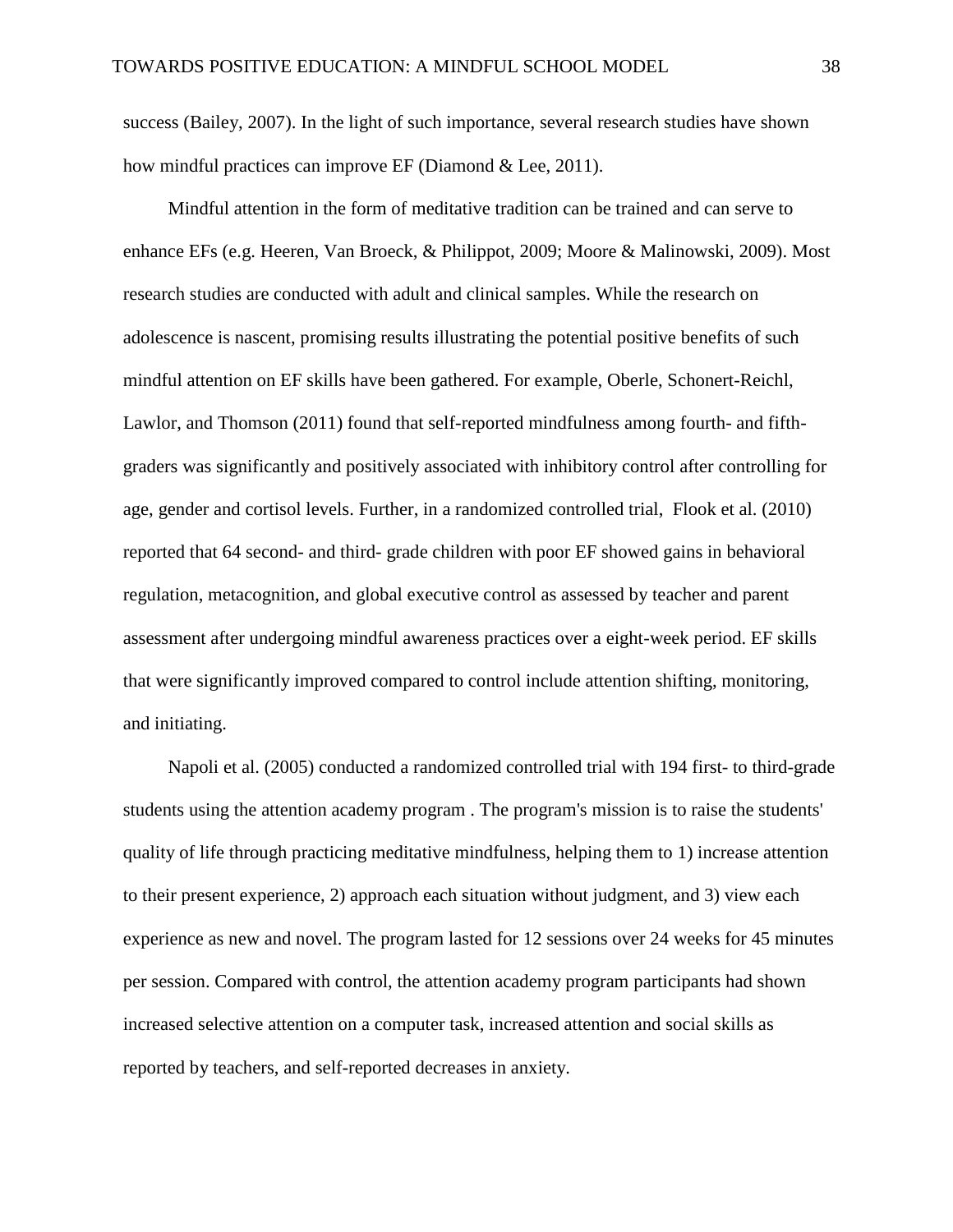success (Bailey, 2007). In the light of such importance, several research studies have shown how mindful practices can improve EF (Diamond & Lee, 2011).

Mindful attention in the form of meditative tradition can be trained and can serve to enhance EFs (e.g. Heeren, Van Broeck, & Philippot, 2009; Moore & Malinowski, 2009). Most research studies are conducted with adult and clinical samples. While the research on adolescence is nascent, promising results illustrating the potential positive benefits of such mindful attention on EF skills have been gathered. For example, Oberle, Schonert-Reichl, Lawlor, and Thomson (2011) found that self-reported mindfulness among fourth- and fifth-graders was significantly and positively associated with inhibitory control after controlling for age, gender and cortisol levels. Further, in a randomized controlled trial, Flook et al. (2010) reported that 64 second- and third- grade children with poor EF showed gains in behavioral regulation, metacognition, and global executive control as assessed by teacher and parent assessment after undergoing mindful awareness practices over a eight-week period. EF skills that were significantly improved compared to control include attention shifting, monitoring, and initiating.

Napoli et al. (2005) conducted a randomized controlled trial with 194 first- to third-grade students using the attention academy program . The program's mission is to raise the students' quality of life through practicing meditative mindfulness, helping them to 1) increase attention to their present experience, 2) approach each situation without judgment, and 3) view each experience as new and novel. The program lasted for 12 sessions over 24 weeks for 45 minutes per session. Compared with control, the attention academy program participants had shown increased selective attention on a computer task, increased attention and social skills as reported by teachers, and self-reported decreases in anxiety.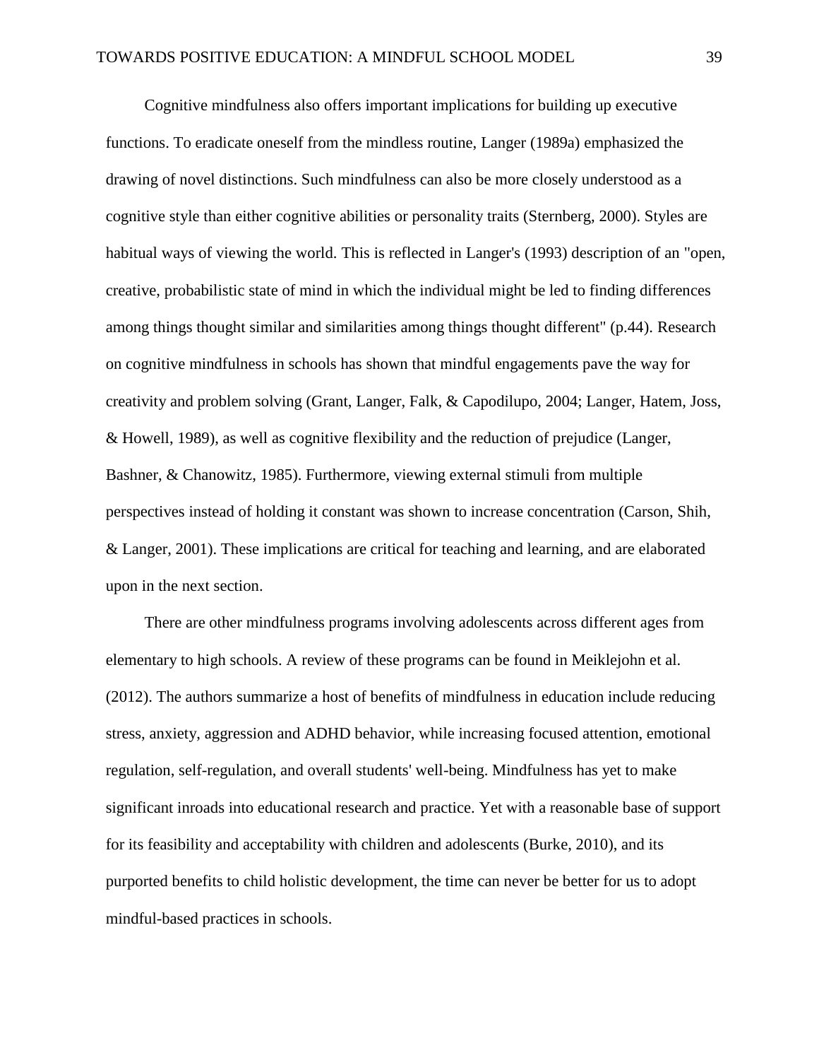Cognitive mindfulness also offers important implications for building up executive functions. To eradicate oneself from the mindless routine, Langer (1989a) emphasized the drawing of novel distinctions. Such mindfulness can also be more closely understood as a cognitive style than either cognitive abilities or personality traits (Sternberg, 2000). Styles are habitual ways of viewing the world. This is reflected in Langer's (1993) description of an "open, creative, probabilistic state of mind in which the individual might be led to finding differences among things thought similar and similarities among things thought different" (p.44). Research on cognitive mindfulness in schools has shown that mindful engagements pave the way for creativity and problem solving (Grant, Langer, Falk, & Capodilupo, 2004; Langer, Hatem, Joss, & Howell, 1989), as well as cognitive flexibility and the reduction of prejudice (Langer, Bashner, & Chanowitz, 1985). Furthermore, viewing external stimuli from multiple perspectives instead of holding it constant was shown to increase concentration (Carson, Shih, & Langer, 2001). These implications are critical for teaching and learning, and are elaborated upon in the next section.

There are other mindfulness programs involving adolescents across different ages from elementary to high schools. A review of these programs can be found in Meiklejohn et al. (2012). The authors summarize a host of benefits of mindfulness in education include reducing stress, anxiety, aggression and ADHD behavior, while increasing focused attention, emotional regulation, self-regulation, and overall students' well-being. Mindfulness has yet to make significant inroads into educational research and practice. Yet with a reasonable base of support for its feasibility and acceptability with children and adolescents (Burke, 2010), and its purported benefits to child holistic development, the time can never be better for us to adopt mindful-based practices in schools.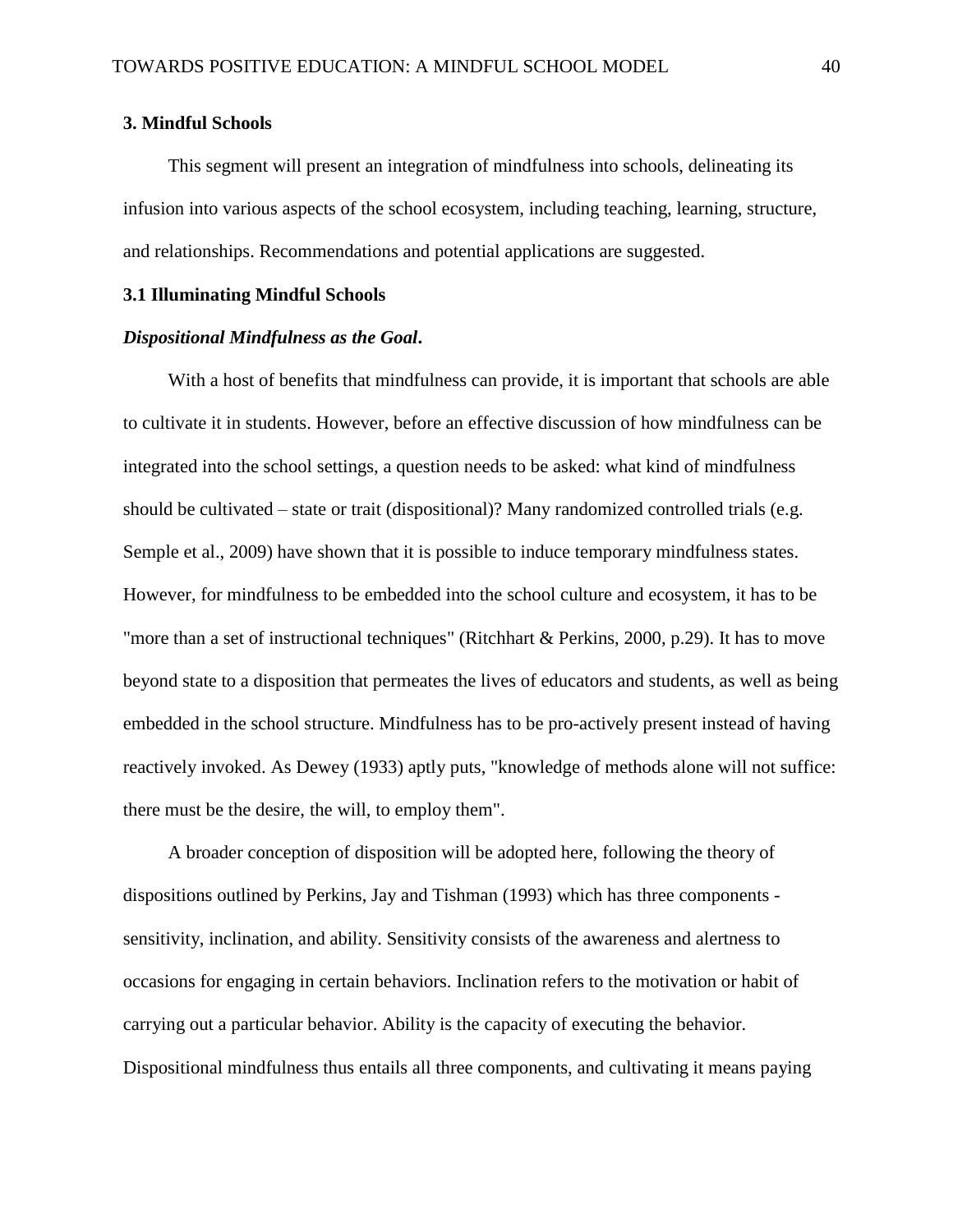## 3. Mindful Schools

This segment will present an integration of mindfulness into schools, delineating its infusion into various aspects of the school ecosystem, including teaching, learning, structure, and relationships. Recommendations and potential applications are suggested.

### 3.1 Illuminating Mindful Schools

#### *Dispositional Mindfulness as the Goal***.**

With a host of benefits that mindfulness can provide, it is important that schools are able to cultivate it in students. However, before an effective discussion of how mindfulness can be integrated into the school settings, a question needs to be asked: what kind of mindfulness should be cultivated – state or trait (dispositional)? Many randomized controlled trials (e.g. Semple et al., 2009) have shown that it is possible to induce temporary mindfulness states. However, for mindfulness to be embedded into the school culture and ecosystem, it has to be "more than a set of instructional techniques" (Ritchhart & Perkins, 2000, p.29). It has to move beyond state to a disposition that permeates the lives of educators and students, as well as being embedded in the school structure. Mindfulness has to be pro-actively present instead of having reactively invoked. As Dewey (1933) aptly puts, "knowledge of methods alone will not suffice: there must be the desire, the will, to employ them".

A broader conception of disposition will be adopted here, following the theory of dispositions outlined by Perkins, Jay and Tishman (1993) which has three components - sensitivity, inclination, and ability. Sensitivity consists of the awareness and alertness to occasions for engaging in certain behaviors. Inclination refers to the motivation or habit of carrying out a particular behavior. Ability is the capacity of executing the behavior. Dispositional mindfulness thus entails all three components, and cultivating it means paying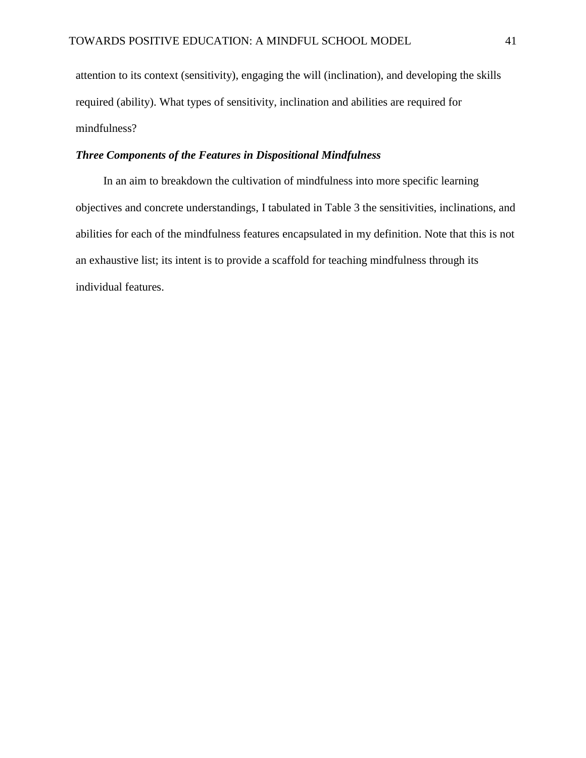attention to its context (sensitivity), engaging the will (inclination), and developing the skills required (ability). What types of sensitivity, inclination and abilities are required for mindfulness?

### ***Three Components of the Features in Dispositional Mindfulness***

In an aim to breakdown the cultivation of mindfulness into more specific learning objectives and concrete understandings, I tabulated in Table 3 the sensitivities, inclinations, and abilities for each of the mindfulness features encapsulated in my definition. Note that this is not an exhaustive list; its intent is to provide a scaffold for teaching mindfulness through its individual features.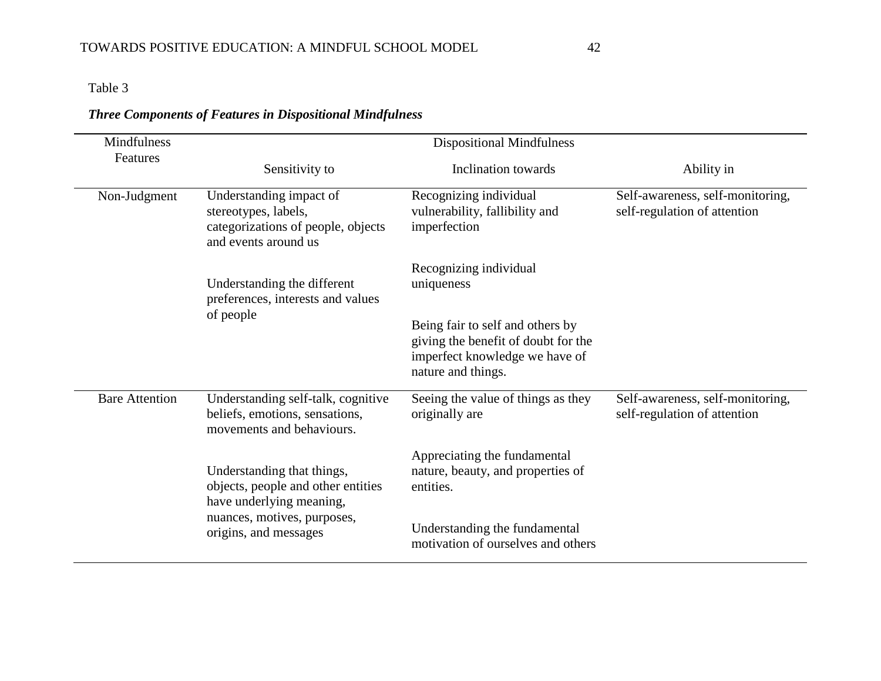Table 3

***Three Components of Features in Dispositional Mindfulness***

| Mindfulness Features | Dispositional Mindfulness | | |
|---|---|---|---|
| | Sensitivity to | Inclination towards | Ability in |
| Non-Judgment | Understanding impact of stereotypes, labels, categorizations of people, objects and events around us | Recognizing individual vulnerability, fallibility and imperfection | Self-awareness, self-monitoring, self-regulation of attention |
| | Understanding the different preferences, interests and values of people | Recognizing individual uniqueness | |
| | | Being fair to self and others by giving the benefit of doubt for the imperfect knowledge we have of nature and things. | |
| Bare Attention | Understanding self-talk, cognitive beliefs, emotions, sensations, movements and behaviours. | Seeing the value of things as they originally are | Self-awareness, self-monitoring, self-regulation of attention |
| | Understanding that things, objects, people and other entities have underlying meaning, nuances, motives, purposes, origins, and messages | Appreciating the fundamental nature, beauty, and properties of entities. | |
| | | Understanding the fundamental motivation of ourselves and others | |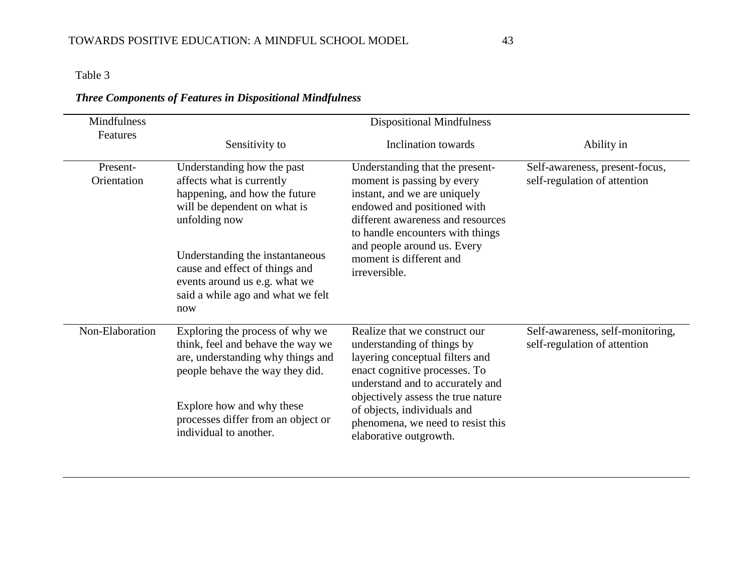Table 3

***Three Components of Features in Dispositional Mindfulness***

| Mindfulness Features | Dispositional Mindfulness | | |
|---|---|---|---|
| | Sensitivity to | Inclination towards | Ability in |
| Present-Orientation | Understanding how the past affects what is currently happening, and how the future will be dependent on what is unfolding now<br><br>Understanding the instantaneous cause and effect of things and events around us e.g. what we said a while ago and what we felt now | Understanding that the present-moment is passing by every instant, and we are uniquely endowed and positioned with different awareness and resources to handle encounters with things and people around us. Every moment is different and irreversible. | Self-awareness, present-focus, self-regulation of attention |
| Non-Elaboration | Exploring the process of why we think, feel and behave the way we are, understanding why things and people behave the way they did.<br><br>Explore how and why these processes differ from an object or individual to another. | Realize that we construct our understanding of things by layering conceptual filters and enact cognitive processes. To understand and to accurately and objectively assess the true nature of objects, individuals and phenomena, we need to resist this elaborative outgrowth. | Self-awareness, self-monitoring, self-regulation of attention |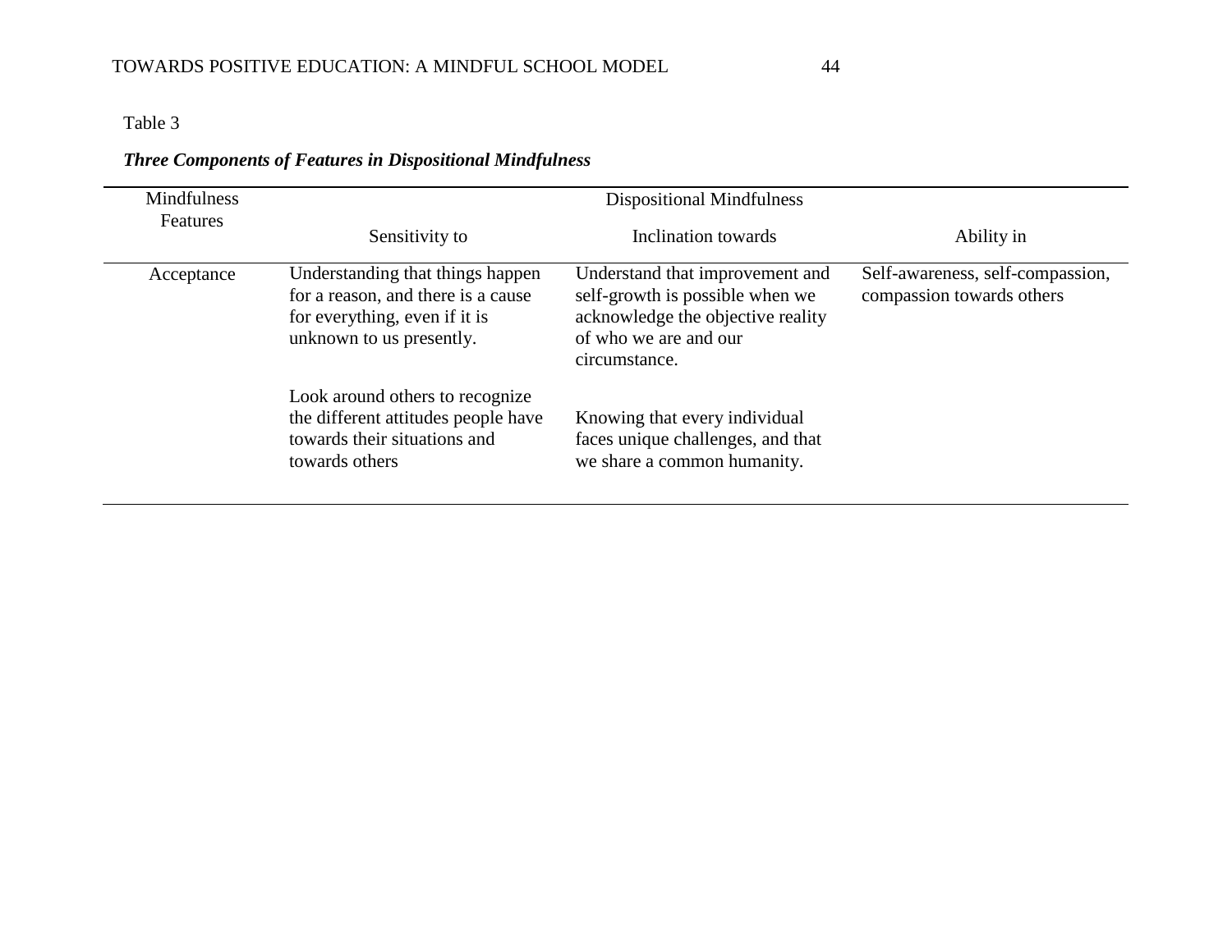Table 3

***Three Components of Features in Dispositional Mindfulness***

| Mindfulness Features | Dispositional Mindfulness | | |
|---|---|---|---|
| | Sensitivity to | Inclination towards | Ability in |
| Acceptance | Understanding that things happen for a reason, and there is a cause for everything, even if it is unknown to us presently. | Understand that improvement and self-growth is possible when we acknowledge the objective reality of who we are and our circumstance. | Self-awareness, self-compassion, compassion towards others |
| | Look around others to recognize the different attitudes people have towards their situations and towards others | Knowing that every individual faces unique challenges, and that we share a common humanity. | |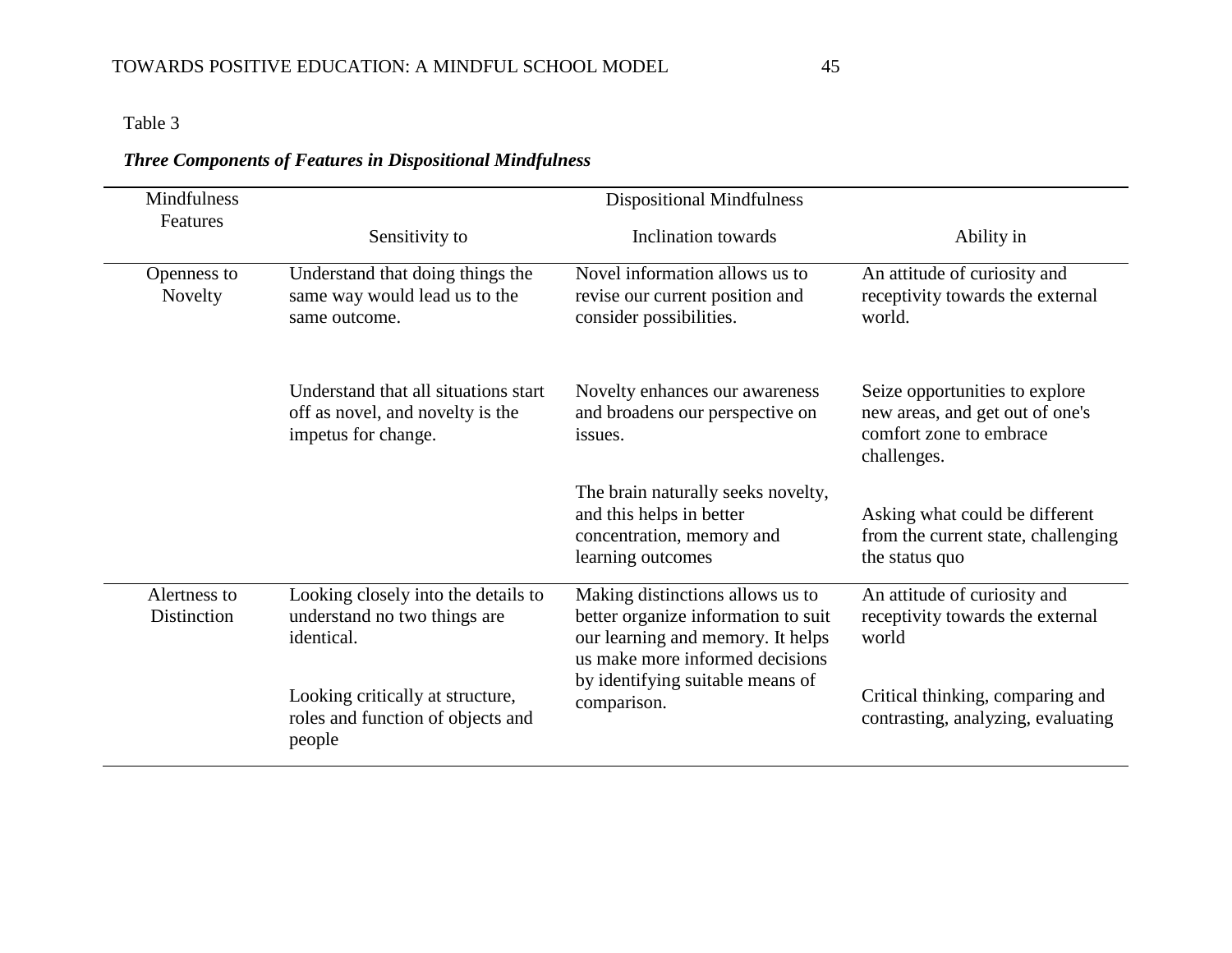Table 3

***Three Components of Features in Dispositional Mindfulness***

| Mindfulness Features | Dispositional Mindfulness | | |
|---|---|---|---|
| | Sensitivity to | Inclination towards | Ability in |
| Openness to Novelty | Understand that doing things the same way would lead us to the same outcome. | Novel information allows us to revise our current position and consider possibilities. | An attitude of curiosity and receptivity towards the external world. |
| | Understand that all situations start off as novel, and novelty is the impetus for change. | Novelty enhances our awareness and broadens our perspective on issues. | Seize opportunities to explore new areas, and get out of one's comfort zone to embrace challenges. |
| | | The brain naturally seeks novelty, and this helps in better concentration, memory and learning outcomes | Asking what could be different from the current state, challenging the status quo |
| Alertness to Distinction | Looking closely into the details to understand no two things are identical. | Making distinctions allows us to better organize information to suit our learning and memory. It helps us make more informed decisions by identifying suitable means of comparison. | An attitude of curiosity and receptivity towards the external world |
| | Looking critically at structure, roles and function of objects and people | | Critical thinking, comparing and contrasting, analyzing, evaluating |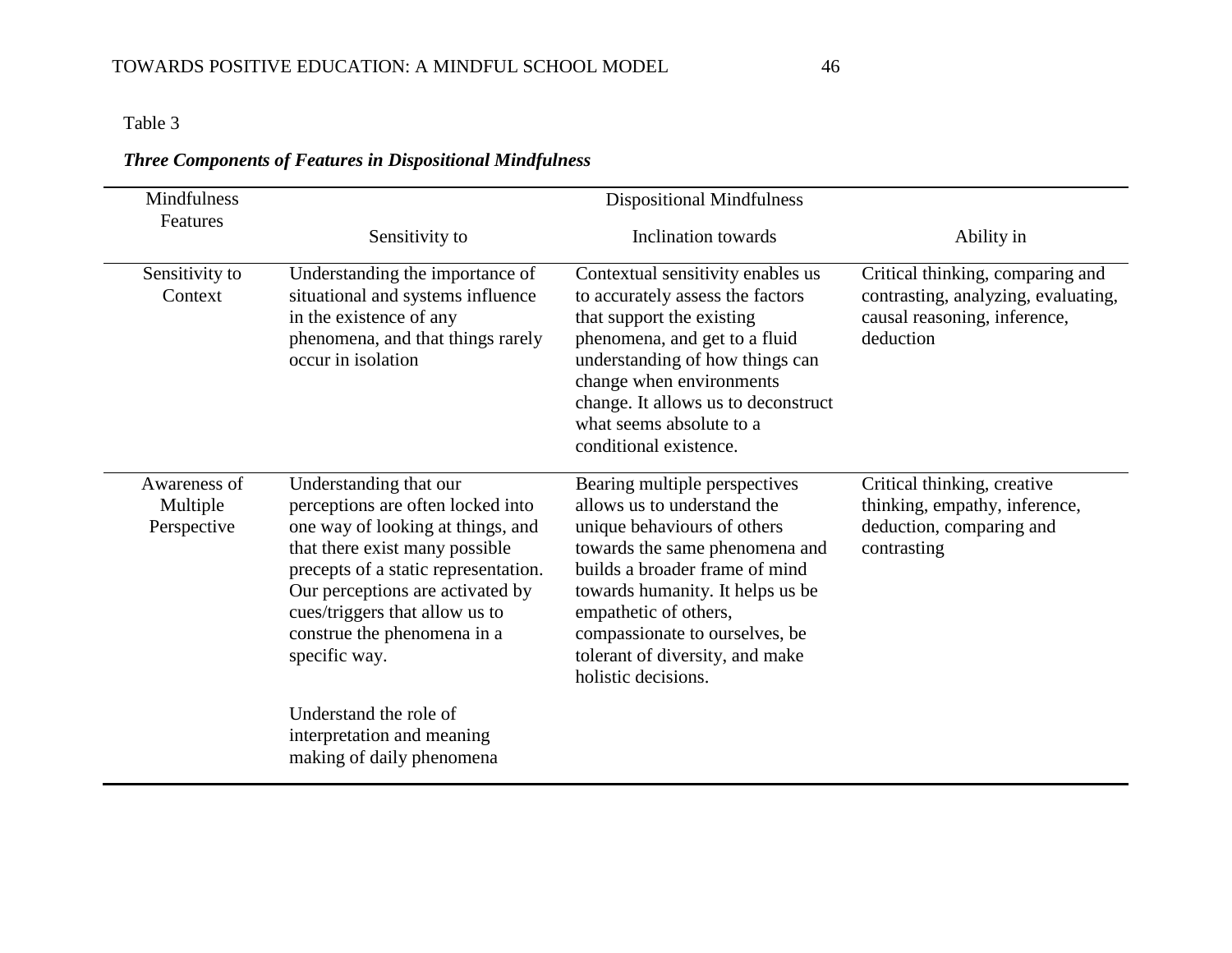Table 3

***Three Components of Features in Dispositional Mindfulness***

| Mindfulness Features | Dispositional Mindfulness | | |
|---|---|---|---|
| | Sensitivity to | Inclination towards | Ability in |
| Sensitivity to Context | Understanding the importance of situational and systems influence in the existence of any phenomena, and that things rarely occur in isolation | Contextual sensitivity enables us to accurately assess the factors that support the existing phenomena, and get to a fluid understanding of how things can change when environments change. It allows us to deconstruct what seems absolute to a conditional existence. | Critical thinking, comparing and contrasting, analyzing, evaluating, causal reasoning, inference, deduction |
| Awareness of Multiple Perspective | Understanding that our perceptions are often locked into one way of looking at things, and that there exist many possible precepts of a static representation. Our perceptions are activated by cues/triggers that allow us to construe the phenomena in a specific way.<br><br>Understand the role of interpretation and meaning making of daily phenomena | Bearing multiple perspectives allows us to understand the unique behaviours of others towards the same phenomena and builds a broader frame of mind towards humanity. It helps us be empathetic of others, compassionate to ourselves, be tolerant of diversity, and make holistic decisions. | Critical thinking, creative thinking, empathy, inference, deduction, comparing and contrasting |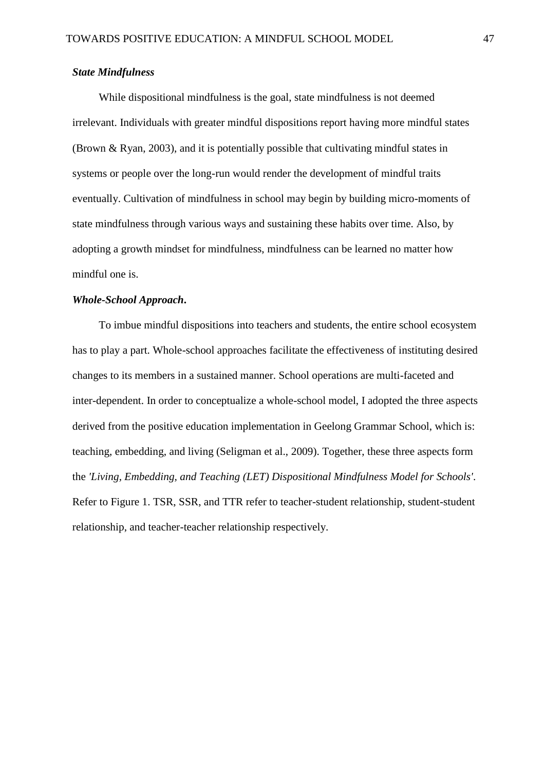### *State Mindfulness*

While dispositional mindfulness is the goal, state mindfulness is not deemed irrelevant. Individuals with greater mindful dispositions report having more mindful states (Brown & Ryan, 2003), and it is potentially possible that cultivating mindful states in systems or people over the long-run would render the development of mindful traits eventually. Cultivation of mindfulness in school may begin by building micro-moments of state mindfulness through various ways and sustaining these habits over time. Also, by adopting a growth mindset for mindfulness, mindfulness can be learned no matter how mindful one is.

### *Whole-School Approach*.

To imbue mindful dispositions into teachers and students, the entire school ecosystem has to play a part. Whole-school approaches facilitate the effectiveness of instituting desired changes to its members in a sustained manner. School operations are multi-faceted and inter-dependent. In order to conceptualize a whole-school model, I adopted the three aspects derived from the positive education implementation in Geelong Grammar School, which is: teaching, embedding, and living (Seligman et al., 2009). Together, these three aspects form the *'Living, Embedding, and Teaching (LET) Dispositional Mindfulness Model for Schools'*. Refer to Figure 1. TSR, SSR, and TTR refer to teacher-student relationship, student-student relationship, and teacher-teacher relationship respectively.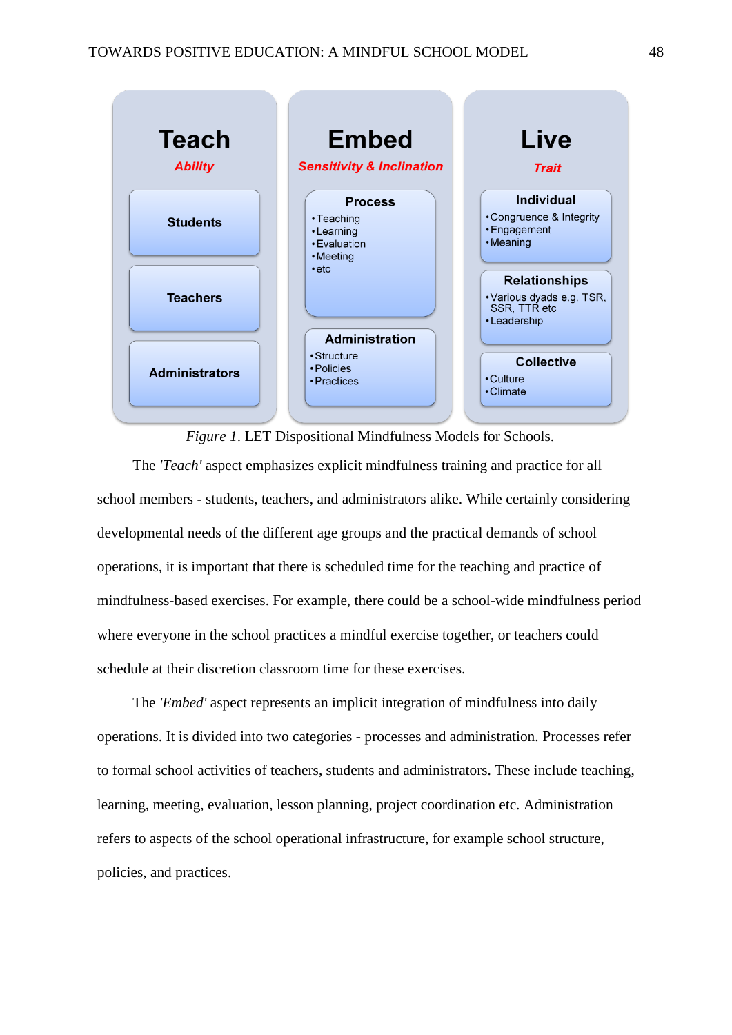Teach
Ability
Students
Teachers
Administrators

Embed
Sensitivity & Inclination
Process
- Teaching
- Learning
- Evaluation
- Meeting
- etc

Administration
- Structure
- Policies
- Practices

Live
Trait
Individual
- Congruence & Integrity
- Engagement
- Meaning

Relationships
- Various dyads e.g. TSR, SSR, TTR etc
- Leadership

Collective
- Culture
- Climate

*Figure 1*. LET Dispositional Mindfulness Models for Schools.

The *'Teach'* aspect emphasizes explicit mindfulness training and practice for all school members - students, teachers, and administrators alike. While certainly considering developmental needs of the different age groups and the practical demands of school operations, it is important that there is scheduled time for the teaching and practice of mindfulness-based exercises. For example, there could be a school-wide mindfulness period where everyone in the school practices a mindful exercise together, or teachers could schedule at their discretion classroom time for these exercises.

The *'Embed'* aspect represents an implicit integration of mindfulness into daily operations. It is divided into two categories - processes and administration. Processes refer to formal school activities of teachers, students and administrators. These include teaching, learning, meeting, evaluation, lesson planning, project coordination etc. Administration refers to aspects of the school operational infrastructure, for example school structure, policies, and practices.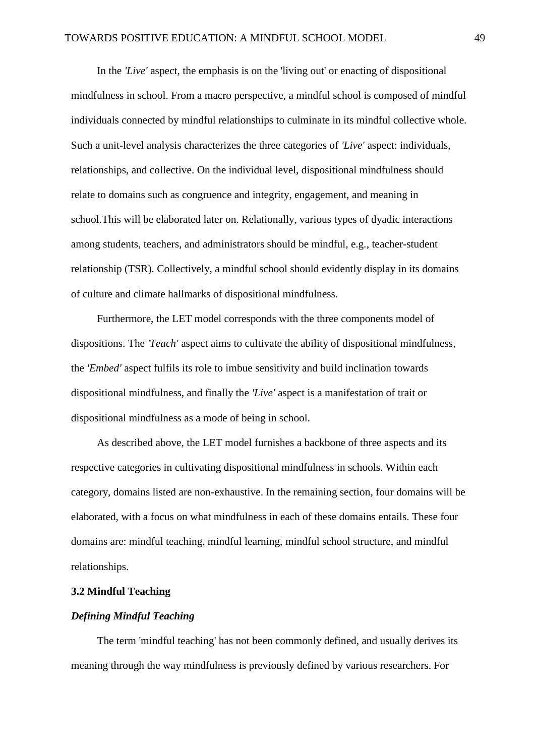In the *'Live'* aspect, the emphasis is on the 'living out' or enacting of dispositional mindfulness in school. From a macro perspective, a mindful school is composed of mindful individuals connected by mindful relationships to culminate in its mindful collective whole. Such a unit-level analysis characterizes the three categories of *'Live'* aspect: individuals, relationships, and collective. On the individual level, dispositional mindfulness should relate to domains such as congruence and integrity, engagement, and meaning in school.This will be elaborated later on. Relationally, various types of dyadic interactions among students, teachers, and administrators should be mindful, e.g., teacher-student relationship (TSR). Collectively, a mindful school should evidently display in its domains of culture and climate hallmarks of dispositional mindfulness.

Furthermore, the LET model corresponds with the three components model of dispositions. The *'Teach'* aspect aims to cultivate the ability of dispositional mindfulness, the *'Embed'* aspect fulfils its role to imbue sensitivity and build inclination towards dispositional mindfulness, and finally the *'Live'* aspect is a manifestation of trait or dispositional mindfulness as a mode of being in school.

As described above, the LET model furnishes a backbone of three aspects and its respective categories in cultivating dispositional mindfulness in schools. Within each category, domains listed are non-exhaustive. In the remaining section, four domains will be elaborated, with a focus on what mindfulness in each of these domains entails. These four domains are: mindful teaching, mindful learning, mindful school structure, and mindful relationships.

### 3.2 Mindful Teaching

#### *Defining Mindful Teaching*

The term 'mindful teaching' has not been commonly defined, and usually derives its meaning through the way mindfulness is previously defined by various researchers. For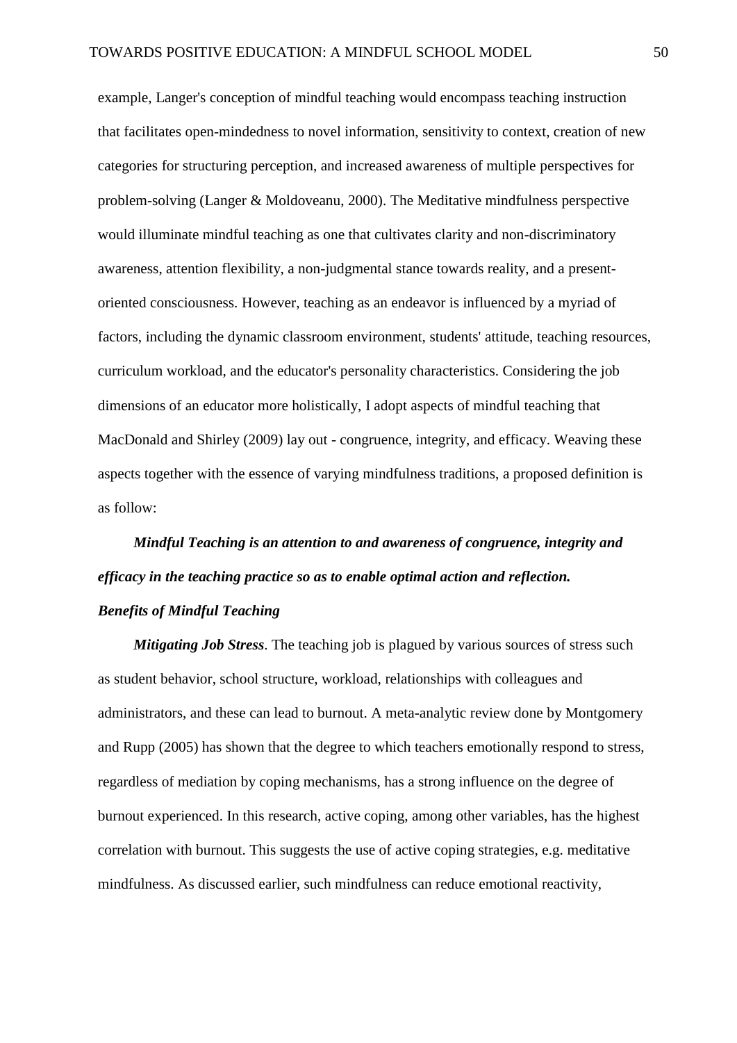example, Langer's conception of mindful teaching would encompass teaching instruction that facilitates open-mindedness to novel information, sensitivity to context, creation of new categories for structuring perception, and increased awareness of multiple perspectives for problem-solving (Langer & Moldoveanu, 2000). The Meditative mindfulness perspective would illuminate mindful teaching as one that cultivates clarity and non-discriminatory awareness, attention flexibility, a non-judgmental stance towards reality, and a present-oriented consciousness. However, teaching as an endeavor is influenced by a myriad of factors, including the dynamic classroom environment, students' attitude, teaching resources, curriculum workload, and the educator's personality characteristics. Considering the job dimensions of an educator more holistically, I adopt aspects of mindful teaching that MacDonald and Shirley (2009) lay out - congruence, integrity, and efficacy. Weaving these aspects together with the essence of varying mindfulness traditions, a proposed definition is as follow:

***Mindful Teaching is an attention to and awareness of congruence, integrity and efficacy in the teaching practice so as to enable optimal action and reflection.***

### *Benefits of Mindful Teaching*

***Mitigating Job Stress***. The teaching job is plagued by various sources of stress such as student behavior, school structure, workload, relationships with colleagues and administrators, and these can lead to burnout. A meta-analytic review done by Montgomery and Rupp (2005) has shown that the degree to which teachers emotionally respond to stress, regardless of mediation by coping mechanisms, has a strong influence on the degree of burnout experienced. In this research, active coping, among other variables, has the highest correlation with burnout. This suggests the use of active coping strategies, e.g. meditative mindfulness. As discussed earlier, such mindfulness can reduce emotional reactivity,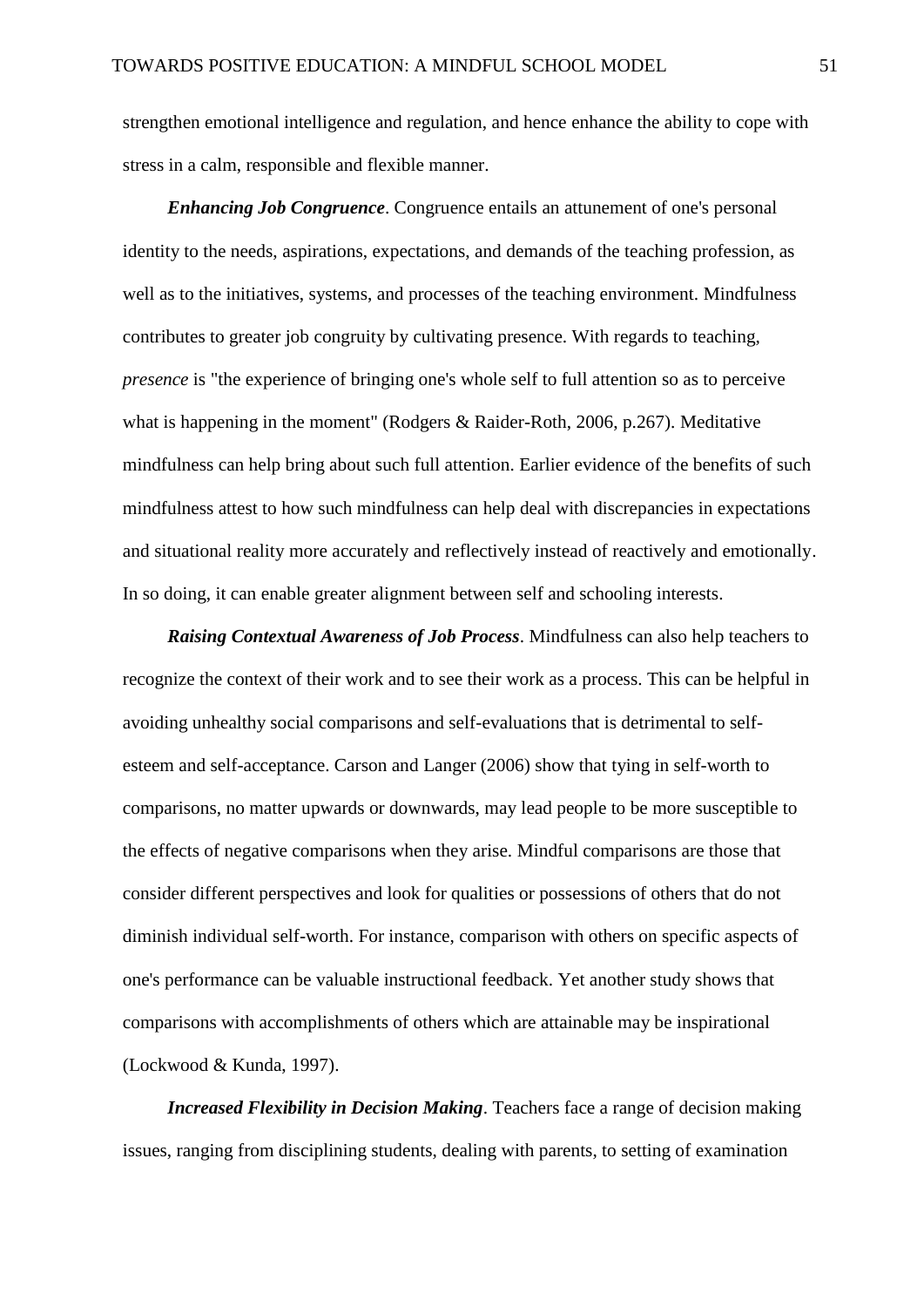strengthen emotional intelligence and regulation, and hence enhance the ability to cope with stress in a calm, responsible and flexible manner.

***Enhancing Job Congruence***. Congruence entails an attunement of one's personal identity to the needs, aspirations, expectations, and demands of the teaching profession, as well as to the initiatives, systems, and processes of the teaching environment. Mindfulness contributes to greater job congruity by cultivating presence. With regards to teaching, *presence* is "the experience of bringing one's whole self to full attention so as to perceive what is happening in the moment" (Rodgers & Raider-Roth, 2006, p.267). Meditative mindfulness can help bring about such full attention. Earlier evidence of the benefits of such mindfulness attest to how such mindfulness can help deal with discrepancies in expectations and situational reality more accurately and reflectively instead of reactively and emotionally. In so doing, it can enable greater alignment between self and schooling interests.

***Raising Contextual Awareness of Job Process***. Mindfulness can also help teachers to recognize the context of their work and to see their work as a process. This can be helpful in avoiding unhealthy social comparisons and self-evaluations that is detrimental to self-esteem and self-acceptance. Carson and Langer (2006) show that tying in self-worth to comparisons, no matter upwards or downwards, may lead people to be more susceptible to the effects of negative comparisons when they arise. Mindful comparisons are those that consider different perspectives and look for qualities or possessions of others that do not diminish individual self-worth. For instance, comparison with others on specific aspects of one's performance can be valuable instructional feedback. Yet another study shows that comparisons with accomplishments of others which are attainable may be inspirational (Lockwood & Kunda, 1997).

***Increased Flexibility in Decision Making***. Teachers face a range of decision making issues, ranging from disciplining students, dealing with parents, to setting of examination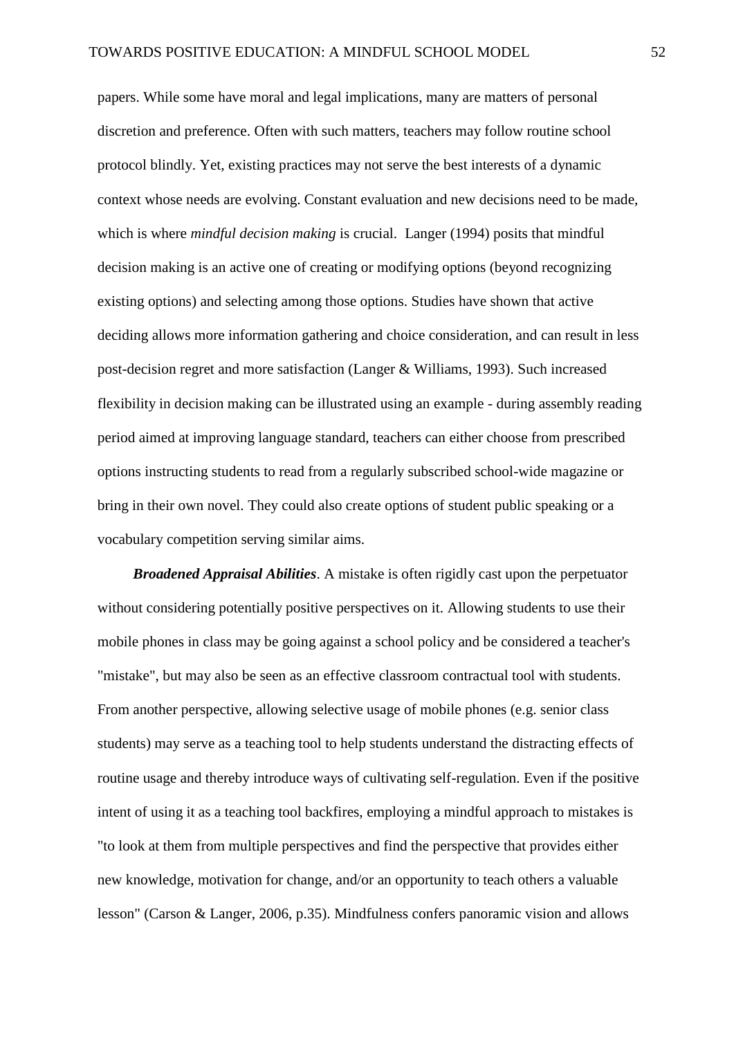papers. While some have moral and legal implications, many are matters of personal discretion and preference. Often with such matters, teachers may follow routine school protocol blindly. Yet, existing practices may not serve the best interests of a dynamic context whose needs are evolving. Constant evaluation and new decisions need to be made, which is where *mindful decision making* is crucial. Langer (1994) posits that mindful decision making is an active one of creating or modifying options (beyond recognizing existing options) and selecting among those options. Studies have shown that active deciding allows more information gathering and choice consideration, and can result in less post-decision regret and more satisfaction (Langer & Williams, 1993). Such increased flexibility in decision making can be illustrated using an example - during assembly reading period aimed at improving language standard, teachers can either choose from prescribed options instructing students to read from a regularly subscribed school-wide magazine or bring in their own novel. They could also create options of student public speaking or a vocabulary competition serving similar aims.

***Broadened Appraisal Abilities***. A mistake is often rigidly cast upon the perpetuator without considering potentially positive perspectives on it. Allowing students to use their mobile phones in class may be going against a school policy and be considered a teacher's "mistake", but may also be seen as an effective classroom contractual tool with students. From another perspective, allowing selective usage of mobile phones (e.g. senior class students) may serve as a teaching tool to help students understand the distracting effects of routine usage and thereby introduce ways of cultivating self-regulation. Even if the positive intent of using it as a teaching tool backfires, employing a mindful approach to mistakes is "to look at them from multiple perspectives and find the perspective that provides either new knowledge, motivation for change, and/or an opportunity to teach others a valuable lesson" (Carson & Langer, 2006, p.35). Mindfulness confers panoramic vision and allows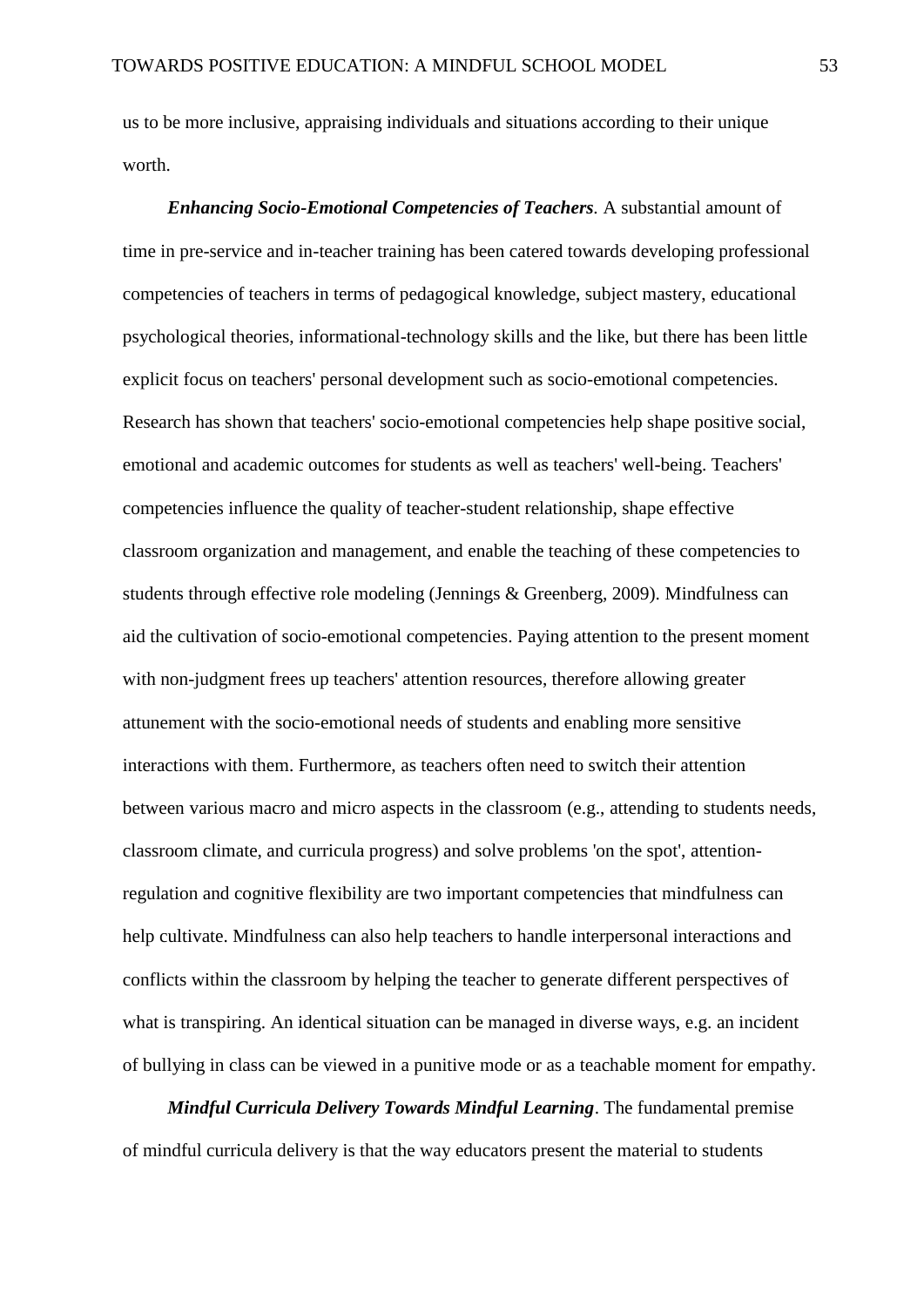us to be more inclusive, appraising individuals and situations according to their unique worth.

***Enhancing Socio-Emotional Competencies of Teachers****.* A substantial amount of time in pre-service and in-teacher training has been catered towards developing professional competencies of teachers in terms of pedagogical knowledge, subject mastery, educational psychological theories, informational-technology skills and the like, but there has been little explicit focus on teachers' personal development such as socio-emotional competencies. Research has shown that teachers' socio-emotional competencies help shape positive social, emotional and academic outcomes for students as well as teachers' well-being. Teachers' competencies influence the quality of teacher-student relationship, shape effective classroom organization and management, and enable the teaching of these competencies to students through effective role modeling (Jennings & Greenberg, 2009). Mindfulness can aid the cultivation of socio-emotional competencies. Paying attention to the present moment with non-judgment frees up teachers' attention resources, therefore allowing greater attunement with the socio-emotional needs of students and enabling more sensitive interactions with them. Furthermore, as teachers often need to switch their attention between various macro and micro aspects in the classroom (e.g., attending to students needs, classroom climate, and curricula progress) and solve problems 'on the spot', attention-regulation and cognitive flexibility are two important competencies that mindfulness can help cultivate. Mindfulness can also help teachers to handle interpersonal interactions and conflicts within the classroom by helping the teacher to generate different perspectives of what is transpiring. An identical situation can be managed in diverse ways, e.g. an incident of bullying in class can be viewed in a punitive mode or as a teachable moment for empathy.

***Mindful Curricula Delivery Towards Mindful Learning***. The fundamental premise of mindful curricula delivery is that the way educators present the material to students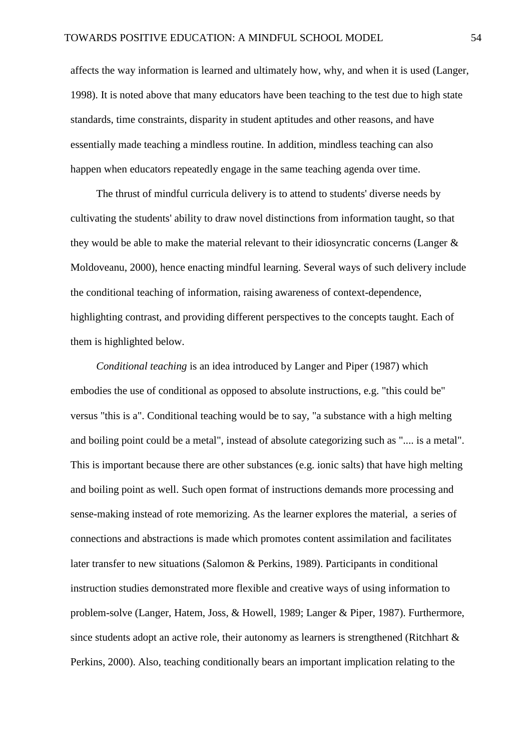affects the way information is learned and ultimately how, why, and when it is used (Langer, 1998). It is noted above that many educators have been teaching to the test due to high state standards, time constraints, disparity in student aptitudes and other reasons, and have essentially made teaching a mindless routine. In addition, mindless teaching can also happen when educators repeatedly engage in the same teaching agenda over time.

The thrust of mindful curricula delivery is to attend to students' diverse needs by cultivating the students' ability to draw novel distinctions from information taught, so that they would be able to make the material relevant to their idiosyncratic concerns (Langer & Moldoveanu, 2000), hence enacting mindful learning. Several ways of such delivery include the conditional teaching of information, raising awareness of context-dependence, highlighting contrast, and providing different perspectives to the concepts taught. Each of them is highlighted below.

*Conditional teaching* is an idea introduced by Langer and Piper (1987) which embodies the use of conditional as opposed to absolute instructions, e.g. "this could be" versus "this is a". Conditional teaching would be to say, "a substance with a high melting and boiling point could be a metal", instead of absolute categorizing such as ".... is a metal". This is important because there are other substances (e.g. ionic salts) that have high melting and boiling point as well. Such open format of instructions demands more processing and sense-making instead of rote memorizing. As the learner explores the material, a series of connections and abstractions is made which promotes content assimilation and facilitates later transfer to new situations (Salomon & Perkins, 1989). Participants in conditional instruction studies demonstrated more flexible and creative ways of using information to problem-solve (Langer, Hatem, Joss, & Howell, 1989; Langer & Piper, 1987). Furthermore, since students adopt an active role, their autonomy as learners is strengthened (Ritchhart & Perkins, 2000). Also, teaching conditionally bears an important implication relating to the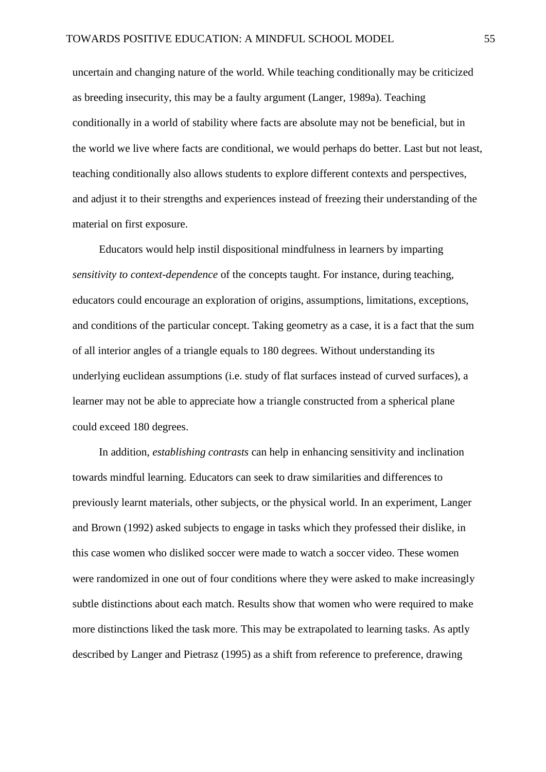uncertain and changing nature of the world. While teaching conditionally may be criticized as breeding insecurity, this may be a faulty argument (Langer, 1989a). Teaching conditionally in a world of stability where facts are absolute may not be beneficial, but in the world we live where facts are conditional, we would perhaps do better. Last but not least, teaching conditionally also allows students to explore different contexts and perspectives, and adjust it to their strengths and experiences instead of freezing their understanding of the material on first exposure.

Educators would help instil dispositional mindfulness in learners by imparting *sensitivity to context-dependence* of the concepts taught. For instance, during teaching, educators could encourage an exploration of origins, assumptions, limitations, exceptions, and conditions of the particular concept. Taking geometry as a case, it is a fact that the sum of all interior angles of a triangle equals to 180 degrees. Without understanding its underlying euclidean assumptions (i.e. study of flat surfaces instead of curved surfaces), a learner may not be able to appreciate how a triangle constructed from a spherical plane could exceed 180 degrees.

In addition, *establishing contrasts* can help in enhancing sensitivity and inclination towards mindful learning. Educators can seek to draw similarities and differences to previously learnt materials, other subjects, or the physical world. In an experiment, Langer and Brown (1992) asked subjects to engage in tasks which they professed their dislike, in this case women who disliked soccer were made to watch a soccer video. These women were randomized in one out of four conditions where they were asked to make increasingly subtle distinctions about each match. Results show that women who were required to make more distinctions liked the task more. This may be extrapolated to learning tasks. As aptly described by Langer and Pietrasz (1995) as a shift from reference to preference, drawing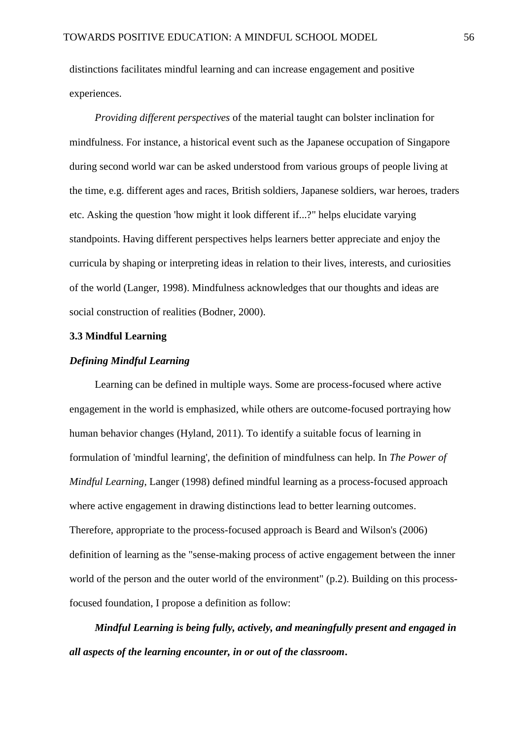distinctions facilitates mindful learning and can increase engagement and positive experiences.

*Providing different perspectives* of the material taught can bolster inclination for mindfulness. For instance, a historical event such as the Japanese occupation of Singapore during second world war can be asked understood from various groups of people living at the time, e.g. different ages and races, British soldiers, Japanese soldiers, war heroes, traders etc. Asking the question 'how might it look different if...?" helps elucidate varying standpoints. Having different perspectives helps learners better appreciate and enjoy the curricula by shaping or interpreting ideas in relation to their lives, interests, and curiosities of the world (Langer, 1998). Mindfulness acknowledges that our thoughts and ideas are social construction of realities (Bodner, 2000).

### 3.3 Mindful Learning

#### *Defining Mindful Learning*

Learning can be defined in multiple ways. Some are process-focused where active engagement in the world is emphasized, while others are outcome-focused portraying how human behavior changes (Hyland, 2011). To identify a suitable focus of learning in formulation of 'mindful learning', the definition of mindfulness can help. In *The Power of Mindful Learning*, Langer (1998) defined mindful learning as a process-focused approach where active engagement in drawing distinctions lead to better learning outcomes. Therefore, appropriate to the process-focused approach is Beard and Wilson's (2006) definition of learning as the "sense-making process of active engagement between the inner world of the person and the outer world of the environment" (p.2). Building on this process-focused foundation, I propose a definition as follow:

***Mindful Learning is being fully, actively, and meaningfully present and engaged in all aspects of the learning encounter, in or out of the classroom.***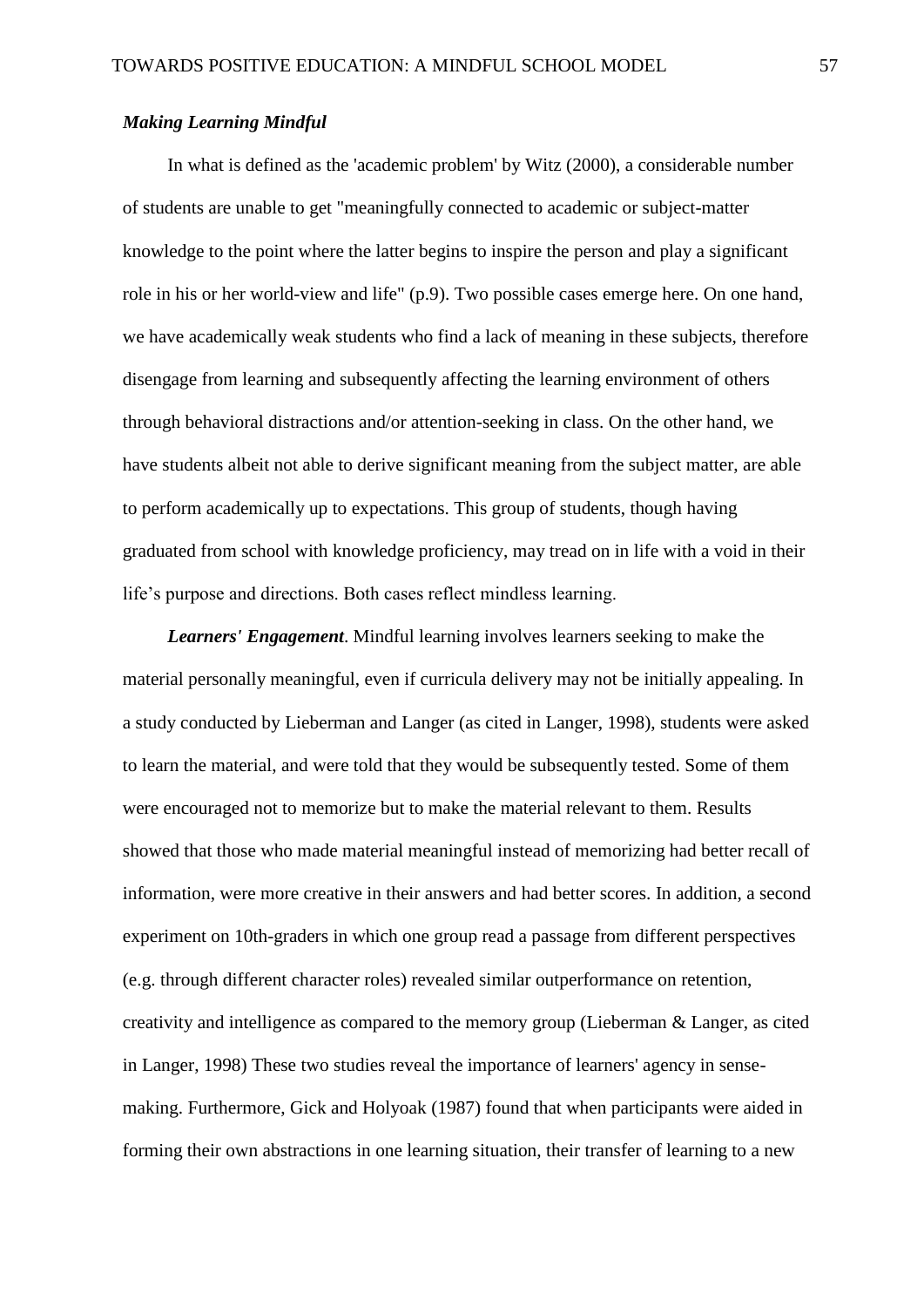### *Making Learning Mindful*

In what is defined as the 'academic problem' by Witz (2000), a considerable number of students are unable to get "meaningfully connected to academic or subject-matter knowledge to the point where the latter begins to inspire the person and play a significant role in his or her world-view and life" (p.9). Two possible cases emerge here. On one hand, we have academically weak students who find a lack of meaning in these subjects, therefore disengage from learning and subsequently affecting the learning environment of others through behavioral distractions and/or attention-seeking in class. On the other hand, we have students albeit not able to derive significant meaning from the subject matter, are able to perform academically up to expectations. This group of students, though having graduated from school with knowledge proficiency, may tread on in life with a void in their life's purpose and directions. Both cases reflect mindless learning.

***Learners' Engagement***. Mindful learning involves learners seeking to make the material personally meaningful, even if curricula delivery may not be initially appealing. In a study conducted by Lieberman and Langer (as cited in Langer, 1998), students were asked to learn the material, and were told that they would be subsequently tested. Some of them were encouraged not to memorize but to make the material relevant to them. Results showed that those who made material meaningful instead of memorizing had better recall of information, were more creative in their answers and had better scores. In addition, a second experiment on 10th-graders in which one group read a passage from different perspectives (e.g. through different character roles) revealed similar outperformance on retention, creativity and intelligence as compared to the memory group (Lieberman & Langer, as cited in Langer, 1998) These two studies reveal the importance of learners' agency in sense-making. Furthermore, Gick and Holyoak (1987) found that when participants were aided in forming their own abstractions in one learning situation, their transfer of learning to a new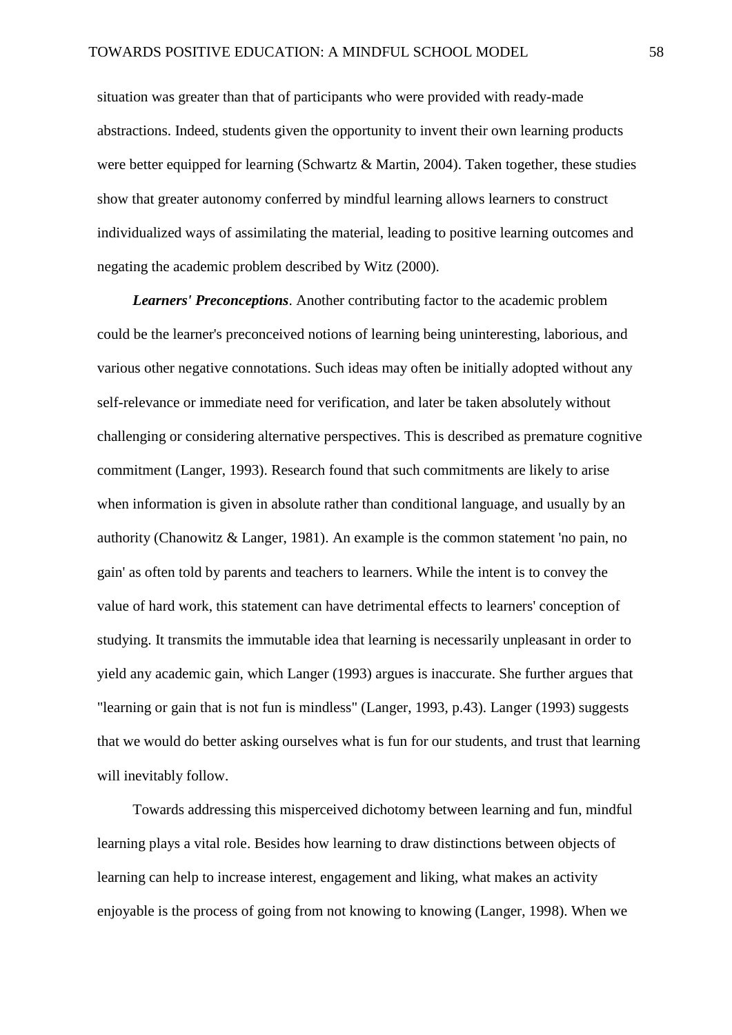situation was greater than that of participants who were provided with ready-made abstractions. Indeed, students given the opportunity to invent their own learning products were better equipped for learning (Schwartz & Martin, 2004). Taken together, these studies show that greater autonomy conferred by mindful learning allows learners to construct individualized ways of assimilating the material, leading to positive learning outcomes and negating the academic problem described by Witz (2000).

***Learners' Preconceptions***. Another contributing factor to the academic problem could be the learner's preconceived notions of learning being uninteresting, laborious, and various other negative connotations. Such ideas may often be initially adopted without any self-relevance or immediate need for verification, and later be taken absolutely without challenging or considering alternative perspectives. This is described as premature cognitive commitment (Langer, 1993). Research found that such commitments are likely to arise when information is given in absolute rather than conditional language, and usually by an authority (Chanowitz & Langer, 1981). An example is the common statement 'no pain, no gain' as often told by parents and teachers to learners. While the intent is to convey the value of hard work, this statement can have detrimental effects to learners' conception of studying. It transmits the immutable idea that learning is necessarily unpleasant in order to yield any academic gain, which Langer (1993) argues is inaccurate. She further argues that "learning or gain that is not fun is mindless" (Langer, 1993, p.43). Langer (1993) suggests that we would do better asking ourselves what is fun for our students, and trust that learning will inevitably follow.

Towards addressing this misperceived dichotomy between learning and fun, mindful learning plays a vital role. Besides how learning to draw distinctions between objects of learning can help to increase interest, engagement and liking, what makes an activity enjoyable is the process of going from not knowing to knowing (Langer, 1998). When we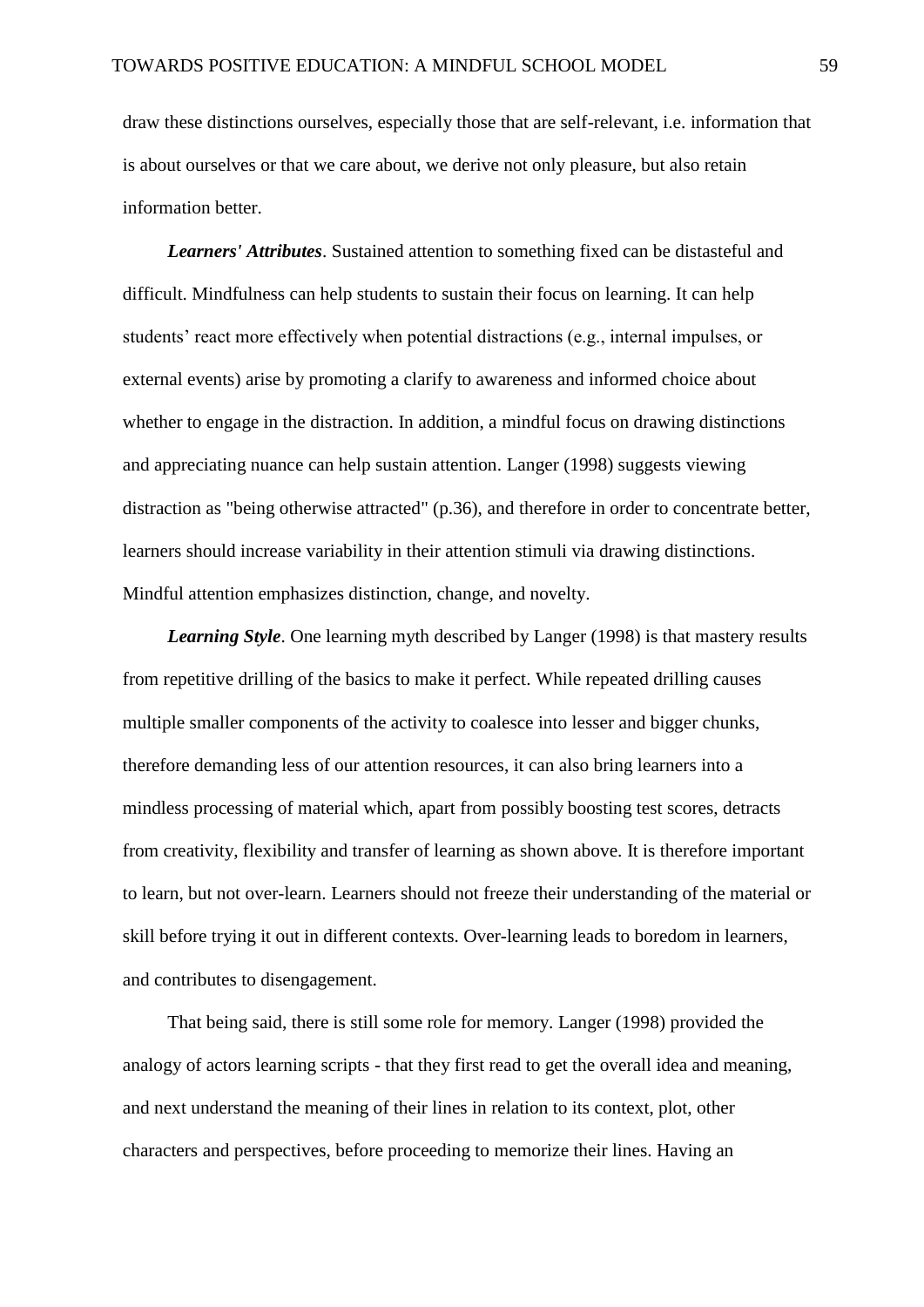draw these distinctions ourselves, especially those that are self-relevant, i.e. information that is about ourselves or that we care about, we derive not only pleasure, but also retain information better.

***Learners' Attributes***. Sustained attention to something fixed can be distasteful and difficult. Mindfulness can help students to sustain their focus on learning. It can help students' react more effectively when potential distractions (e.g., internal impulses, or external events) arise by promoting a clarify to awareness and informed choice about whether to engage in the distraction. In addition, a mindful focus on drawing distinctions and appreciating nuance can help sustain attention. Langer (1998) suggests viewing distraction as "being otherwise attracted" (p.36), and therefore in order to concentrate better, learners should increase variability in their attention stimuli via drawing distinctions. Mindful attention emphasizes distinction, change, and novelty.

***Learning Style***. One learning myth described by Langer (1998) is that mastery results from repetitive drilling of the basics to make it perfect. While repeated drilling causes multiple smaller components of the activity to coalesce into lesser and bigger chunks, therefore demanding less of our attention resources, it can also bring learners into a mindless processing of material which, apart from possibly boosting test scores, detracts from creativity, flexibility and transfer of learning as shown above. It is therefore important to learn, but not over-learn. Learners should not freeze their understanding of the material or skill before trying it out in different contexts. Over-learning leads to boredom in learners, and contributes to disengagement.

That being said, there is still some role for memory. Langer (1998) provided the analogy of actors learning scripts - that they first read to get the overall idea and meaning, and next understand the meaning of their lines in relation to its context, plot, other characters and perspectives, before proceeding to memorize their lines. Having an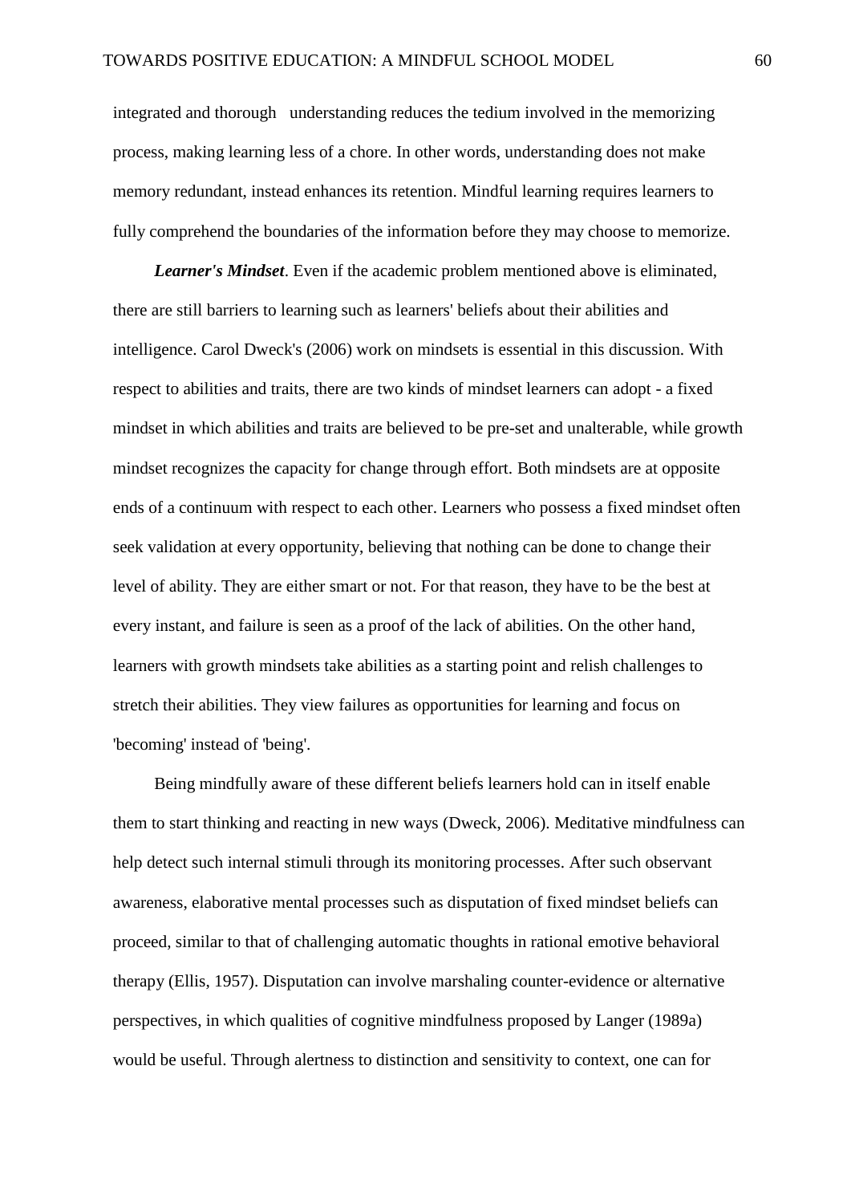integrated and thorough understanding reduces the tedium involved in the memorizing process, making learning less of a chore. In other words, understanding does not make memory redundant, instead enhances its retention. Mindful learning requires learners to fully comprehend the boundaries of the information before they may choose to memorize.

***Learner's Mindset***. Even if the academic problem mentioned above is eliminated, there are still barriers to learning such as learners' beliefs about their abilities and intelligence. Carol Dweck's (2006) work on mindsets is essential in this discussion. With respect to abilities and traits, there are two kinds of mindset learners can adopt - a fixed mindset in which abilities and traits are believed to be pre-set and unalterable, while growth mindset recognizes the capacity for change through effort. Both mindsets are at opposite ends of a continuum with respect to each other. Learners who possess a fixed mindset often seek validation at every opportunity, believing that nothing can be done to change their level of ability. They are either smart or not. For that reason, they have to be the best at every instant, and failure is seen as a proof of the lack of abilities. On the other hand, learners with growth mindsets take abilities as a starting point and relish challenges to stretch their abilities. They view failures as opportunities for learning and focus on 'becoming' instead of 'being'.

Being mindfully aware of these different beliefs learners hold can in itself enable them to start thinking and reacting in new ways (Dweck, 2006). Meditative mindfulness can help detect such internal stimuli through its monitoring processes. After such observant awareness, elaborative mental processes such as disputation of fixed mindset beliefs can proceed, similar to that of challenging automatic thoughts in rational emotive behavioral therapy (Ellis, 1957). Disputation can involve marshaling counter-evidence or alternative perspectives, in which qualities of cognitive mindfulness proposed by Langer (1989a) would be useful. Through alertness to distinction and sensitivity to context, one can for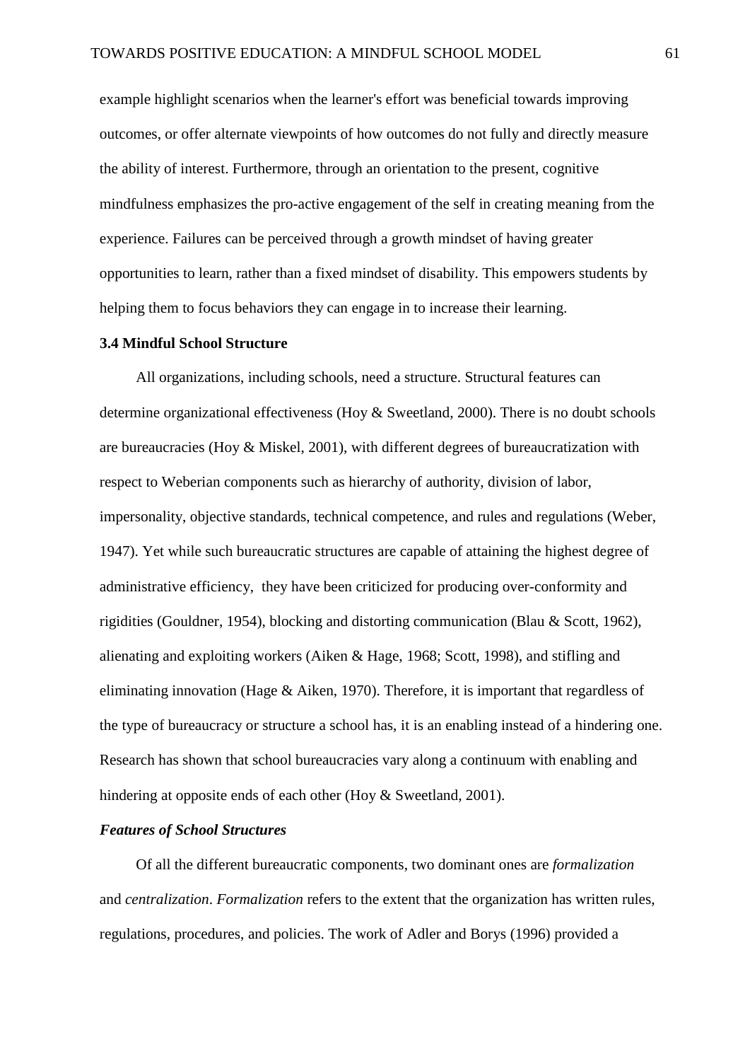example highlight scenarios when the learner's effort was beneficial towards improving outcomes, or offer alternate viewpoints of how outcomes do not fully and directly measure the ability of interest. Furthermore, through an orientation to the present, cognitive mindfulness emphasizes the pro-active engagement of the self in creating meaning from the experience. Failures can be perceived through a growth mindset of having greater opportunities to learn, rather than a fixed mindset of disability. This empowers students by helping them to focus behaviors they can engage in to increase their learning.

**3.4 Mindful School Structure**

All organizations, including schools, need a structure. Structural features can determine organizational effectiveness (Hoy & Sweetland, 2000). There is no doubt schools are bureaucracies (Hoy & Miskel, 2001), with different degrees of bureaucratization with respect to Weberian components such as hierarchy of authority, division of labor, impersonality, objective standards, technical competence, and rules and regulations (Weber, 1947). Yet while such bureaucratic structures are capable of attaining the highest degree of administrative efficiency, they have been criticized for producing over-conformity and rigidities (Gouldner, 1954), blocking and distorting communication (Blau & Scott, 1962), alienating and exploiting workers (Aiken & Hage, 1968; Scott, 1998), and stifling and eliminating innovation (Hage & Aiken, 1970). Therefore, it is important that regardless of the type of bureaucracy or structure a school has, it is an enabling instead of a hindering one. Research has shown that school bureaucracies vary along a continuum with enabling and hindering at opposite ends of each other (Hoy & Sweetland, 2001).

***Features of School Structures***

Of all the different bureaucratic components, two dominant ones are *formalization* and *centralization*. *Formalization* refers to the extent that the organization has written rules, regulations, procedures, and policies. The work of Adler and Borys (1996) provided a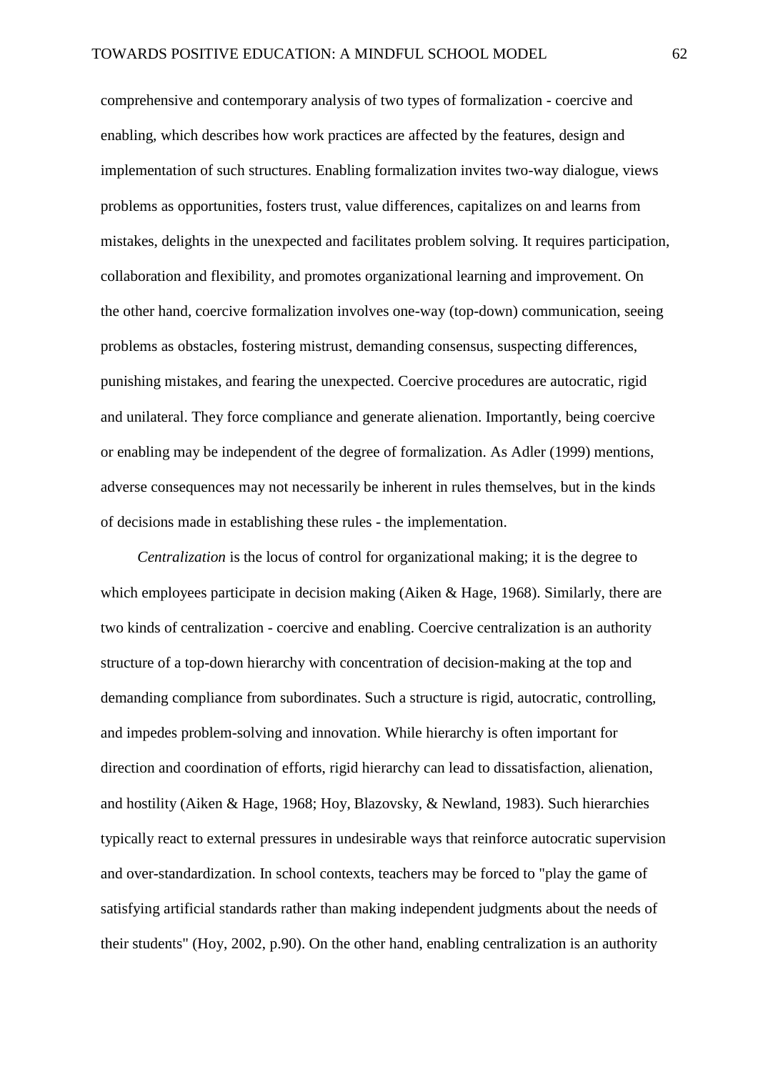comprehensive and contemporary analysis of two types of formalization - coercive and enabling, which describes how work practices are affected by the features, design and implementation of such structures. Enabling formalization invites two-way dialogue, views problems as opportunities, fosters trust, value differences, capitalizes on and learns from mistakes, delights in the unexpected and facilitates problem solving. It requires participation, collaboration and flexibility, and promotes organizational learning and improvement. On the other hand, coercive formalization involves one-way (top-down) communication, seeing problems as obstacles, fostering mistrust, demanding consensus, suspecting differences, punishing mistakes, and fearing the unexpected. Coercive procedures are autocratic, rigid and unilateral. They force compliance and generate alienation. Importantly, being coercive or enabling may be independent of the degree of formalization. As Adler (1999) mentions, adverse consequences may not necessarily be inherent in rules themselves, but in the kinds of decisions made in establishing these rules - the implementation.

*Centralization* is the locus of control for organizational making; it is the degree to which employees participate in decision making (Aiken & Hage, 1968). Similarly, there are two kinds of centralization - coercive and enabling. Coercive centralization is an authority structure of a top-down hierarchy with concentration of decision-making at the top and demanding compliance from subordinates. Such a structure is rigid, autocratic, controlling, and impedes problem-solving and innovation. While hierarchy is often important for direction and coordination of efforts, rigid hierarchy can lead to dissatisfaction, alienation, and hostility (Aiken & Hage, 1968; Hoy, Blazovsky, & Newland, 1983). Such hierarchies typically react to external pressures in undesirable ways that reinforce autocratic supervision and over-standardization. In school contexts, teachers may be forced to "play the game of satisfying artificial standards rather than making independent judgments about the needs of their students" (Hoy, 2002, p.90). On the other hand, enabling centralization is an authority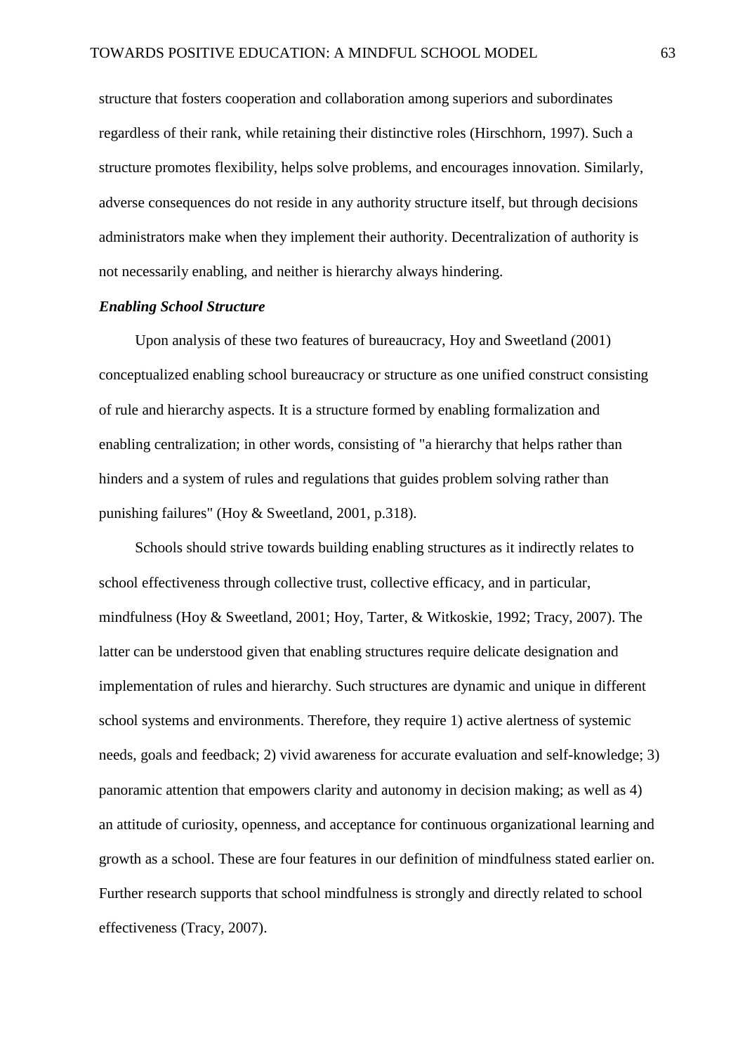structure that fosters cooperation and collaboration among superiors and subordinates regardless of their rank, while retaining their distinctive roles (Hirschhorn, 1997). Such a structure promotes flexibility, helps solve problems, and encourages innovation. Similarly, adverse consequences do not reside in any authority structure itself, but through decisions administrators make when they implement their authority. Decentralization of authority is not necessarily enabling, and neither is hierarchy always hindering.

### *Enabling School Structure*

Upon analysis of these two features of bureaucracy, Hoy and Sweetland (2001) conceptualized enabling school bureaucracy or structure as one unified construct consisting of rule and hierarchy aspects. It is a structure formed by enabling formalization and enabling centralization; in other words, consisting of "a hierarchy that helps rather than hinders and a system of rules and regulations that guides problem solving rather than punishing failures" (Hoy & Sweetland, 2001, p.318).

Schools should strive towards building enabling structures as it indirectly relates to school effectiveness through collective trust, collective efficacy, and in particular, mindfulness (Hoy & Sweetland, 2001; Hoy, Tarter, & Witkoskie, 1992; Tracy, 2007). The latter can be understood given that enabling structures require delicate designation and implementation of rules and hierarchy. Such structures are dynamic and unique in different school systems and environments. Therefore, they require 1) active alertness of systemic needs, goals and feedback; 2) vivid awareness for accurate evaluation and self-knowledge; 3) panoramic attention that empowers clarity and autonomy in decision making; as well as 4) an attitude of curiosity, openness, and acceptance for continuous organizational learning and growth as a school. These are four features in our definition of mindfulness stated earlier on. Further research supports that school mindfulness is strongly and directly related to school effectiveness (Tracy, 2007).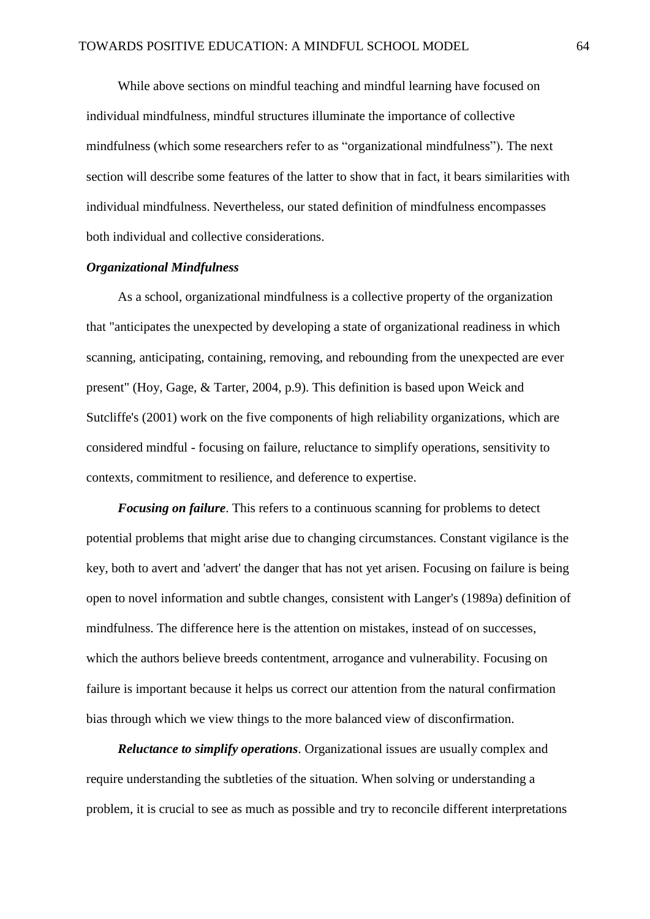While above sections on mindful teaching and mindful learning have focused on individual mindfulness, mindful structures illuminate the importance of collective mindfulness (which some researchers refer to as "organizational mindfulness"). The next section will describe some features of the latter to show that in fact, it bears similarities with individual mindfulness. Nevertheless, our stated definition of mindfulness encompasses both individual and collective considerations.

### *Organizational Mindfulness*

As a school, organizational mindfulness is a collective property of the organization that "anticipates the unexpected by developing a state of organizational readiness in which scanning, anticipating, containing, removing, and rebounding from the unexpected are ever present" (Hoy, Gage, & Tarter, 2004, p.9). This definition is based upon Weick and Sutcliffe's (2001) work on the five components of high reliability organizations, which are considered mindful - focusing on failure, reluctance to simplify operations, sensitivity to contexts, commitment to resilience, and deference to expertise.

***Focusing on failure***. This refers to a continuous scanning for problems to detect potential problems that might arise due to changing circumstances. Constant vigilance is the key, both to avert and 'advert' the danger that has not yet arisen. Focusing on failure is being open to novel information and subtle changes, consistent with Langer's (1989a) definition of mindfulness. The difference here is the attention on mistakes, instead of on successes, which the authors believe breeds contentment, arrogance and vulnerability. Focusing on failure is important because it helps us correct our attention from the natural confirmation bias through which we view things to the more balanced view of disconfirmation.

***Reluctance to simplify operations***. Organizational issues are usually complex and require understanding the subtleties of the situation. When solving or understanding a problem, it is crucial to see as much as possible and try to reconcile different interpretations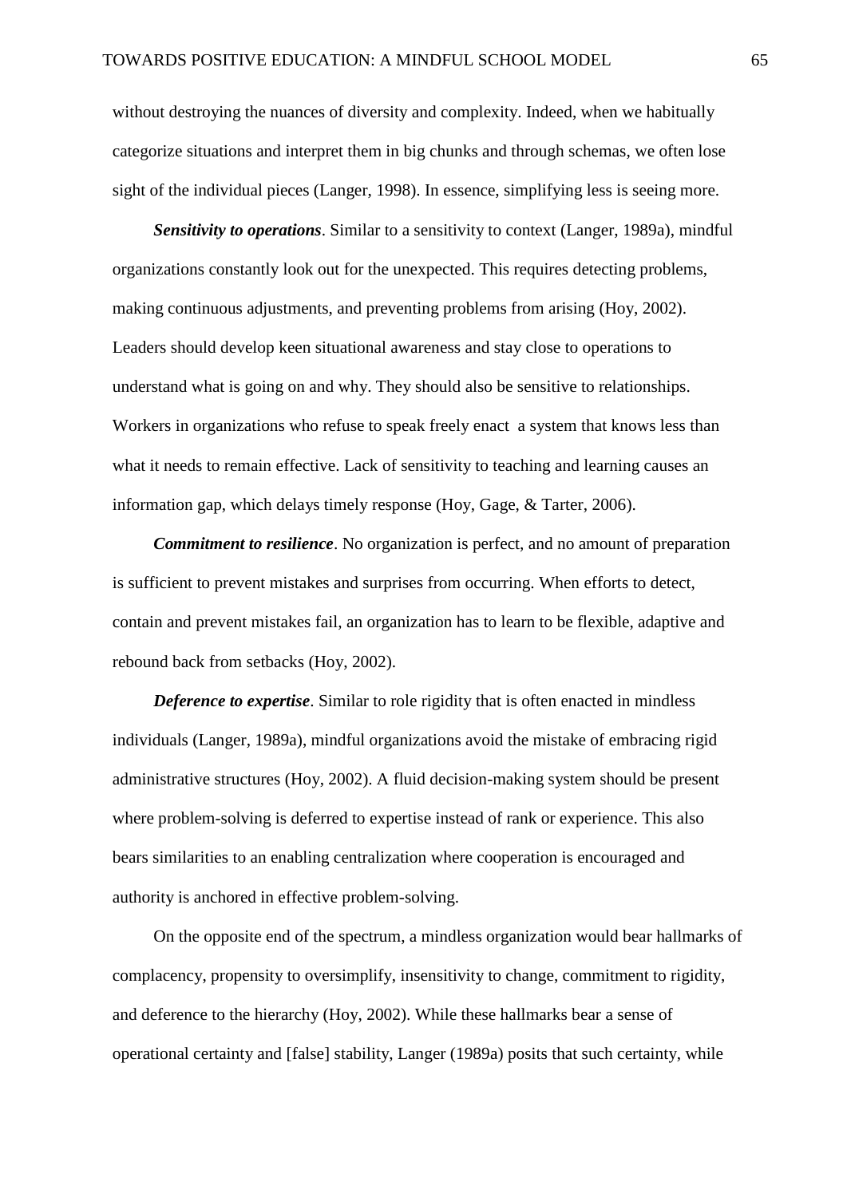without destroying the nuances of diversity and complexity. Indeed, when we habitually categorize situations and interpret them in big chunks and through schemas, we often lose sight of the individual pieces (Langer, 1998). In essence, simplifying less is seeing more.

***Sensitivity to operations***. Similar to a sensitivity to context (Langer, 1989a), mindful organizations constantly look out for the unexpected. This requires detecting problems, making continuous adjustments, and preventing problems from arising (Hoy, 2002). Leaders should develop keen situational awareness and stay close to operations to understand what is going on and why. They should also be sensitive to relationships. Workers in organizations who refuse to speak freely enact a system that knows less than what it needs to remain effective. Lack of sensitivity to teaching and learning causes an information gap, which delays timely response (Hoy, Gage, & Tarter, 2006).

***Commitment to resilience***. No organization is perfect, and no amount of preparation is sufficient to prevent mistakes and surprises from occurring. When efforts to detect, contain and prevent mistakes fail, an organization has to learn to be flexible, adaptive and rebound back from setbacks (Hoy, 2002).

***Deference to expertise***. Similar to role rigidity that is often enacted in mindless individuals (Langer, 1989a), mindful organizations avoid the mistake of embracing rigid administrative structures (Hoy, 2002). A fluid decision-making system should be present where problem-solving is deferred to expertise instead of rank or experience. This also bears similarities to an enabling centralization where cooperation is encouraged and authority is anchored in effective problem-solving.

On the opposite end of the spectrum, a mindless organization would bear hallmarks of complacency, propensity to oversimplify, insensitivity to change, commitment to rigidity, and deference to the hierarchy (Hoy, 2002). While these hallmarks bear a sense of operational certainty and [false] stability, Langer (1989a) posits that such certainty, while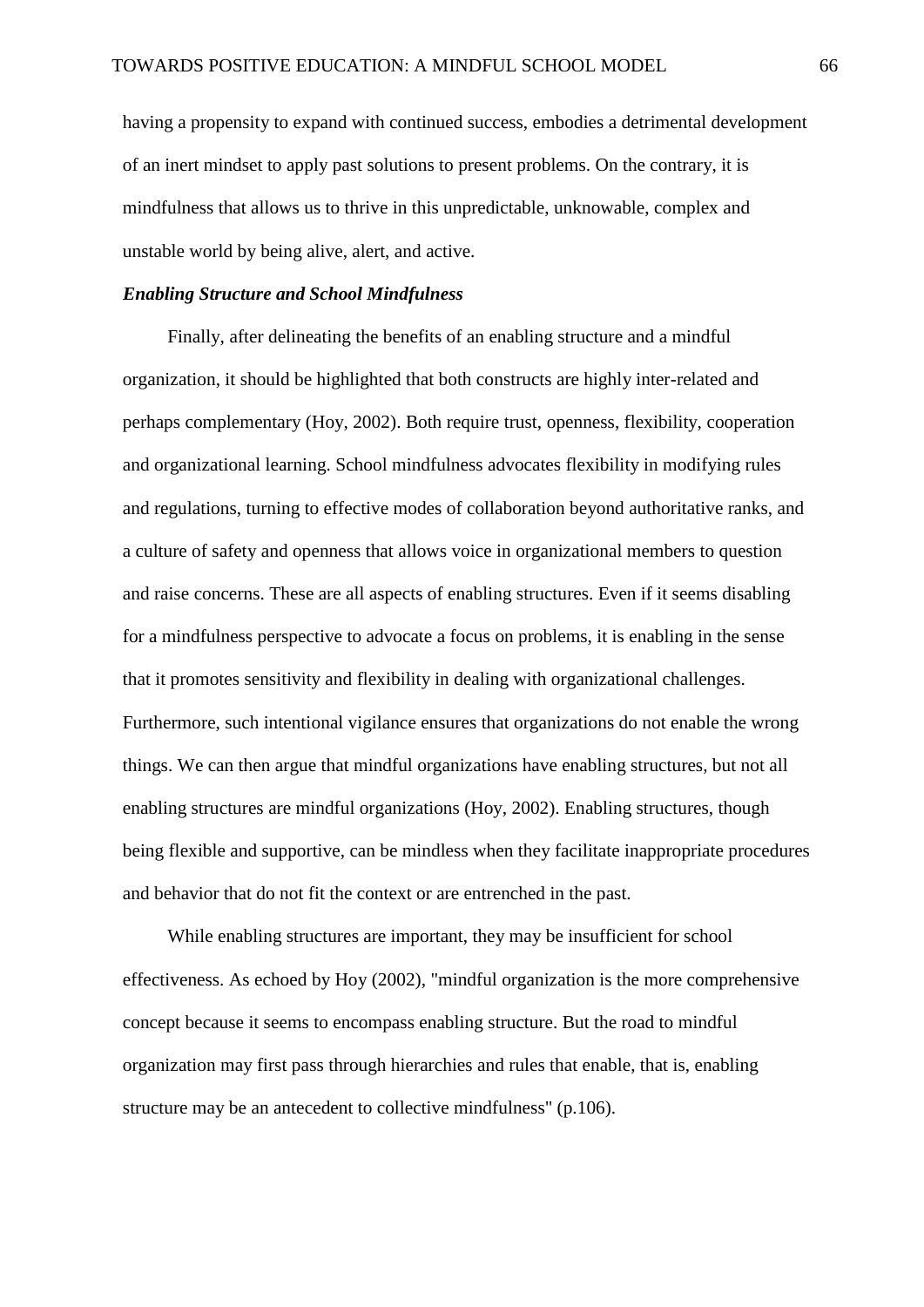having a propensity to expand with continued success, embodies a detrimental development of an inert mindset to apply past solutions to present problems. On the contrary, it is mindfulness that allows us to thrive in this unpredictable, unknowable, complex and unstable world by being alive, alert, and active.

### *Enabling Structure and School Mindfulness*

Finally, after delineating the benefits of an enabling structure and a mindful organization, it should be highlighted that both constructs are highly inter-related and perhaps complementary (Hoy, 2002). Both require trust, openness, flexibility, cooperation and organizational learning. School mindfulness advocates flexibility in modifying rules and regulations, turning to effective modes of collaboration beyond authoritative ranks, and a culture of safety and openness that allows voice in organizational members to question and raise concerns. These are all aspects of enabling structures. Even if it seems disabling for a mindfulness perspective to advocate a focus on problems, it is enabling in the sense that it promotes sensitivity and flexibility in dealing with organizational challenges. Furthermore, such intentional vigilance ensures that organizations do not enable the wrong things. We can then argue that mindful organizations have enabling structures, but not all enabling structures are mindful organizations (Hoy, 2002). Enabling structures, though being flexible and supportive, can be mindless when they facilitate inappropriate procedures and behavior that do not fit the context or are entrenched in the past.

While enabling structures are important, they may be insufficient for school effectiveness. As echoed by Hoy (2002), "mindful organization is the more comprehensive concept because it seems to encompass enabling structure. But the road to mindful organization may first pass through hierarchies and rules that enable, that is, enabling structure may be an antecedent to collective mindfulness" (p.106).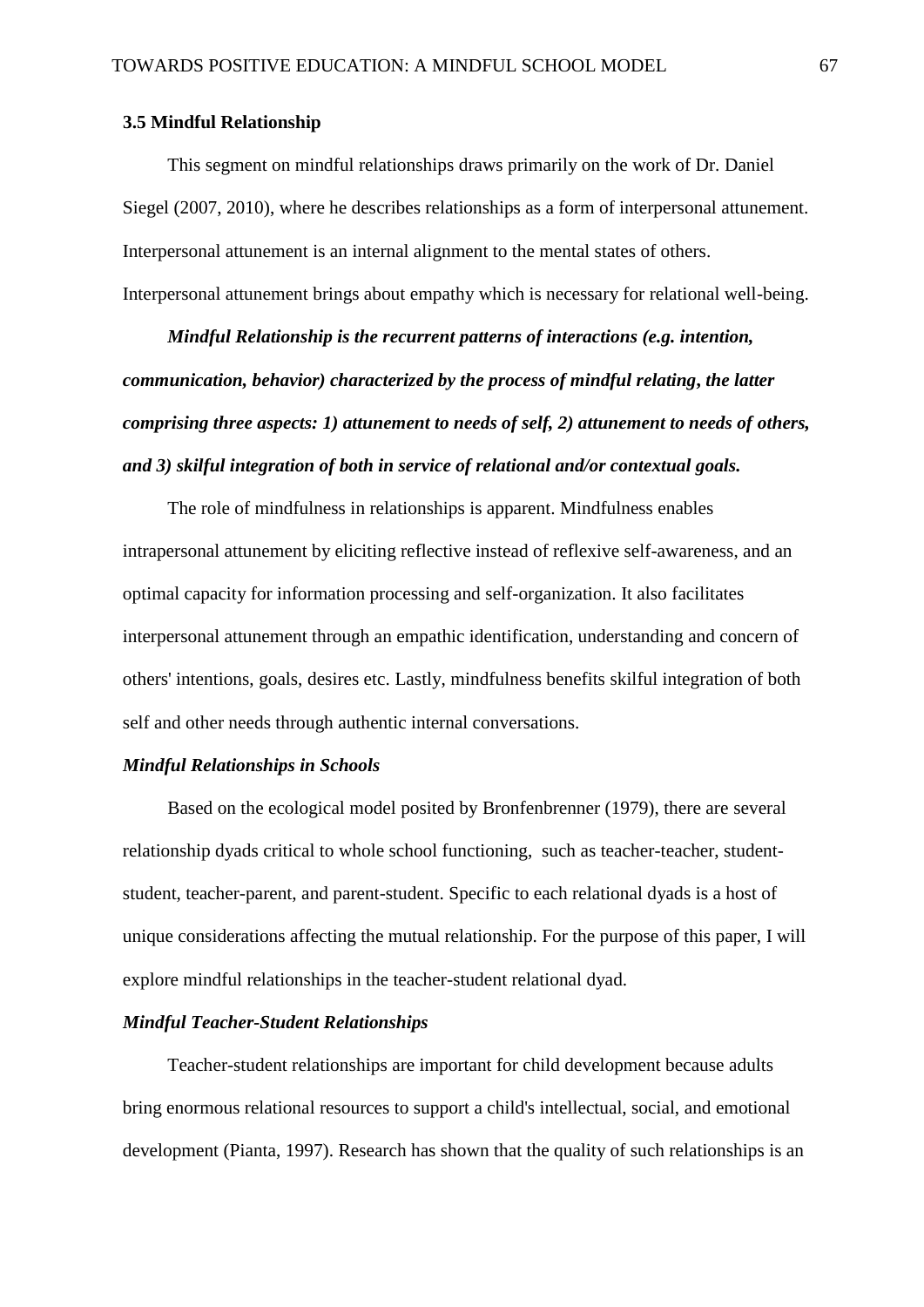### 3.5 Mindful Relationship

This segment on mindful relationships draws primarily on the work of Dr. Daniel Siegel (2007, 2010), where he describes relationships as a form of interpersonal attunement. Interpersonal attunement is an internal alignment to the mental states of others. Interpersonal attunement brings about empathy which is necessary for relational well-being.

***Mindful Relationship is the recurrent patterns of interactions (e.g. intention, communication, behavior) characterized by the process of mindful relating, the latter comprising three aspects: 1) attunement to needs of self, 2) attunement to needs of others, and 3) skilful integration of both in service of relational and/or contextual goals.***

The role of mindfulness in relationships is apparent. Mindfulness enables intrapersonal attunement by eliciting reflective instead of reflexive self-awareness, and an optimal capacity for information processing and self-organization. It also facilitates interpersonal attunement through an empathic identification, understanding and concern of others' intentions, goals, desires etc. Lastly, mindfulness benefits skilful integration of both self and other needs through authentic internal conversations.

#### *Mindful Relationships in Schools*

Based on the ecological model posited by Bronfenbrenner (1979), there are several relationship dyads critical to whole school functioning, such as teacher-teacher, student-student, teacher-parent, and parent-student. Specific to each relational dyads is a host of unique considerations affecting the mutual relationship. For the purpose of this paper, I will explore mindful relationships in the teacher-student relational dyad.

#### *Mindful Teacher-Student Relationships*

Teacher-student relationships are important for child development because adults bring enormous relational resources to support a child's intellectual, social, and emotional development (Pianta, 1997). Research has shown that the quality of such relationships is an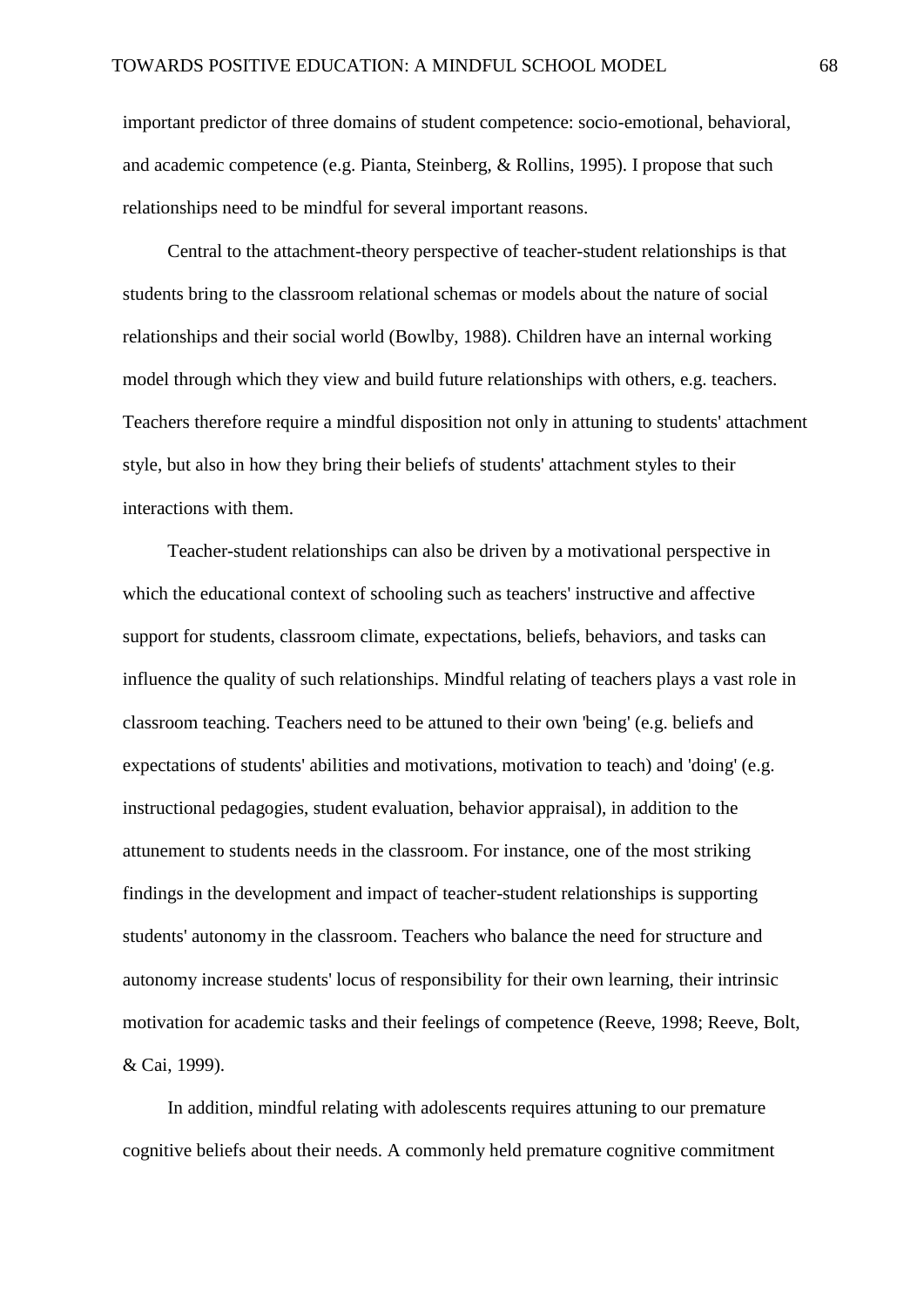important predictor of three domains of student competence: socio-emotional, behavioral, and academic competence (e.g. Pianta, Steinberg, & Rollins, 1995). I propose that such relationships need to be mindful for several important reasons.

Central to the attachment-theory perspective of teacher-student relationships is that students bring to the classroom relational schemas or models about the nature of social relationships and their social world (Bowlby, 1988). Children have an internal working model through which they view and build future relationships with others, e.g. teachers. Teachers therefore require a mindful disposition not only in attuning to students' attachment style, but also in how they bring their beliefs of students' attachment styles to their interactions with them.

Teacher-student relationships can also be driven by a motivational perspective in which the educational context of schooling such as teachers' instructive and affective support for students, classroom climate, expectations, beliefs, behaviors, and tasks can influence the quality of such relationships. Mindful relating of teachers plays a vast role in classroom teaching. Teachers need to be attuned to their own 'being' (e.g. beliefs and expectations of students' abilities and motivations, motivation to teach) and 'doing' (e.g. instructional pedagogies, student evaluation, behavior appraisal), in addition to the attunement to students needs in the classroom. For instance, one of the most striking findings in the development and impact of teacher-student relationships is supporting students' autonomy in the classroom. Teachers who balance the need for structure and autonomy increase students' locus of responsibility for their own learning, their intrinsic motivation for academic tasks and their feelings of competence (Reeve, 1998; Reeve, Bolt, & Cai, 1999).

In addition, mindful relating with adolescents requires attuning to our premature cognitive beliefs about their needs. A commonly held premature cognitive commitment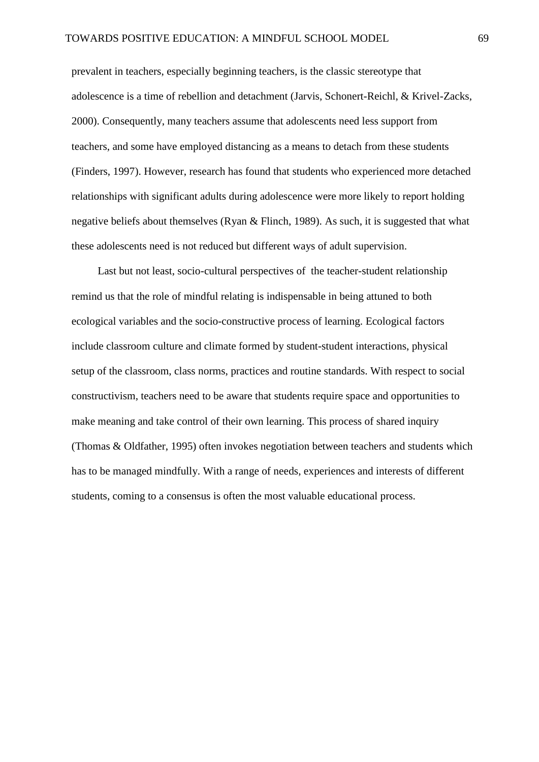prevalent in teachers, especially beginning teachers, is the classic stereotype that adolescence is a time of rebellion and detachment (Jarvis, Schonert-Reichl, & Krivel-Zacks, 2000). Consequently, many teachers assume that adolescents need less support from teachers, and some have employed distancing as a means to detach from these students (Finders, 1997). However, research has found that students who experienced more detached relationships with significant adults during adolescence were more likely to report holding negative beliefs about themselves (Ryan & Flinch, 1989). As such, it is suggested that what these adolescents need is not reduced but different ways of adult supervision.

Last but not least, socio-cultural perspectives of the teacher-student relationship remind us that the role of mindful relating is indispensable in being attuned to both ecological variables and the socio-constructive process of learning. Ecological factors include classroom culture and climate formed by student-student interactions, physical setup of the classroom, class norms, practices and routine standards. With respect to social constructivism, teachers need to be aware that students require space and opportunities to make meaning and take control of their own learning. This process of shared inquiry (Thomas & Oldfather, 1995) often invokes negotiation between teachers and students which has to be managed mindfully. With a range of needs, experiences and interests of different students, coming to a consensus is often the most valuable educational process.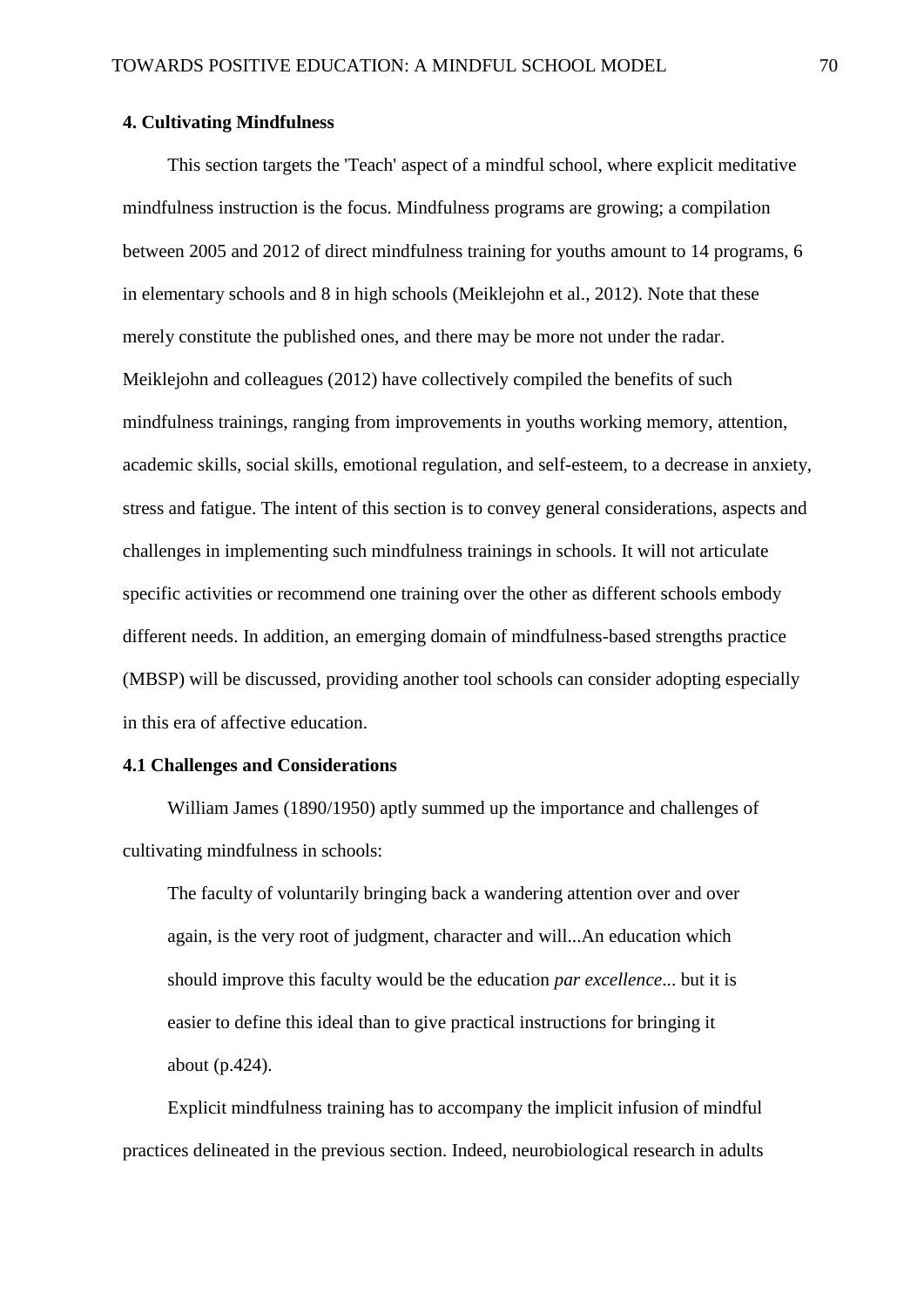## 4. Cultivating Mindfulness

This section targets the 'Teach' aspect of a mindful school, where explicit meditative mindfulness instruction is the focus. Mindfulness programs are growing; a compilation between 2005 and 2012 of direct mindfulness training for youths amount to 14 programs, 6 in elementary schools and 8 in high schools (Meiklejohn et al., 2012). Note that these merely constitute the published ones, and there may be more not under the radar. Meiklejohn and colleagues (2012) have collectively compiled the benefits of such mindfulness trainings, ranging from improvements in youths working memory, attention, academic skills, social skills, emotional regulation, and self-esteem, to a decrease in anxiety, stress and fatigue. The intent of this section is to convey general considerations, aspects and challenges in implementing such mindfulness trainings in schools. It will not articulate specific activities or recommend one training over the other as different schools embody different needs. In addition, an emerging domain of mindfulness-based strengths practice (MBSP) will be discussed, providing another tool schools can consider adopting especially in this era of affective education.

### 4.1 Challenges and Considerations

William James (1890/1950) aptly summed up the importance and challenges of cultivating mindfulness in schools:

> The faculty of voluntarily bringing back a wandering attention over and over again, is the very root of judgment, character and will...An education which should improve this faculty would be the education *par excellence*... but it is easier to define this ideal than to give practical instructions for bringing it about (p.424).

Explicit mindfulness training has to accompany the implicit infusion of mindful practices delineated in the previous section. Indeed, neurobiological research in adults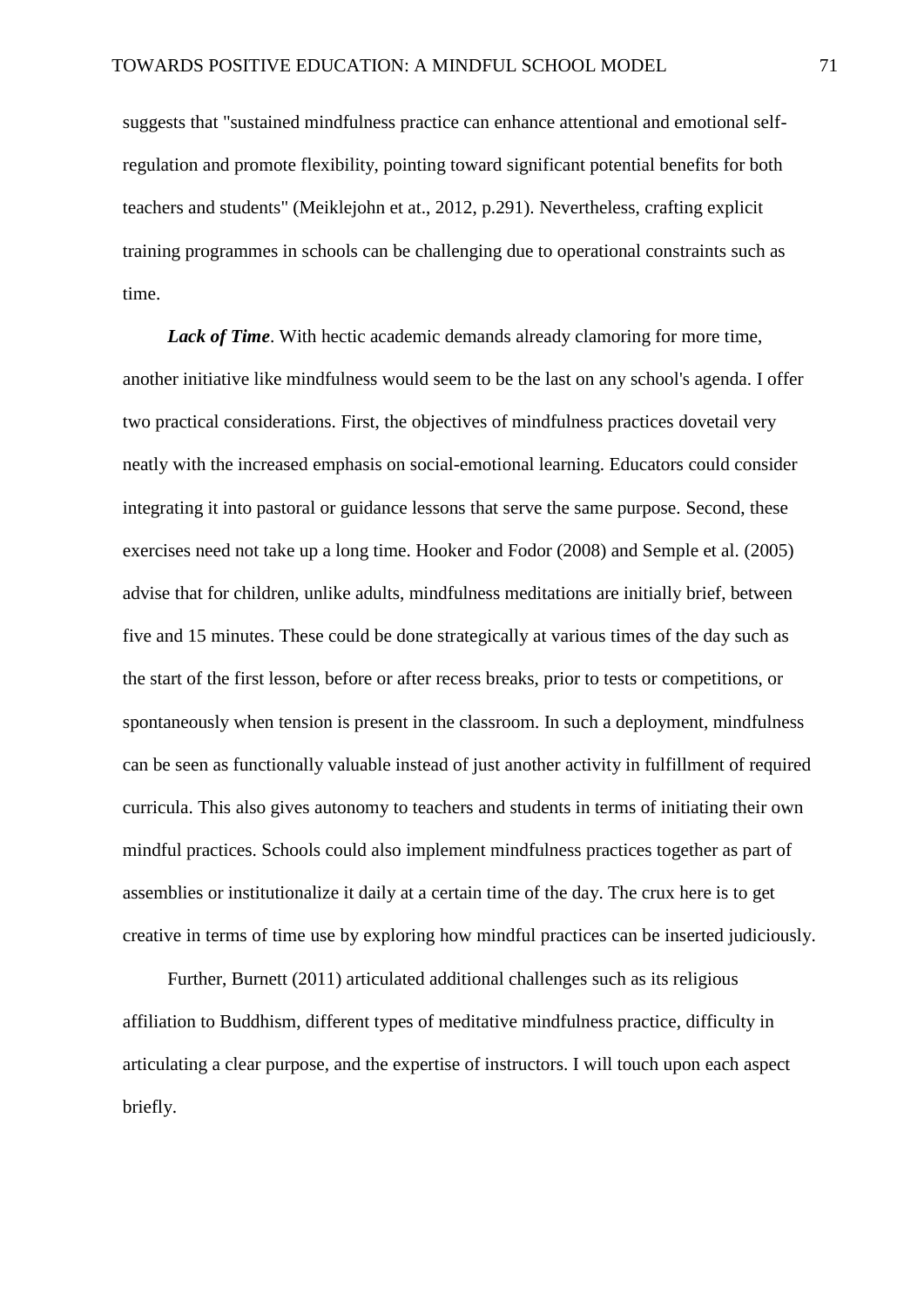suggests that "sustained mindfulness practice can enhance attentional and emotional self-regulation and promote flexibility, pointing toward significant potential benefits for both teachers and students" (Meiklejohn et at., 2012, p.291). Nevertheless, crafting explicit training programmes in schools can be challenging due to operational constraints such as time.

***Lack of Time***. With hectic academic demands already clamoring for more time, another initiative like mindfulness would seem to be the last on any school's agenda. I offer two practical considerations. First, the objectives of mindfulness practices dovetail very neatly with the increased emphasis on social-emotional learning. Educators could consider integrating it into pastoral or guidance lessons that serve the same purpose. Second, these exercises need not take up a long time. Hooker and Fodor (2008) and Semple et al. (2005) advise that for children, unlike adults, mindfulness meditations are initially brief, between five and 15 minutes. These could be done strategically at various times of the day such as the start of the first lesson, before or after recess breaks, prior to tests or competitions, or spontaneously when tension is present in the classroom. In such a deployment, mindfulness can be seen as functionally valuable instead of just another activity in fulfillment of required curricula. This also gives autonomy to teachers and students in terms of initiating their own mindful practices. Schools could also implement mindfulness practices together as part of assemblies or institutionalize it daily at a certain time of the day. The crux here is to get creative in terms of time use by exploring how mindful practices can be inserted judiciously.

Further, Burnett (2011) articulated additional challenges such as its religious affiliation to Buddhism, different types of meditative mindfulness practice, difficulty in articulating a clear purpose, and the expertise of instructors. I will touch upon each aspect briefly.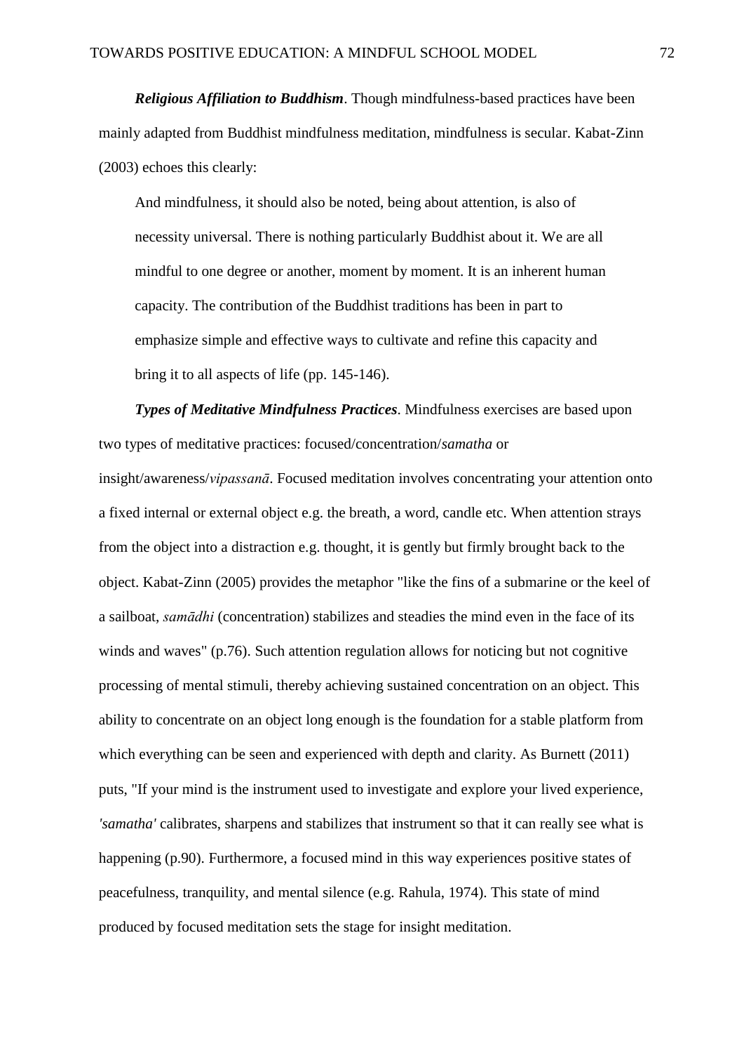***Religious Affiliation to Buddhism***. Though mindfulness-based practices have been mainly adapted from Buddhist mindfulness meditation, mindfulness is secular. Kabat-Zinn (2003) echoes this clearly:

> And mindfulness, it should also be noted, being about attention, is also of necessity universal. There is nothing particularly Buddhist about it. We are all mindful to one degree or another, moment by moment. It is an inherent human capacity. The contribution of the Buddhist traditions has been in part to emphasize simple and effective ways to cultivate and refine this capacity and bring it to all aspects of life (pp. 145-146).

***Types of Meditative Mindfulness Practices***. Mindfulness exercises are based upon two types of meditative practices: focused/concentration/*samatha* or insight/awareness/*vipassanā*. Focused meditation involves concentrating your attention onto a fixed internal or external object e.g. the breath, a word, candle etc. When attention strays from the object into a distraction e.g. thought, it is gently but firmly brought back to the object. Kabat-Zinn (2005) provides the metaphor "like the fins of a submarine or the keel of a sailboat, *samādhi* (concentration) stabilizes and steadies the mind even in the face of its winds and waves" (p.76). Such attention regulation allows for noticing but not cognitive processing of mental stimuli, thereby achieving sustained concentration on an object. This ability to concentrate on an object long enough is the foundation for a stable platform from which everything can be seen and experienced with depth and clarity. As Burnett (2011) puts, "If your mind is the instrument used to investigate and explore your lived experience, *'samatha'* calibrates, sharpens and stabilizes that instrument so that it can really see what is happening (p.90). Furthermore, a focused mind in this way experiences positive states of peacefulness, tranquility, and mental silence (e.g. Rahula, 1974). This state of mind produced by focused meditation sets the stage for insight meditation.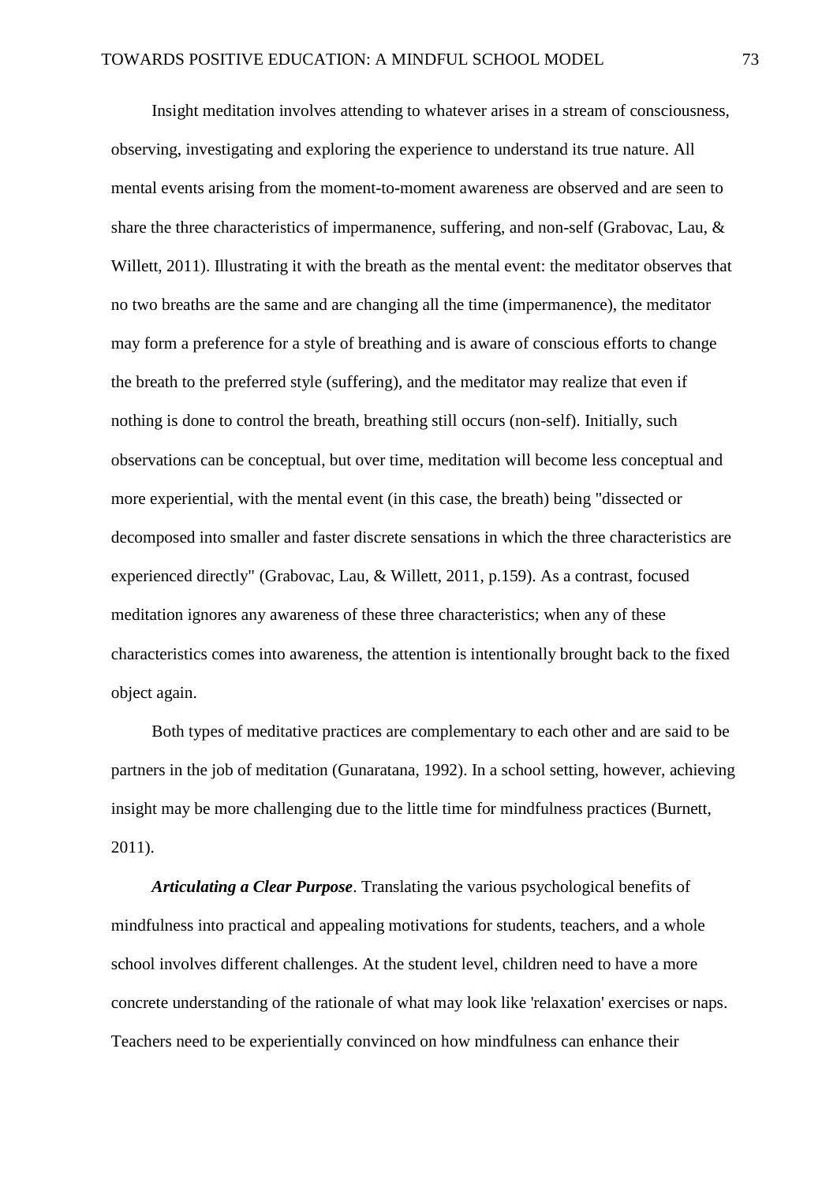Insight meditation involves attending to whatever arises in a stream of consciousness, observing, investigating and exploring the experience to understand its true nature. All mental events arising from the moment-to-moment awareness are observed and are seen to share the three characteristics of impermanence, suffering, and non-self (Grabovac, Lau, & Willett, 2011). Illustrating it with the breath as the mental event: the meditator observes that no two breaths are the same and are changing all the time (impermanence), the meditator may form a preference for a style of breathing and is aware of conscious efforts to change the breath to the preferred style (suffering), and the meditator may realize that even if nothing is done to control the breath, breathing still occurs (non-self). Initially, such observations can be conceptual, but over time, meditation will become less conceptual and more experiential, with the mental event (in this case, the breath) being "dissected or decomposed into smaller and faster discrete sensations in which the three characteristics are experienced directly" (Grabovac, Lau, & Willett, 2011, p.159). As a contrast, focused meditation ignores any awareness of these three characteristics; when any of these characteristics comes into awareness, the attention is intentionally brought back to the fixed object again.

Both types of meditative practices are complementary to each other and are said to be partners in the job of meditation (Gunaratana, 1992). In a school setting, however, achieving insight may be more challenging due to the little time for mindfulness practices (Burnett, 2011).

***Articulating a Clear Purpose***. Translating the various psychological benefits of mindfulness into practical and appealing motivations for students, teachers, and a whole school involves different challenges. At the student level, children need to have a more concrete understanding of the rationale of what may look like 'relaxation' exercises or naps. Teachers need to be experientially convinced on how mindfulness can enhance their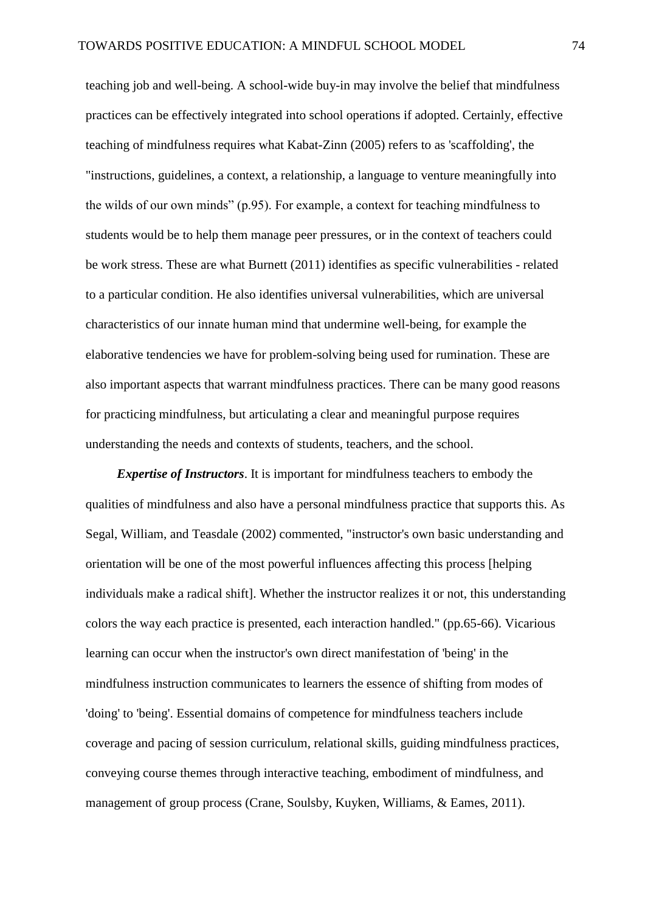teaching job and well-being. A school-wide buy-in may involve the belief that mindfulness practices can be effectively integrated into school operations if adopted. Certainly, effective teaching of mindfulness requires what Kabat-Zinn (2005) refers to as 'scaffolding', the "instructions, guidelines, a context, a relationship, a language to venture meaningfully into the wilds of our own minds" (p.95). For example, a context for teaching mindfulness to students would be to help them manage peer pressures, or in the context of teachers could be work stress. These are what Burnett (2011) identifies as specific vulnerabilities - related to a particular condition. He also identifies universal vulnerabilities, which are universal characteristics of our innate human mind that undermine well-being, for example the elaborative tendencies we have for problem-solving being used for rumination. These are also important aspects that warrant mindfulness practices. There can be many good reasons for practicing mindfulness, but articulating a clear and meaningful purpose requires understanding the needs and contexts of students, teachers, and the school.

***Expertise of Instructors***. It is important for mindfulness teachers to embody the qualities of mindfulness and also have a personal mindfulness practice that supports this. As Segal, William, and Teasdale (2002) commented, "instructor's own basic understanding and orientation will be one of the most powerful influences affecting this process [helping individuals make a radical shift]. Whether the instructor realizes it or not, this understanding colors the way each practice is presented, each interaction handled." (pp.65-66). Vicarious learning can occur when the instructor's own direct manifestation of 'being' in the mindfulness instruction communicates to learners the essence of shifting from modes of 'doing' to 'being'. Essential domains of competence for mindfulness teachers include coverage and pacing of session curriculum, relational skills, guiding mindfulness practices, conveying course themes through interactive teaching, embodiment of mindfulness, and management of group process (Crane, Soulsby, Kuyken, Williams, & Eames, 2011).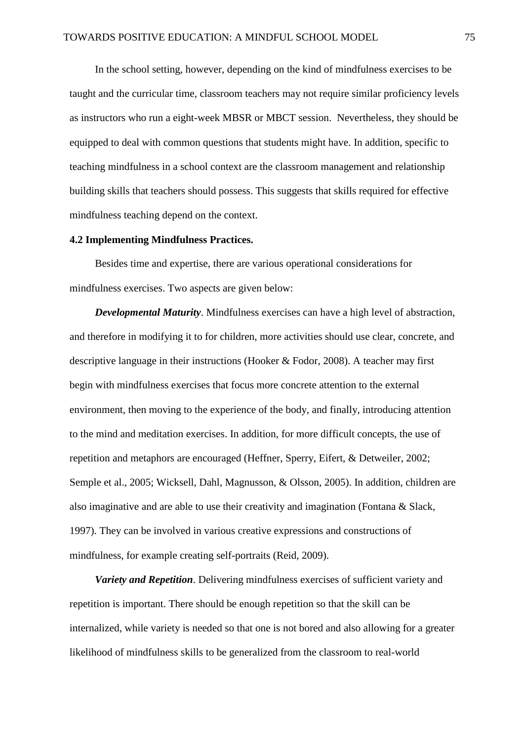In the school setting, however, depending on the kind of mindfulness exercises to be taught and the curricular time, classroom teachers may not require similar proficiency levels as instructors who run a eight-week MBSR or MBCT session. Nevertheless, they should be equipped to deal with common questions that students might have. In addition, specific to teaching mindfulness in a school context are the classroom management and relationship building skills that teachers should possess. This suggests that skills required for effective mindfulness teaching depend on the context.

### 4.2 Implementing Mindfulness Practices.

Besides time and expertise, there are various operational considerations for mindfulness exercises. Two aspects are given below:

***Developmental Maturity***. Mindfulness exercises can have a high level of abstraction, and therefore in modifying it to for children, more activities should use clear, concrete, and descriptive language in their instructions (Hooker & Fodor, 2008). A teacher may first begin with mindfulness exercises that focus more concrete attention to the external environment, then moving to the experience of the body, and finally, introducing attention to the mind and meditation exercises. In addition, for more difficult concepts, the use of repetition and metaphors are encouraged (Heffner, Sperry, Eifert, & Detweiler, 2002; Semple et al., 2005; Wicksell, Dahl, Magnusson, & Olsson, 2005). In addition, children are also imaginative and are able to use their creativity and imagination (Fontana & Slack, 1997). They can be involved in various creative expressions and constructions of mindfulness, for example creating self-portraits (Reid, 2009).

***Variety and Repetition***. Delivering mindfulness exercises of sufficient variety and repetition is important. There should be enough repetition so that the skill can be internalized, while variety is needed so that one is not bored and also allowing for a greater likelihood of mindfulness skills to be generalized from the classroom to real-world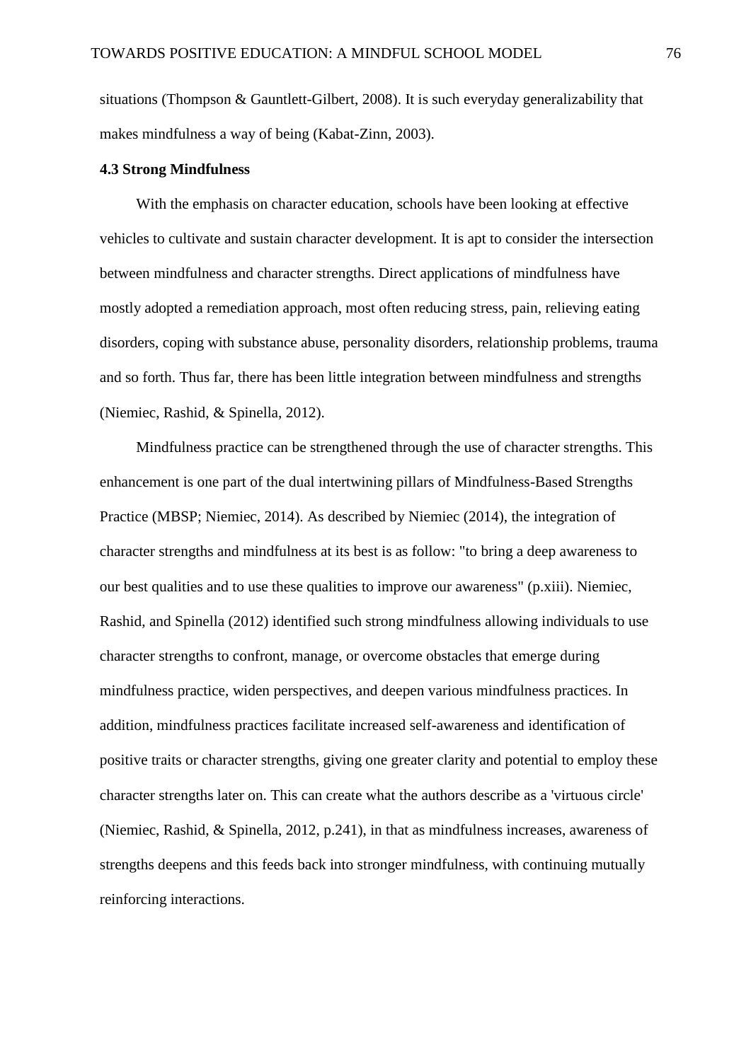situations (Thompson & Gauntlett-Gilbert, 2008). It is such everyday generalizability that makes mindfulness a way of being (Kabat-Zinn, 2003).

### 4.3 Strong Mindfulness

With the emphasis on character education, schools have been looking at effective vehicles to cultivate and sustain character development. It is apt to consider the intersection between mindfulness and character strengths. Direct applications of mindfulness have mostly adopted a remediation approach, most often reducing stress, pain, relieving eating disorders, coping with substance abuse, personality disorders, relationship problems, trauma and so forth. Thus far, there has been little integration between mindfulness and strengths (Niemiec, Rashid, & Spinella, 2012).

Mindfulness practice can be strengthened through the use of character strengths. This enhancement is one part of the dual intertwining pillars of Mindfulness-Based Strengths Practice (MBSP; Niemiec, 2014). As described by Niemiec (2014), the integration of character strengths and mindfulness at its best is as follow: "to bring a deep awareness to our best qualities and to use these qualities to improve our awareness" (p.xiii). Niemiec, Rashid, and Spinella (2012) identified such strong mindfulness allowing individuals to use character strengths to confront, manage, or overcome obstacles that emerge during mindfulness practice, widen perspectives, and deepen various mindfulness practices. In addition, mindfulness practices facilitate increased self-awareness and identification of positive traits or character strengths, giving one greater clarity and potential to employ these character strengths later on. This can create what the authors describe as a 'virtuous circle' (Niemiec, Rashid, & Spinella, 2012, p.241), in that as mindfulness increases, awareness of strengths deepens and this feeds back into stronger mindfulness, with continuing mutually reinforcing interactions.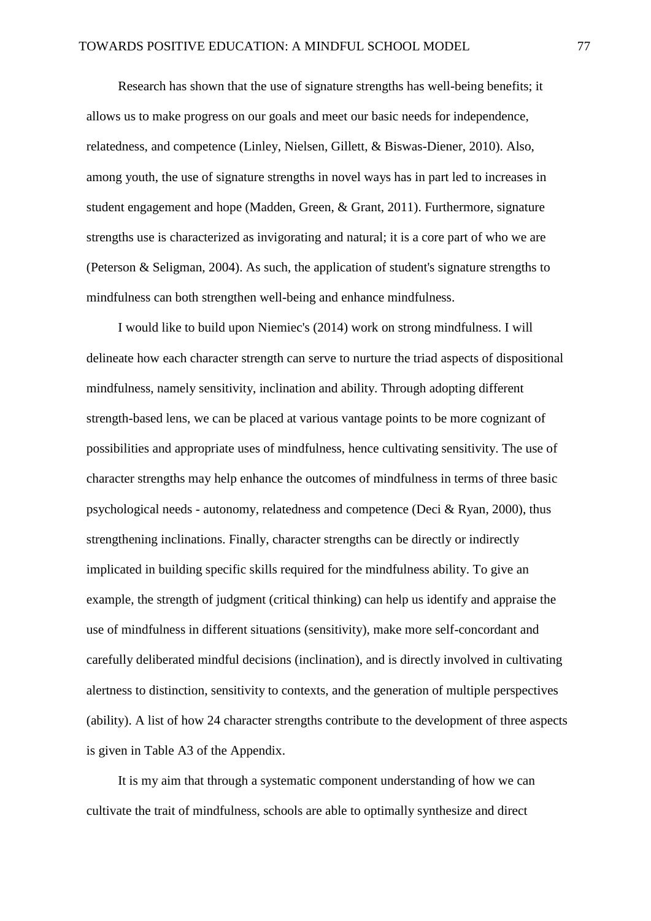Research has shown that the use of signature strengths has well-being benefits; it allows us to make progress on our goals and meet our basic needs for independence, relatedness, and competence (Linley, Nielsen, Gillett, & Biswas-Diener, 2010). Also, among youth, the use of signature strengths in novel ways has in part led to increases in student engagement and hope (Madden, Green, & Grant, 2011). Furthermore, signature strengths use is characterized as invigorating and natural; it is a core part of who we are (Peterson & Seligman, 2004). As such, the application of student's signature strengths to mindfulness can both strengthen well-being and enhance mindfulness.

I would like to build upon Niemiec's (2014) work on strong mindfulness. I will delineate how each character strength can serve to nurture the triad aspects of dispositional mindfulness, namely sensitivity, inclination and ability. Through adopting different strength-based lens, we can be placed at various vantage points to be more cognizant of possibilities and appropriate uses of mindfulness, hence cultivating sensitivity. The use of character strengths may help enhance the outcomes of mindfulness in terms of three basic psychological needs - autonomy, relatedness and competence (Deci & Ryan, 2000), thus strengthening inclinations. Finally, character strengths can be directly or indirectly implicated in building specific skills required for the mindfulness ability. To give an example, the strength of judgment (critical thinking) can help us identify and appraise the use of mindfulness in different situations (sensitivity), make more self-concordant and carefully deliberated mindful decisions (inclination), and is directly involved in cultivating alertness to distinction, sensitivity to contexts, and the generation of multiple perspectives (ability). A list of how 24 character strengths contribute to the development of three aspects is given in Table A3 of the Appendix.

It is my aim that through a systematic component understanding of how we can cultivate the trait of mindfulness, schools are able to optimally synthesize and direct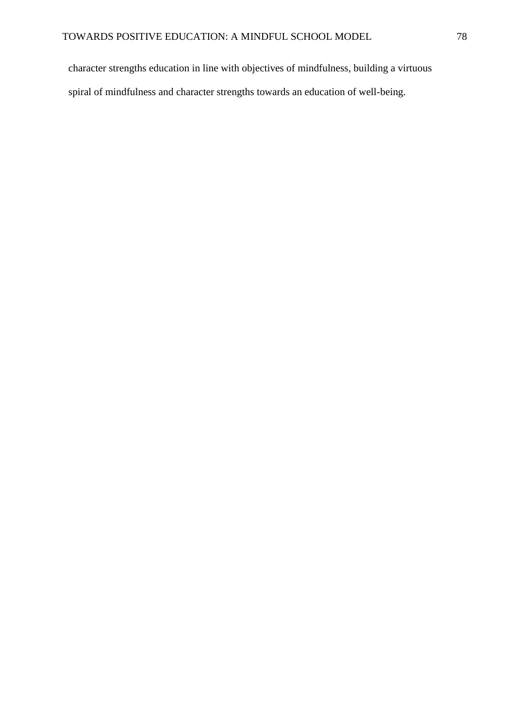character strengths education in line with objectives of mindfulness, building a virtuous spiral of mindfulness and character strengths towards an education of well-being.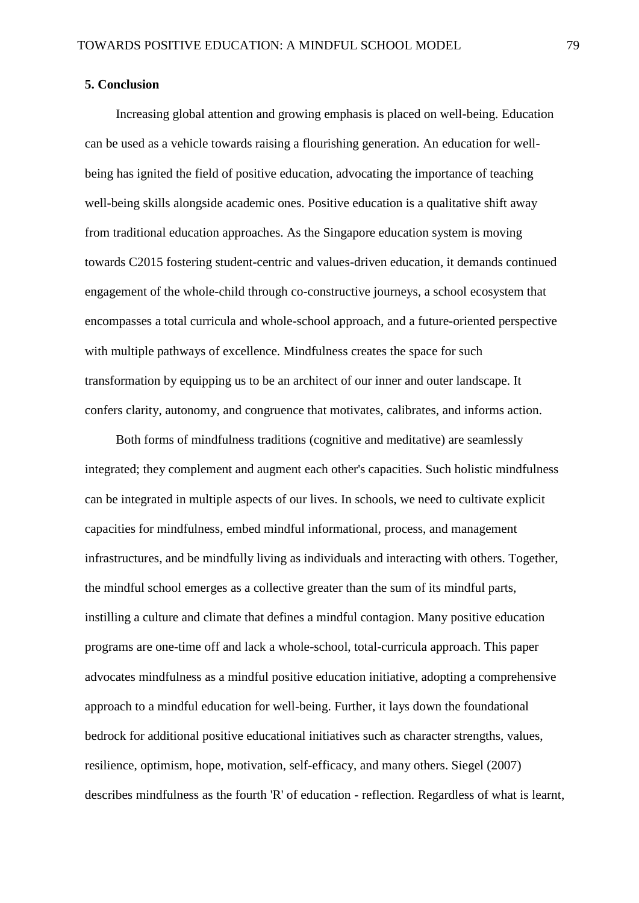## 5. Conclusion

Increasing global attention and growing emphasis is placed on well-being. Education can be used as a vehicle towards raising a flourishing generation. An education for well-being has ignited the field of positive education, advocating the importance of teaching well-being skills alongside academic ones. Positive education is a qualitative shift away from traditional education approaches. As the Singapore education system is moving towards C2015 fostering student-centric and values-driven education, it demands continued engagement of the whole-child through co-constructive journeys, a school ecosystem that encompasses a total curricula and whole-school approach, and a future-oriented perspective with multiple pathways of excellence. Mindfulness creates the space for such transformation by equipping us to be an architect of our inner and outer landscape. It confers clarity, autonomy, and congruence that motivates, calibrates, and informs action.

Both forms of mindfulness traditions (cognitive and meditative) are seamlessly integrated; they complement and augment each other's capacities. Such holistic mindfulness can be integrated in multiple aspects of our lives. In schools, we need to cultivate explicit capacities for mindfulness, embed mindful informational, process, and management infrastructures, and be mindfully living as individuals and interacting with others. Together, the mindful school emerges as a collective greater than the sum of its mindful parts, instilling a culture and climate that defines a mindful contagion. Many positive education programs are one-time off and lack a whole-school, total-curricula approach. This paper advocates mindfulness as a mindful positive education initiative, adopting a comprehensive approach to a mindful education for well-being. Further, it lays down the foundational bedrock for additional positive educational initiatives such as character strengths, values, resilience, optimism, hope, motivation, self-efficacy, and many others. Siegel (2007) describes mindfulness as the fourth 'R' of education - reflection. Regardless of what is learnt,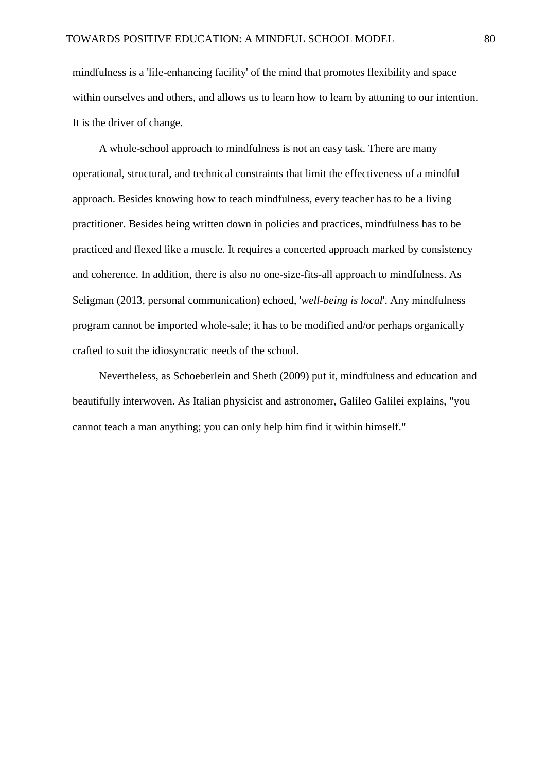mindfulness is a 'life-enhancing facility' of the mind that promotes flexibility and space within ourselves and others, and allows us to learn how to learn by attuning to our intention. It is the driver of change.

A whole-school approach to mindfulness is not an easy task. There are many operational, structural, and technical constraints that limit the effectiveness of a mindful approach. Besides knowing how to teach mindfulness, every teacher has to be a living practitioner. Besides being written down in policies and practices, mindfulness has to be practiced and flexed like a muscle. It requires a concerted approach marked by consistency and coherence. In addition, there is also no one-size-fits-all approach to mindfulness. As Seligman (2013, personal communication) echoed, '*well-being is local*'. Any mindfulness program cannot be imported whole-sale; it has to be modified and/or perhaps organically crafted to suit the idiosyncratic needs of the school.

Nevertheless, as Schoeberlein and Sheth (2009) put it, mindfulness and education and beautifully interwoven. As Italian physicist and astronomer, Galileo Galilei explains, "you cannot teach a man anything; you can only help him find it within himself."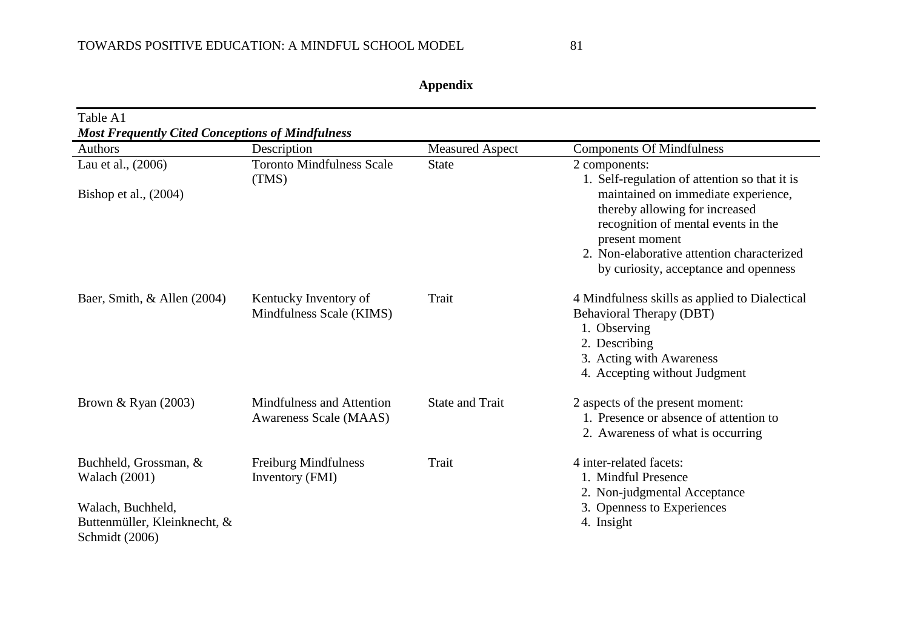## Appendix

Table A1

***Most Frequently Cited Conceptions of Mindfulness***

| Authors | Description | Measured Aspect | Components Of Mindfulness |
|---|---|---|---|
| Lau et al., (2006)<br><br>Bishop et al., (2004) | Toronto Mindfulness Scale (TMS) | State | 2 components:<br>1. Self-regulation of attention so that it is maintained on immediate experience, thereby allowing for increased recognition of mental events in the present moment<br>2. Non-elaborative attention characterized by curiosity, acceptance and openness |
| Baer, Smith, & Allen (2004) | Kentucky Inventory of Mindfulness Scale (KIMS) | Trait | 4 Mindfulness skills as applied to Dialectical Behavioral Therapy (DBT)<br>1. Observing<br>2. Describing<br>3. Acting with Awareness<br>4. Accepting without Judgment |
| Brown & Ryan (2003) | Mindfulness and Attention Awareness Scale (MAAS) | State and Trait | 2 aspects of the present moment:<br>1. Presence or absence of attention to<br>2. Awareness of what is occurring |
| Buchheld, Grossman, & Walach (2001)<br><br>Walach, Buchheld, Buttenmüller, Kleinknecht, & Schmidt (2006) | Freiburg Mindfulness Inventory (FMI) | Trait | 4 inter-related facets:<br>1. Mindful Presence<br>2. Non-judgmental Acceptance<br>3. Openness to Experiences<br>4. Insight |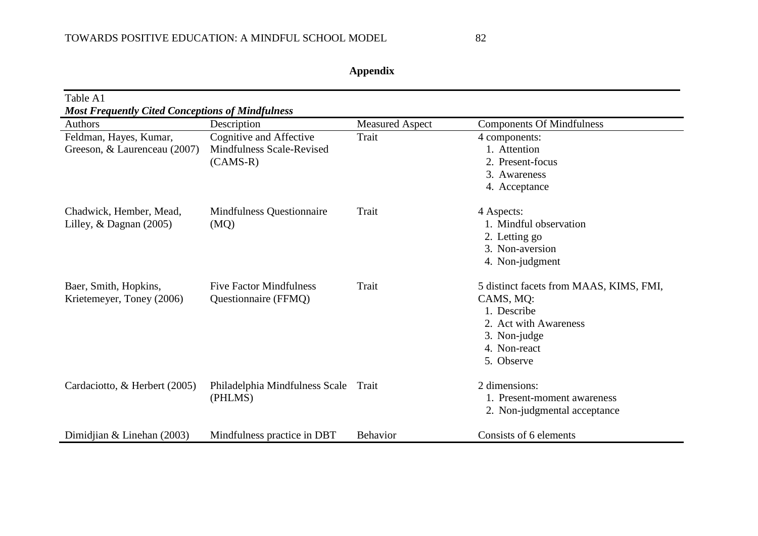## Appendix

Table A1

***Most Frequently Cited Conceptions of Mindfulness***

| Authors | Description | Measured Aspect | Components Of Mindfulness |
| --- | --- | --- | --- |
| Feldman, Hayes, Kumar, Greeson, & Laurenceau (2007) | Cognitive and Affective Mindfulness Scale-Revised (CAMS-R) | Trait | 4 components:<br>1. Attention<br>2. Present-focus<br>3. Awareness<br>4. Acceptance |
| Chadwick, Hember, Mead, Lilley, & Dagnan (2005) | Mindfulness Questionnaire (MQ) | Trait | 4 Aspects:<br>1. Mindful observation<br>2. Letting go<br>3. Non-aversion<br>4. Non-judgment |
| Baer, Smith, Hopkins, Krietemeyer, Toney (2006) | Five Factor Mindfulness Questionnaire (FFMQ) | Trait | 5 distinct facets from MAAS, KIMS, FMI, CAMS, MQ:<br>1. Describe<br>2. Act with Awareness<br>3. Non-judge<br>4. Non-react<br>5. Observe |
| Cardaciotto, & Herbert (2005) | Philadelphia Mindfulness Scale (PHLMS) | Trait | 2 dimensions:<br>1. Present-moment awareness<br>2. Non-judgmental acceptance |
| Dimidjian & Linehan (2003) | Mindfulness practice in DBT | Behavior | Consists of 6 elements |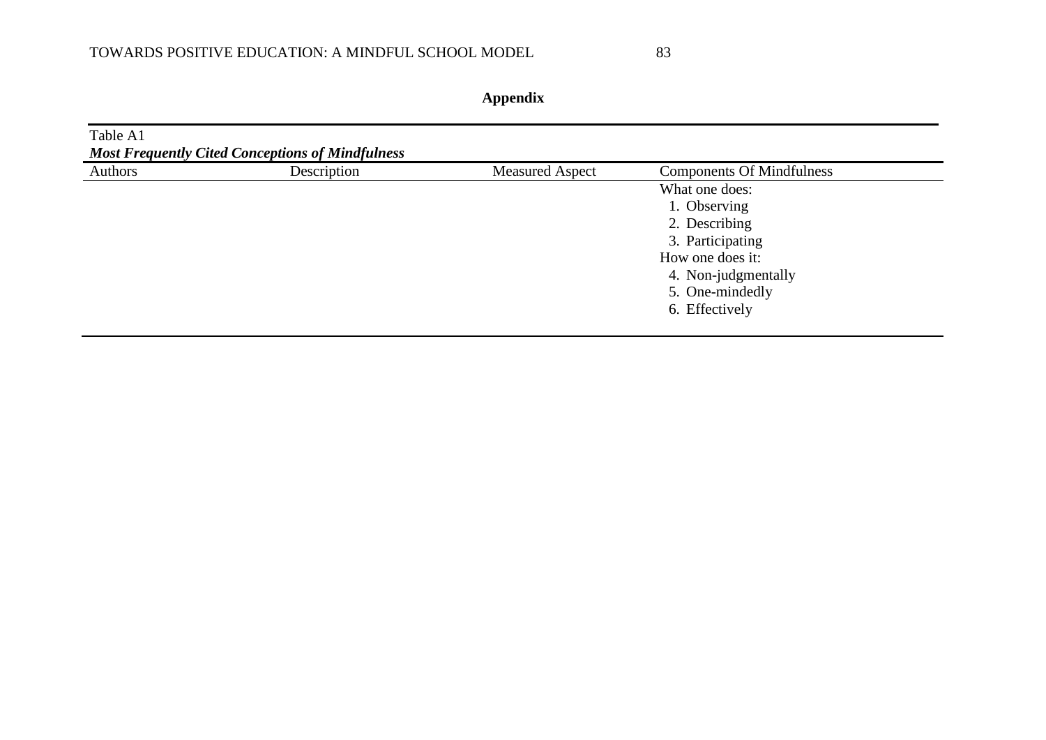# Appendix

Table A1

***Most Frequently Cited Conceptions of Mindfulness***

| Authors | Description | Measured Aspect | Components Of Mindfulness |
|---|---|---|---|
| | | | What one does:<br>1. Observing<br>2. Describing<br>3. Participating<br>How one does it:<br>4. Non-judgmentally<br>5. One-mindedly<br>6. Effectively |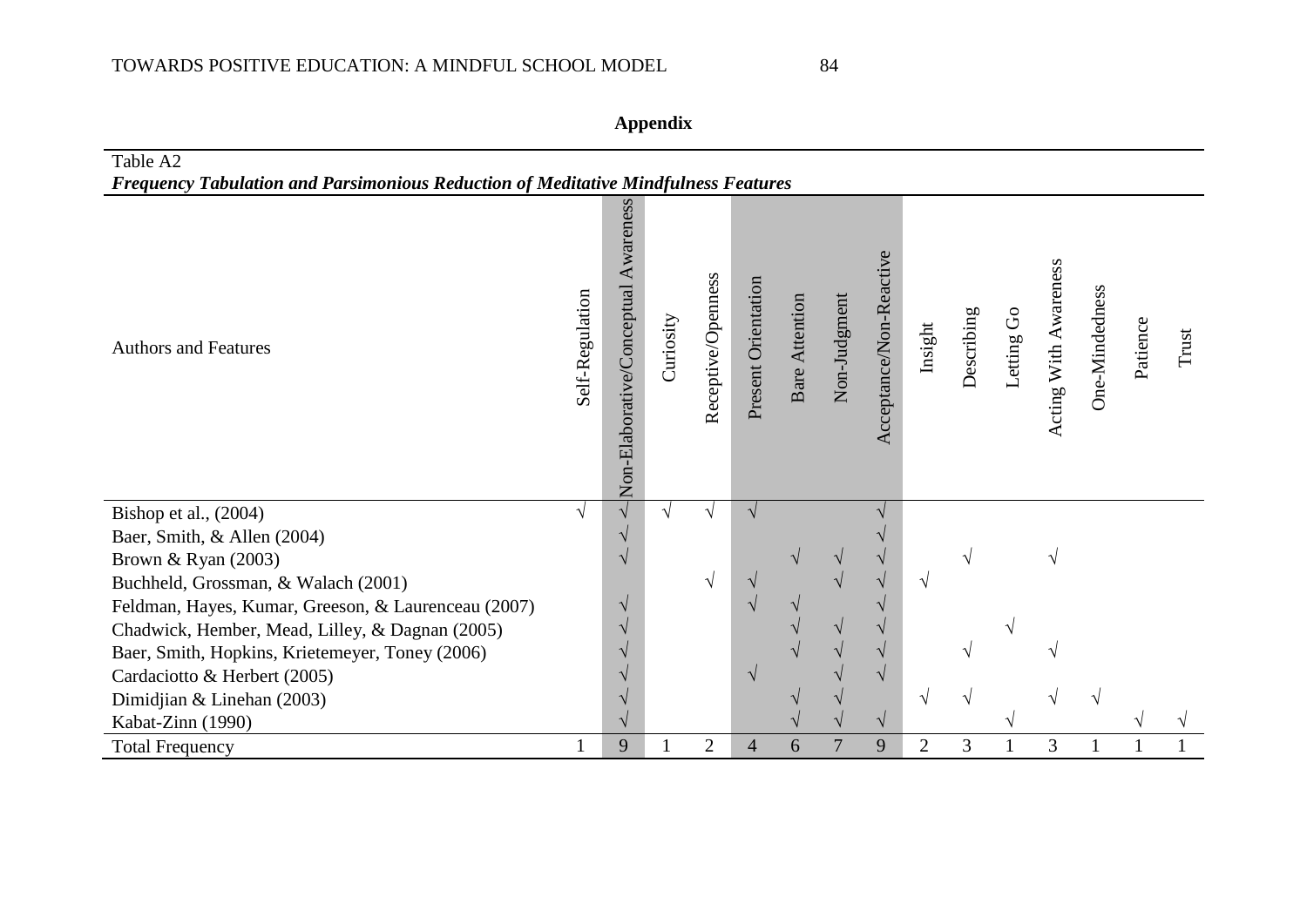## Appendix

Table A2

***Frequency Tabulation and Parsimonious Reduction of Meditative Mindfulness Features***

| Authors and Features | Self-Regulation | Non-Elaborative/Conceptual Awareness | Curiosity | Receptive/Openness | Present Orientation | Bare Attention | Non-Judgment | Acceptance/Non-Reactive | Insight | Describing | Letting Go | Acting With Awareness | One-Mindedness | Patience | Trust |
|---|---|---|---|---|---|---|---|---|---|---|---|---|---|---|---|
| Bishop et al., (2004) | √ | √ | √ | √ | √ | | | √ | | | | | | | |
| Baer, Smith, & Allen (2004) | | √ | | | | | | √ | | | | | | | |
| Brown & Ryan (2003) | | √ | | | | √ | √ | √ | | √ | | √ | | | |
| Buchheld, Grossman, & Walach (2001) | | | | √ | √ | | √ | √ | √ | | | | | | |
| Feldman, Hayes, Kumar, Greeson, & Laurenceau (2007) | | √ | | | √ | √ | | √ | | | | | | | |
| Chadwick, Hember, Mead, Lilley, & Dagnan (2005) | | √ | | | | √ | √ | √ | | | √ | | | | |
| Baer, Smith, Hopkins, Krietemeyer, Toney (2006) | | √ | | | | √ | √ | √ | | √ | | √ | | | |
| Cardaciotto & Herbert (2005) | | √ | | | √ | | √ | √ | | | | | | | |
| Dimidjian & Linehan (2003) | | √ | | | | √ | √ | | √ | √ | | √ | √ | | |
| Kabat-Zinn (1990) | | √ | | | | √ | √ | √ | | | √ | | | √ | √ |
| Total Frequency | 1 | 9 | 1 | 2 | 4 | 6 | 7 | 9 | 2 | 3 | 1 | 3 | 1 | 1 | 1 |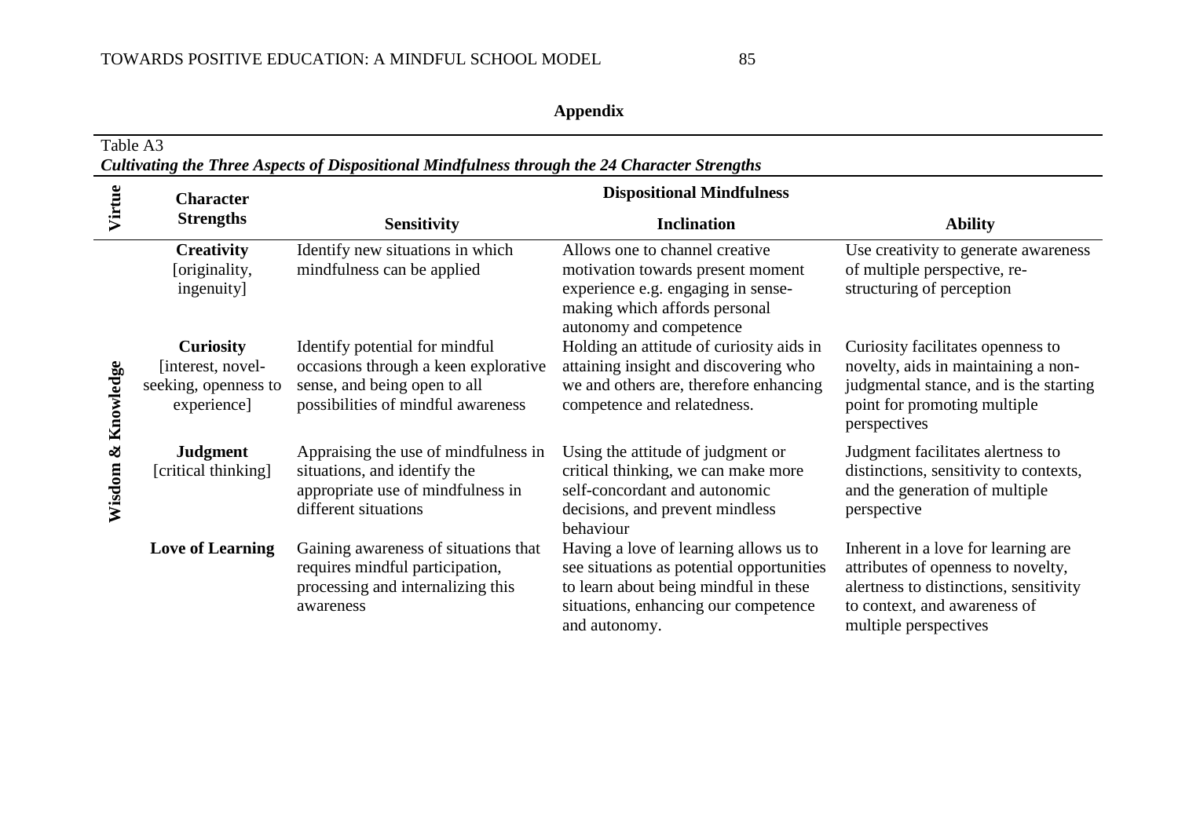## Appendix

Table A3

*Cultivating the Three Aspects of Dispositional Mindfulness through the 24 Character Strengths*

| Virtue | Character Strengths | Dispositional Mindfulness | | |
|---|---|---|---|---|
| | | Sensitivity | Inclination | Ability |
| Wisdom & Knowledge | **Creativity** [originality, ingenuity] | Identify new situations in which mindfulness can be applied | Allows one to channel creative motivation towards present moment experience e.g. engaging in sense-making which affords personal autonomy and competence | Use creativity to generate awareness of multiple perspective, re-structuring of perception |
| | **Curiosity** [interest, novel-seeking, openness to experience] | Identify potential for mindful occasions through a keen explorative sense, and being open to all possibilities of mindful awareness | Holding an attitude of curiosity aids in attaining insight and discovering who we and others are, therefore enhancing competence and relatedness. | Curiosity facilitates openness to novelty, aids in maintaining a non-judgmental stance, and is the starting point for promoting multiple perspectives |
| | **Judgment** [critical thinking] | Appraising the use of mindfulness in situations, and identify the appropriate use of mindfulness in different situations | Using the attitude of judgment or critical thinking, we can make more self-concordant and autonomic decisions, and prevent mindless behaviour | Judgment facilitates alertness to distinctions, sensitivity to contexts, and the generation of multiple perspective |
| | **Love of Learning** | Gaining awareness of situations that requires mindful participation, processing and internalizing this awareness | Having a love of learning allows us to see situations as potential opportunities to learn about being mindful in these situations, enhancing our competence and autonomy. | Inherent in a love for learning are attributes of openness to novelty, alertness to distinctions, sensitivity to context, and awareness of multiple perspectives |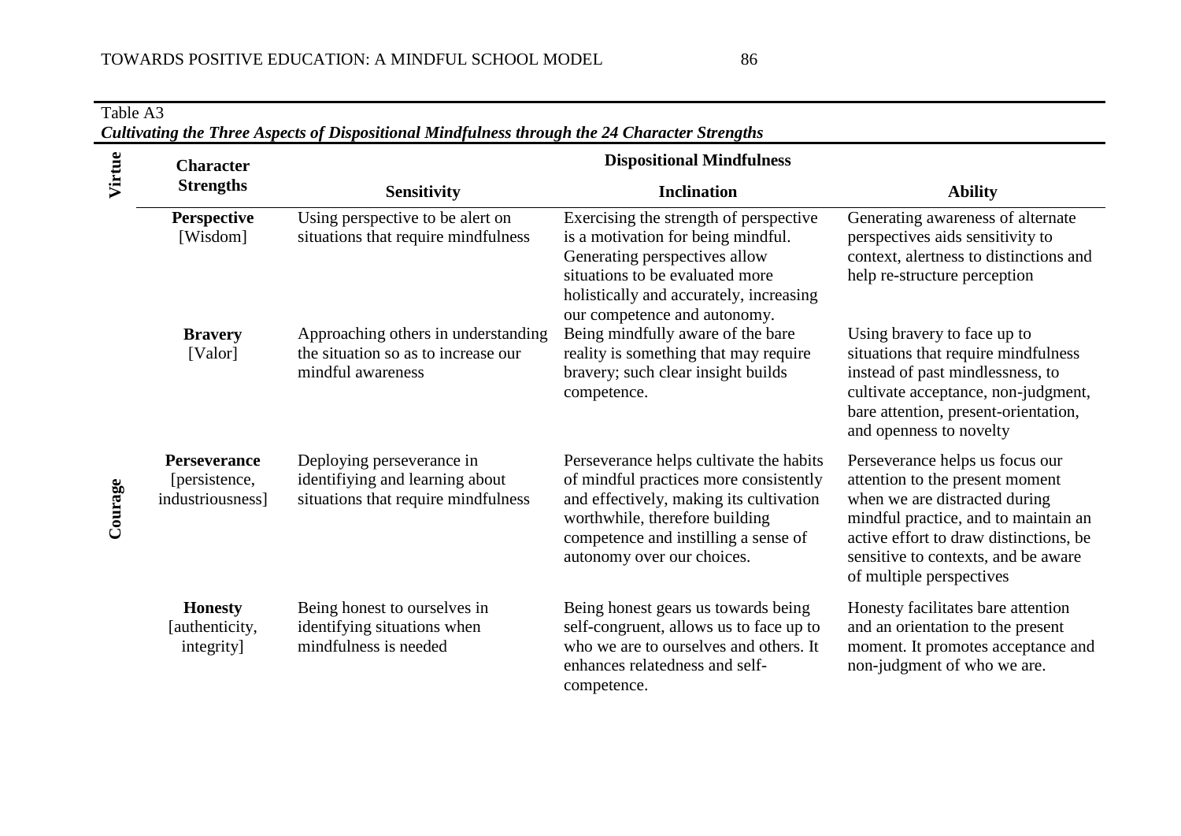Table A3

***Cultivating the Three Aspects of Dispositional Mindfulness through the 24 Character Strengths***

| Virtue | Character Strengths | Dispositional Mindfulness | | |
|---|---|---|---|---|
| | | **Sensitivity** | **Inclination** | **Ability** |
| | **Perspective** [Wisdom] | Using perspective to be alert on situations that require mindfulness | Exercising the strength of perspective is a motivation for being mindful. Generating perspectives allow situations to be evaluated more holistically and accurately, increasing our competence and autonomy. | Generating awareness of alternate perspectives aids sensitivity to context, alertness to distinctions and help re-structure perception |
| Courage | **Bravery** [Valor] | Approaching others in understanding the situation so as to increase our mindful awareness | Being mindfully aware of the bare reality is something that may require bravery; such clear insight builds competence. | Using bravery to face up to situations that require mindfulness instead of past mindlessness, to cultivate acceptance, non-judgment, bare attention, present-orientation, and openness to novelty |
| | **Perseverance** [persistence, industriousness] | Deploying perseverance in identifiying and learning about situations that require mindfulness | Perseverance helps cultivate the habits of mindful practices more consistently and effectively, making its cultivation worthwhile, therefore building competence and instilling a sense of autonomy over our choices. | Perseverance helps us focus our attention to the present moment when we are distracted during mindful practice, and to maintain an active effort to draw distinctions, be sensitive to contexts, and be aware of multiple perspectives |
| | **Honesty** [authenticity, integrity] | Being honest to ourselves in identifying situations when mindfulness is needed | Being honest gears us towards being self-congruent, allows us to face up to who we are to ourselves and others. It enhances relatedness and self-competence. | Honesty facilitates bare attention and an orientation to the present moment. It promotes acceptance and non-judgment of who we are. |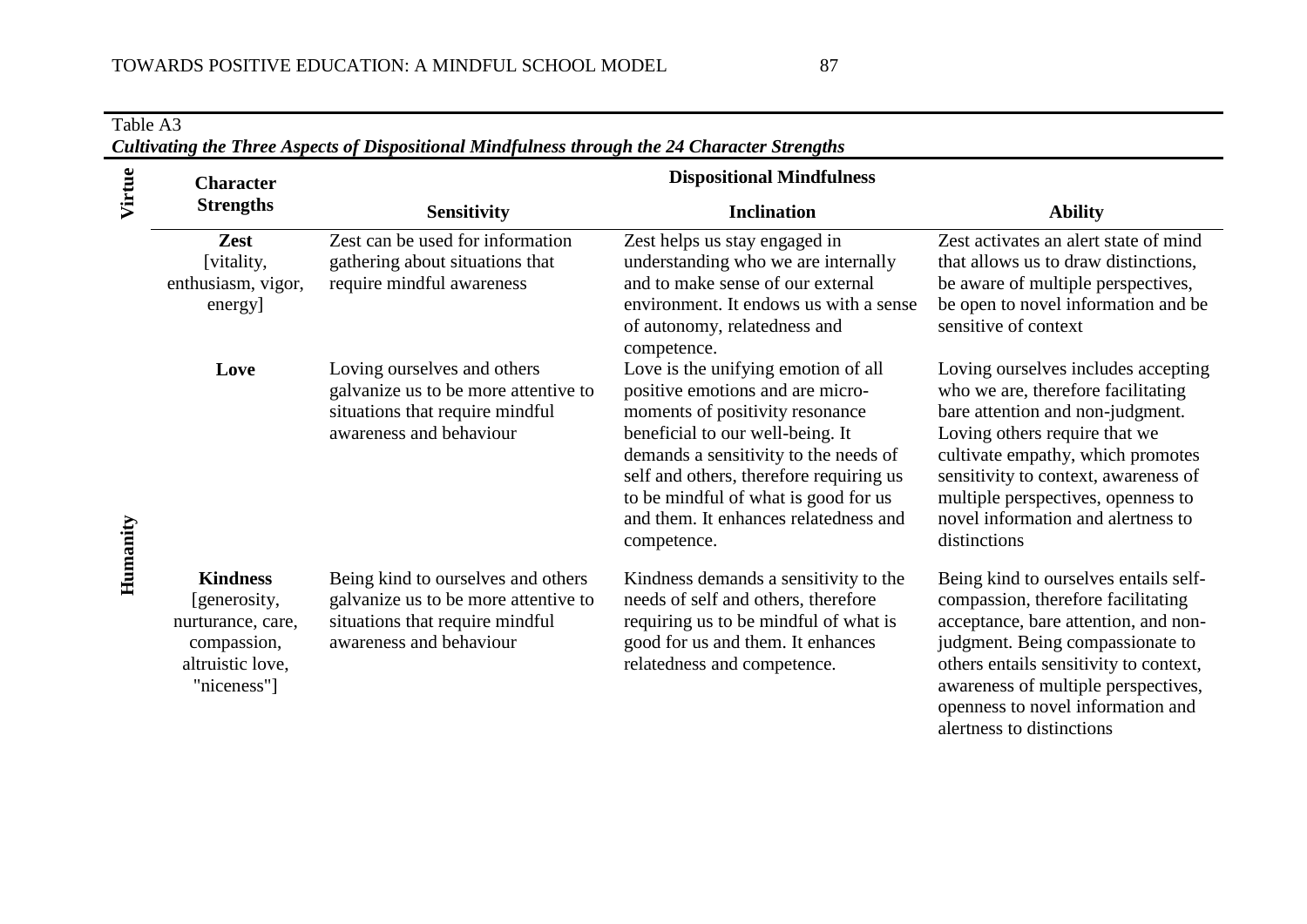Table A3

***Cultivating the Three Aspects of Dispositional Mindfulness through the 24 Character Strengths***

| Virtue | Character Strengths | Dispositional Mindfulness | | |
|---|---|---|---|---|
| | | **Sensitivity** | **Inclination** | **Ability** |
| | **Zest** [vitality, enthusiasm, vigor, energy] | Zest can be used for information gathering about situations that require mindful awareness | Zest helps us stay engaged in understanding who we are internally and to make sense of our external environment. It endows us with a sense of autonomy, relatedness and competence. | Zest activates an alert state of mind that allows us to draw distinctions, be aware of multiple perspectives, be open to novel information and be sensitive of context |
| **Humanity** | **Love** | Loving ourselves and others galvanize us to be more attentive to situations that require mindful awareness and behaviour | Love is the unifying emotion of all positive emotions and are micro-moments of positivity resonance beneficial to our well-being. It demands a sensitivity to the needs of self and others, therefore requiring us to be mindful of what is good for us and them. It enhances relatedness and competence. | Loving ourselves includes accepting who we are, therefore facilitating bare attention and non-judgment. Loving others require that we cultivate empathy, which promotes sensitivity to context, awareness of multiple perspectives, openness to novel information and alertness to distinctions |
| | **Kindness** [generosity, nurturance, care, compassion, altruistic love, "niceness"] | Being kind to ourselves and others galvanize us to be more attentive to situations that require mindful awareness and behaviour | Kindness demands a sensitivity to the needs of self and others, therefore requiring us to be mindful of what is good for us and them. It enhances relatedness and competence. | Being kind to ourselves entails self-compassion, therefore facilitating acceptance, bare attention, and non-judgment. Being compassionate to others entails sensitivity to context, awareness of multiple perspectives, openness to novel information and alertness to distinctions |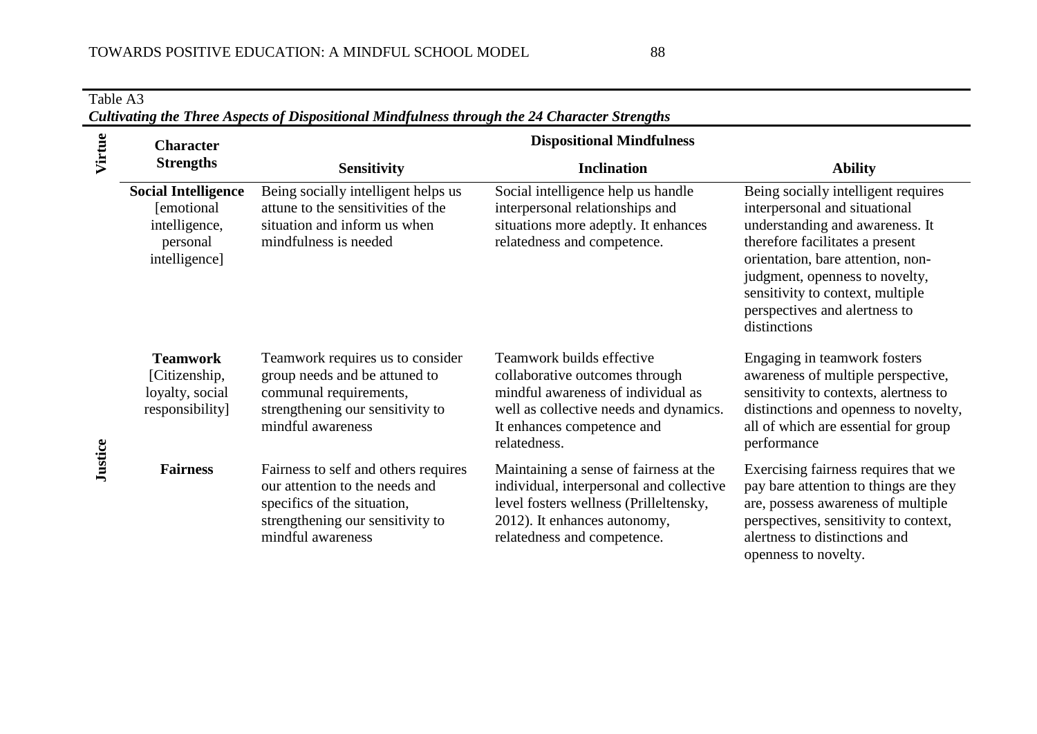Table A3

***Cultivating the Three Aspects of Dispositional Mindfulness through the 24 Character Strengths***

| Virtue | Character Strengths | Dispositional Mindfulness | | |
|---|---|---|---|---|
| | | **Sensitivity** | **Inclination** | **Ability** |
| | **Social Intelligence** [emotional intelligence, personal intelligence] | Being socially intelligent helps us attune to the sensitivities of the situation and inform us when mindfulness is needed | Social intelligence help us handle interpersonal relationships and situations more adeptly. It enhances relatedness and competence. | Being socially intelligent requires interpersonal and situational understanding and awareness. It therefore facilitates a present orientation, bare attention, non-judgment, openness to novelty, sensitivity to context, multiple perspectives and alertness to distinctions |
| **Justice** | **Teamwork** [Citizenship, loyalty, social responsibility] | Teamwork requires us to consider group needs and be attuned to communal requirements, strengthening our sensitivity to mindful awareness | Teamwork builds effective collaborative outcomes through mindful awareness of individual as well as collective needs and dynamics. It enhances competence and relatedness. | Engaging in teamwork fosters awareness of multiple perspective, sensitivity to contexts, alertness to distinctions and openness to novelty, all of which are essential for group performance |
| | **Fairness** | Fairness to self and others requires our attention to the needs and specifics of the situation, strengthening our sensitivity to mindful awareness | Maintaining a sense of fairness at the individual, interpersonal and collective level fosters wellness (Prilleltensky, 2012). It enhances autonomy, relatedness and competence. | Exercising fairness requires that we pay bare attention to things are they are, possess awareness of multiple perspectives, sensitivity to context, alertness to distinctions and openness to novelty. |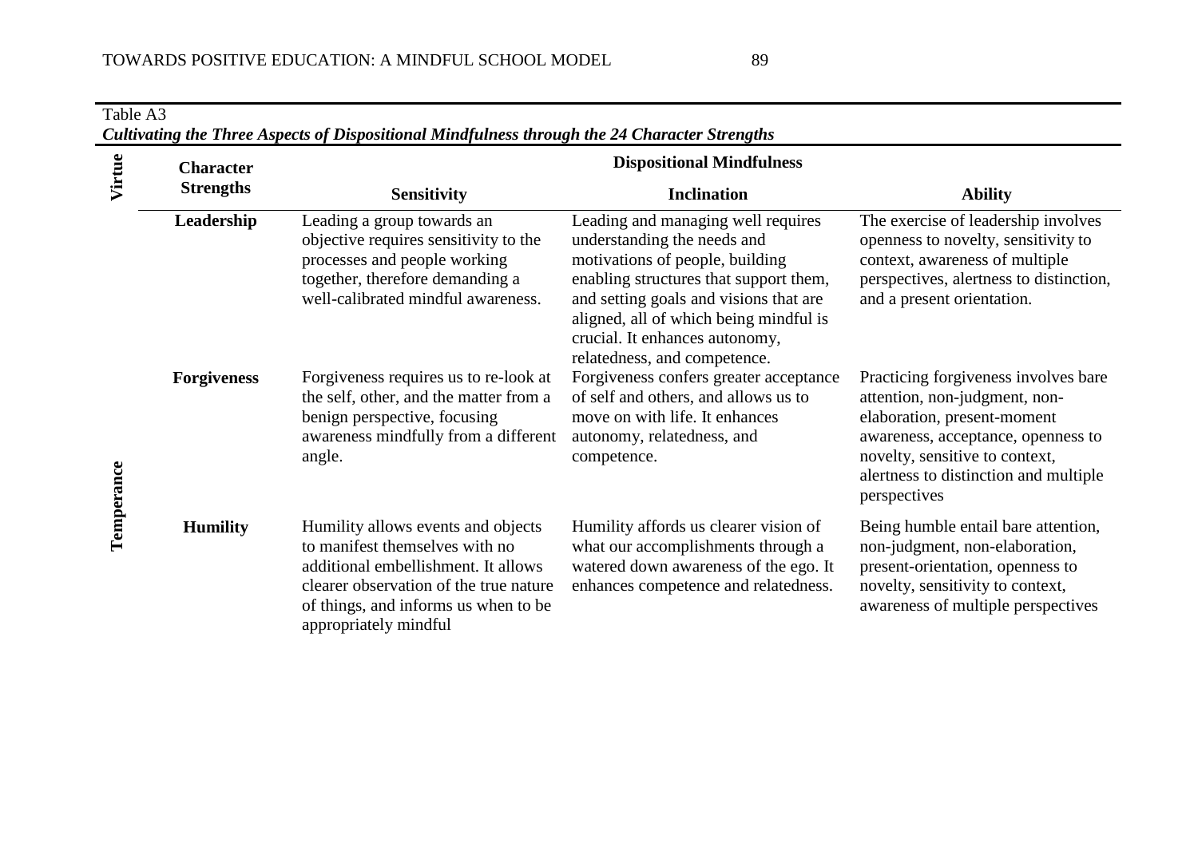Table A3

***Cultivating the Three Aspects of Dispositional Mindfulness through the 24 Character Strengths***

| Virtue | Character Strengths | Dispositional Mindfulness | | |
|---|---|---|---|---|
| | | **Sensitivity** | **Inclination** | **Ability** |
| | **Leadership** | Leading a group towards an objective requires sensitivity to the processes and people working together, therefore demanding a well-calibrated mindful awareness. | Leading and managing well requires understanding the needs and motivations of people, building enabling structures that support them, and setting goals and visions that are aligned, all of which being mindful is crucial. It enhances autonomy, relatedness, and competence. | The exercise of leadership involves openness to novelty, sensitivity to context, awareness of multiple perspectives, alertness to distinction, and a present orientation. |
| **Temperance** | **Forgiveness** | Forgiveness requires us to re-look at the self, other, and the matter from a benign perspective, focusing awareness mindfully from a different angle. | Forgiveness confers greater acceptance of self and others, and allows us to move on with life. It enhances autonomy, relatedness, and competence. | Practicing forgiveness involves bare attention, non-judgment, non-elaboration, present-moment awareness, acceptance, openness to novelty, sensitive to context, alertness to distinction and multiple perspectives |
| | **Humility** | Humility allows events and objects to manifest themselves with no additional embellishment. It allows clearer observation of the true nature of things, and informs us when to be appropriately mindful | Humility affords us clearer vision of what our accomplishments through a watered down awareness of the ego. It enhances competence and relatedness. | Being humble entail bare attention, non-judgment, non-elaboration, present-orientation, openness to novelty, sensitivity to context, awareness of multiple perspectives |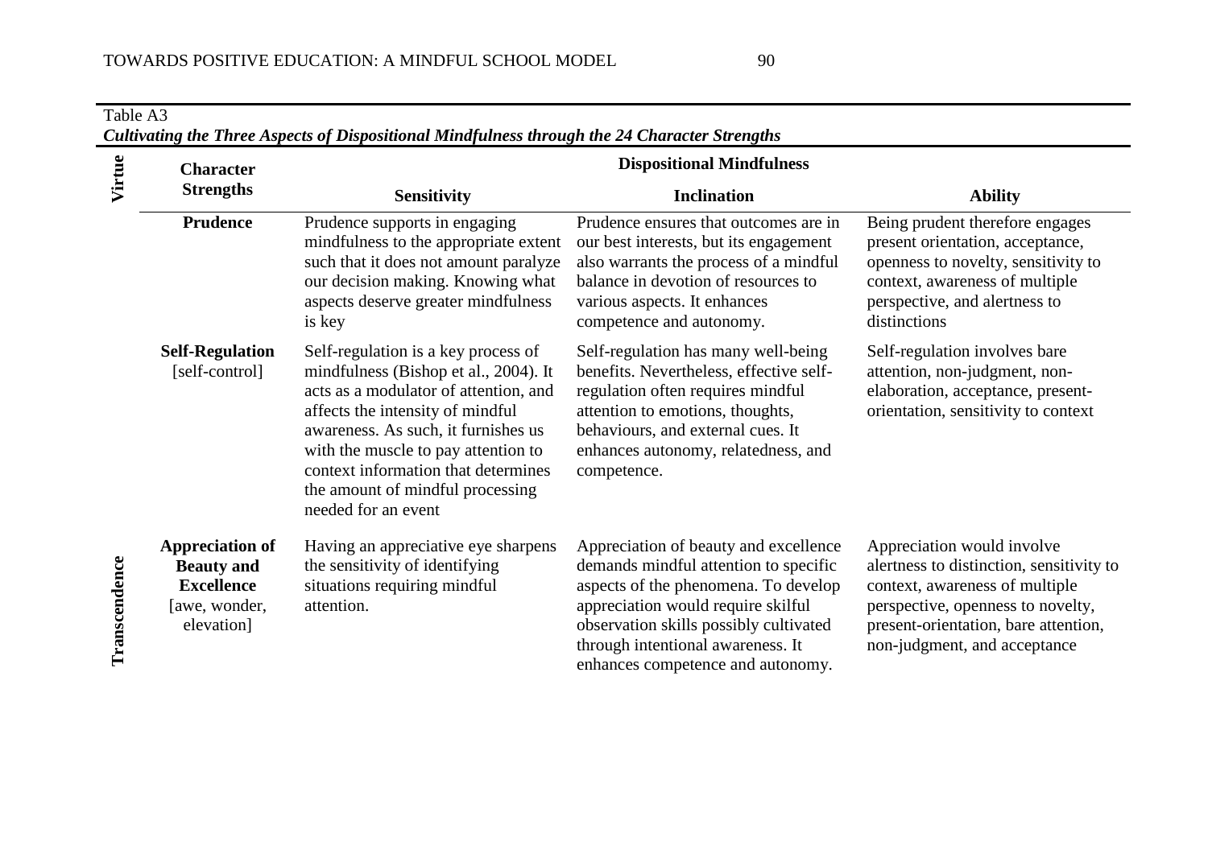Table A3

***Cultivating the Three Aspects of Dispositional Mindfulness through the 24 Character Strengths***

| Virtue | Character Strengths | Dispositional Mindfulness | | |
|---|---|---|---|---|
| | | **Sensitivity** | **Inclination** | **Ability** |
| | **Prudence** | Prudence supports in engaging mindfulness to the appropriate extent such that it does not amount paralyze our decision making. Knowing what aspects deserve greater mindfulness is key | Prudence ensures that outcomes are in our best interests, but its engagement also warrants the process of a mindful balance in devotion of resources to various aspects. It enhances competence and autonomy. | Being prudent therefore engages present orientation, acceptance, openness to novelty, sensitivity to context, awareness of multiple perspective, and alertness to distinctions |
| | **Self-Regulation** [self-control] | Self-regulation is a key process of mindfulness (Bishop et al., 2004). It acts as a modulator of attention, and affects the intensity of mindful awareness. As such, it furnishes us with the muscle to pay attention to context information that determines the amount of mindful processing needed for an event | Self-regulation has many well-being benefits. Nevertheless, effective self-regulation often requires mindful attention to emotions, thoughts, behaviours, and external cues. It enhances autonomy, relatedness, and competence. | Self-regulation involves bare attention, non-judgment, non-elaboration, acceptance, present-orientation, sensitivity to context |
| **Transcendence** | **Appreciation of Beauty and Excellence** [awe, wonder, elevation] | Having an appreciative eye sharpens the sensitivity of identifying situations requiring mindful attention. | Appreciation of beauty and excellence demands mindful attention to specific aspects of the phenomena. To develop appreciation would require skilful observation skills possibly cultivated through intentional awareness. It enhances competence and autonomy. | Appreciation would involve alertness to distinction, sensitivity to context, awareness of multiple perspective, openness to novelty, present-orientation, bare attention, non-judgment, and acceptance |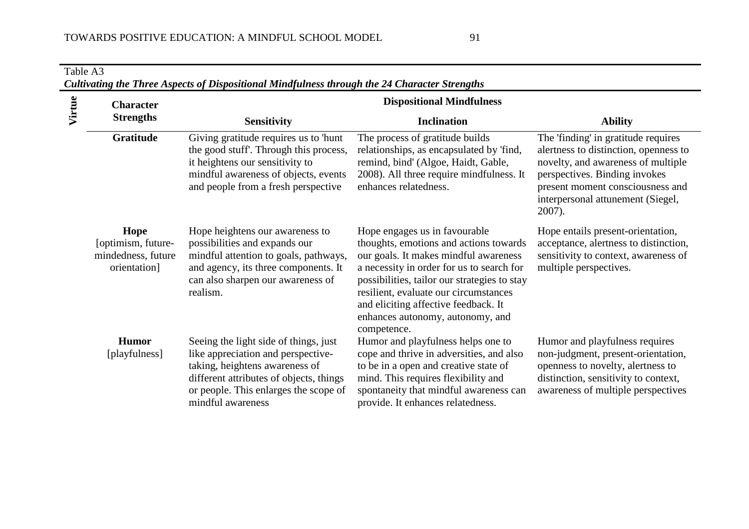Table A3

***Cultivating the Three Aspects of Dispositional Mindfulness through the 24 Character Strengths***

| Virtue | Character Strengths | Dispositional Mindfulness | | |
|---|---|---|---|---|
| | | **Sensitivity** | **Inclination** | **Ability** |
| | **Gratitude** | Giving gratitude requires us to 'hunt the good stuff'. Through this process, it heightens our sensitivity to mindful awareness of objects, events and people from a fresh perspective | The process of gratitude builds relationships, as encapsulated by 'find, remind, bind' (Algoe, Haidt, Gable, 2008). All three require mindfulness. It enhances relatedness. | The 'finding' in gratitude requires alertness to distinction, openness to novelty, and awareness of multiple perspectives. Binding invokes present moment consciousness and interpersonal attunement (Siegel, 2007). |
| | **Hope** [optimism, future-mindedness, future orientation] | Hope heightens our awareness to possibilities and expands our mindful attention to goals, pathways, and agency, its three components. It can also sharpen our awareness of realism. | Hope engages us in favourable thoughts, emotions and actions towards our goals. It makes mindful awareness a necessity in order for us to search for possibilities, tailor our strategies to stay resilient, evaluate our circumstances and eliciting affective feedback. It enhances autonomy, autonomy, and competence. | Hope entails present-orientation, acceptance, alertness to distinction, sensitivity to context, awareness of multiple perspectives. |
| | **Humor** [playfulness] | Seeing the light side of things, just like appreciation and perspective-taking, heightens awareness of different attributes of objects, things or people. This enlarges the scope of mindful awareness | Humor and playfulness helps one to cope and thrive in adversities, and also to be in a open and creative state of mind. This requires flexibility and spontaneity that mindful awareness can provide. It enhances relatedness. | Humor and playfulness requires non-judgment, present-orientation, openness to novelty, alertness to distinction, sensitivity to context, awareness of multiple perspectives |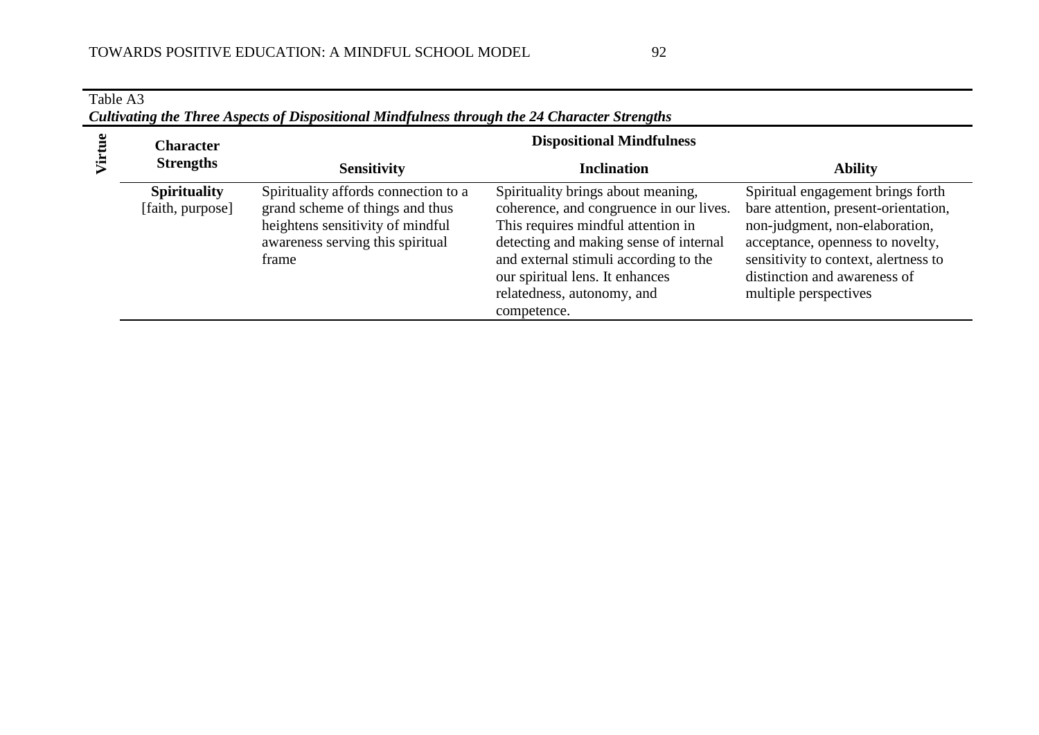Table A3

***Cultivating the Three Aspects of Dispositional Mindfulness through the 24 Character Strengths***

| Virtue | Character Strengths | Dispositional Mindfulness | | |
|---|---|---|---|---|
| | | **Sensitivity** | **Inclination** | **Ability** |
| | **Spirituality** [faith, purpose] | Spirituality affords connection to a grand scheme of things and thus heightens sensitivity of mindful awareness serving this spiritual frame | Spirituality brings about meaning, coherence, and congruence in our lives. This requires mindful attention in detecting and making sense of internal and external stimuli according to the our spiritual lens. It enhances relatedness, autonomy, and competence. | Spiritual engagement brings forth bare attention, present-orientation, non-judgment, non-elaboration, acceptance, openness to novelty, sensitivity to context, alertness to distinction and awareness of multiple perspectives |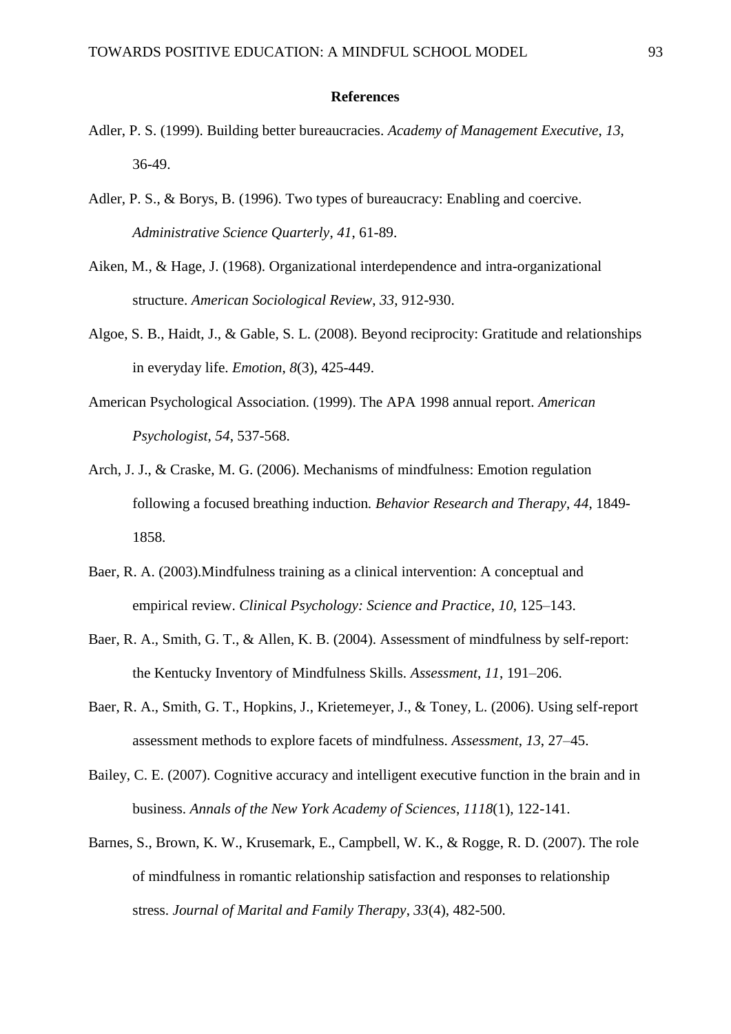# References

Adler, P. S. (1999). Building better bureaucracies. *Academy of Management Executive*, *13*, 36-49.

Adler, P. S., & Borys, B. (1996). Two types of bureaucracy: Enabling and coercive. *Administrative Science Quarterly*, *41*, 61-89.

Aiken, M., & Hage, J. (1968). Organizational interdependence and intra-organizational structure. *American Sociological Review*, *33*, 912-930.

Algoe, S. B., Haidt, J., & Gable, S. L. (2008). Beyond reciprocity: Gratitude and relationships in everyday life. *Emotion*, *8*(3), 425-449.

American Psychological Association. (1999). The APA 1998 annual report. *American Psychologist*, *54*, 537-568.

Arch, J. J., & Craske, M. G. (2006). Mechanisms of mindfulness: Emotion regulation following a focused breathing induction*. Behavior Research and Therapy*, *44*, 1849-1858.

Baer, R. A. (2003).Mindfulness training as a clinical intervention: A conceptual and empirical review. *Clinical Psychology: Science and Practice*, *10*, 125–143.

Baer, R. A., Smith, G. T., & Allen, K. B. (2004). Assessment of mindfulness by self-report: the Kentucky Inventory of Mindfulness Skills. *Assessment*, *11*, 191–206.

Baer, R. A., Smith, G. T., Hopkins, J., Krietemeyer, J., & Toney, L. (2006). Using self-report assessment methods to explore facets of mindfulness. *Assessment*, *13*, 27–45.

Bailey, C. E. (2007). Cognitive accuracy and intelligent executive function in the brain and in business. *Annals of the New York Academy of Sciences*, *1118*(1), 122-141.

Barnes, S., Brown, K. W., Krusemark, E., Campbell, W. K., & Rogge, R. D. (2007). The role of mindfulness in romantic relationship satisfaction and responses to relationship stress. *Journal of Marital and Family Therapy*, *33*(4), 482-500.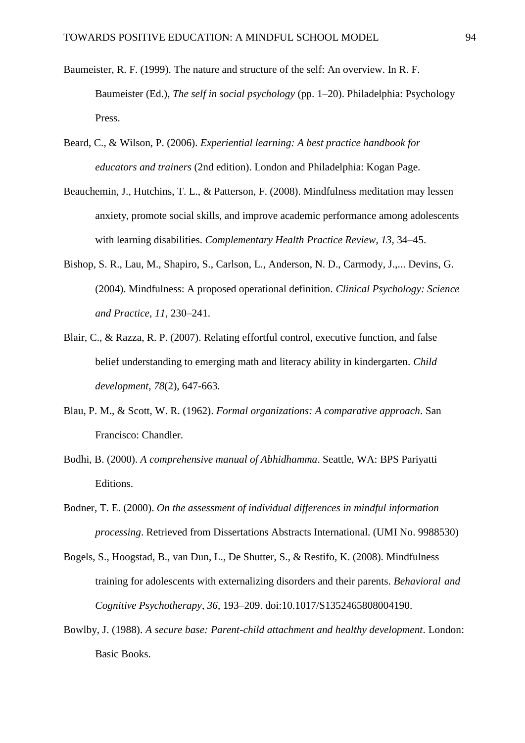Baumeister, R. F. (1999). The nature and structure of the self: An overview. In R. F. Baumeister (Ed.), *The self in social psychology* (pp. 1–20). Philadelphia: Psychology Press.

Beard, C., & Wilson, P. (2006). *Experiential learning: A best practice handbook for educators and trainers* (2nd edition). London and Philadelphia: Kogan Page.

Beauchemin, J., Hutchins, T. L., & Patterson, F. (2008). Mindfulness meditation may lessen anxiety, promote social skills, and improve academic performance among adolescents with learning disabilities. *Complementary Health Practice Review*, *13*, 34–45.

Bishop, S. R., Lau, M., Shapiro, S., Carlson, L., Anderson, N. D., Carmody, J.,... Devins, G. (2004). Mindfulness: A proposed operational definition. *Clinical Psychology: Science and Practice*, *11*, 230–241.

Blair, C., & Razza, R. P. (2007). Relating effortful control, executive function, and false belief understanding to emerging math and literacy ability in kindergarten. *Child development*, *78*(2), 647-663.

Blau, P. M., & Scott, W. R. (1962). *Formal organizations: A comparative approach*. San Francisco: Chandler.

Bodhi, B. (2000). *A comprehensive manual of Abhidhamma*. Seattle, WA: BPS Pariyatti Editions.

Bodner, T. E. (2000). *On the assessment of individual differences in mindful information processing*. Retrieved from Dissertations Abstracts International. (UMI No. 9988530)

Bogels, S., Hoogstad, B., van Dun, L., De Shutter, S., & Restifo, K. (2008). Mindfulness training for adolescents with externalizing disorders and their parents. *Behavioral and Cognitive Psychotherapy*, *36*, 193–209. doi:10.1017/S1352465808004190.

Bowlby, J. (1988). *A secure base: Parent-child attachment and healthy development*. London: Basic Books.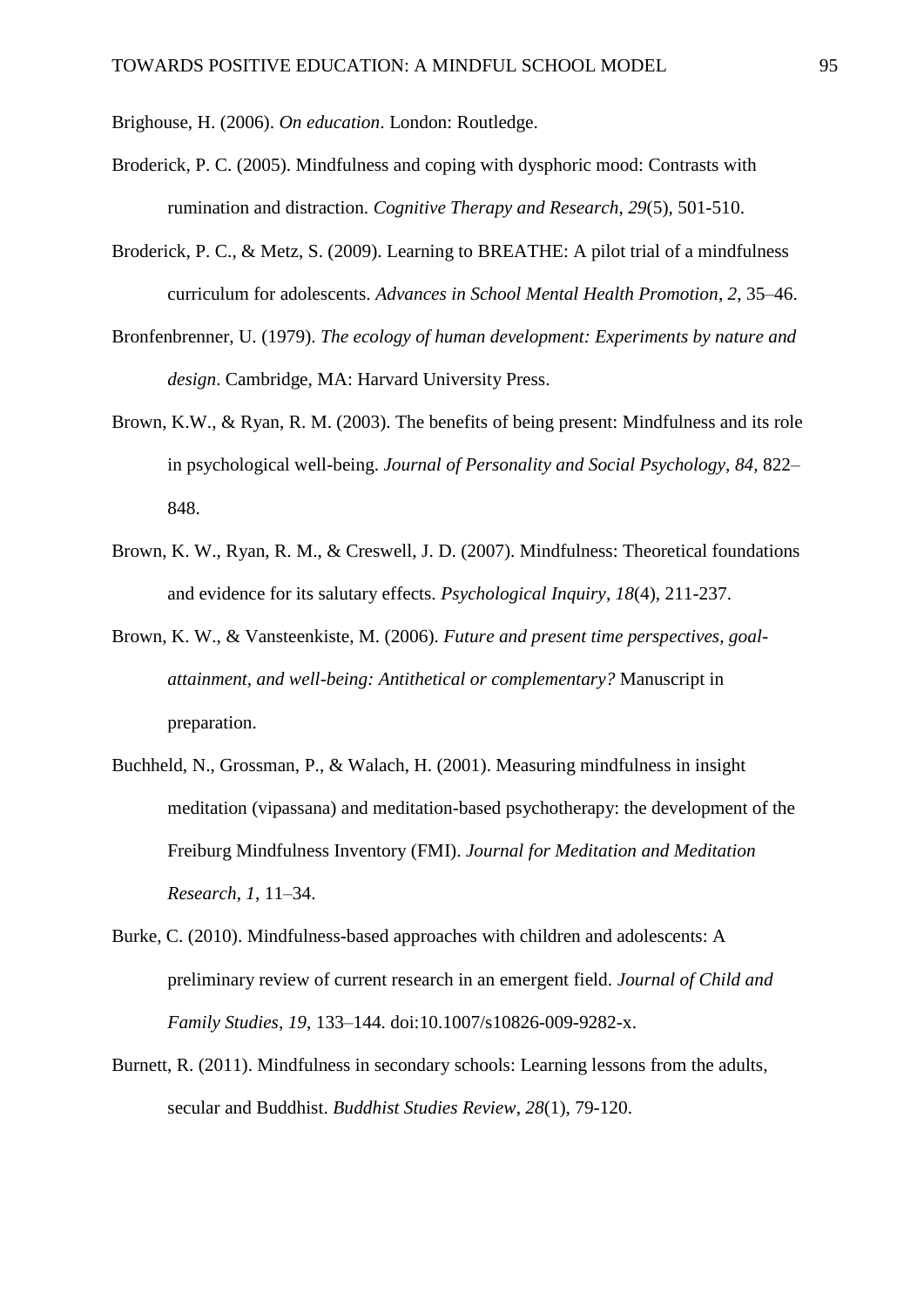Brighouse, H. (2006). *On education*. London: Routledge.

Broderick, P. C. (2005). Mindfulness and coping with dysphoric mood: Contrasts with rumination and distraction. *Cognitive Therapy and Research*, *29*(5), 501-510.

Broderick, P. C., & Metz, S. (2009). Learning to BREATHE: A pilot trial of a mindfulness curriculum for adolescents. *Advances in School Mental Health Promotion*, *2*, 35–46.

Bronfenbrenner, U. (1979). *The ecology of human development: Experiments by nature and design*. Cambridge, MA: Harvard University Press.

Brown, K.W., & Ryan, R. M. (2003). The benefits of being present: Mindfulness and its role in psychological well-being. *Journal of Personality and Social Psychology*, *84*, 822–848.

Brown, K. W., Ryan, R. M., & Creswell, J. D. (2007). Mindfulness: Theoretical foundations and evidence for its salutary effects. *Psychological Inquiry*, *18*(4), 211-237.

Brown, K. W., & Vansteenkiste, M. (2006). *Future and present time perspectives, goal-attainment, and well-being: Antithetical or complementary?* Manuscript in preparation.

Buchheld, N., Grossman, P., & Walach, H. (2001). Measuring mindfulness in insight meditation (vipassana) and meditation-based psychotherapy: the development of the Freiburg Mindfulness Inventory (FMI). *Journal for Meditation and Meditation Research*, *1*, 11–34.

Burke, C. (2010). Mindfulness-based approaches with children and adolescents: A preliminary review of current research in an emergent field. *Journal of Child and Family Studies*, *19*, 133–144. doi:10.1007/s10826-009-9282-x.

Burnett, R. (2011). Mindfulness in secondary schools: Learning lessons from the adults, secular and Buddhist. *Buddhist Studies Review*, *28*(1), 79-120.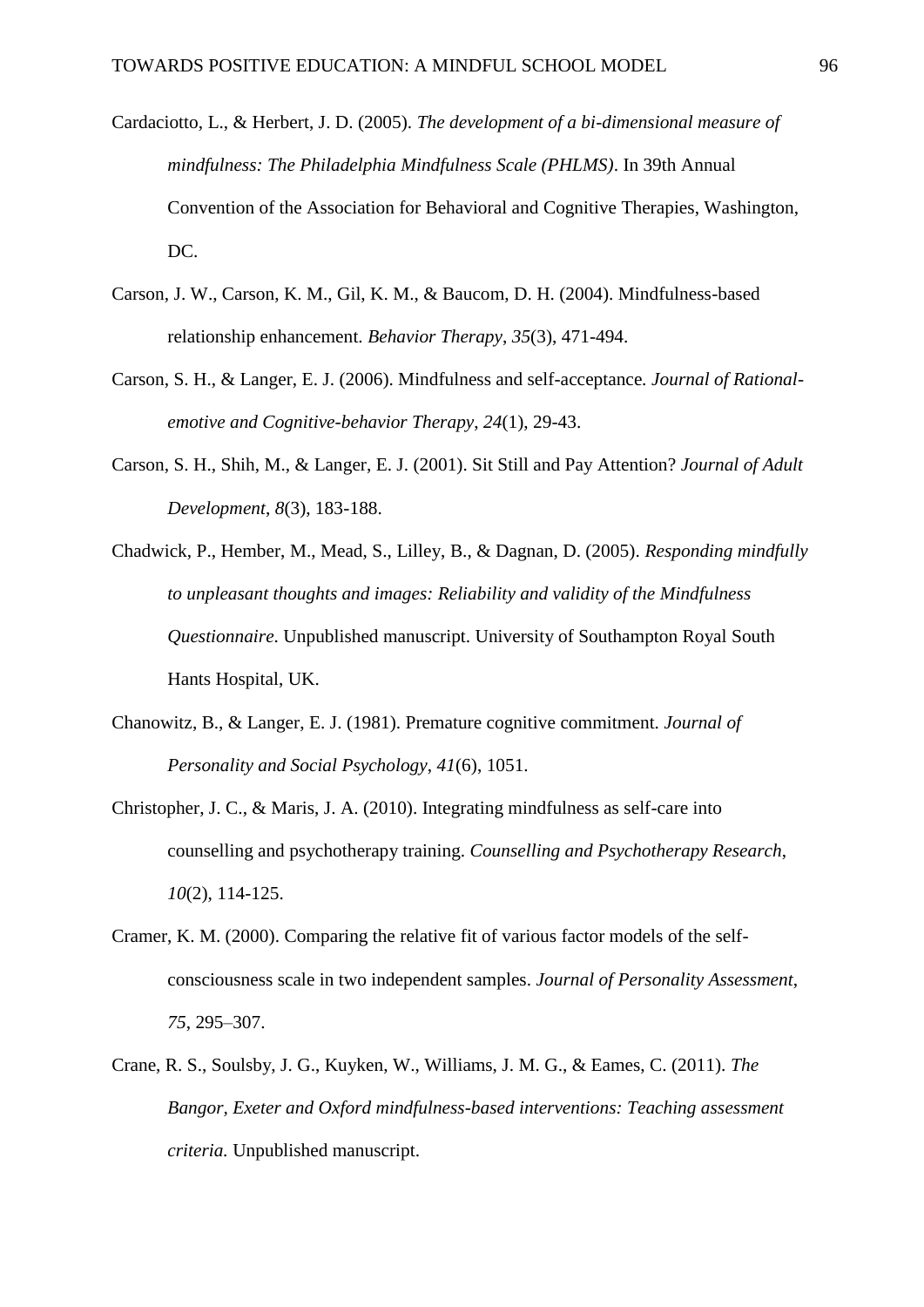Cardaciotto, L., & Herbert, J. D. (2005). *The development of a bi-dimensional measure of mindfulness: The Philadelphia Mindfulness Scale (PHLMS)*. In 39th Annual Convention of the Association for Behavioral and Cognitive Therapies, Washington, DC.

Carson, J. W., Carson, K. M., Gil, K. M., & Baucom, D. H. (2004). Mindfulness-based relationship enhancement. *Behavior Therapy*, *35*(3), 471-494.

Carson, S. H., & Langer, E. J. (2006). Mindfulness and self-acceptance. *Journal of Rational-emotive and Cognitive-behavior Therapy*, *24*(1), 29-43.

Carson, S. H., Shih, M., & Langer, E. J. (2001). Sit Still and Pay Attention? *Journal of Adult Development*, *8*(3), 183-188.

Chadwick, P., Hember, M., Mead, S., Lilley, B., & Dagnan, D. (2005). *Responding mindfully to unpleasant thoughts and images: Reliability and validity of the Mindfulness Questionnaire*. Unpublished manuscript. University of Southampton Royal South Hants Hospital, UK.

Chanowitz, B., & Langer, E. J. (1981). Premature cognitive commitment. *Journal of Personality and Social Psychology*, *41*(6), 1051.

Christopher, J. C., & Maris, J. A. (2010). Integrating mindfulness as self-care into counselling and psychotherapy training. *Counselling and Psychotherapy Research*, *10*(2), 114-125.

Cramer, K. M. (2000). Comparing the relative fit of various factor models of the self-consciousness scale in two independent samples. *Journal of Personality Assessment*, *75*, 295–307.

Crane, R. S., Soulsby, J. G., Kuyken, W., Williams, J. M. G., & Eames, C. (2011). *The Bangor, Exeter and Oxford mindfulness-based interventions: Teaching assessment criteria.* Unpublished manuscript.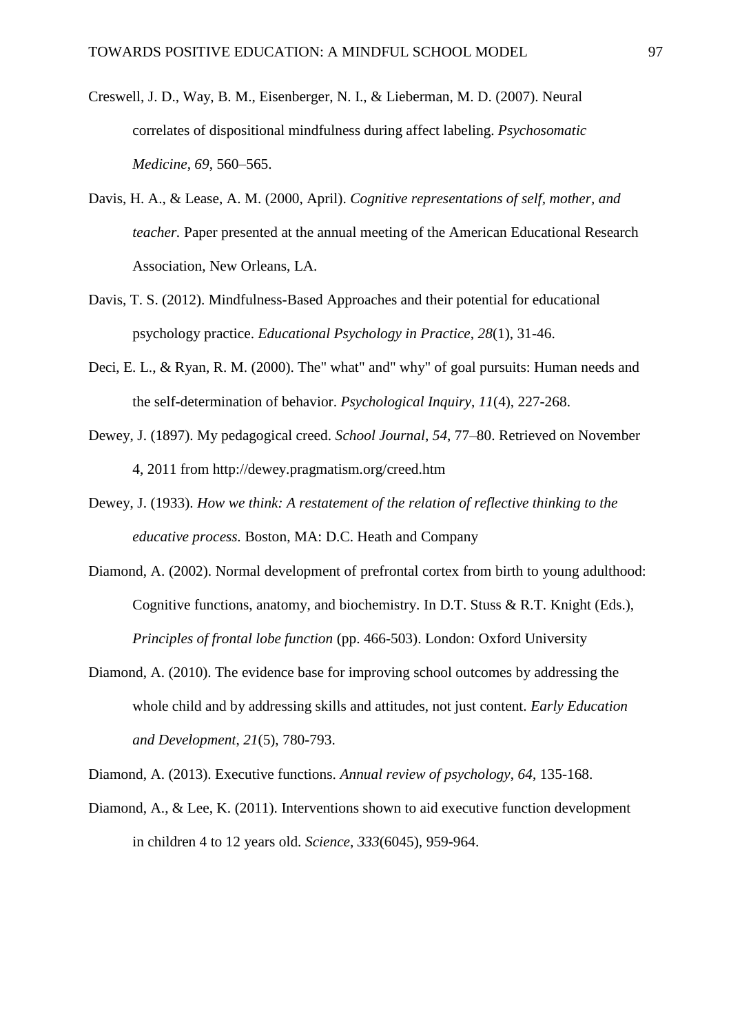Creswell, J. D., Way, B. M., Eisenberger, N. I., & Lieberman, M. D. (2007). Neural correlates of dispositional mindfulness during affect labeling. *Psychosomatic Medicine*, *69*, 560–565.

Davis, H. A., & Lease, A. M. (2000, April). *Cognitive representations of self, mother, and teacher.* Paper presented at the annual meeting of the American Educational Research Association, New Orleans, LA.

Davis, T. S. (2012). Mindfulness-Based Approaches and their potential for educational psychology practice. *Educational Psychology in Practice*, *28*(1), 31-46.

Deci, E. L., & Ryan, R. M. (2000). The" what" and" why" of goal pursuits: Human needs and the self-determination of behavior. *Psychological Inquiry*, *11*(4), 227-268.

Dewey, J. (1897). My pedagogical creed. *School Journal*, *54*, 77–80. Retrieved on November 4, 2011 from http://dewey.pragmatism.org/creed.htm

Dewey, J. (1933). *How we think: A restatement of the relation of reflective thinking to the educative process.* Boston, MA: D.C. Heath and Company

Diamond, A. (2002). Normal development of prefrontal cortex from birth to young adulthood: Cognitive functions, anatomy, and biochemistry. In D.T. Stuss & R.T. Knight (Eds.), *Principles of frontal lobe function* (pp. 466-503). London: Oxford University

Diamond, A. (2010). The evidence base for improving school outcomes by addressing the whole child and by addressing skills and attitudes, not just content. *Early Education and Development*, *21*(5), 780-793.

Diamond, A. (2013). Executive functions. *Annual review of psychology*, *64*, 135-168.

Diamond, A., & Lee, K. (2011). Interventions shown to aid executive function development in children 4 to 12 years old. *Science*, *333*(6045), 959-964.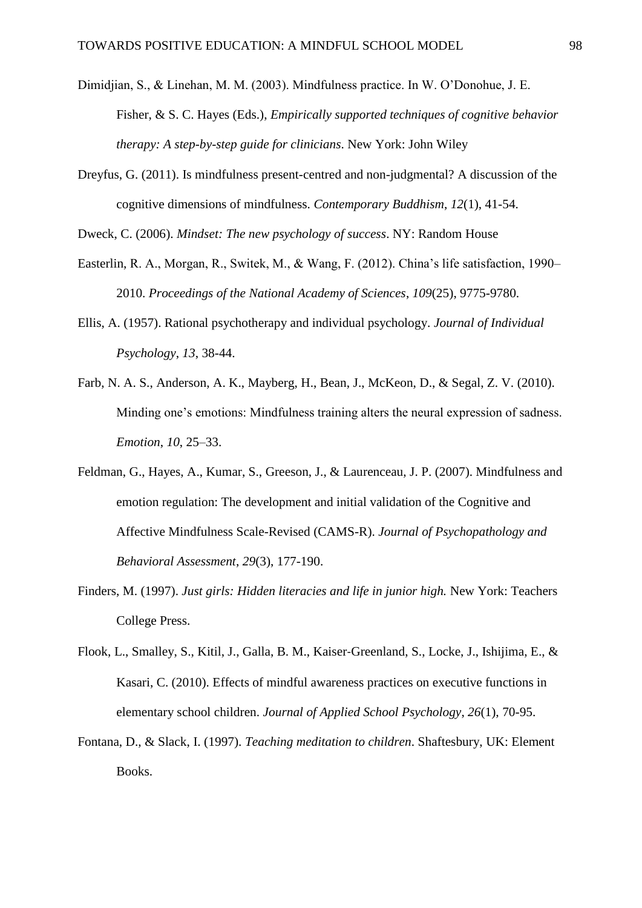Dimidjian, S., & Linehan, M. M. (2003). Mindfulness practice. In W. O'Donohue, J. E. Fisher, & S. C. Hayes (Eds.), *Empirically supported techniques of cognitive behavior therapy: A step-by-step guide for clinicians*. New York: John Wiley

Dreyfus, G. (2011). Is mindfulness present-centred and non-judgmental? A discussion of the cognitive dimensions of mindfulness. *Contemporary Buddhism*, *12*(1), 41-54.

Dweck, C. (2006). *Mindset: The new psychology of success*. NY: Random House

Easterlin, R. A., Morgan, R., Switek, M., & Wang, F. (2012). China's life satisfaction, 1990–2010. *Proceedings of the National Academy of Sciences*, *109*(25), 9775-9780.

Ellis, A. (1957). Rational psychotherapy and individual psychology. *Journal of Individual Psychology*, *13*, 38-44.

Farb, N. A. S., Anderson, A. K., Mayberg, H., Bean, J., McKeon, D., & Segal, Z. V. (2010). Minding one's emotions: Mindfulness training alters the neural expression of sadness. *Emotion*, *10*, 25–33.

Feldman, G., Hayes, A., Kumar, S., Greeson, J., & Laurenceau, J. P. (2007). Mindfulness and emotion regulation: The development and initial validation of the Cognitive and Affective Mindfulness Scale-Revised (CAMS-R). *Journal of Psychopathology and Behavioral Assessment*, *29*(3), 177-190.

Finders, M. (1997). *Just girls: Hidden literacies and life in junior high.* New York: Teachers College Press.

Flook, L., Smalley, S., Kitil, J., Galla, B. M., Kaiser-Greenland, S., Locke, J., Ishijima, E., & Kasari, C. (2010). Effects of mindful awareness practices on executive functions in elementary school children. *Journal of Applied School Psychology*, *26*(1), 70-95.

Fontana, D., & Slack, I. (1997). *Teaching meditation to children*. Shaftesbury, UK: Element Books.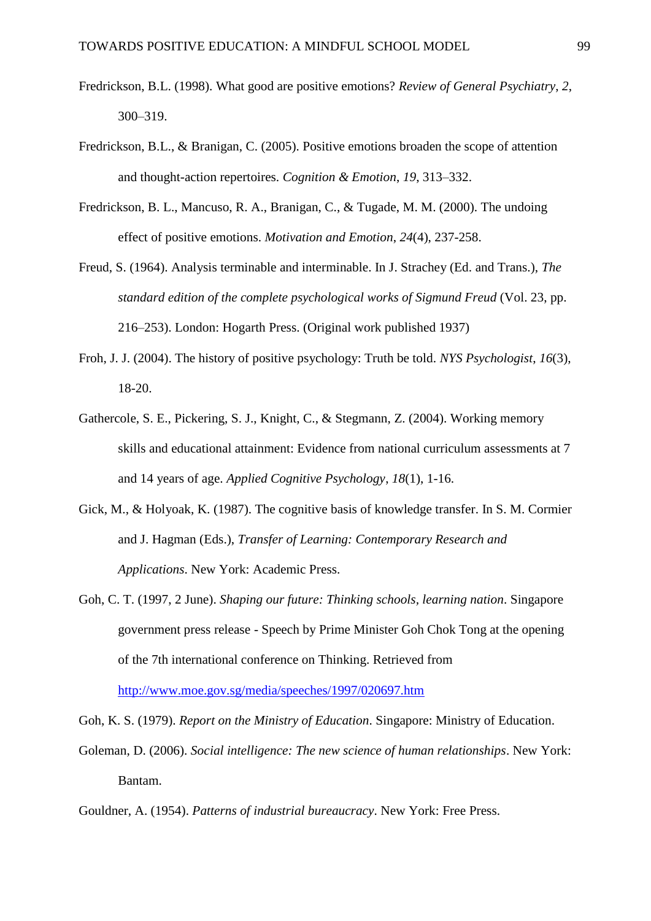Fredrickson, B.L. (1998). What good are positive emotions? *Review of General Psychiatry*, *2*, 300–319.

Fredrickson, B.L., & Branigan, C. (2005). Positive emotions broaden the scope of attention and thought-action repertoires. *Cognition & Emotion*, *19*, 313–332.

Fredrickson, B. L., Mancuso, R. A., Branigan, C., & Tugade, M. M. (2000). The undoing effect of positive emotions. *Motivation and Emotion*, *24*(4), 237-258.

Freud, S. (1964). Analysis terminable and interminable. In J. Strachey (Ed. and Trans.), *The standard edition of the complete psychological works of Sigmund Freud* (Vol. 23, pp. 216–253). London: Hogarth Press. (Original work published 1937)

Froh, J. J. (2004). The history of positive psychology: Truth be told. *NYS Psychologist*, *16*(3), 18-20.

Gathercole, S. E., Pickering, S. J., Knight, C., & Stegmann, Z. (2004). Working memory skills and educational attainment: Evidence from national curriculum assessments at 7 and 14 years of age. *Applied Cognitive Psychology*, *18*(1), 1-16.

Gick, M., & Holyoak, K. (1987). The cognitive basis of knowledge transfer. In S. M. Cormier and J. Hagman (Eds.), *Transfer of Learning: Contemporary Research and Applications*. New York: Academic Press.

Goh, C. T. (1997, 2 June). *Shaping our future: Thinking schools, learning nation*. Singapore government press release - Speech by Prime Minister Goh Chok Tong at the opening of the 7th international conference on Thinking. Retrieved from http://www.moe.gov.sg/media/speeches/1997/020697.htm

Goh, K. S. (1979). *Report on the Ministry of Education*. Singapore: Ministry of Education.

Goleman, D. (2006). *Social intelligence: The new science of human relationships*. New York: Bantam.

Gouldner, A. (1954). *Patterns of industrial bureaucracy*. New York: Free Press.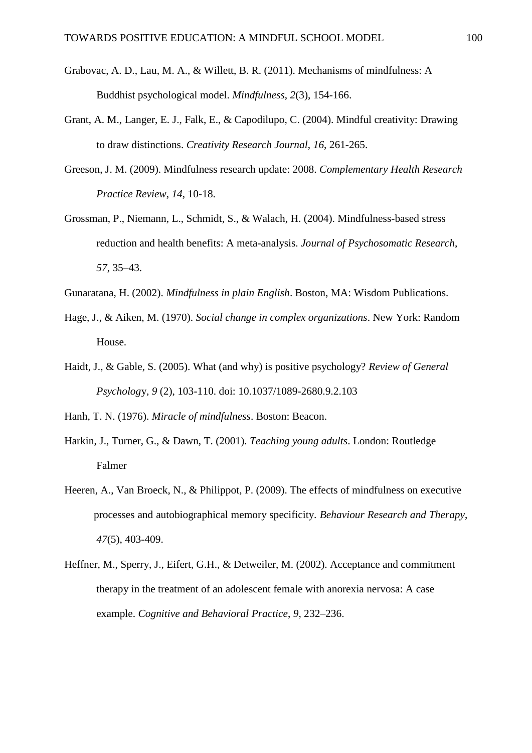Grabovac, A. D., Lau, M. A., & Willett, B. R. (2011). Mechanisms of mindfulness: A Buddhist psychological model. *Mindfulness*, *2*(3), 154-166.

Grant, A. M., Langer, E. J., Falk, E., & Capodilupo, C. (2004). Mindful creativity: Drawing to draw distinctions. *Creativity Research Journal*, *16*, 261-265.

Greeson, J. M. (2009). Mindfulness research update: 2008. *Complementary Health Research Practice Review*, *14*, 10-18.

Grossman, P., Niemann, L., Schmidt, S., & Walach, H. (2004). Mindfulness-based stress reduction and health benefits: A meta-analysis. *Journal of Psychosomatic Research*, *57*, 35–43.

Gunaratana, H. (2002). *Mindfulness in plain English*. Boston, MA: Wisdom Publications.

Hage, J., & Aiken, M. (1970). *Social change in complex organizations*. New York: Random House.

Haidt, J., & Gable, S. (2005). What (and why) is positive psychology? *Review of General Psychology*, *9* (2), 103-110. doi: 10.1037/1089-2680.9.2.103

Hanh, T. N. (1976). *Miracle of mindfulness*. Boston: Beacon.

Harkin, J., Turner, G., & Dawn, T. (2001). *Teaching young adults*. London: Routledge Falmer

Heeren, A., Van Broeck, N., & Philippot, P. (2009). The effects of mindfulness on executive processes and autobiographical memory specificity. *Behaviour Research and Therapy*, *47*(5), 403-409.

Heffner, M., Sperry, J., Eifert, G.H., & Detweiler, M. (2002). Acceptance and commitment therapy in the treatment of an adolescent female with anorexia nervosa: A case example. *Cognitive and Behavioral Practice*, *9*, 232–236.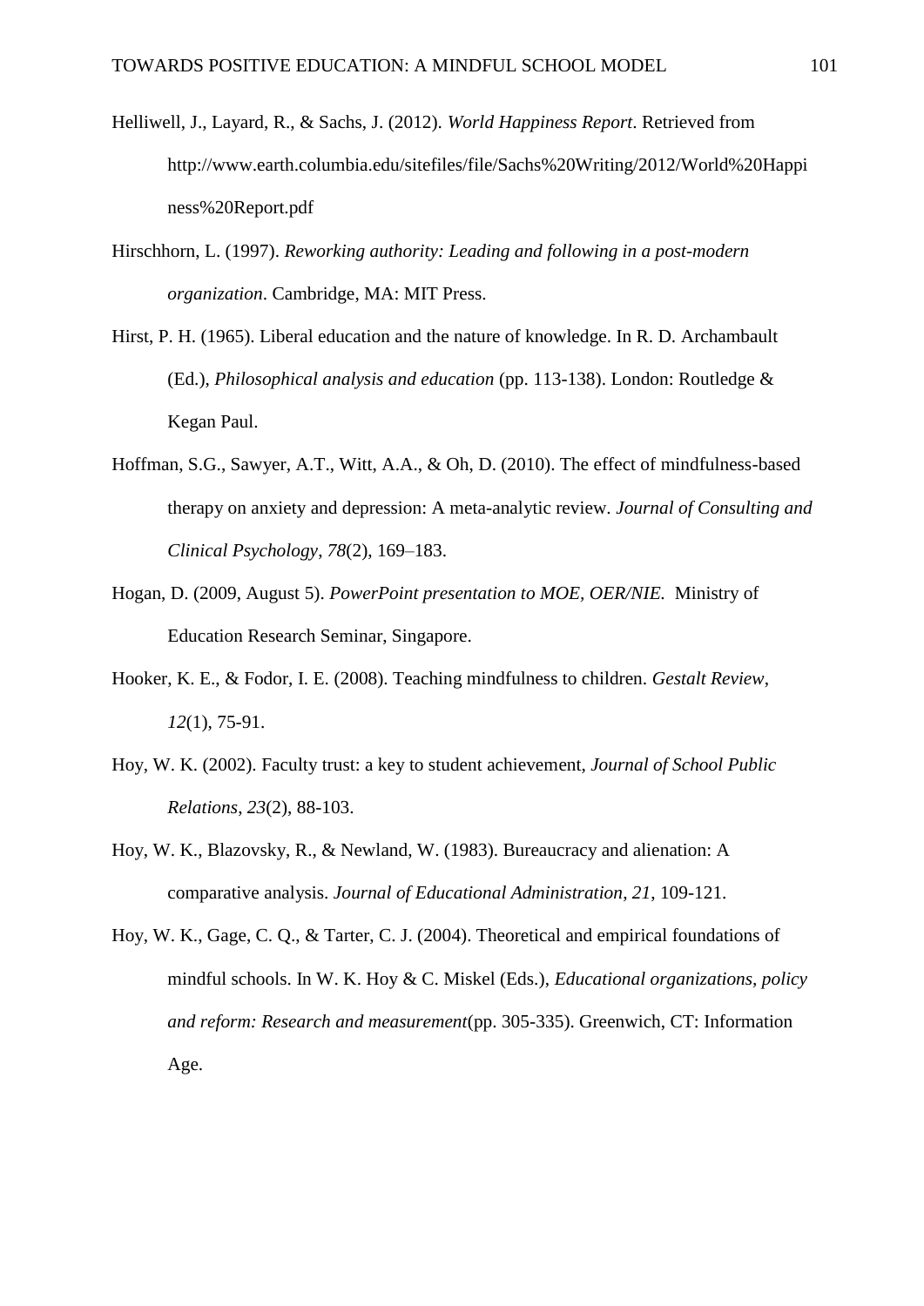Helliwell, J., Layard, R., & Sachs, J. (2012). *World Happiness Report*. Retrieved from http://www.earth.columbia.edu/sitefiles/file/Sachs%20Writing/2012/World%20Happiness%20Report.pdf

Hirschhorn, L. (1997). *Reworking authority: Leading and following in a post-modern organization*. Cambridge, MA: MIT Press.

Hirst, P. H. (1965). Liberal education and the nature of knowledge. In R. D. Archambault (Ed.), *Philosophical analysis and education* (pp. 113-138). London: Routledge & Kegan Paul.

Hoffman, S.G., Sawyer, A.T., Witt, A.A., & Oh, D. (2010). The effect of mindfulness-based therapy on anxiety and depression: A meta-analytic review. *Journal of Consulting and Clinical Psychology*, *78*(2), 169–183.

Hogan, D. (2009, August 5). *PowerPoint presentation to MOE, OER/NIE.* Ministry of Education Research Seminar, Singapore.

Hooker, K. E., & Fodor, I. E. (2008). Teaching mindfulness to children. *Gestalt Review*, *12*(1), 75-91.

Hoy, W. K. (2002). Faculty trust: a key to student achievement, *Journal of School Public Relations*, *23*(2), 88-103.

Hoy, W. K., Blazovsky, R., & Newland, W. (1983). Bureaucracy and alienation: A comparative analysis. *Journal of Educational Administration*, *21*, 109-121.

Hoy, W. K., Gage, C. Q., & Tarter, C. J. (2004). Theoretical and empirical foundations of mindful schools. In W. K. Hoy & C. Miskel (Eds.), *Educational organizations, policy and reform: Research and measurement*(pp. 305-335). Greenwich, CT: Information Age.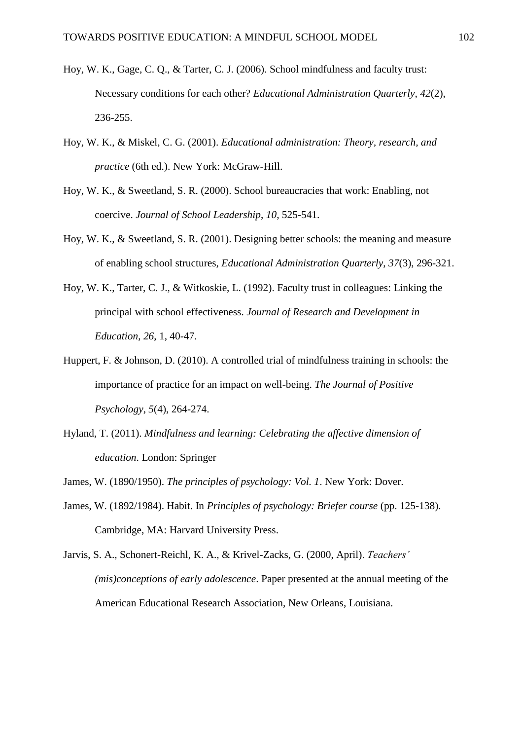Hoy, W. K., Gage, C. Q., & Tarter, C. J. (2006). School mindfulness and faculty trust: Necessary conditions for each other? *Educational Administration Quarterly*, *42*(2), 236-255.

Hoy, W. K., & Miskel, C. G. (2001). *Educational administration: Theory, research, and practice* (6th ed.). New York: McGraw-Hill.

Hoy, W. K., & Sweetland, S. R. (2000). School bureaucracies that work: Enabling, not coercive. *Journal of School Leadership*, *10*, 525-541.

Hoy, W. K., & Sweetland, S. R. (2001). Designing better schools: the meaning and measure of enabling school structures, *Educational Administration Quarterly*, *37*(3), 296-321.

Hoy, W. K., Tarter, C. J., & Witkoskie, L. (1992). Faculty trust in colleagues: Linking the principal with school effectiveness. *Journal of Research and Development in Education*, *26*, 1, 40-47.

Huppert, F. & Johnson, D. (2010). A controlled trial of mindfulness training in schools: the importance of practice for an impact on well-being. *The Journal of Positive Psychology*, *5*(4), 264-274.

Hyland, T. (2011). *Mindfulness and learning: Celebrating the affective dimension of education*. London: Springer

James, W. (1890/1950). *The principles of psychology: Vol. 1*. New York: Dover.

James, W. (1892/1984). Habit. In *Principles of psychology: Briefer course* (pp. 125-138). Cambridge, MA: Harvard University Press.

Jarvis, S. A., Schonert-Reichl, K. A., & Krivel-Zacks, G. (2000, April). *Teachers' (mis)conceptions of early adolescence*. Paper presented at the annual meeting of the American Educational Research Association, New Orleans, Louisiana.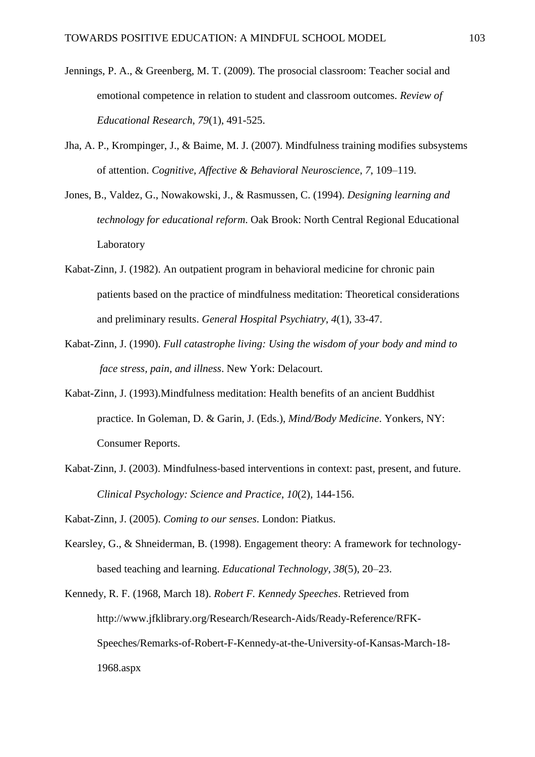Jennings, P. A., & Greenberg, M. T. (2009). The prosocial classroom: Teacher social and emotional competence in relation to student and classroom outcomes. *Review of Educational Research*, *79*(1), 491-525.

Jha, A. P., Krompinger, J., & Baime, M. J. (2007). Mindfulness training modifies subsystems of attention. *Cognitive, Affective & Behavioral Neuroscience*, *7*, 109–119.

Jones, B., Valdez, G., Nowakowski, J., & Rasmussen, C. (1994). *Designing learning and technology for educational reform*. Oak Brook: North Central Regional Educational Laboratory

Kabat-Zinn, J. (1982). An outpatient program in behavioral medicine for chronic pain patients based on the practice of mindfulness meditation: Theoretical considerations and preliminary results. *General Hospital Psychiatry*, *4*(1), 33-47.

Kabat-Zinn, J. (1990). *Full catastrophe living: Using the wisdom of your body and mind to face stress, pain, and illness*. New York: Delacourt.

Kabat-Zinn, J. (1993).Mindfulness meditation: Health benefits of an ancient Buddhist practice. In Goleman, D. & Garin, J. (Eds.), *Mind/Body Medicine*. Yonkers, NY: Consumer Reports.

Kabat-Zinn, J. (2003). Mindfulness-based interventions in context: past, present, and future. *Clinical Psychology: Science and Practice*, *10*(2), 144-156.

Kabat-Zinn, J. (2005). *Coming to our senses*. London: Piatkus.

Kearsley, G., & Shneiderman, B. (1998). Engagement theory: A framework for technology-based teaching and learning. *Educational Technology*, *38*(5), 20–23.

Kennedy, R. F. (1968, March 18). *Robert F. Kennedy Speeches*. Retrieved from http://www.jfklibrary.org/Research/Research-Aids/Ready-Reference/RFK-Speeches/Remarks-of-Robert-F-Kennedy-at-the-University-of-Kansas-March-18-1968.aspx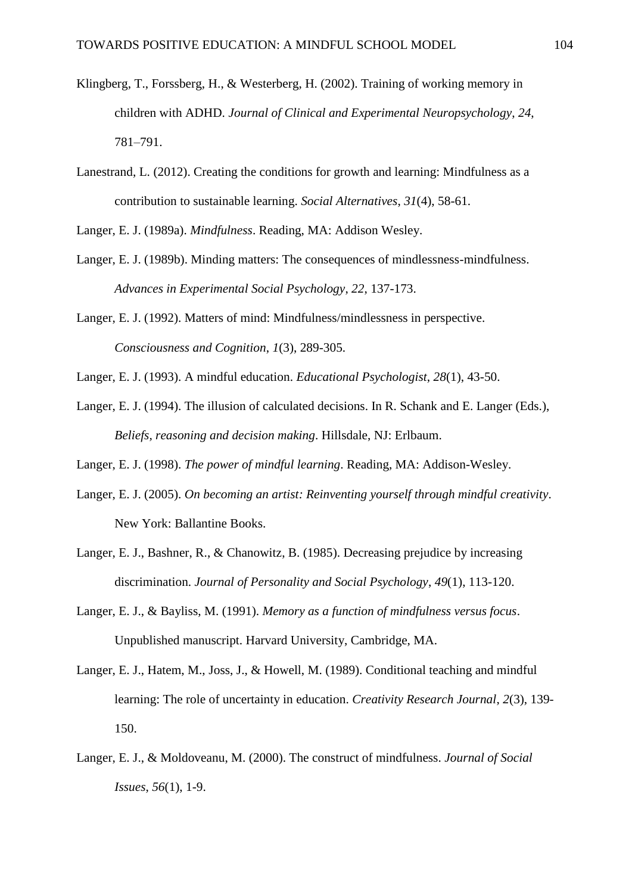Klingberg, T., Forssberg, H., & Westerberg, H. (2002). Training of working memory in children with ADHD. *Journal of Clinical and Experimental Neuropsychology*, *24*, 781–791.

Lanestrand, L. (2012). Creating the conditions for growth and learning: Mindfulness as a contribution to sustainable learning. *Social Alternatives*, *31*(4), 58-61.

Langer, E. J. (1989a). *Mindfulness*. Reading, MA: Addison Wesley.

Langer, E. J. (1989b). Minding matters: The consequences of mindlessness-mindfulness. *Advances in Experimental Social Psychology*, *22*, 137-173.

Langer, E. J. (1992). Matters of mind: Mindfulness/mindlessness in perspective. *Consciousness and Cognition*, *1*(3), 289-305.

Langer, E. J. (1993). A mindful education. *Educational Psychologist*, *28*(1), 43-50.

Langer, E. J. (1994). The illusion of calculated decisions. In R. Schank and E. Langer (Eds.), *Beliefs, reasoning and decision making*. Hillsdale, NJ: Erlbaum.

Langer, E. J. (1998). *The power of mindful learning*. Reading, MA: Addison-Wesley.

Langer, E. J. (2005). *On becoming an artist: Reinventing yourself through mindful creativity*. New York: Ballantine Books.

Langer, E. J., Bashner, R., & Chanowitz, B. (1985). Decreasing prejudice by increasing discrimination. *Journal of Personality and Social Psychology*, *49*(1), 113-120.

Langer, E. J., & Bayliss, M. (1991). *Memory as a function of mindfulness versus focus*. Unpublished manuscript. Harvard University, Cambridge, MA.

Langer, E. J., Hatem, M., Joss, J., & Howell, M. (1989). Conditional teaching and mindful learning: The role of uncertainty in education. *Creativity Research Journal*, *2*(3), 139-150.

Langer, E. J., & Moldoveanu, M. (2000). The construct of mindfulness. *Journal of Social Issues*, *56*(1), 1-9.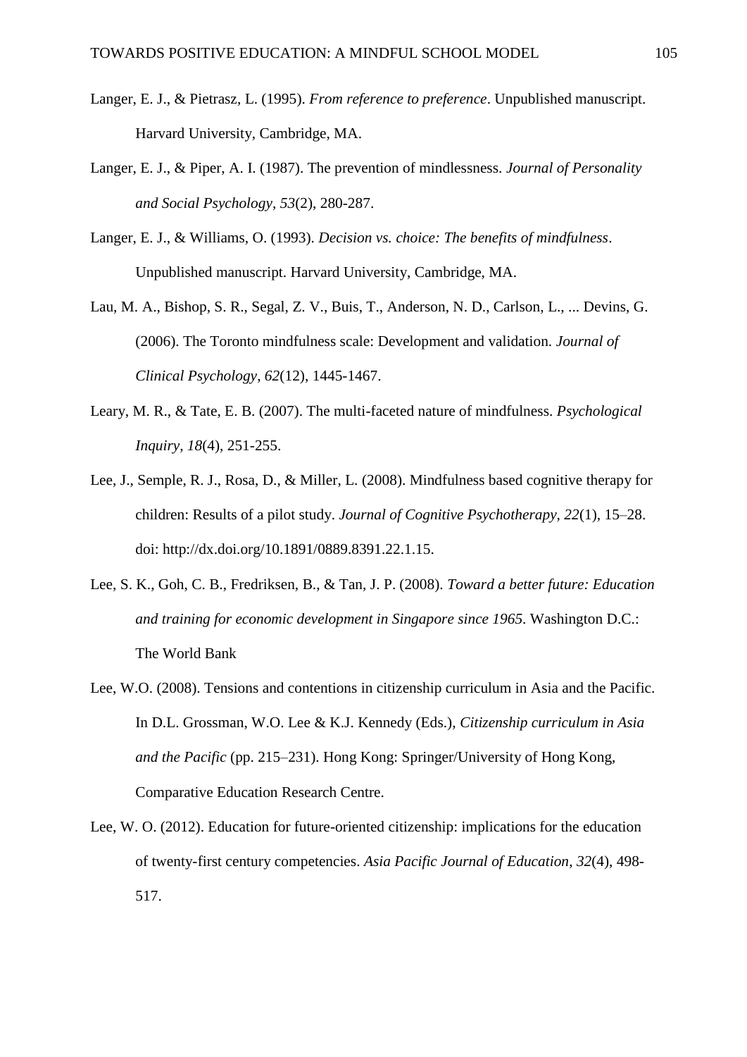Langer, E. J., & Pietrasz, L. (1995). *From reference to preference*. Unpublished manuscript. Harvard University, Cambridge, MA.

Langer, E. J., & Piper, A. I. (1987). The prevention of mindlessness. *Journal of Personality and Social Psychology*, *53*(2), 280-287.

Langer, E. J., & Williams, O. (1993). *Decision vs. choice: The benefits of mindfulness*. Unpublished manuscript. Harvard University, Cambridge, MA.

Lau, M. A., Bishop, S. R., Segal, Z. V., Buis, T., Anderson, N. D., Carlson, L., ... Devins, G. (2006). The Toronto mindfulness scale: Development and validation. *Journal of Clinical Psychology*, *62*(12), 1445-1467.

Leary, M. R., & Tate, E. B. (2007). The multi-faceted nature of mindfulness. *Psychological Inquiry*, *18*(4), 251-255.

Lee, J., Semple, R. J., Rosa, D., & Miller, L. (2008). Mindfulness based cognitive therapy for children: Results of a pilot study. *Journal of Cognitive Psychotherapy*, *22*(1), 15–28. doi: http://dx.doi.org/10.1891/0889.8391.22.1.15.

Lee, S. K., Goh, C. B., Fredriksen, B., & Tan, J. P. (2008). *Toward a better future: Education and training for economic development in Singapore since 1965*. Washington D.C.: The World Bank

Lee, W.O. (2008). Tensions and contentions in citizenship curriculum in Asia and the Pacific. In D.L. Grossman, W.O. Lee & K.J. Kennedy (Eds.), *Citizenship curriculum in Asia and the Pacific* (pp. 215–231). Hong Kong: Springer/University of Hong Kong, Comparative Education Research Centre.

Lee, W. O. (2012). Education for future-oriented citizenship: implications for the education of twenty-first century competencies. *Asia Pacific Journal of Education*, *32*(4), 498-517.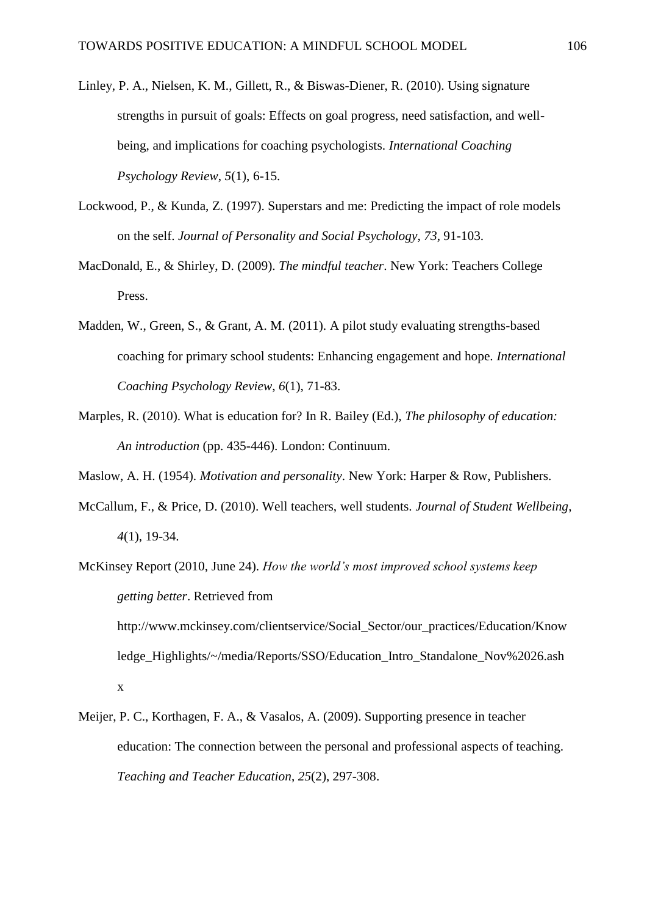Linley, P. A., Nielsen, K. M., Gillett, R., & Biswas-Diener, R. (2010). Using signature strengths in pursuit of goals: Effects on goal progress, need satisfaction, and well-being, and implications for coaching psychologists. *International Coaching Psychology Review*, *5*(1), 6-15.

Lockwood, P., & Kunda, Z. (1997). Superstars and me: Predicting the impact of role models on the self. *Journal of Personality and Social Psychology*, *73*, 91-103.

MacDonald, E., & Shirley, D. (2009). *The mindful teacher*. New York: Teachers College Press.

Madden, W., Green, S., & Grant, A. M. (2011). A pilot study evaluating strengths-based coaching for primary school students: Enhancing engagement and hope. *International Coaching Psychology Review*, *6*(1), 71-83.

Marples, R. (2010). What is education for? In R. Bailey (Ed.), *The philosophy of education: An introduction* (pp. 435-446). London: Continuum.

Maslow, A. H. (1954). *Motivation and personality*. New York: Harper & Row, Publishers.

McCallum, F., & Price, D. (2010). Well teachers, well students. *Journal of Student Wellbeing*, *4*(1), 19-34.

McKinsey Report (2010, June 24). *How the world's most improved school systems keep getting better*. Retrieved from http://www.mckinsey.com/clientservice/Social_Sector/our_practices/Education/Knowledge_Highlights/~/media/Reports/SSO/Education_Intro_Standalone_Nov%2026.ashx

Meijer, P. C., Korthagen, F. A., & Vasalos, A. (2009). Supporting presence in teacher education: The connection between the personal and professional aspects of teaching. *Teaching and Teacher Education*, *25*(2), 297-308.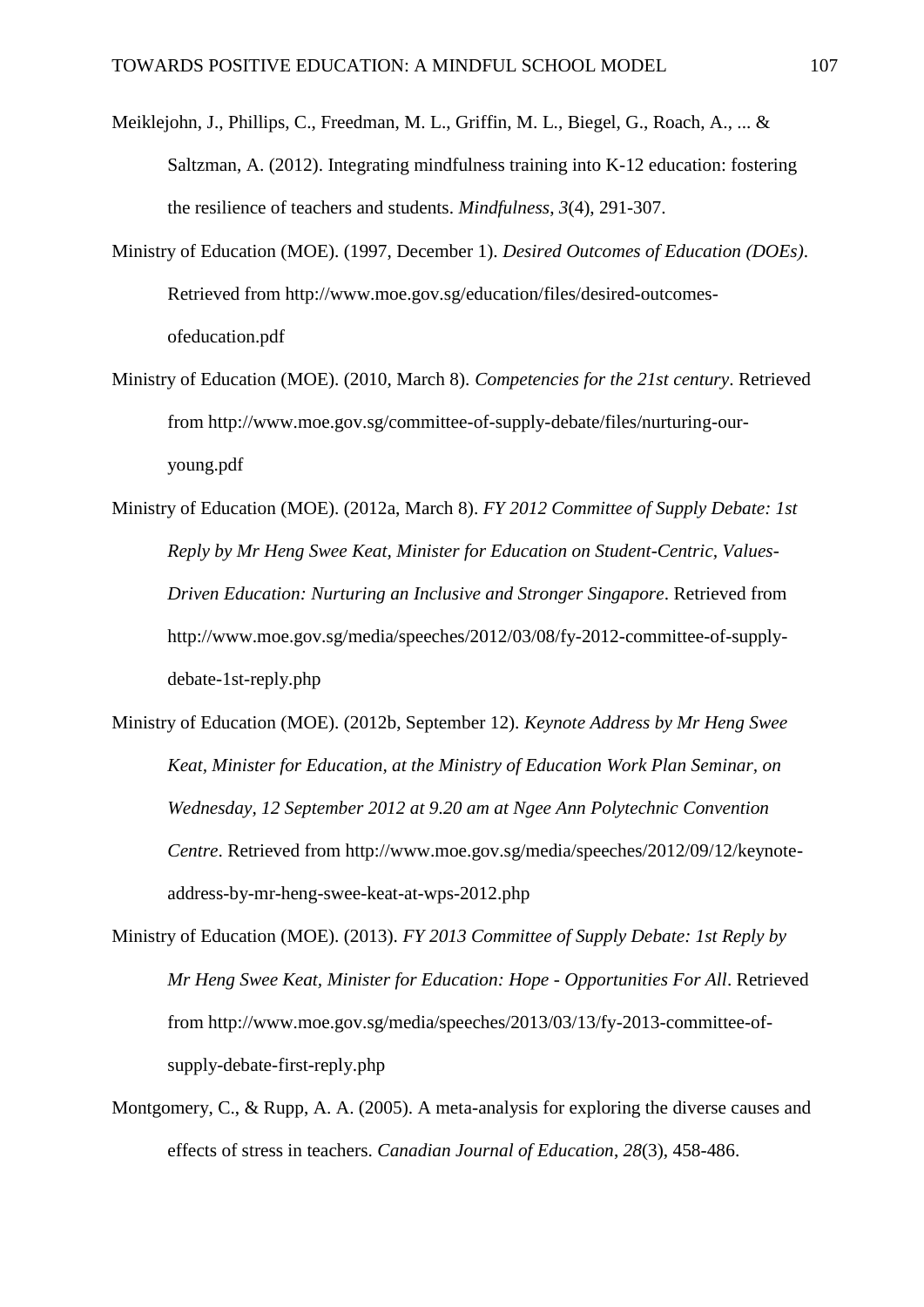Meiklejohn, J., Phillips, C., Freedman, M. L., Griffin, M. L., Biegel, G., Roach, A., ... & Saltzman, A. (2012). Integrating mindfulness training into K-12 education: fostering the resilience of teachers and students. *Mindfulness*, *3*(4), 291-307.

Ministry of Education (MOE). (1997, December 1). *Desired Outcomes of Education (DOEs)*. Retrieved from http://www.moe.gov.sg/education/files/desired-outcomes-ofeducation.pdf

Ministry of Education (MOE). (2010, March 8). *Competencies for the 21st century*. Retrieved from http://www.moe.gov.sg/committee-of-supply-debate/files/nurturing-our-young.pdf

Ministry of Education (MOE). (2012a, March 8). *FY 2012 Committee of Supply Debate: 1st Reply by Mr Heng Swee Keat, Minister for Education on Student-Centric, Values-Driven Education: Nurturing an Inclusive and Stronger Singapore*. Retrieved from http://www.moe.gov.sg/media/speeches/2012/03/08/fy-2012-committee-of-supply-debate-1st-reply.php

Ministry of Education (MOE). (2012b, September 12). *Keynote Address by Mr Heng Swee Keat, Minister for Education, at the Ministry of Education Work Plan Seminar, on Wednesday, 12 September 2012 at 9.20 am at Ngee Ann Polytechnic Convention Centre*. Retrieved from http://www.moe.gov.sg/media/speeches/2012/09/12/keynote-address-by-mr-heng-swee-keat-at-wps-2012.php

Ministry of Education (MOE). (2013). *FY 2013 Committee of Supply Debate: 1st Reply by Mr Heng Swee Keat, Minister for Education: Hope - Opportunities For All*. Retrieved from http://www.moe.gov.sg/media/speeches/2013/03/13/fy-2013-committee-of-supply-debate-first-reply.php

Montgomery, C., & Rupp, A. A. (2005). A meta-analysis for exploring the diverse causes and effects of stress in teachers. *Canadian Journal of Education, 28*(3), 458-486.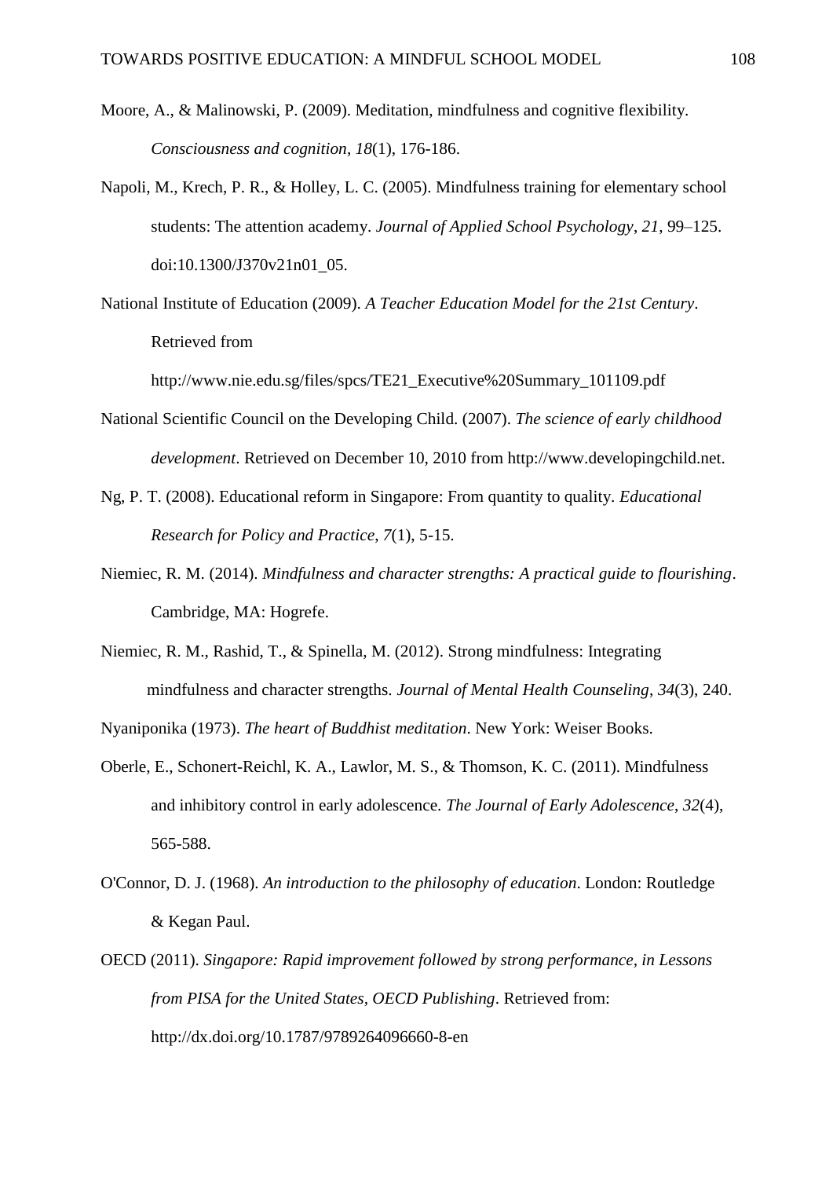Moore, A., & Malinowski, P. (2009). Meditation, mindfulness and cognitive flexibility. *Consciousness and cognition*, *18*(1), 176-186.

Napoli, M., Krech, P. R., & Holley, L. C. (2005). Mindfulness training for elementary school students: The attention academy. *Journal of Applied School Psychology*, *21*, 99–125. doi:10.1300/J370v21n01_05.

National Institute of Education (2009). *A Teacher Education Model for the 21st Century*. Retrieved from http://www.nie.edu.sg/files/spcs/TE21_Executive%20Summary_101109.pdf

National Scientific Council on the Developing Child. (2007). *The science of early childhood development*. Retrieved on December 10, 2010 from http://www.developingchild.net.

Ng, P. T. (2008). Educational reform in Singapore: From quantity to quality. *Educational Research for Policy and Practice*, *7*(1), 5-15.

Niemiec, R. M. (2014). *Mindfulness and character strengths: A practical guide to flourishing*. Cambridge, MA: Hogrefe.

Niemiec, R. M., Rashid, T., & Spinella, M. (2012). Strong mindfulness: Integrating mindfulness and character strengths. *Journal of Mental Health Counseling*, *34*(3), 240.

Nyaniponika (1973). *The heart of Buddhist meditation*. New York: Weiser Books.

Oberle, E., Schonert-Reichl, K. A., Lawlor, M. S., & Thomson, K. C. (2011). Mindfulness and inhibitory control in early adolescence. *The Journal of Early Adolescence*, *32*(4), 565-588.

O'Connor, D. J. (1968). *An introduction to the philosophy of education*. London: Routledge & Kegan Paul.

OECD (2011). *Singapore: Rapid improvement followed by strong performance, in Lessons from PISA for the United States, OECD Publishing*. Retrieved from: http://dx.doi.org/10.1787/9789264096660-8-en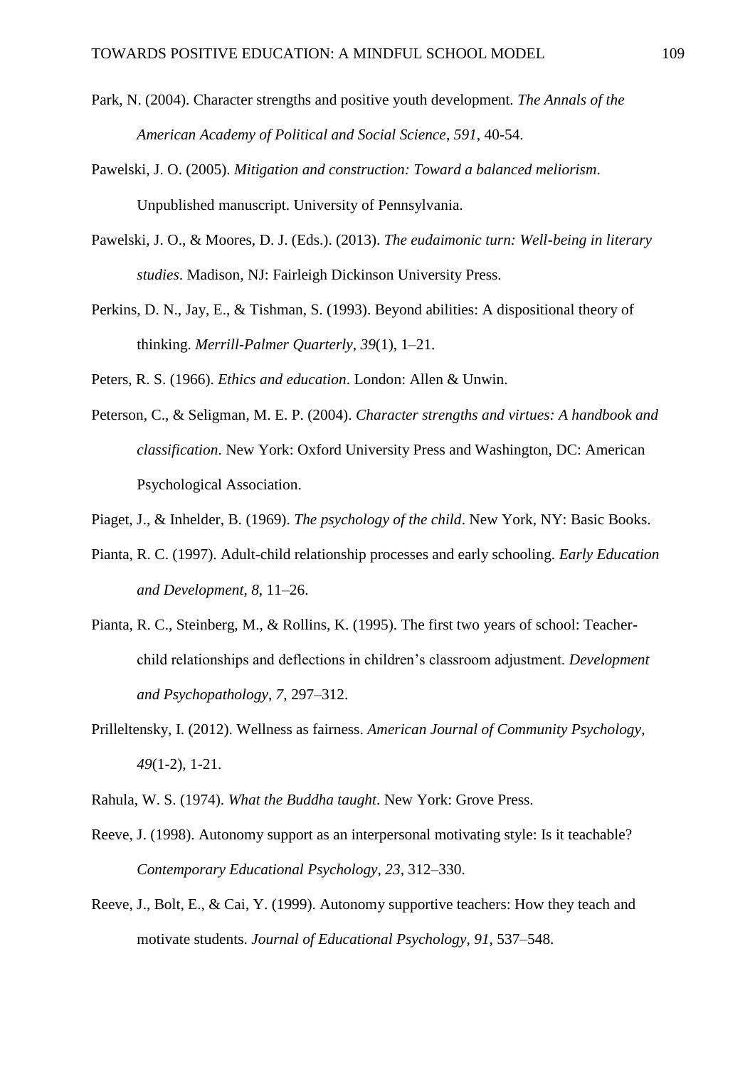Park, N. (2004). Character strengths and positive youth development. *The Annals of the American Academy of Political and Social Science*, *591*, 40-54.

Pawelski, J. O. (2005). *Mitigation and construction: Toward a balanced meliorism*. Unpublished manuscript. University of Pennsylvania.

Pawelski, J. O., & Moores, D. J. (Eds.). (2013). *The eudaimonic turn: Well-being in literary studies*. Madison, NJ: Fairleigh Dickinson University Press.

Perkins, D. N., Jay, E., & Tishman, S. (1993). Beyond abilities: A dispositional theory of thinking. *Merrill-Palmer Quarterly*, *39*(1), 1–21.

Peters, R. S. (1966). *Ethics and education*. London: Allen & Unwin.

Peterson, C., & Seligman, M. E. P. (2004). *Character strengths and virtues: A handbook and classification*. New York: Oxford University Press and Washington, DC: American Psychological Association.

Piaget, J., & Inhelder, B. (1969). *The psychology of the child*. New York, NY: Basic Books.

Pianta, R. C. (1997). Adult-child relationship processes and early schooling. *Early Education and Development*, *8*, 11–26.

Pianta, R. C., Steinberg, M., & Rollins, K. (1995). The first two years of school: Teacher-child relationships and deflections in children's classroom adjustment. *Development and Psychopathology*, *7*, 297–312.

Prilleltensky, I. (2012). Wellness as fairness. *American Journal of Community Psychology*, *49*(1-2), 1-21.

Rahula, W. S. (1974). *What the Buddha taught*. New York: Grove Press.

Reeve, J. (1998). Autonomy support as an interpersonal motivating style: Is it teachable? *Contemporary Educational Psychology*, *23*, 312–330.

Reeve, J., Bolt, E., & Cai, Y. (1999). Autonomy supportive teachers: How they teach and motivate students. *Journal of Educational Psychology*, *91*, 537–548.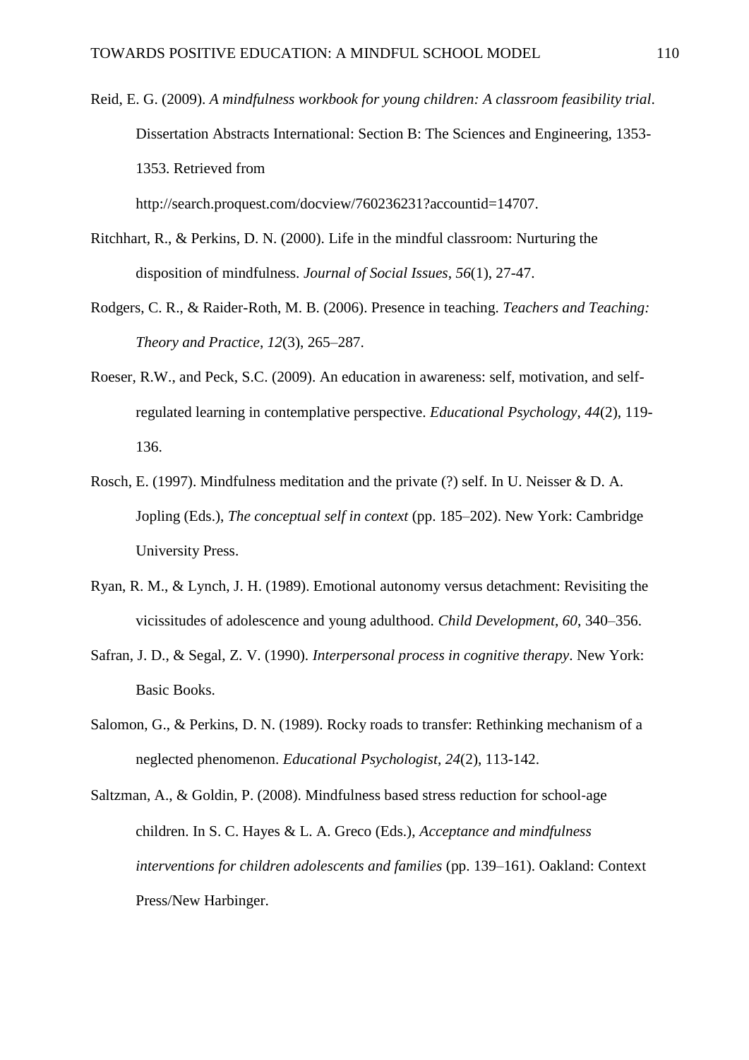Reid, E. G. (2009). *A mindfulness workbook for young children: A classroom feasibility trial*. Dissertation Abstracts International: Section B: The Sciences and Engineering, 1353-1353. Retrieved from http://search.proquest.com/docview/760236231?accountid=14707.

Ritchhart, R., & Perkins, D. N. (2000). Life in the mindful classroom: Nurturing the disposition of mindfulness. *Journal of Social Issues*, *56*(1), 27-47.

Rodgers, C. R., & Raider-Roth, M. B. (2006). Presence in teaching. *Teachers and Teaching: Theory and Practice*, *12*(3), 265–287.

Roeser, R.W., and Peck, S.C. (2009). An education in awareness: self, motivation, and self-regulated learning in contemplative perspective. *Educational Psychology*, *44*(2), 119-136.

Rosch, E. (1997). Mindfulness meditation and the private (?) self. In U. Neisser & D. A. Jopling (Eds.), *The conceptual self in context* (pp. 185–202). New York: Cambridge University Press.

Ryan, R. M., & Lynch, J. H. (1989). Emotional autonomy versus detachment: Revisiting the vicissitudes of adolescence and young adulthood. *Child Development*, *60*, 340–356.

Safran, J. D., & Segal, Z. V. (1990). *Interpersonal process in cognitive therapy*. New York: Basic Books.

Salomon, G., & Perkins, D. N. (1989). Rocky roads to transfer: Rethinking mechanism of a neglected phenomenon. *Educational Psychologist*, *24*(2), 113-142.

Saltzman, A., & Goldin, P. (2008). Mindfulness based stress reduction for school-age children. In S. C. Hayes & L. A. Greco (Eds.), *Acceptance and mindfulness interventions for children adolescents and families* (pp. 139–161). Oakland: Context Press/New Harbinger.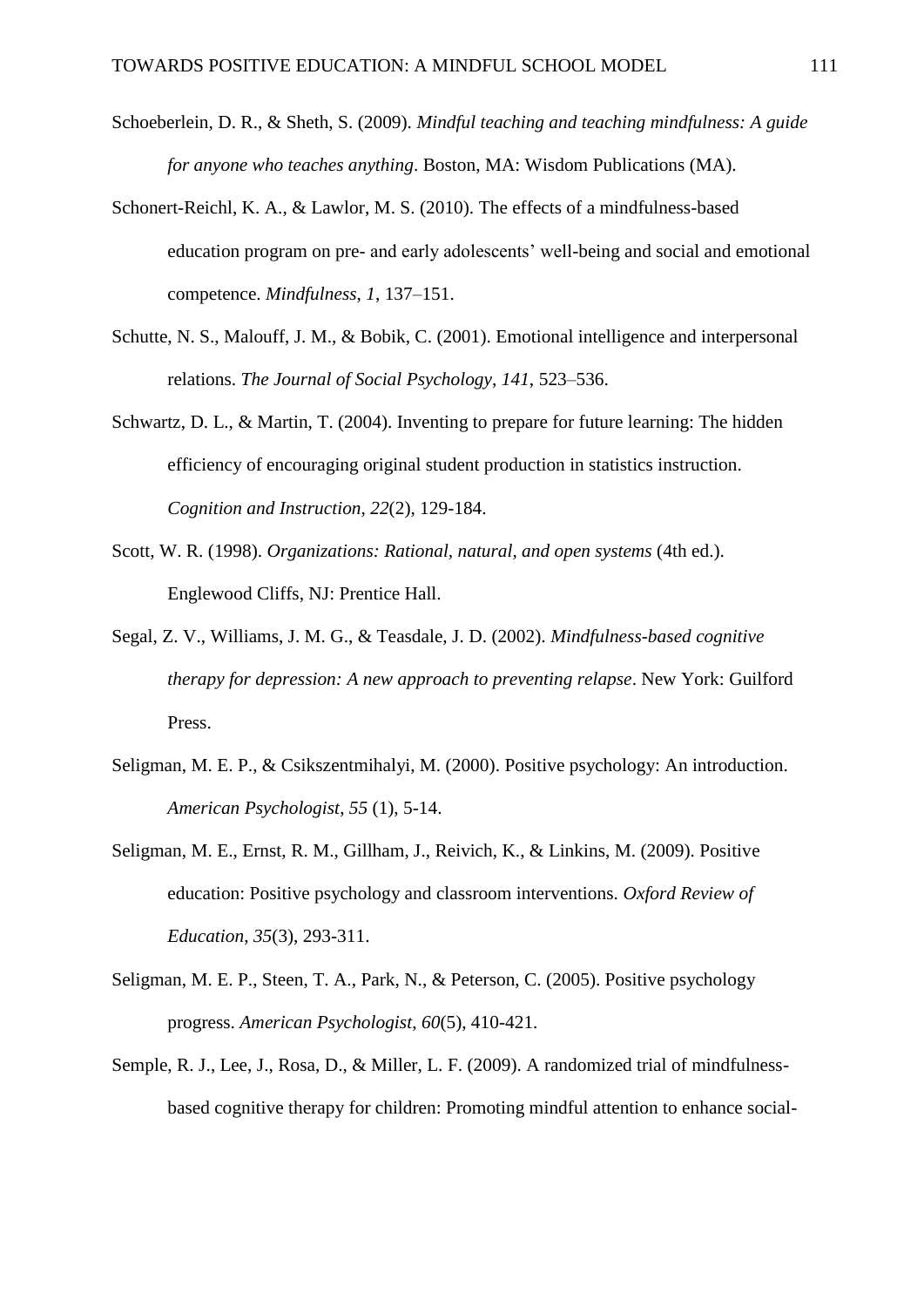Schoeberlein, D. R., & Sheth, S. (2009). *Mindful teaching and teaching mindfulness: A guide for anyone who teaches anything*. Boston, MA: Wisdom Publications (MA).

Schonert-Reichl, K. A., & Lawlor, M. S. (2010). The effects of a mindfulness-based education program on pre- and early adolescents' well-being and social and emotional competence. *Mindfulness*, *1*, 137–151.

Schutte, N. S., Malouff, J. M., & Bobik, C. (2001). Emotional intelligence and interpersonal relations. *The Journal of Social Psychology*, *141*, 523–536.

Schwartz, D. L., & Martin, T. (2004). Inventing to prepare for future learning: The hidden efficiency of encouraging original student production in statistics instruction. *Cognition and Instruction*, *22*(2), 129-184.

Scott, W. R. (1998). *Organizations: Rational, natural, and open systems* (4th ed.). Englewood Cliffs, NJ: Prentice Hall.

Segal, Z. V., Williams, J. M. G., & Teasdale, J. D. (2002). *Mindfulness-based cognitive therapy for depression: A new approach to preventing relapse*. New York: Guilford Press.

Seligman, M. E. P., & Csikszentmihalyi, M. (2000). Positive psychology: An introduction. *American Psychologist*, *55* (1), 5-14.

Seligman, M. E., Ernst, R. M., Gillham, J., Reivich, K., & Linkins, M. (2009). Positive education: Positive psychology and classroom interventions. *Oxford Review of Education*, *35*(3), 293-311.

Seligman, M. E. P., Steen, T. A., Park, N., & Peterson, C. (2005). Positive psychology progress. *American Psychologist*, *60*(5), 410-421.

Semple, R. J., Lee, J., Rosa, D., & Miller, L. F. (2009). A randomized trial of mindfulness-based cognitive therapy for children: Promoting mindful attention to enhance social-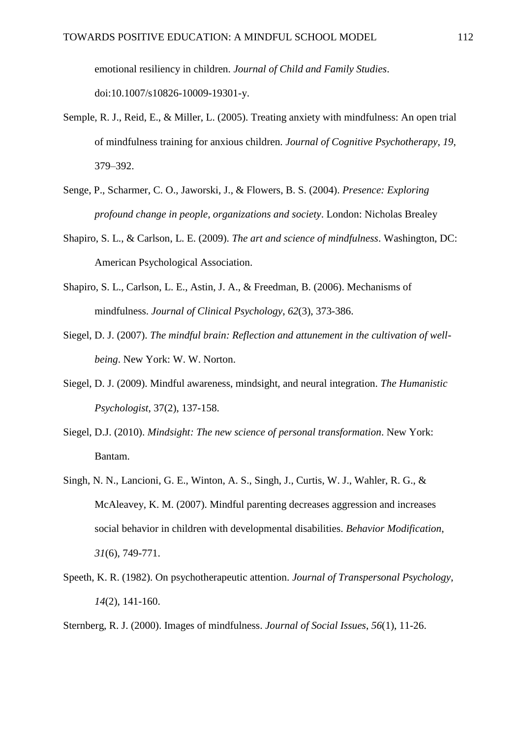emotional resiliency in children. *Journal of Child and Family Studies*. doi:10.1007/s10826-10009-19301-y.

Semple, R. J., Reid, E., & Miller, L. (2005). Treating anxiety with mindfulness: An open trial of mindfulness training for anxious children. *Journal of Cognitive Psychotherapy*, *19*, 379–392.

Senge, P., Scharmer, C. O., Jaworski, J., & Flowers, B. S. (2004). *Presence: Exploring profound change in people, organizations and society*. London: Nicholas Brealey

Shapiro, S. L., & Carlson, L. E. (2009). *The art and science of mindfulness*. Washington, DC: American Psychological Association.

Shapiro, S. L., Carlson, L. E., Astin, J. A., & Freedman, B. (2006). Mechanisms of mindfulness. *Journal of Clinical Psychology*, *62*(3), 373-386.

Siegel, D. J. (2007). *The mindful brain: Reflection and attunement in the cultivation of well-being*. New York: W. W. Norton.

Siegel, D. J. (2009). Mindful awareness, mindsight, and neural integration. *The Humanistic Psychologist*, 37(2), 137-158.

Siegel, D.J. (2010). *Mindsight: The new science of personal transformation*. New York: Bantam.

Singh, N. N., Lancioni, G. E., Winton, A. S., Singh, J., Curtis, W. J., Wahler, R. G., & McAleavey, K. M. (2007). Mindful parenting decreases aggression and increases social behavior in children with developmental disabilities. *Behavior Modification*, *31*(6), 749-771.

Speeth, K. R. (1982). On psychotherapeutic attention. *Journal of Transpersonal Psychology*, *14*(2), 141-160.

Sternberg, R. J. (2000). Images of mindfulness. *Journal of Social Issues*, *56*(1), 11-26.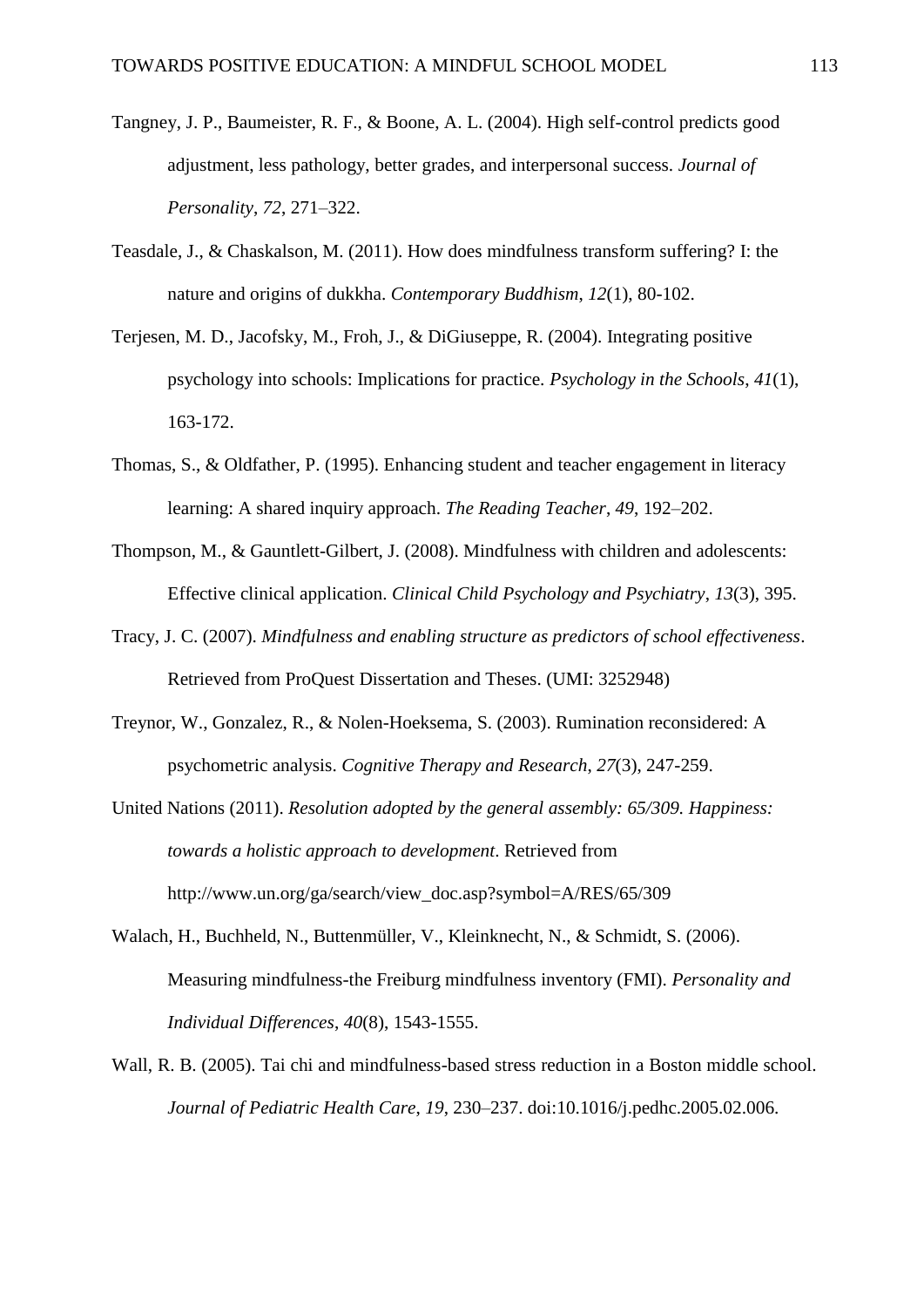Tangney, J. P., Baumeister, R. F., & Boone, A. L. (2004). High self-control predicts good adjustment, less pathology, better grades, and interpersonal success. *Journal of Personality*, *72*, 271–322.

Teasdale, J., & Chaskalson, M. (2011). How does mindfulness transform suffering? I: the nature and origins of dukkha. *Contemporary Buddhism*, *12*(1), 80-102.

Terjesen, M. D., Jacofsky, M., Froh, J., & DiGiuseppe, R. (2004). Integrating positive psychology into schools: Implications for practice. *Psychology in the Schools*, *41*(1), 163-172.

Thomas, S., & Oldfather, P. (1995). Enhancing student and teacher engagement in literacy learning: A shared inquiry approach. *The Reading Teacher*, *49*, 192–202.

Thompson, M., & Gauntlett-Gilbert, J. (2008). Mindfulness with children and adolescents: Effective clinical application. *Clinical Child Psychology and Psychiatry*, *13*(3), 395.

Tracy, J. C. (2007). *Mindfulness and enabling structure as predictors of school effectiveness*. Retrieved from ProQuest Dissertation and Theses. (UMI: 3252948)

Treynor, W., Gonzalez, R., & Nolen-Hoeksema, S. (2003). Rumination reconsidered: A psychometric analysis. *Cognitive Therapy and Research*, *27*(3), 247-259.

United Nations (2011). *Resolution adopted by the general assembly: 65/309. Happiness: towards a holistic approach to development*. Retrieved from http://www.un.org/ga/search/view_doc.asp?symbol=A/RES/65/309

Walach, H., Buchheld, N., Buttenmüller, V., Kleinknecht, N., & Schmidt, S. (2006). Measuring mindfulness-the Freiburg mindfulness inventory (FMI). *Personality and Individual Differences*, *40*(8), 1543-1555.

Wall, R. B. (2005). Tai chi and mindfulness-based stress reduction in a Boston middle school. *Journal of Pediatric Health Care*, *19*, 230–237. doi:10.1016/j.pedhc.2005.02.006.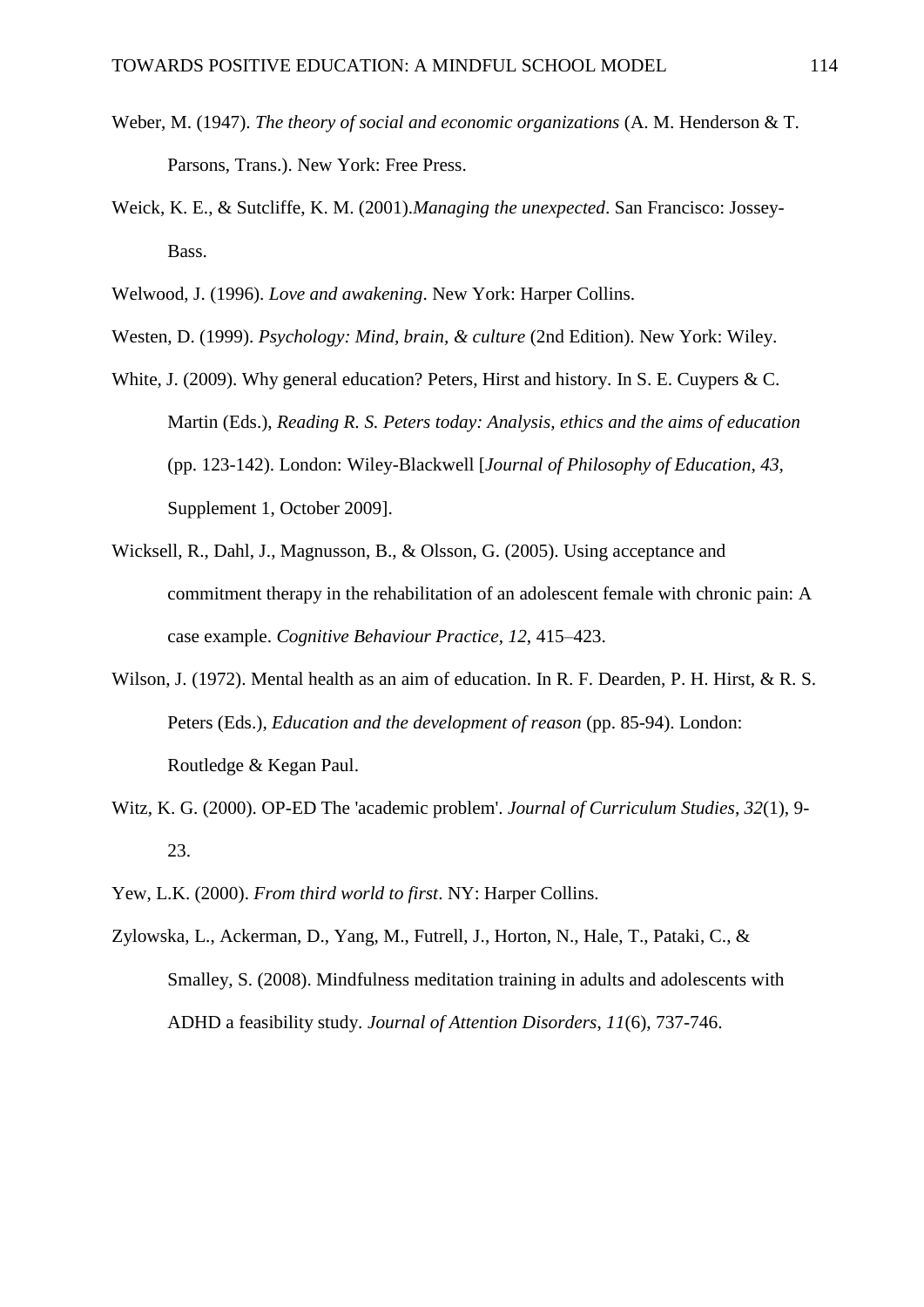Weber, M. (1947). *The theory of social and economic organizations* (A. M. Henderson & T. Parsons, Trans.). New York: Free Press.

Weick, K. E., & Sutcliffe, K. M. (2001).*Managing the unexpected*. San Francisco: Jossey-Bass.

Welwood, J. (1996). *Love and awakening*. New York: Harper Collins.

Westen, D. (1999). *Psychology: Mind, brain, & culture* (2nd Edition). New York: Wiley.

White, J. (2009). Why general education? Peters, Hirst and history. In S. E. Cuypers & C. Martin (Eds.), *Reading R. S. Peters today: Analysis, ethics and the aims of education* (pp. 123-142). London: Wiley-Blackwell [*Journal of Philosophy of Education*, *43*, Supplement 1, October 2009].

Wicksell, R., Dahl, J., Magnusson, B., & Olsson, G. (2005). Using acceptance and commitment therapy in the rehabilitation of an adolescent female with chronic pain: A case example. *Cognitive Behaviour Practice*, *12*, 415–423.

Wilson, J. (1972). Mental health as an aim of education. In R. F. Dearden, P. H. Hirst, & R. S. Peters (Eds.), *Education and the development of reason* (pp. 85-94). London: Routledge & Kegan Paul.

Witz, K. G. (2000). OP-ED The 'academic problem'. *Journal of Curriculum Studies*, *32*(1), 9-23.

Yew, L.K. (2000). *From third world to first*. NY: Harper Collins.

Zylowska, L., Ackerman, D., Yang, M., Futrell, J., Horton, N., Hale, T., Pataki, C., & Smalley, S. (2008). Mindfulness meditation training in adults and adolescents with ADHD a feasibility study. *Journal of Attention Disorders*, *11*(6), 737-746.